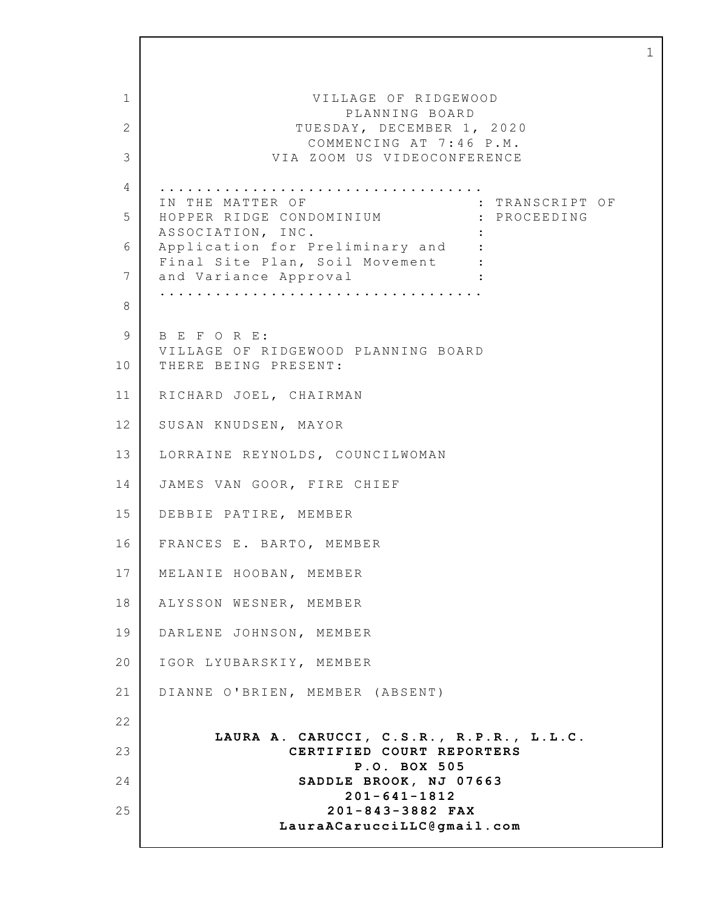VILLAGE OF RIDGEWOOD
PLANNING BOARD
TUESDAY, DECEMBER 1, 2020
COMMENCING AT 7:46 P.M.
VIA ZOOM US VIDEOCONFERENCE

....................................
IN THE MATTER OF : TRANSCRIPT OF
HOPPER RIDGE CONDOMINIUM : PROCEEDING
ASSOCIATION, INC. :
Application for Preliminary and :
Final Site Plan, Soil Movement :
and Variance Approval :
....................................

B E F O R E:
VILLAGE OF RIDGEWOOD PLANNING BOARD
THERE BEING PRESENT:

RICHARD JOEL, CHAIRMAN

SUSAN KNUDSEN, MAYOR

LORRAINE REYNOLDS, COUNCILWOMAN

JAMES VAN GOOR, FIRE CHIEF

DEBBIE PATIRE, MEMBER

FRANCES E. BARTO, MEMBER

MELANIE HOOBAN, MEMBER

ALYSSON WESNER, MEMBER

DARLENE JOHNSON, MEMBER

IGOR LYUBARSKIY, MEMBER

DIANNE O'BRIEN, MEMBER (ABSENT)

**LAURA A. CARUCCI, C.S.R., R.P.R., L.L.C.**
**CERTIFIED COURT REPORTERS**
**P.O. BOX 505**
**SADDLE BROOK, NJ 07663**
**201-641-1812**
**201-843-3882 FAX**
**LauraACarucciLLC@gmail.com**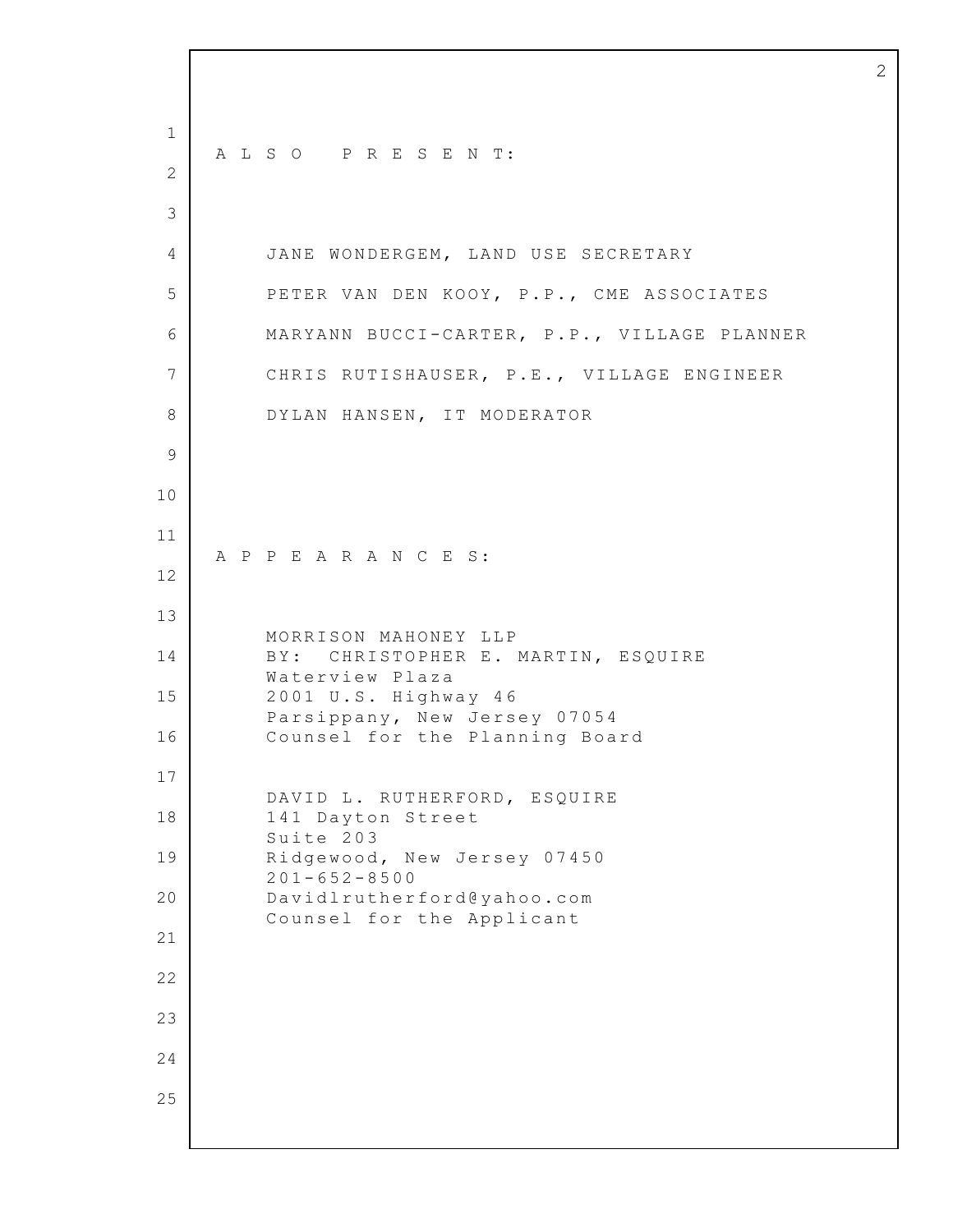## ALSO PRESENT:

JANE WONDERGEM, LAND USE SECRETARY

PETER VAN DEN KOOY, P.P., CME ASSOCIATES

MARYANN BUCCI-CARTER, P.P., VILLAGE PLANNER

CHRIS RUTISHAUSER, P.E., VILLAGE ENGINEER

DYLAN HANSEN, IT MODERATOR

## APPEARANCES:

MORRISON MAHONEY LLP
BY: CHRISTOPHER E. MARTIN, ESQUIRE
Waterview Plaza
2001 U.S. Highway 46
Parsippany, New Jersey 07054
Counsel for the Planning Board

DAVID L. RUTHERFORD, ESQUIRE
141 Dayton Street
Suite 203
Ridgewood, New Jersey 07450
201-652-8500
Davidlrutherford@yahoo.com
Counsel for the Applicant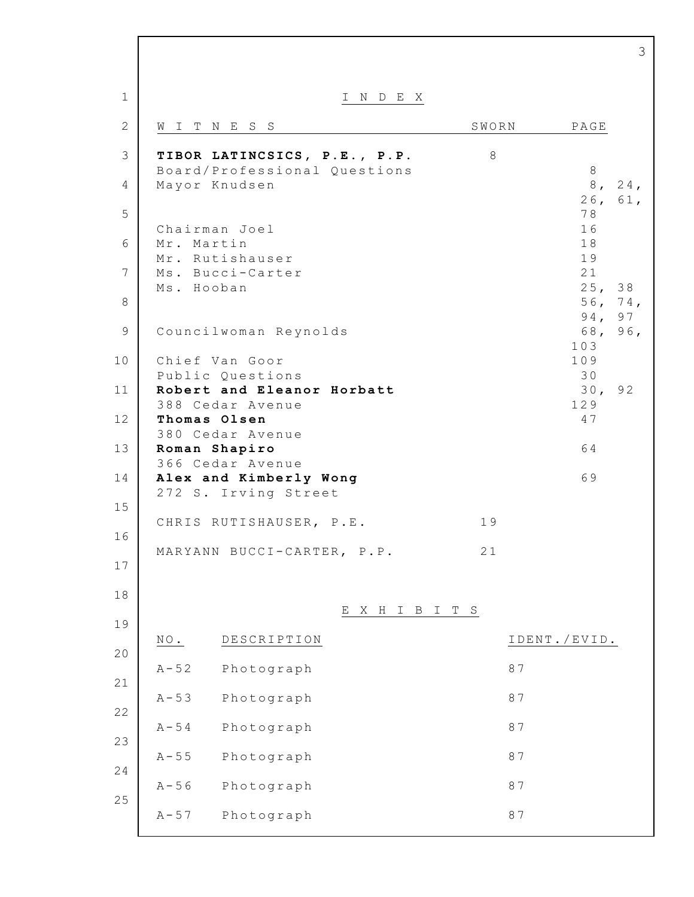# I N D E X

| WITNESS | SWORN | PAGE |
|---|---|---|
| **TIBOR LATINCSICS, P.E., P.P.** | 8 | |
| Board/Professional Questions | | 8 |
| Mayor Knudsen | | 8, 24, 26, 61, 78 |
| Chairman Joel | | 16 |
| Mr. Martin | | 18 |
| Mr. Rutishauser | | 19 |
| Ms. Bucci-Carter | | 21 |
| Ms. Hooban | | 25, 38 56, 74, 94, 97 |
| Councilwoman Reynolds | | 68, 96, 103 |
| Chief Van Goor | | 109 |
| Public Questions | | 30 |
| **Robert and Eleanor Horbatt** 388 Cedar Avenue | | 30, 92 129 |
| **Thomas Olsen** 380 Cedar Avenue | | 47 |
| **Roman Shapiro** 366 Cedar Avenue | | 64 |
| **Alex and Kimberly Wong** 272 S. Irving Street | | 69 |
| CHRIS RUTISHAUSER, P.E. | 19 | |
| MARYANN BUCCI-CARTER, P.P. | 21 | |

# E X H I B I T S

| NO. | DESCRIPTION | IDENT./EVID. |
|---|---|---|
| A-52 | Photograph | 87 |
| A-53 | Photograph | 87 |
| A-54 | Photograph | 87 |
| A-55 | Photograph | 87 |
| A-56 | Photograph | 87 |
| A-57 | Photograph | 87 |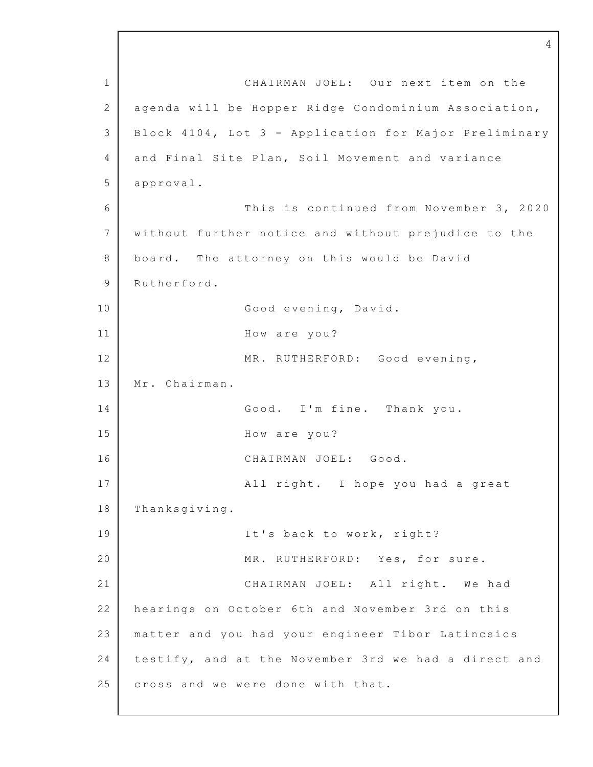CHAIRMAN JOEL: Our next item on the agenda will be Hopper Ridge Condominium Association, Block 4104, Lot 3 - Application for Major Preliminary and Final Site Plan, Soil Movement and variance approval.

This is continued from November 3, 2020 without further notice and without prejudice to the board. The attorney on this would be David Rutherford.

Good evening, David.

How are you?

MR. RUTHERFORD: Good evening, Mr. Chairman.

Good. I'm fine. Thank you.

How are you?

CHAIRMAN JOEL: Good.

All right. I hope you had a great Thanksgiving.

It's back to work, right?

MR. RUTHERFORD: Yes, for sure.

CHAIRMAN JOEL: All right. We had hearings on October 6th and November 3rd on this matter and you had your engineer Tibor Latincsics testify, and at the November 3rd we had a direct and cross and we were done with that.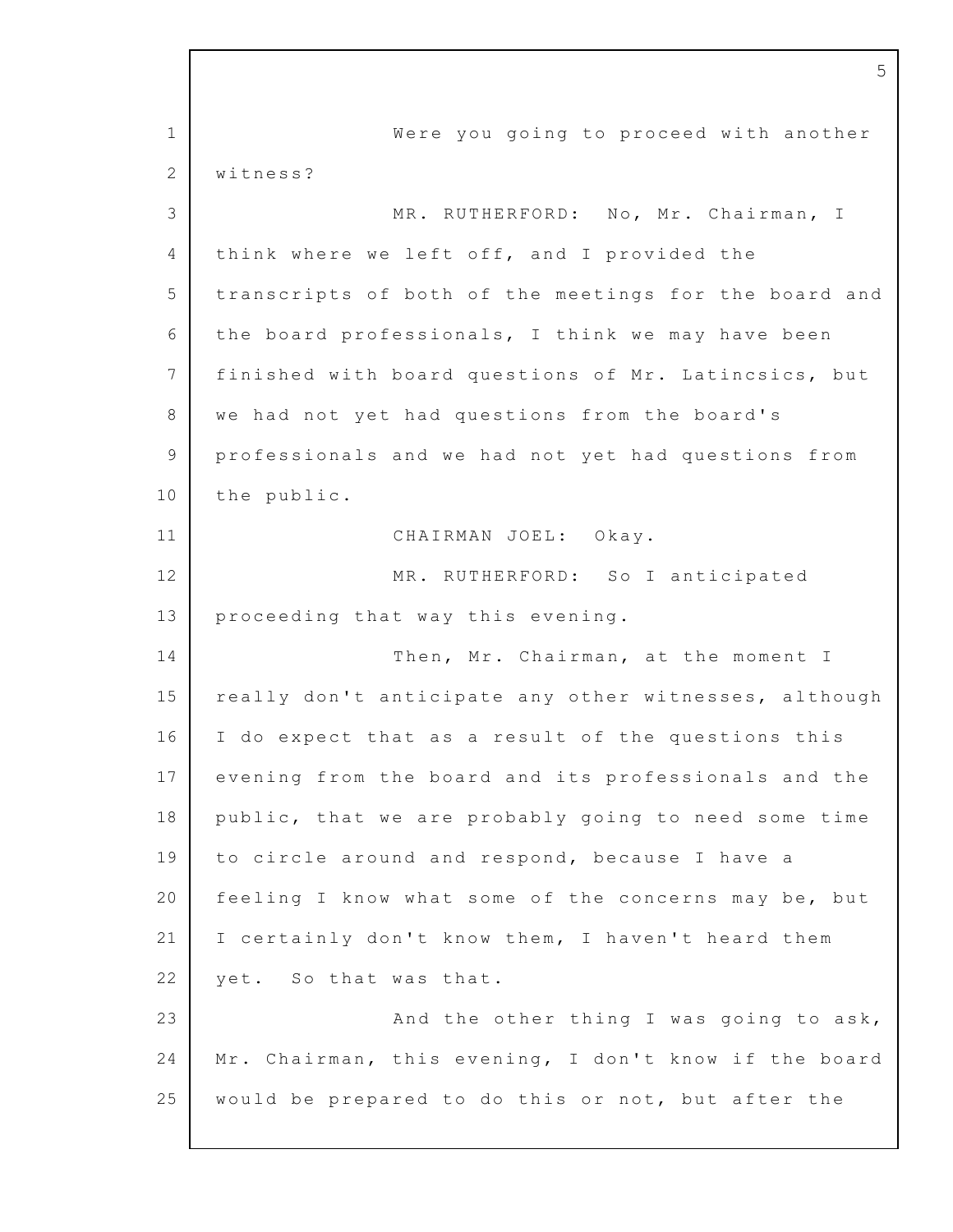Were you going to proceed with another witness?

MR. RUTHERFORD: No, Mr. Chairman, I think where we left off, and I provided the transcripts of both of the meetings for the board and the board professionals, I think we may have been finished with board questions of Mr. Latincsics, but we had not yet had questions from the board's professionals and we had not yet had questions from the public.

CHAIRMAN JOEL: Okay.

MR. RUTHERFORD: So I anticipated proceeding that way this evening.

Then, Mr. Chairman, at the moment I really don't anticipate any other witnesses, although I do expect that as a result of the questions this evening from the board and its professionals and the public, that we are probably going to need some time to circle around and respond, because I have a feeling I know what some of the concerns may be, but I certainly don't know them, I haven't heard them yet. So that was that.

And the other thing I was going to ask, Mr. Chairman, this evening, I don't know if the board would be prepared to do this or not, but after the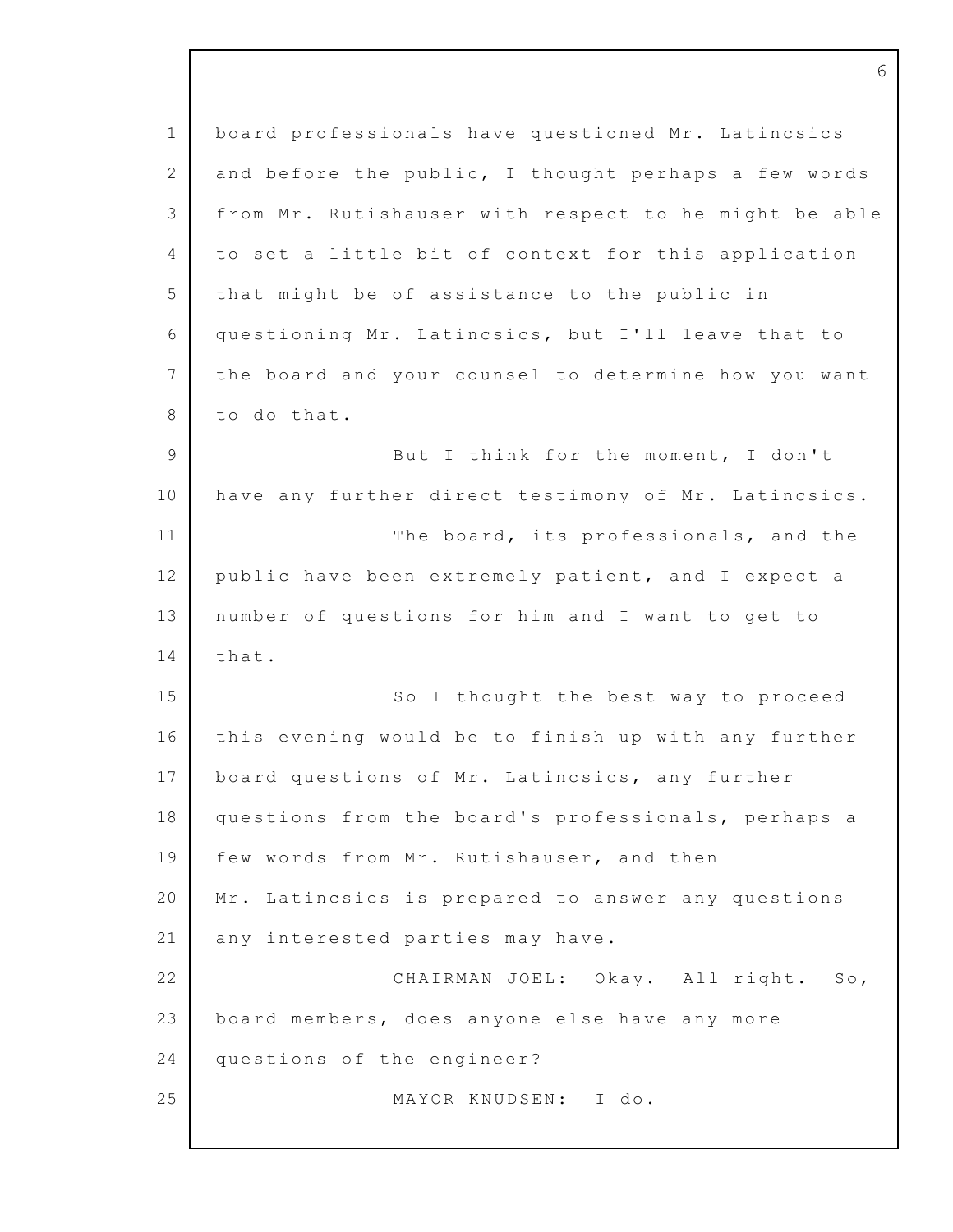board professionals have questioned Mr. Latincsics and before the public, I thought perhaps a few words from Mr. Rutishauser with respect to he might be able to set a little bit of context for this application that might be of assistance to the public in questioning Mr. Latincsics, but I'll leave that to the board and your counsel to determine how you want to do that.

But I think for the moment, I don't have any further direct testimony of Mr. Latincsics.

The board, its professionals, and the public have been extremely patient, and I expect a number of questions for him and I want to get to that.

So I thought the best way to proceed this evening would be to finish up with any further board questions of Mr. Latincsics, any further questions from the board's professionals, perhaps a few words from Mr. Rutishauser, and then Mr. Latincsics is prepared to answer any questions any interested parties may have.

CHAIRMAN JOEL: Okay. All right. So, board members, does anyone else have any more questions of the engineer?

MAYOR KNUDSEN: I do.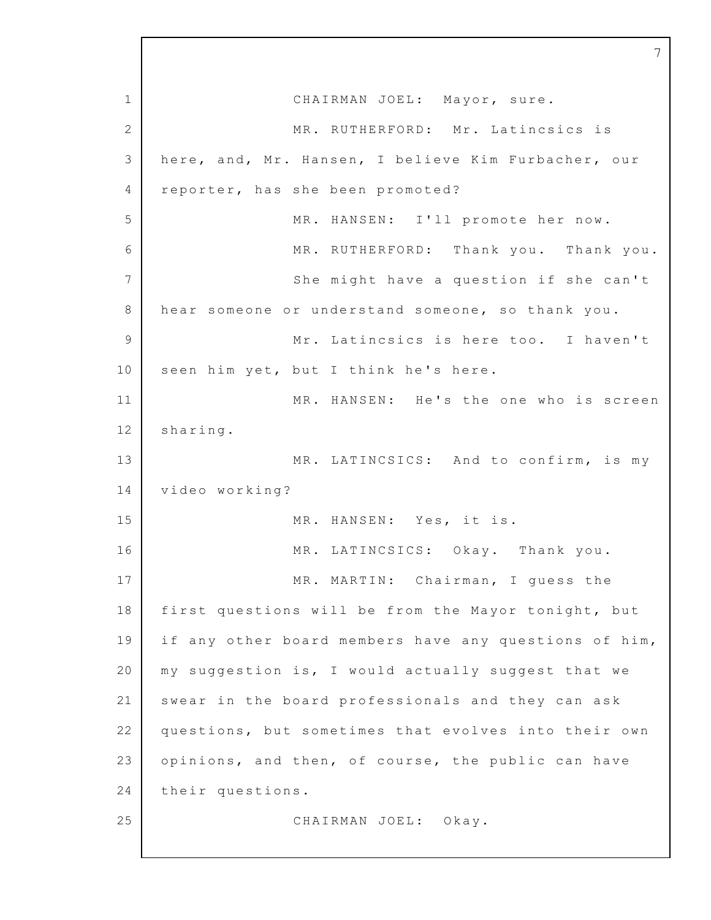CHAIRMAN JOEL: Mayor, sure.

MR. RUTHERFORD: Mr. Latincsics is here, and, Mr. Hansen, I believe Kim Furbacher, our reporter, has she been promoted?

MR. HANSEN: I'll promote her now.

MR. RUTHERFORD: Thank you. Thank you.

She might have a question if she can't hear someone or understand someone, so thank you.

Mr. Latincsics is here too. I haven't seen him yet, but I think he's here.

MR. HANSEN: He's the one who is screen sharing.

MR. LATINCSICS: And to confirm, is my video working?

MR. HANSEN: Yes, it is.

MR. LATINCSICS: Okay. Thank you.

MR. MARTIN: Chairman, I guess the first questions will be from the Mayor tonight, but if any other board members have any questions of him, my suggestion is, I would actually suggest that we swear in the board professionals and they can ask questions, but sometimes that evolves into their own opinions, and then, of course, the public can have their questions.

CHAIRMAN JOEL: Okay.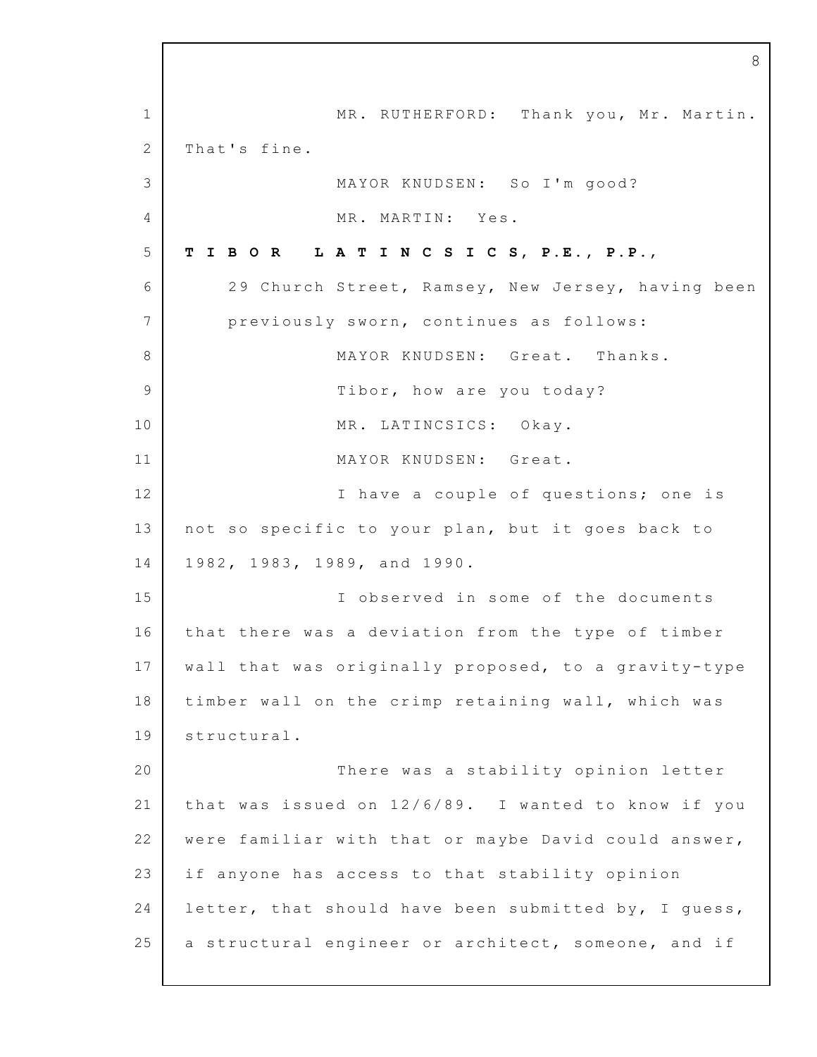MR. RUTHERFORD: Thank you, Mr. Martin. That's fine.

MAYOR KNUDSEN: So I'm good?

MR. MARTIN: Yes.

**T I B O R  L A T I N C S I C S, P.E., P.P.,**
29 Church Street, Ramsey, New Jersey, having been previously sworn, continues as follows:

MAYOR KNUDSEN: Great. Thanks.

Tibor, how are you today?

MR. LATINCSICS: Okay.

MAYOR KNUDSEN: Great.

I have a couple of questions; one is not so specific to your plan, but it goes back to 1982, 1983, 1989, and 1990.

I observed in some of the documents that there was a deviation from the type of timber wall that was originally proposed, to a gravity-type timber wall on the crimp retaining wall, which was structural.

There was a stability opinion letter that was issued on 12/6/89. I wanted to know if you were familiar with that or maybe David could answer, if anyone has access to that stability opinion letter, that should have been submitted by, I guess, a structural engineer or architect, someone, and if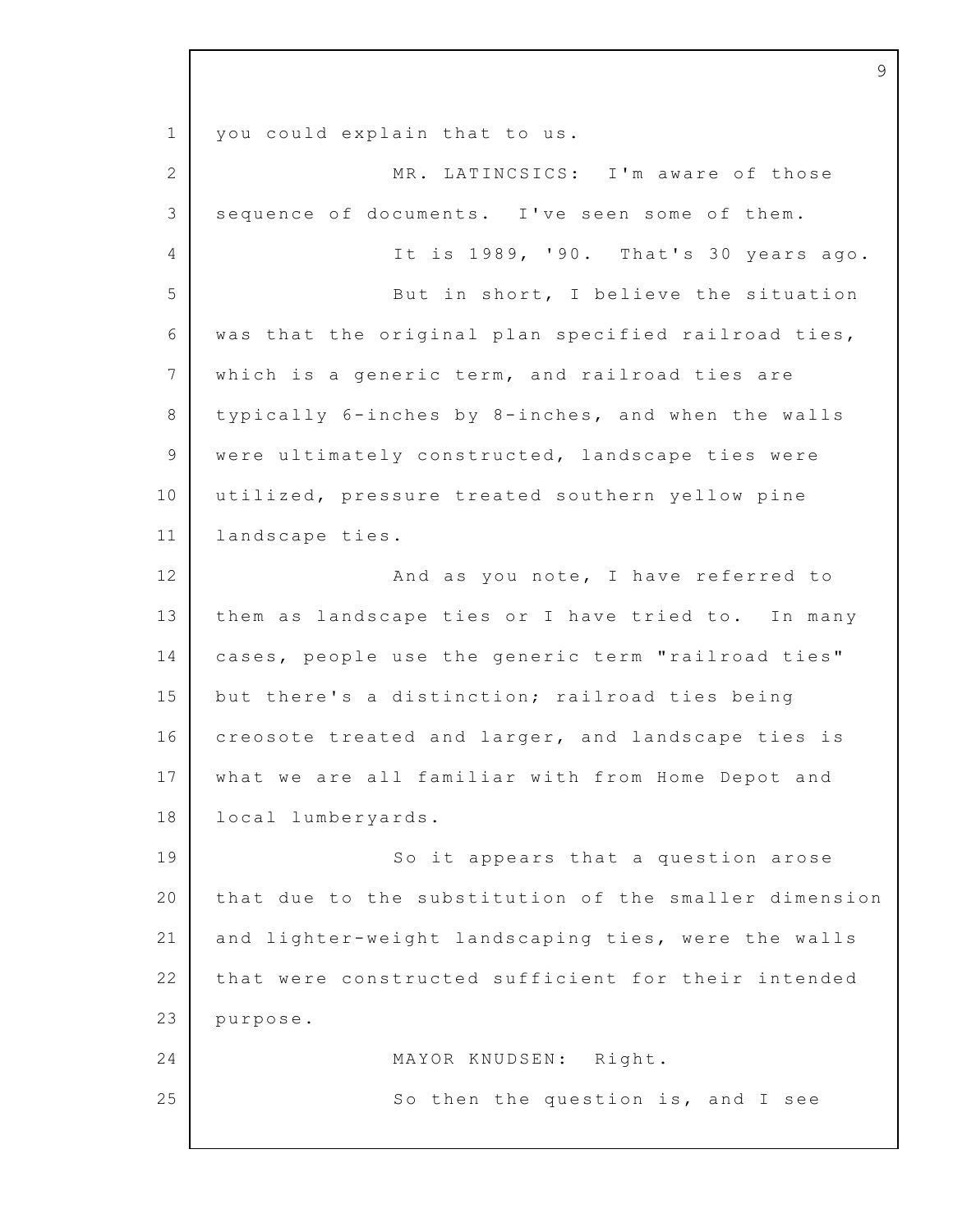you could explain that to us.

MR. LATINCSICS: I'm aware of those sequence of documents. I've seen some of them.

It is 1989, '90. That's 30 years ago.

But in short, I believe the situation was that the original plan specified railroad ties, which is a generic term, and railroad ties are typically 6-inches by 8-inches, and when the walls were ultimately constructed, landscape ties were utilized, pressure treated southern yellow pine landscape ties.

And as you note, I have referred to them as landscape ties or I have tried to. In many cases, people use the generic term "railroad ties" but there's a distinction; railroad ties being creosote treated and larger, and landscape ties is what we are all familiar with from Home Depot and local lumberyards.

So it appears that a question arose that due to the substitution of the smaller dimension and lighter-weight landscaping ties, were the walls that were constructed sufficient for their intended purpose.

MAYOR KNUDSEN: Right.

So then the question is, and I see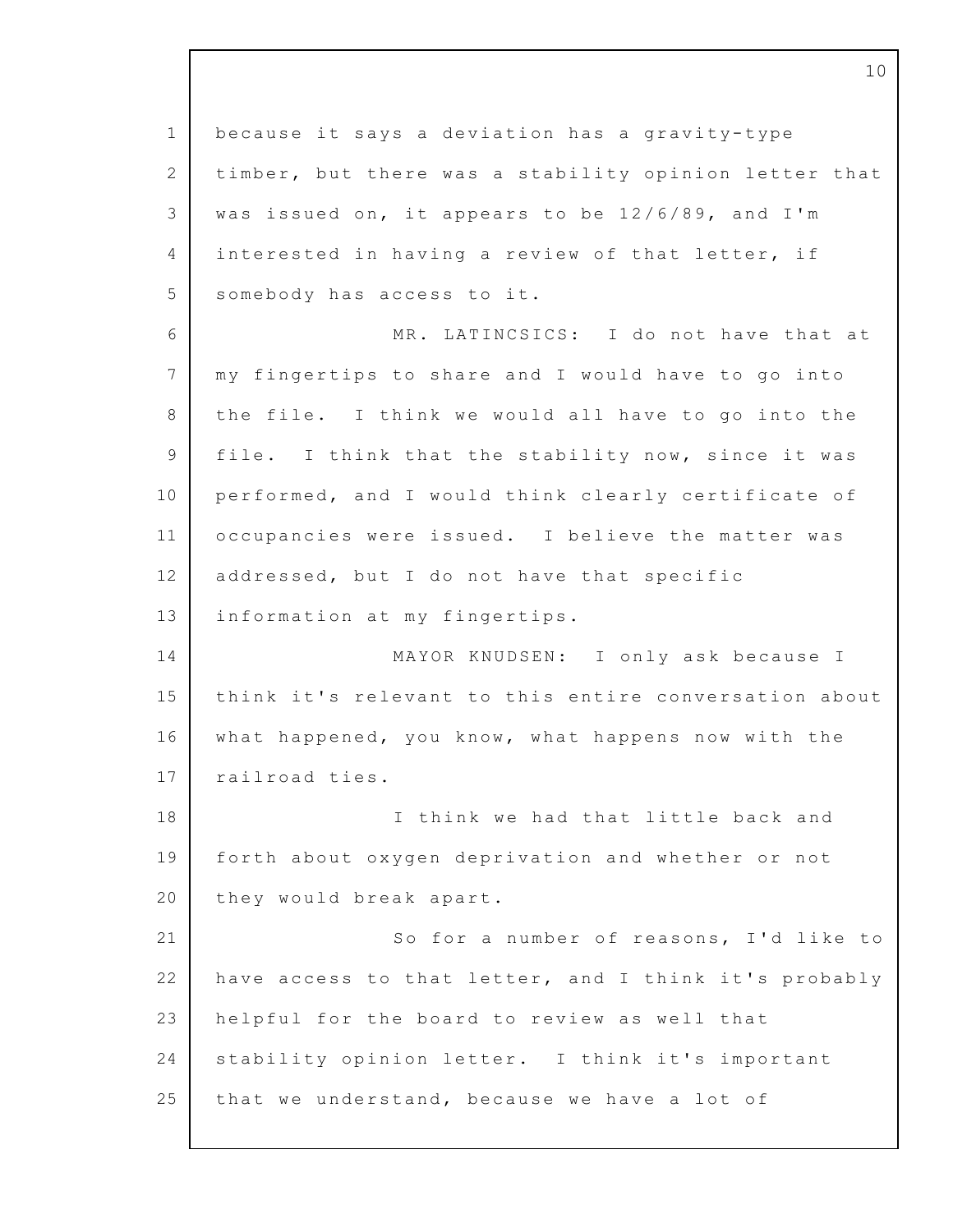because it says a deviation has a gravity-type timber, but there was a stability opinion letter that was issued on, it appears to be 12/6/89, and I'm interested in having a review of that letter, if somebody has access to it.

MR. LATINCSICS: I do not have that at my fingertips to share and I would have to go into the file. I think we would all have to go into the file. I think that the stability now, since it was performed, and I would think clearly certificate of occupancies were issued. I believe the matter was addressed, but I do not have that specific information at my fingertips.

MAYOR KNUDSEN: I only ask because I think it's relevant to this entire conversation about what happened, you know, what happens now with the railroad ties.

I think we had that little back and forth about oxygen deprivation and whether or not they would break apart.

So for a number of reasons, I'd like to have access to that letter, and I think it's probably helpful for the board to review as well that stability opinion letter. I think it's important that we understand, because we have a lot of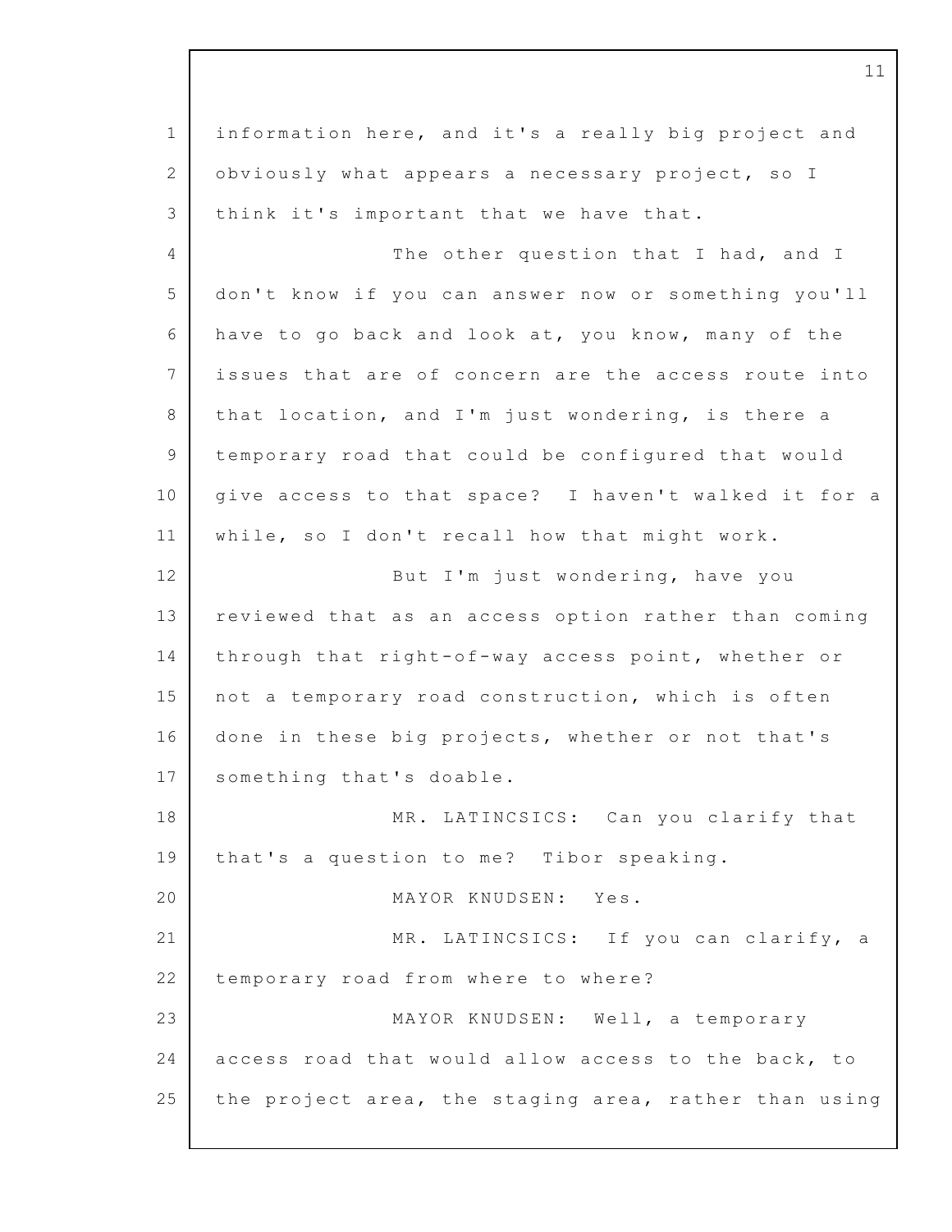information here, and it's a really big project and obviously what appears a necessary project, so I think it's important that we have that.

The other question that I had, and I don't know if you can answer now or something you'll have to go back and look at, you know, many of the issues that are of concern are the access route into that location, and I'm just wondering, is there a temporary road that could be configured that would give access to that space? I haven't walked it for a while, so I don't recall how that might work.

But I'm just wondering, have you reviewed that as an access option rather than coming through that right-of-way access point, whether or not a temporary road construction, which is often done in these big projects, whether or not that's something that's doable.

MR. LATINCSICS: Can you clarify that that's a question to me? Tibor speaking.

MAYOR KNUDSEN: Yes.

MR. LATINCSICS: If you can clarify, a temporary road from where to where?

MAYOR KNUDSEN: Well, a temporary access road that would allow access to the back, to the project area, the staging area, rather than using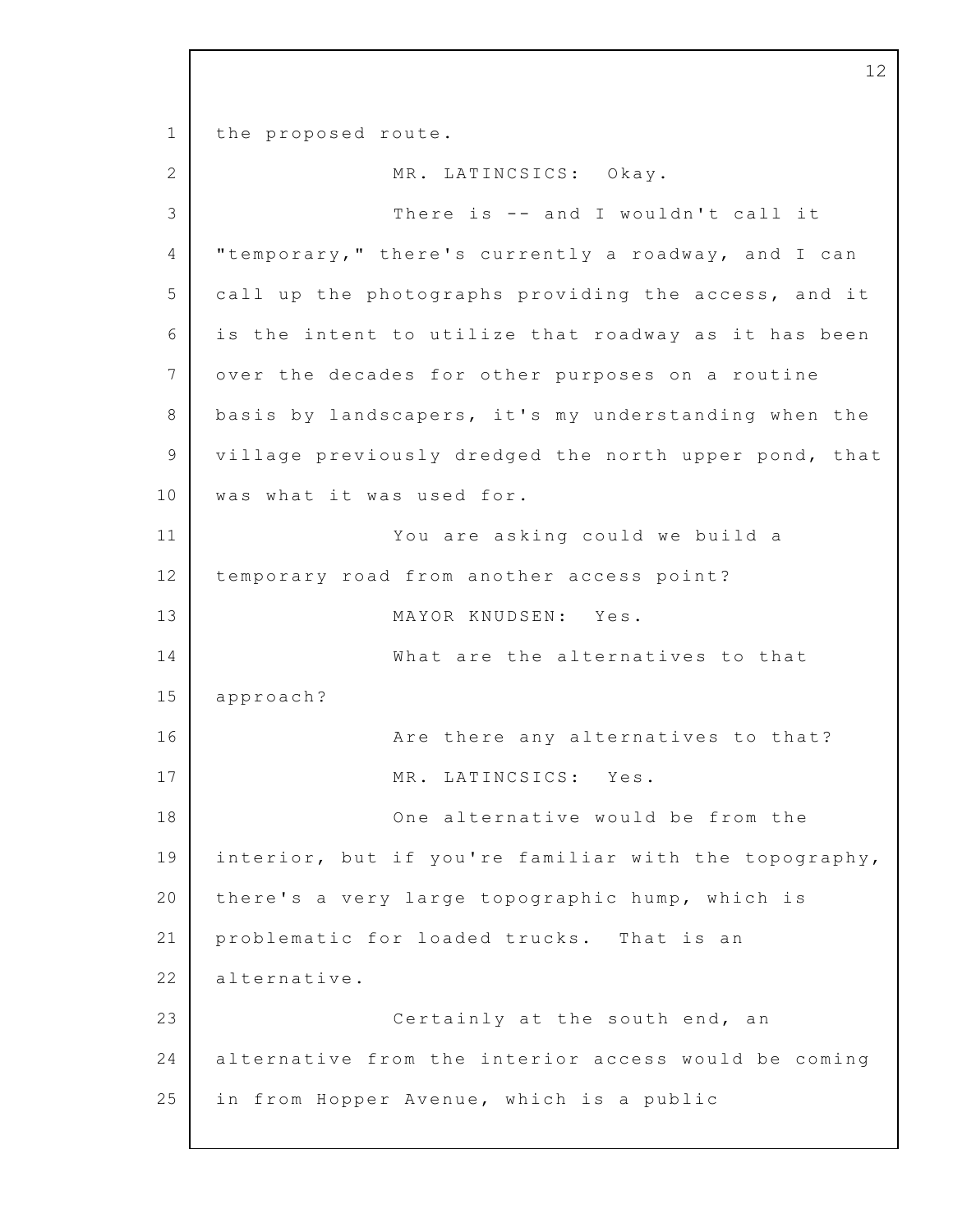the proposed route.

MR. LATINCSICS: Okay.

There is -- and I wouldn't call it "temporary," there's currently a roadway, and I can call up the photographs providing the access, and it is the intent to utilize that roadway as it has been over the decades for other purposes on a routine basis by landscapers, it's my understanding when the village previously dredged the north upper pond, that was what it was used for.

You are asking could we build a temporary road from another access point?

MAYOR KNUDSEN: Yes.

What are the alternatives to that approach?

Are there any alternatives to that?

MR. LATINCSICS: Yes.

One alternative would be from the interior, but if you're familiar with the topography, there's a very large topographic hump, which is problematic for loaded trucks. That is an alternative.

Certainly at the south end, an alternative from the interior access would be coming in from Hopper Avenue, which is a public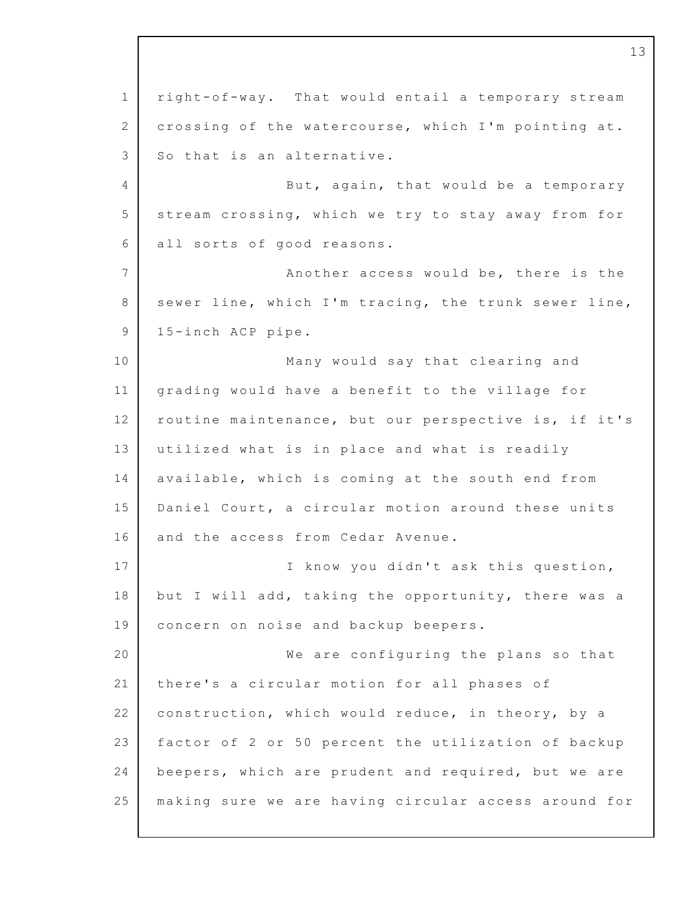right-of-way. That would entail a temporary stream crossing of the watercourse, which I'm pointing at. So that is an alternative.

But, again, that would be a temporary stream crossing, which we try to stay away from for all sorts of good reasons.

Another access would be, there is the sewer line, which I'm tracing, the trunk sewer line, 15-inch ACP pipe.

Many would say that clearing and grading would have a benefit to the village for routine maintenance, but our perspective is, if it's utilized what is in place and what is readily available, which is coming at the south end from Daniel Court, a circular motion around these units and the access from Cedar Avenue.

I know you didn't ask this question, but I will add, taking the opportunity, there was a concern on noise and backup beepers.

We are configuring the plans so that there's a circular motion for all phases of construction, which would reduce, in theory, by a factor of 2 or 50 percent the utilization of backup beepers, which are prudent and required, but we are making sure we are having circular access around for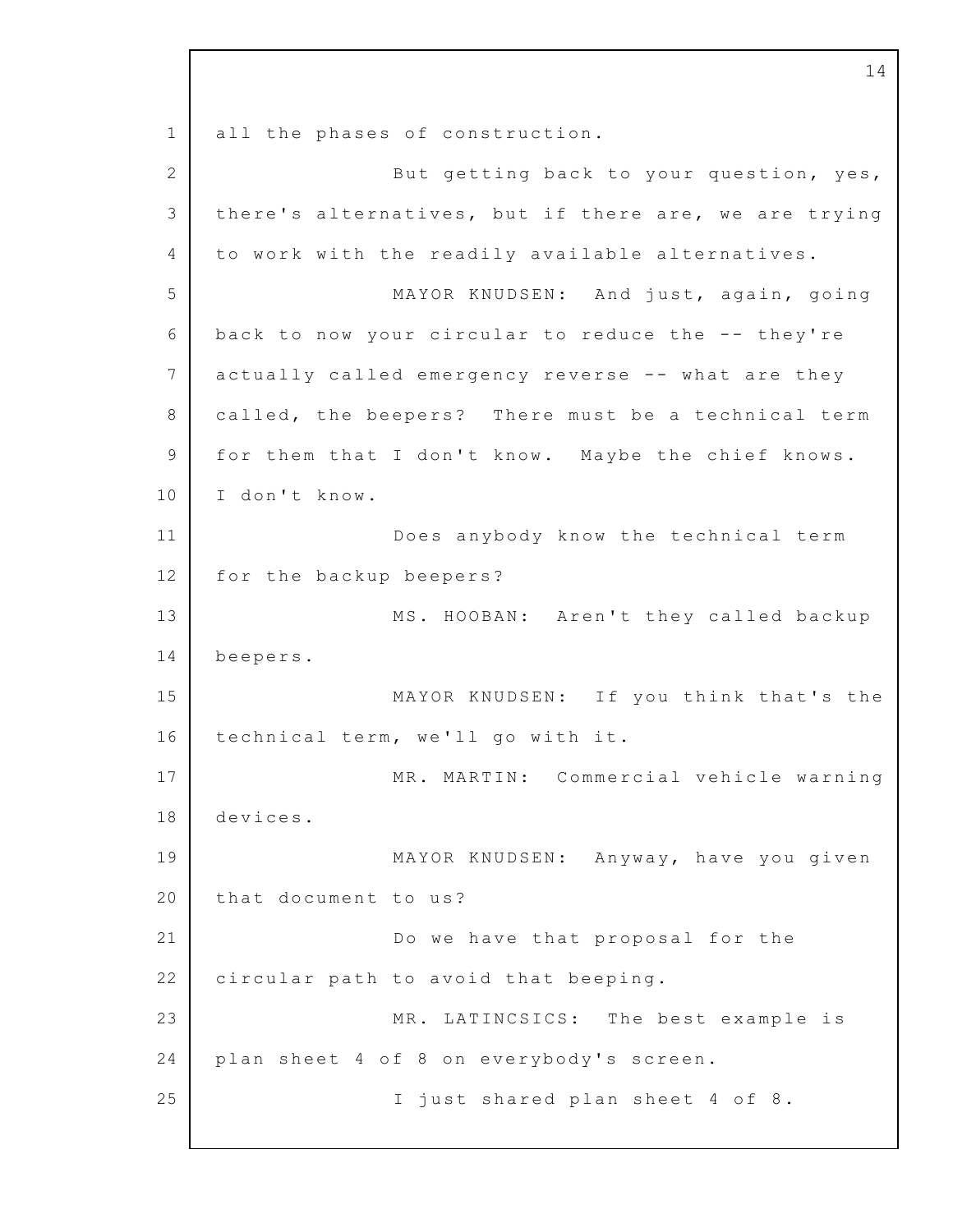all the phases of construction.

But getting back to your question, yes, there's alternatives, but if there are, we are trying to work with the readily available alternatives.

MAYOR KNUDSEN: And just, again, going back to now your circular to reduce the -- they're actually called emergency reverse -- what are they called, the beepers? There must be a technical term for them that I don't know. Maybe the chief knows. I don't know.

Does anybody know the technical term for the backup beepers?

MS. HOOBAN: Aren't they called backup beepers.

MAYOR KNUDSEN: If you think that's the technical term, we'll go with it.

MR. MARTIN: Commercial vehicle warning devices.

MAYOR KNUDSEN: Anyway, have you given that document to us?

Do we have that proposal for the circular path to avoid that beeping.

MR. LATINCSICS: The best example is plan sheet 4 of 8 on everybody's screen.

I just shared plan sheet 4 of 8.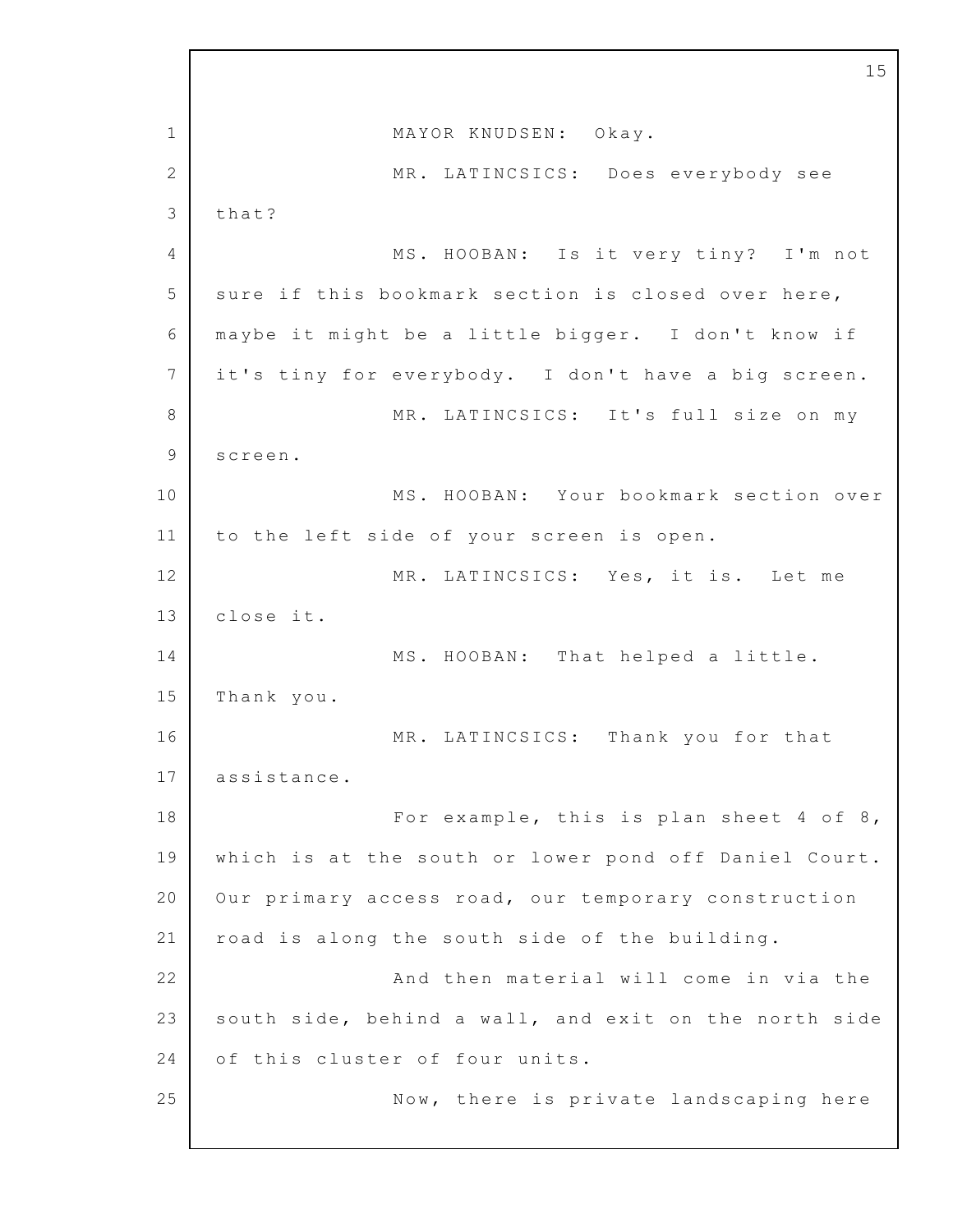MAYOR KNUDSEN: Okay.

MR. LATINCSICS: Does everybody see that?

MS. HOOBAN: Is it very tiny? I'm not sure if this bookmark section is closed over here, maybe it might be a little bigger. I don't know if it's tiny for everybody. I don't have a big screen.

MR. LATINCSICS: It's full size on my screen.

MS. HOOBAN: Your bookmark section over to the left side of your screen is open.

MR. LATINCSICS: Yes, it is. Let me close it.

MS. HOOBAN: That helped a little. Thank you.

MR. LATINCSICS: Thank you for that assistance.

For example, this is plan sheet 4 of 8, which is at the south or lower pond off Daniel Court. Our primary access road, our temporary construction road is along the south side of the building.

And then material will come in via the south side, behind a wall, and exit on the north side of this cluster of four units.

Now, there is private landscaping here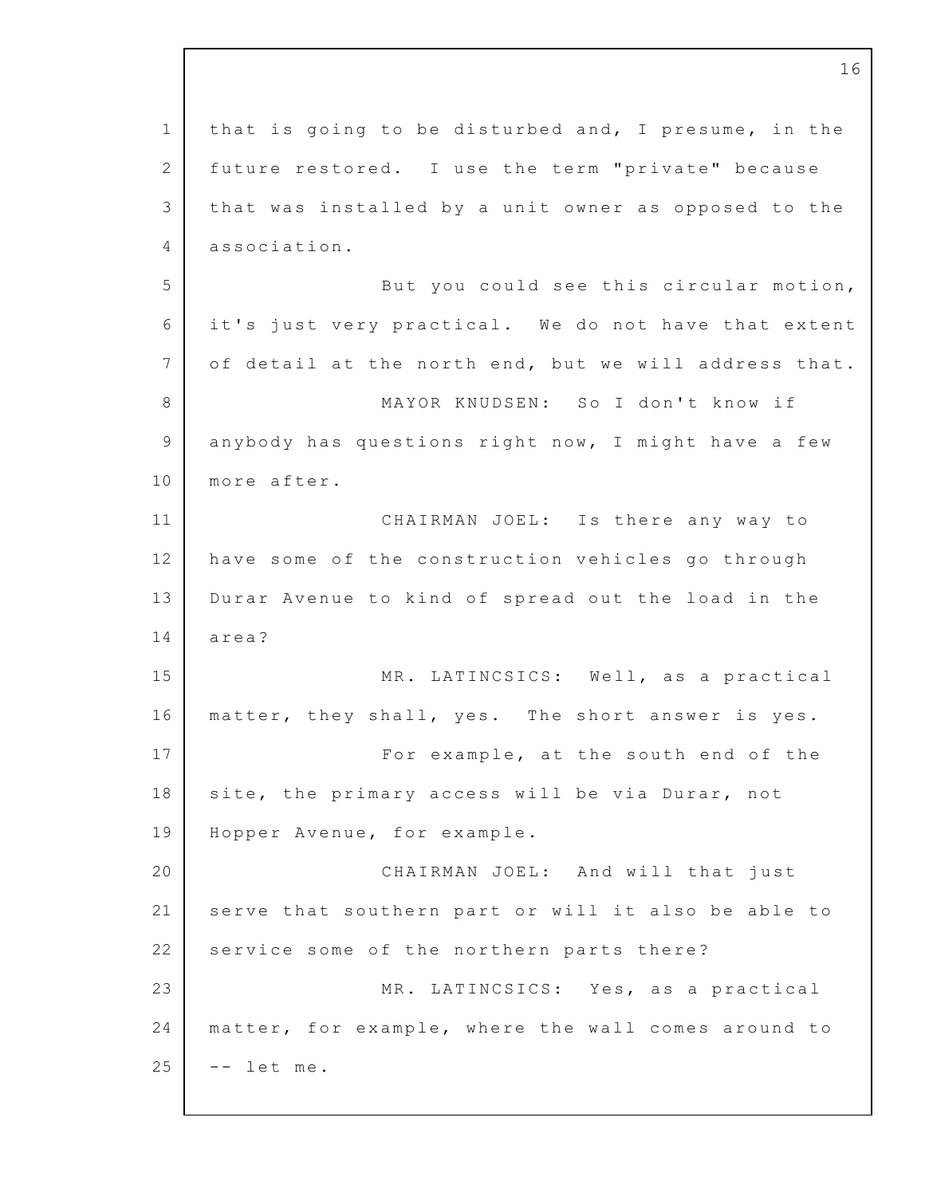that is going to be disturbed and, I presume, in the future restored. I use the term "private" because that was installed by a unit owner as opposed to the association.

But you could see this circular motion, it's just very practical. We do not have that extent of detail at the north end, but we will address that.

MAYOR KNUDSEN: So I don't know if anybody has questions right now, I might have a few more after.

CHAIRMAN JOEL: Is there any way to have some of the construction vehicles go through Durar Avenue to kind of spread out the load in the area?

MR. LATINCSICS: Well, as a practical matter, they shall, yes. The short answer is yes.

For example, at the south end of the site, the primary access will be via Durar, not Hopper Avenue, for example.

CHAIRMAN JOEL: And will that just serve that southern part or will it also be able to service some of the northern parts there?

MR. LATINCSICS: Yes, as a practical matter, for example, where the wall comes around to -- let me.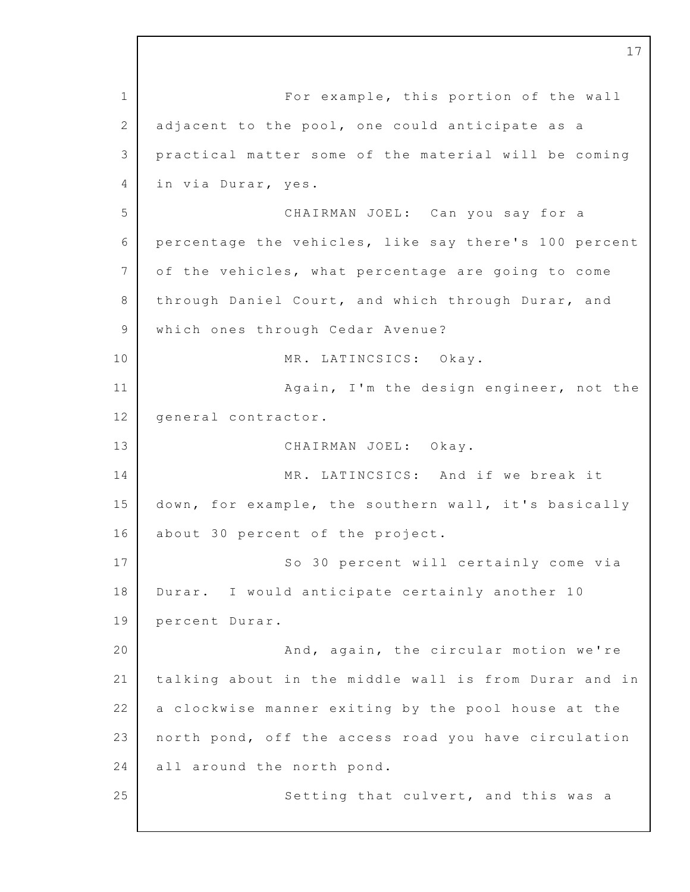For example, this portion of the wall adjacent to the pool, one could anticipate as a practical matter some of the material will be coming in via Durar, yes.

CHAIRMAN JOEL: Can you say for a percentage the vehicles, like say there's 100 percent of the vehicles, what percentage are going to come through Daniel Court, and which through Durar, and which ones through Cedar Avenue?

MR. LATINCSICS: Okay.

Again, I'm the design engineer, not the general contractor.

CHAIRMAN JOEL: Okay.

MR. LATINCSICS: And if we break it down, for example, the southern wall, it's basically about 30 percent of the project.

So 30 percent will certainly come via Durar. I would anticipate certainly another 10 percent Durar.

And, again, the circular motion we're talking about in the middle wall is from Durar and in a clockwise manner exiting by the pool house at the north pond, off the access road you have circulation all around the north pond.

Setting that culvert, and this was a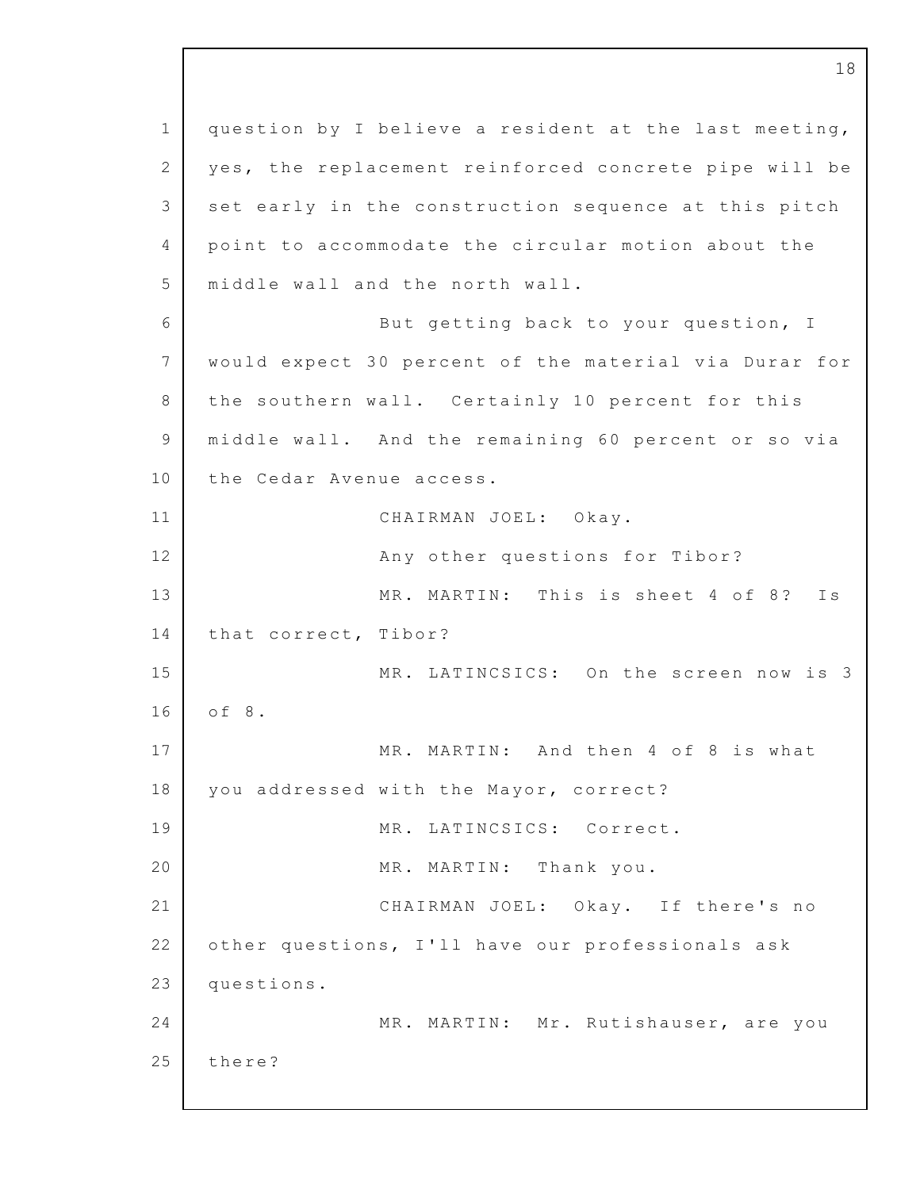question by I believe a resident at the last meeting, yes, the replacement reinforced concrete pipe will be set early in the construction sequence at this pitch point to accommodate the circular motion about the middle wall and the north wall.

But getting back to your question, I would expect 30 percent of the material via Durar for the southern wall. Certainly 10 percent for this middle wall. And the remaining 60 percent or so via the Cedar Avenue access.

CHAIRMAN JOEL: Okay.

Any other questions for Tibor?

MR. MARTIN: This is sheet 4 of 8? Is that correct, Tibor?

MR. LATINCSICS: On the screen now is 3 of 8.

MR. MARTIN: And then 4 of 8 is what you addressed with the Mayor, correct?

MR. LATINCSICS: Correct.

MR. MARTIN: Thank you.

CHAIRMAN JOEL: Okay. If there's no other questions, I'll have our professionals ask questions.

MR. MARTIN: Mr. Rutishauser, are you there?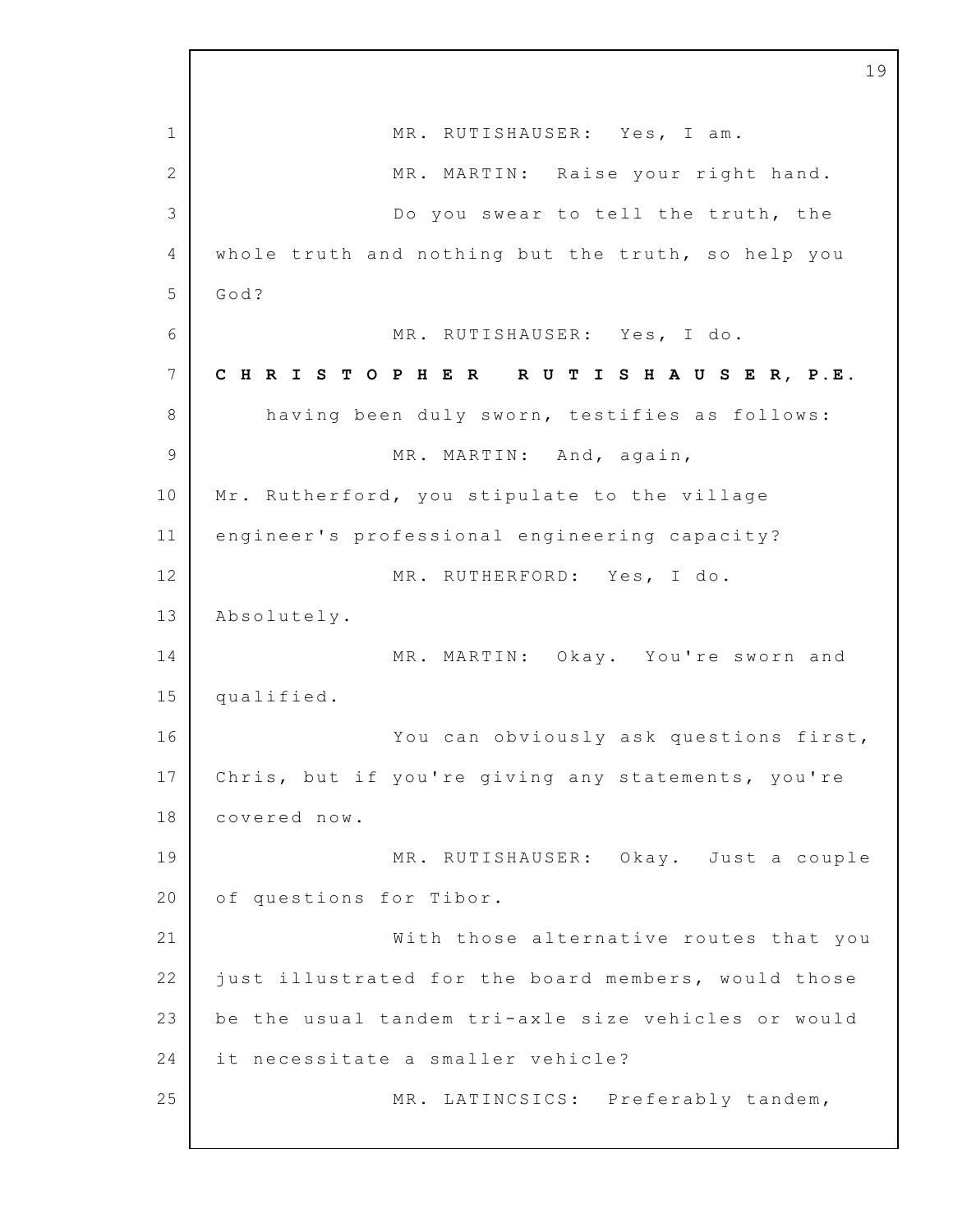MR. RUTISHAUSER: Yes, I am.

MR. MARTIN: Raise your right hand.

Do you swear to tell the truth, the whole truth and nothing but the truth, so help you God?

MR. RUTISHAUSER: Yes, I do.

**C H R I S T O P H E R   R U T I S H A U S E R, P.E.**

having been duly sworn, testifies as follows:

MR. MARTIN: And, again, Mr. Rutherford, you stipulate to the village engineer's professional engineering capacity?

MR. RUTHERFORD: Yes, I do. Absolutely.

MR. MARTIN: Okay. You're sworn and qualified.

You can obviously ask questions first, Chris, but if you're giving any statements, you're covered now.

MR. RUTISHAUSER: Okay. Just a couple of questions for Tibor.

With those alternative routes that you just illustrated for the board members, would those be the usual tandem tri-axle size vehicles or would it necessitate a smaller vehicle?

MR. LATINCSICS: Preferably tandem,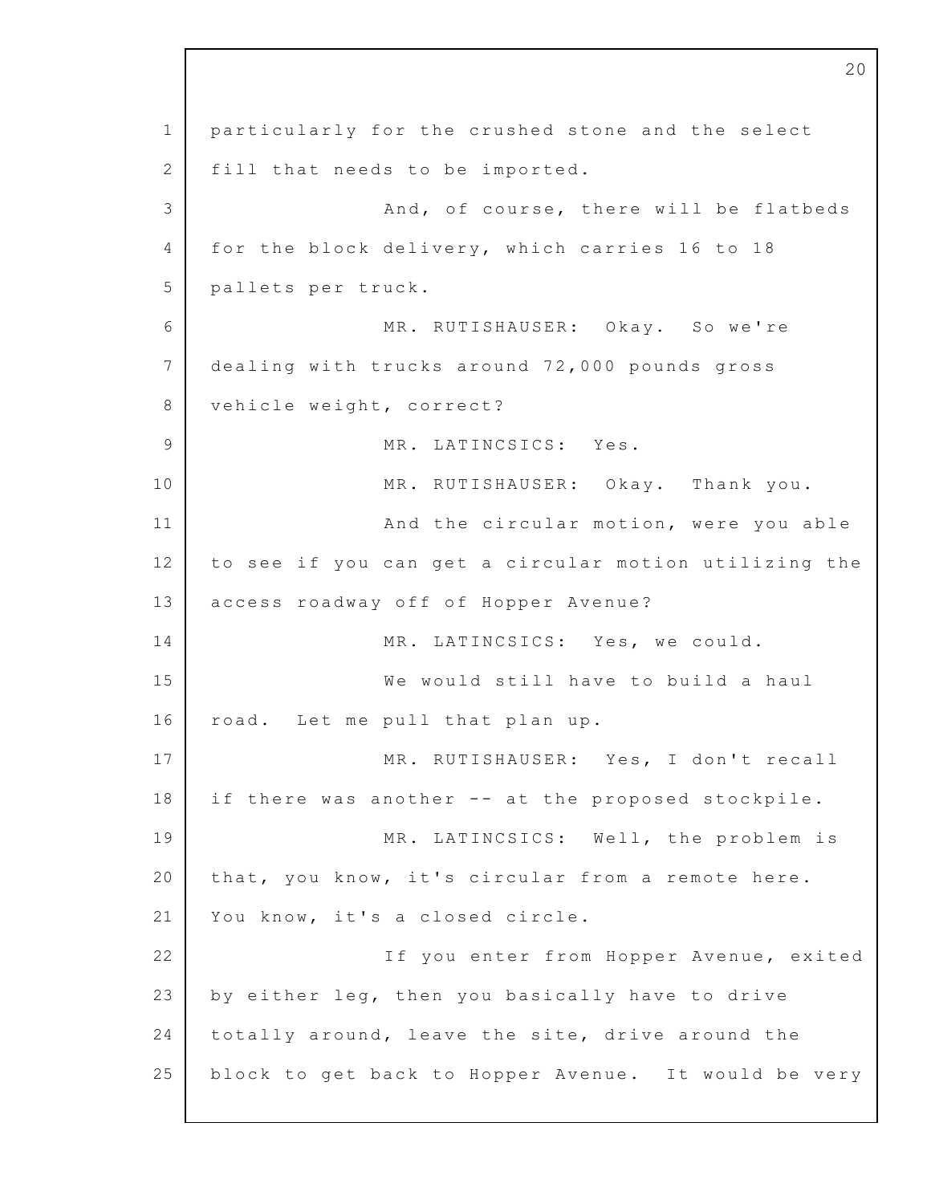particularly for the crushed stone and the select fill that needs to be imported.

And, of course, there will be flatbeds for the block delivery, which carries 16 to 18 pallets per truck.

MR. RUTISHAUSER: Okay. So we're dealing with trucks around 72,000 pounds gross vehicle weight, correct?

MR. LATINCSICS: Yes.

MR. RUTISHAUSER: Okay. Thank you.

And the circular motion, were you able to see if you can get a circular motion utilizing the access roadway off of Hopper Avenue?

MR. LATINCSICS: Yes, we could.

We would still have to build a haul road. Let me pull that plan up.

MR. RUTISHAUSER: Yes, I don't recall if there was another -- at the proposed stockpile.

MR. LATINCSICS: Well, the problem is that, you know, it's circular from a remote here. You know, it's a closed circle.

If you enter from Hopper Avenue, exited by either leg, then you basically have to drive totally around, leave the site, drive around the block to get back to Hopper Avenue. It would be very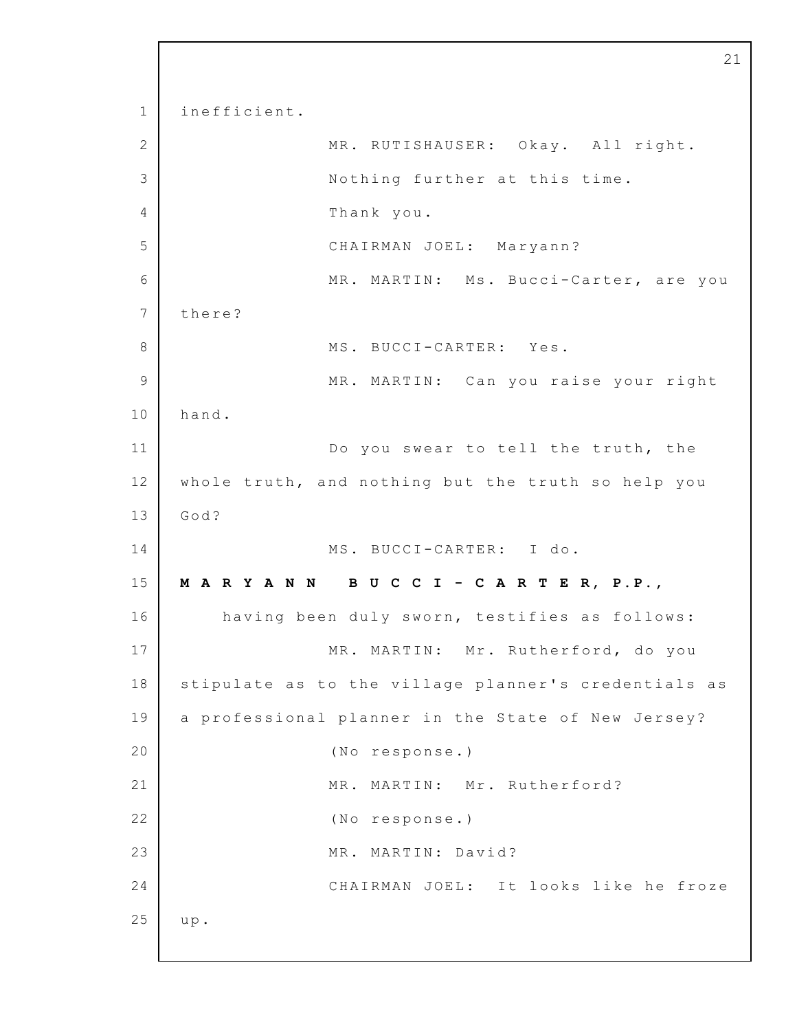inefficient.

MR. RUTISHAUSER: Okay. All right. Nothing further at this time.

Thank you.

CHAIRMAN JOEL: Maryann?

MR. MARTIN: Ms. Bucci-Carter, are you there?

MS. BUCCI-CARTER: Yes.

MR. MARTIN: Can you raise your right hand.

Do you swear to tell the truth, the whole truth, and nothing but the truth so help you God?

MS. BUCCI-CARTER: I do.

**M A R Y A N N  B U C C I - C A R T E R, P.P.,**

having been duly sworn, testifies as follows:

MR. MARTIN: Mr. Rutherford, do you stipulate as to the village planner's credentials as a professional planner in the State of New Jersey?

(No response.)

MR. MARTIN: Mr. Rutherford?

(No response.)

MR. MARTIN: David?

CHAIRMAN JOEL: It looks like he froze up.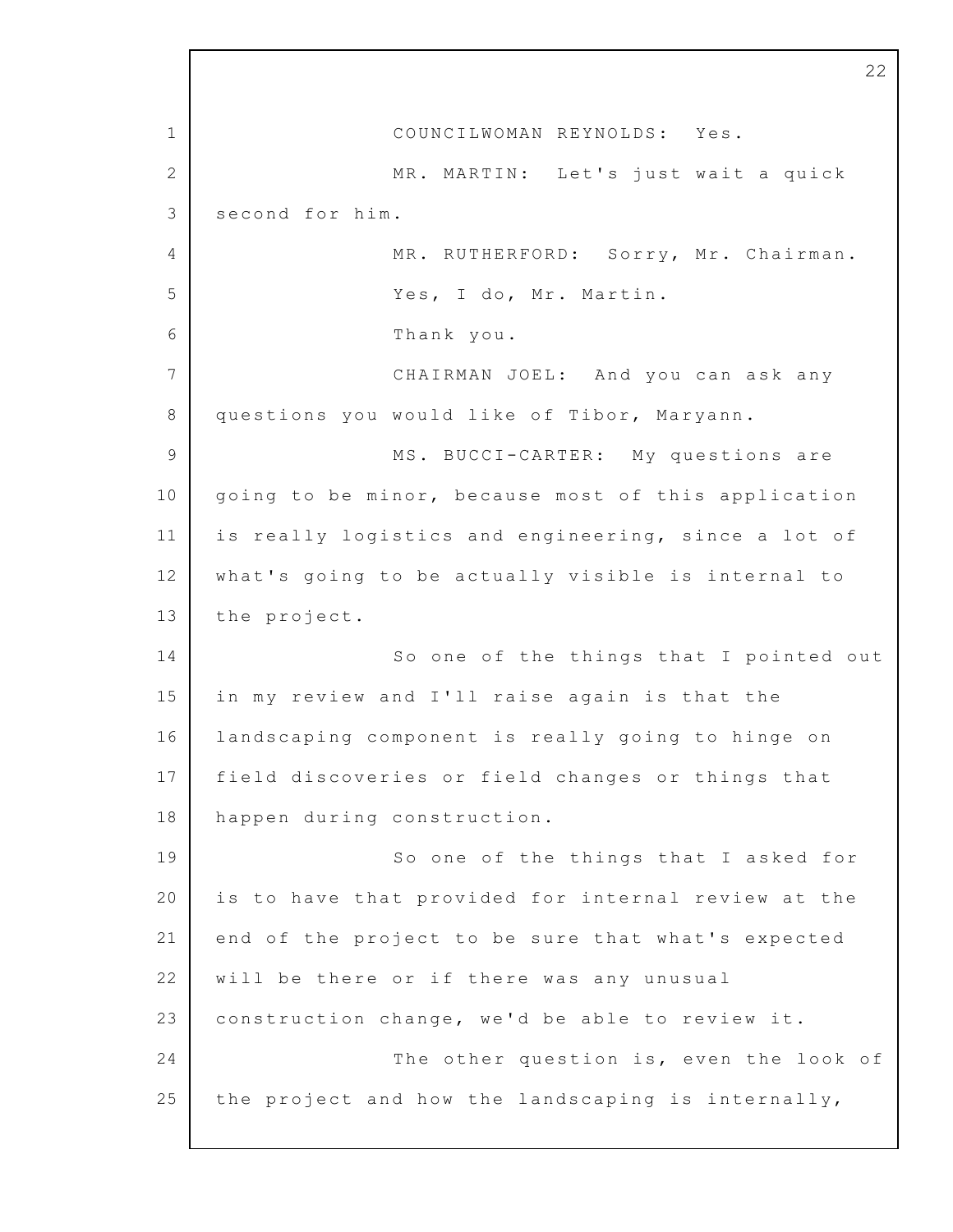COUNCILWOMAN REYNOLDS: Yes.

MR. MARTIN: Let's just wait a quick second for him.

MR. RUTHERFORD: Sorry, Mr. Chairman.

Yes, I do, Mr. Martin.

Thank you.

CHAIRMAN JOEL: And you can ask any questions you would like of Tibor, Maryann.

MS. BUCCI-CARTER: My questions are going to be minor, because most of this application is really logistics and engineering, since a lot of what's going to be actually visible is internal to the project.

So one of the things that I pointed out in my review and I'll raise again is that the landscaping component is really going to hinge on field discoveries or field changes or things that happen during construction.

So one of the things that I asked for is to have that provided for internal review at the end of the project to be sure that what's expected will be there or if there was any unusual construction change, we'd be able to review it.

The other question is, even the look of the project and how the landscaping is internally,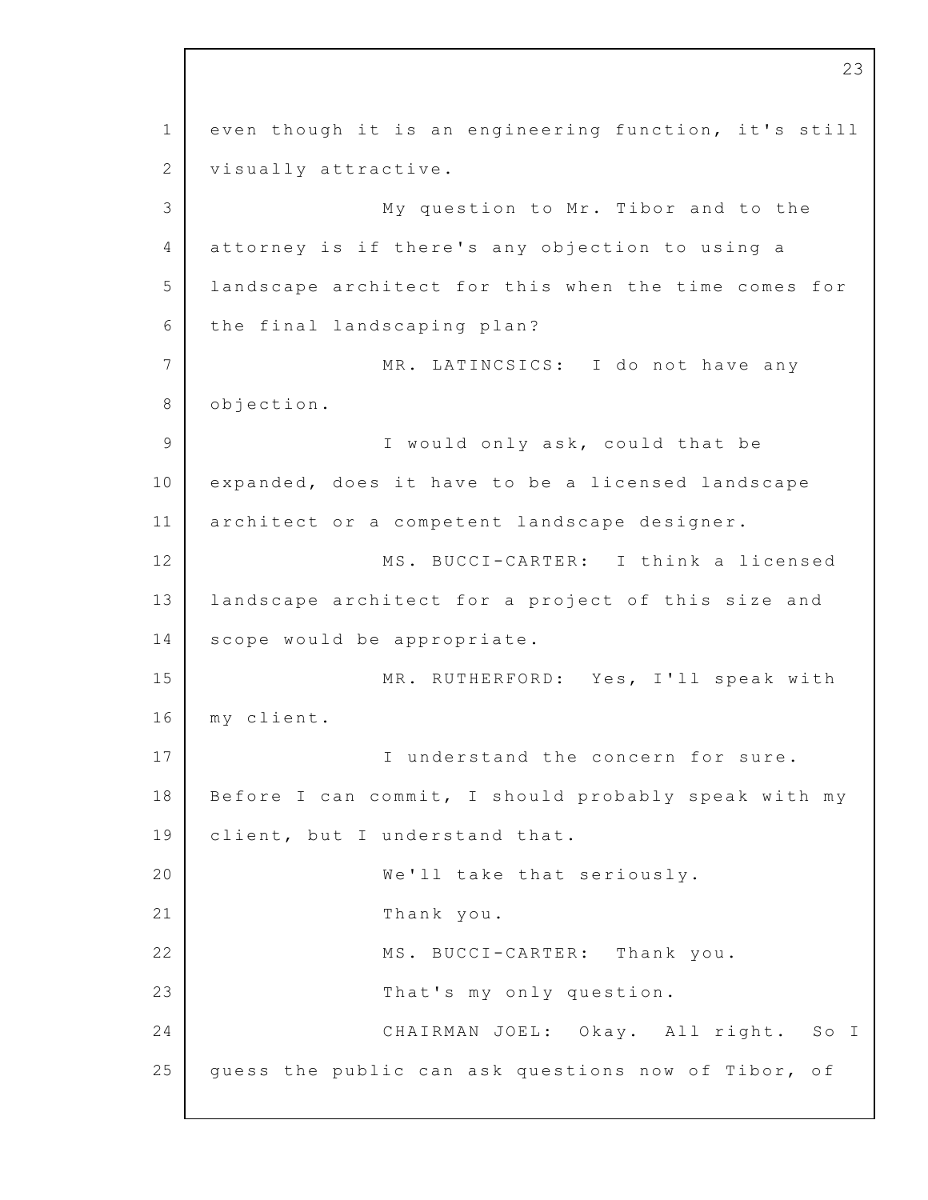even though it is an engineering function, it's still visually attractive.

My question to Mr. Tibor and to the attorney is if there's any objection to using a landscape architect for this when the time comes for the final landscaping plan?

MR. LATINCSICS: I do not have any objection.

I would only ask, could that be expanded, does it have to be a licensed landscape architect or a competent landscape designer.

MS. BUCCI-CARTER: I think a licensed landscape architect for a project of this size and scope would be appropriate.

MR. RUTHERFORD: Yes, I'll speak with my client.

I understand the concern for sure. Before I can commit, I should probably speak with my client, but I understand that.

We'll take that seriously.

Thank you.

MS. BUCCI-CARTER: Thank you.

That's my only question.

CHAIRMAN JOEL: Okay. All right. So I guess the public can ask questions now of Tibor, of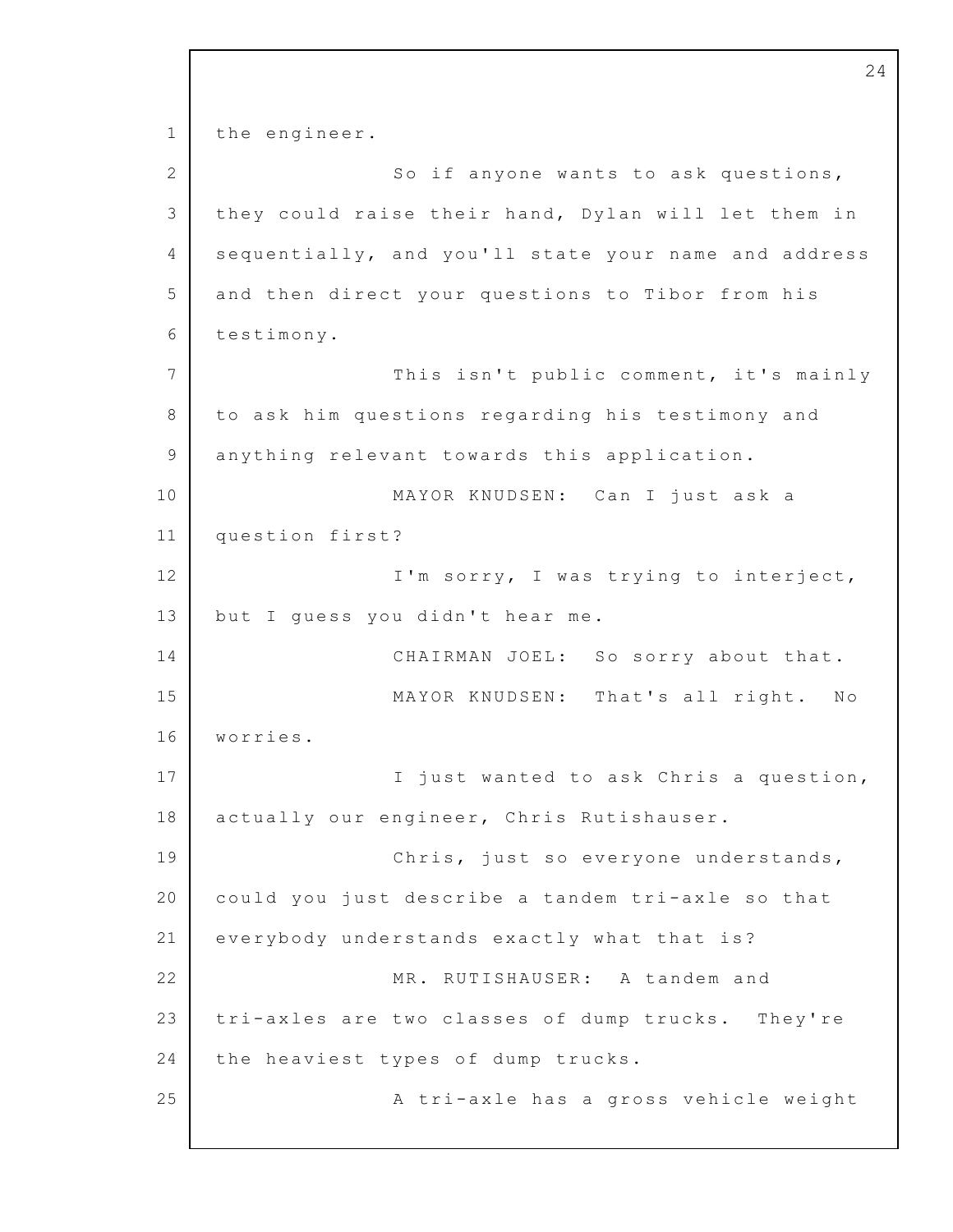the engineer.

So if anyone wants to ask questions, they could raise their hand, Dylan will let them in sequentially, and you'll state your name and address and then direct your questions to Tibor from his testimony.

This isn't public comment, it's mainly to ask him questions regarding his testimony and anything relevant towards this application.

MAYOR KNUDSEN: Can I just ask a question first?

I'm sorry, I was trying to interject, but I guess you didn't hear me.

CHAIRMAN JOEL: So sorry about that.

MAYOR KNUDSEN: That's all right. No worries.

I just wanted to ask Chris a question, actually our engineer, Chris Rutishauser.

Chris, just so everyone understands, could you just describe a tandem tri-axle so that everybody understands exactly what that is?

MR. RUTISHAUSER: A tandem and tri-axles are two classes of dump trucks. They're the heaviest types of dump trucks.

A tri-axle has a gross vehicle weight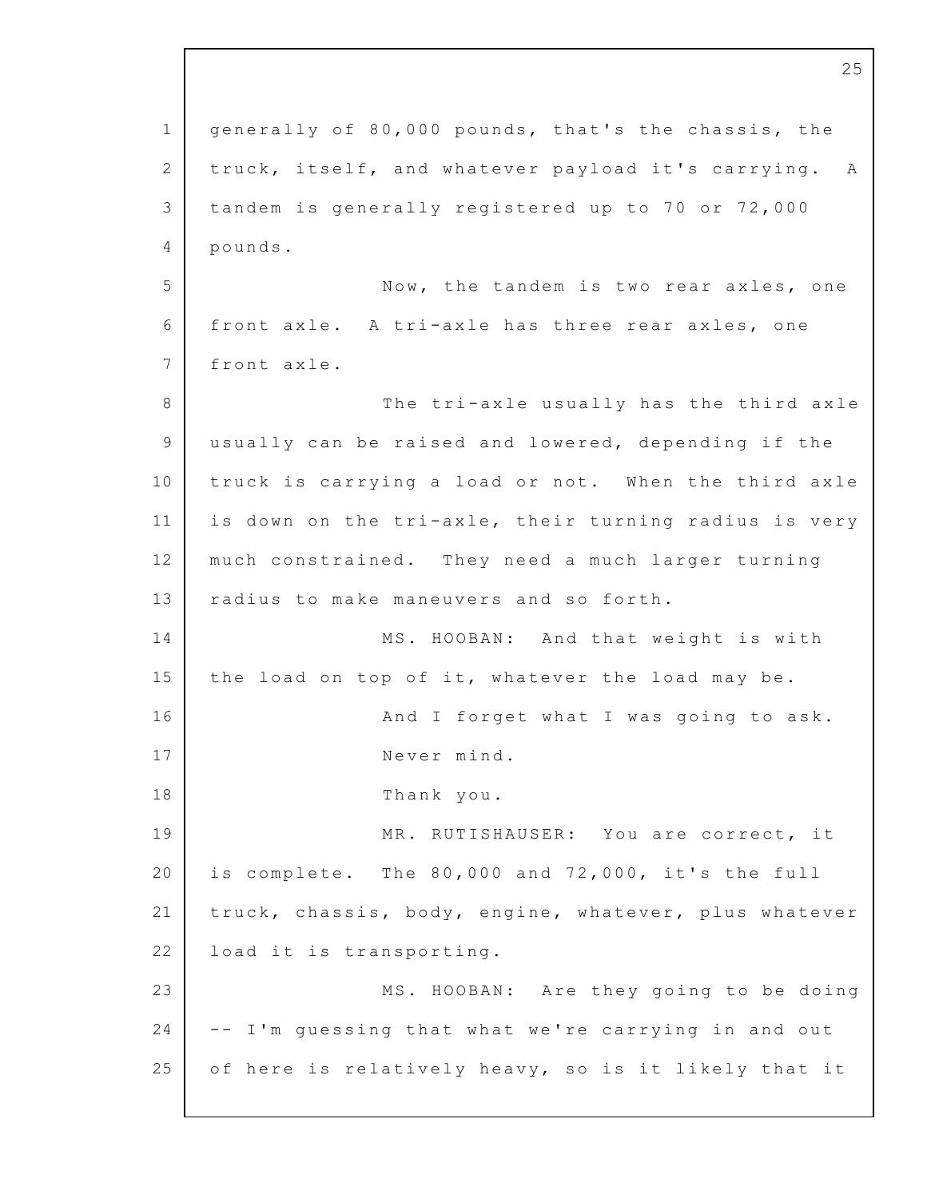generally of 80,000 pounds, that's the chassis, the truck, itself, and whatever payload it's carrying. A tandem is generally registered up to 70 or 72,000 pounds.

Now, the tandem is two rear axles, one front axle. A tri-axle has three rear axles, one front axle.

The tri-axle usually has the third axle usually can be raised and lowered, depending if the truck is carrying a load or not. When the third axle is down on the tri-axle, their turning radius is very much constrained. They need a much larger turning radius to make maneuvers and so forth.

MS. HOOBAN: And that weight is with the load on top of it, whatever the load may be.

And I forget what I was going to ask.

Never mind.

Thank you.

MR. RUTISHAUSER: You are correct, it is complete. The 80,000 and 72,000, it's the full truck, chassis, body, engine, whatever, plus whatever load it is transporting.

MS. HOOBAN: Are they going to be doing -- I'm guessing that what we're carrying in and out of here is relatively heavy, so is it likely that it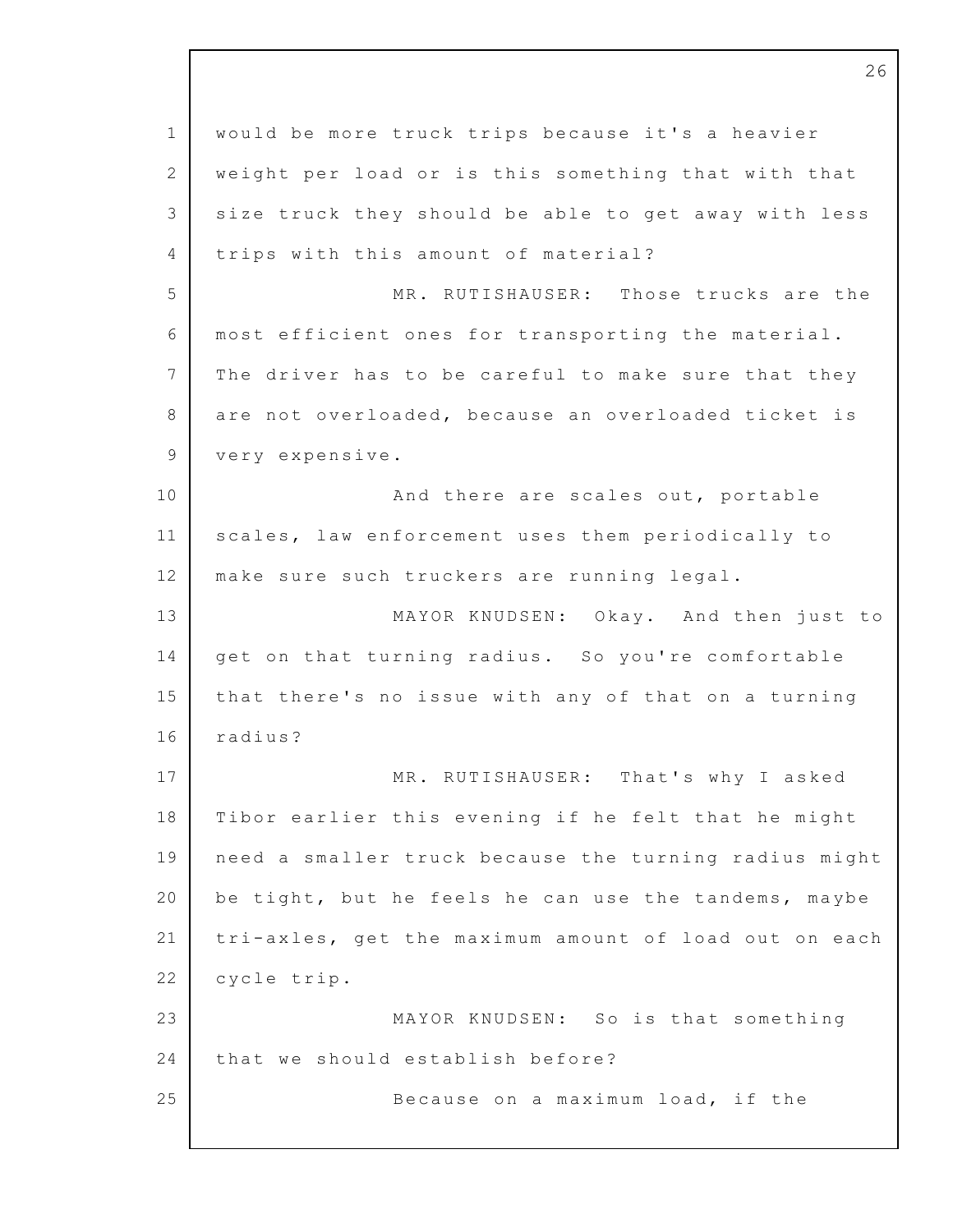would be more truck trips because it's a heavier weight per load or is this something that with that size truck they should be able to get away with less trips with this amount of material?

MR. RUTISHAUSER: Those trucks are the most efficient ones for transporting the material. The driver has to be careful to make sure that they are not overloaded, because an overloaded ticket is very expensive.

And there are scales out, portable scales, law enforcement uses them periodically to make sure such truckers are running legal.

MAYOR KNUDSEN: Okay. And then just to get on that turning radius. So you're comfortable that there's no issue with any of that on a turning radius?

MR. RUTISHAUSER: That's why I asked Tibor earlier this evening if he felt that he might need a smaller truck because the turning radius might be tight, but he feels he can use the tandems, maybe tri-axles, get the maximum amount of load out on each cycle trip.

MAYOR KNUDSEN: So is that something that we should establish before?

Because on a maximum load, if the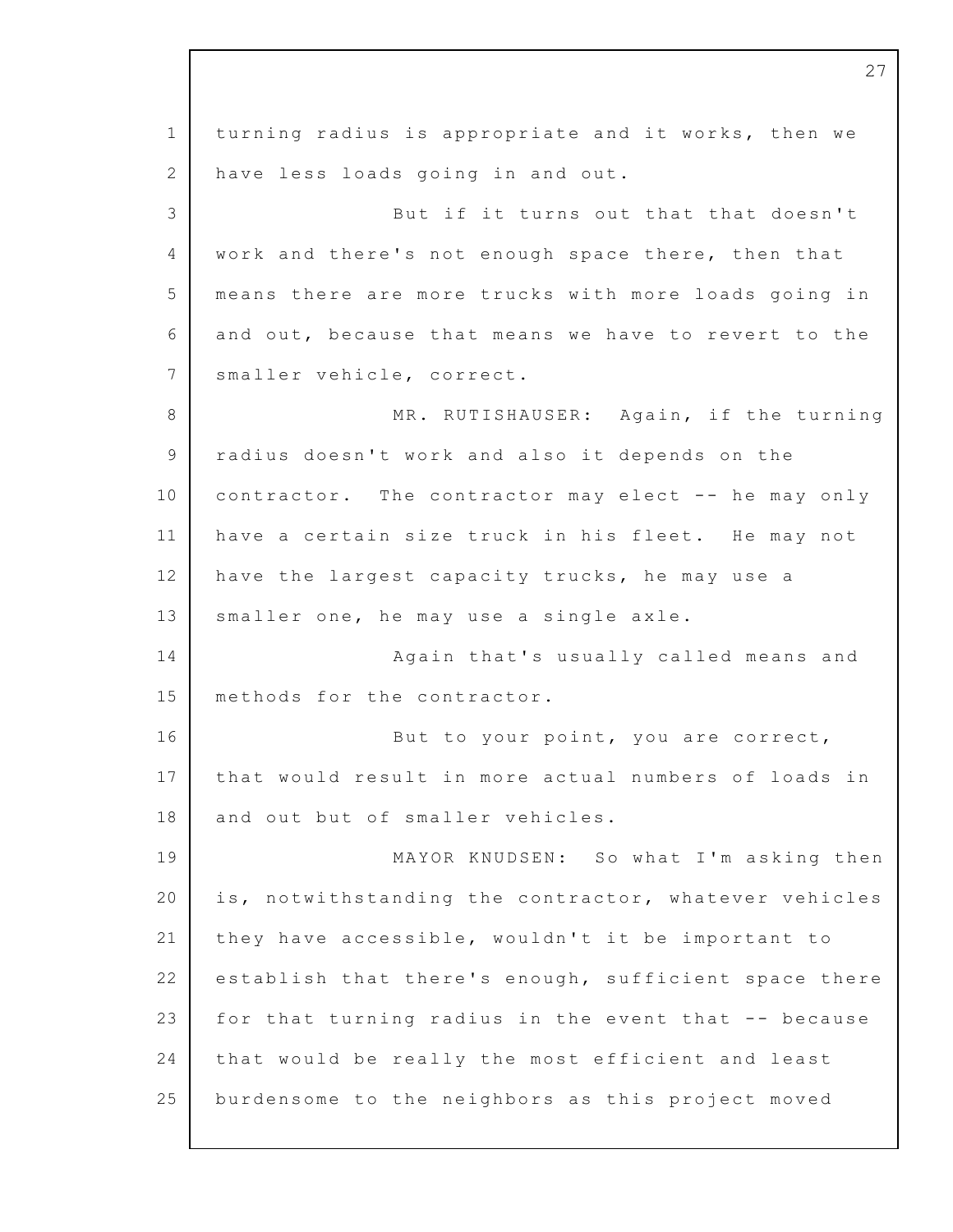turning radius is appropriate and it works, then we have less loads going in and out.

But if it turns out that that doesn't work and there's not enough space there, then that means there are more trucks with more loads going in and out, because that means we have to revert to the smaller vehicle, correct.

MR. RUTISHAUSER: Again, if the turning radius doesn't work and also it depends on the contractor. The contractor may elect -- he may only have a certain size truck in his fleet. He may not have the largest capacity trucks, he may use a smaller one, he may use a single axle.

Again that's usually called means and methods for the contractor.

But to your point, you are correct, that would result in more actual numbers of loads in and out but of smaller vehicles.

MAYOR KNUDSEN: So what I'm asking then is, notwithstanding the contractor, whatever vehicles they have accessible, wouldn't it be important to establish that there's enough, sufficient space there for that turning radius in the event that -- because that would be really the most efficient and least burdensome to the neighbors as this project moved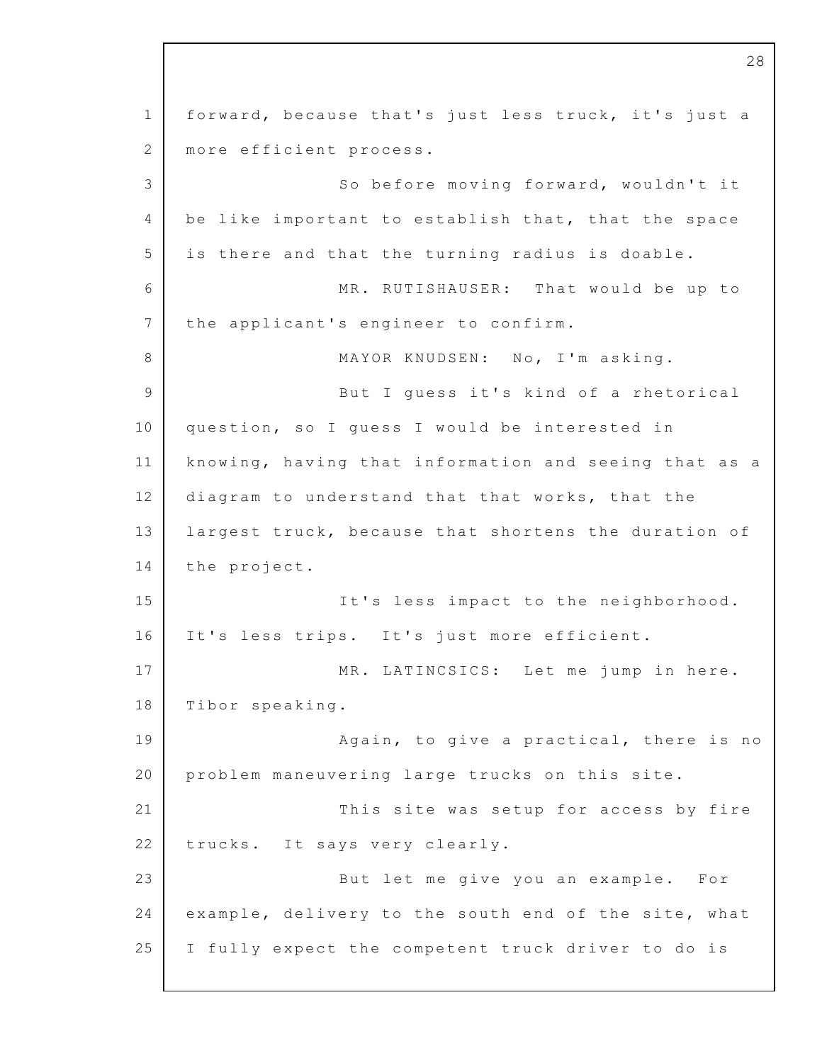forward, because that's just less truck, it's just a more efficient process.

So before moving forward, wouldn't it be like important to establish that, that the space is there and that the turning radius is doable.

MR. RUTISHAUSER: That would be up to the applicant's engineer to confirm.

MAYOR KNUDSEN: No, I'm asking.

But I guess it's kind of a rhetorical question, so I guess I would be interested in knowing, having that information and seeing that as a diagram to understand that that works, that the largest truck, because that shortens the duration of the project.

It's less impact to the neighborhood. It's less trips. It's just more efficient.

MR. LATINCSICS: Let me jump in here. Tibor speaking.

Again, to give a practical, there is no problem maneuvering large trucks on this site.

This site was setup for access by fire trucks. It says very clearly.

But let me give you an example. For example, delivery to the south end of the site, what I fully expect the competent truck driver to do is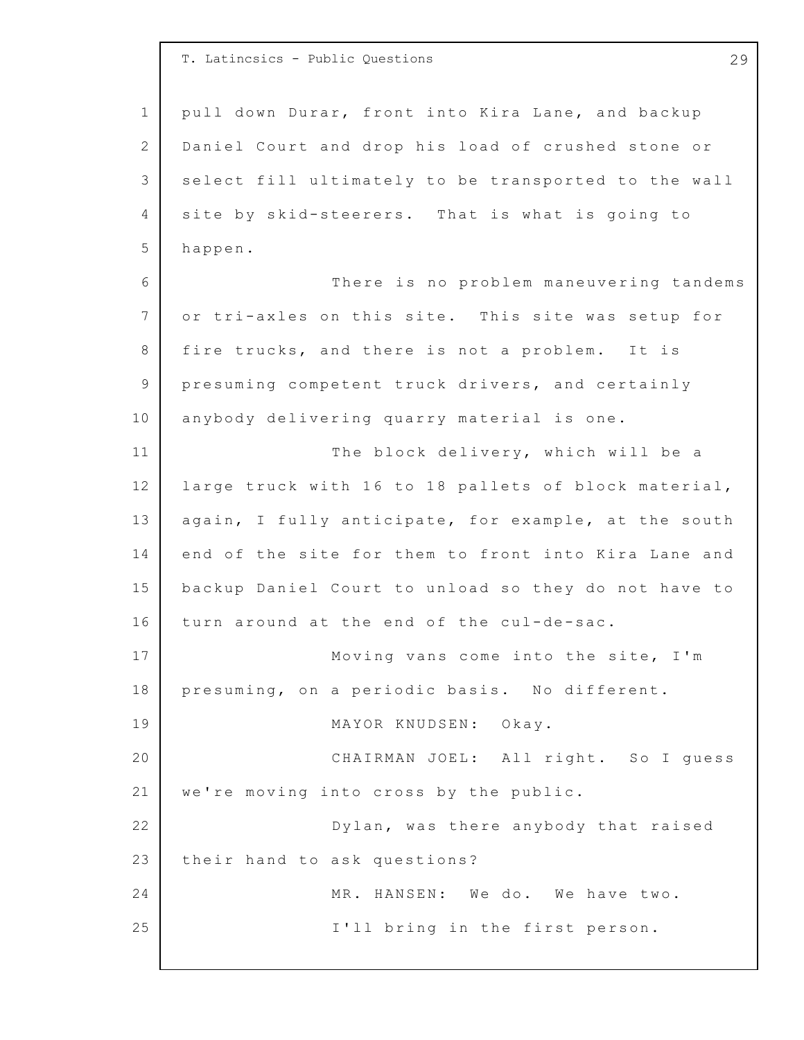pull down Durar, front into Kira Lane, and backup Daniel Court and drop his load of crushed stone or select fill ultimately to be transported to the wall site by skid-steerers. That is what is going to happen.

There is no problem maneuvering tandems or tri-axles on this site. This site was setup for fire trucks, and there is not a problem. It is presuming competent truck drivers, and certainly anybody delivering quarry material is one.

The block delivery, which will be a large truck with 16 to 18 pallets of block material, again, I fully anticipate, for example, at the south end of the site for them to front into Kira Lane and backup Daniel Court to unload so they do not have to turn around at the end of the cul-de-sac.

Moving vans come into the site, I'm presuming, on a periodic basis. No different.

MAYOR KNUDSEN: Okay.

CHAIRMAN JOEL: All right. So I guess we're moving into cross by the public.

Dylan, was there anybody that raised their hand to ask questions?

MR. HANSEN: We do. We have two.

I'll bring in the first person.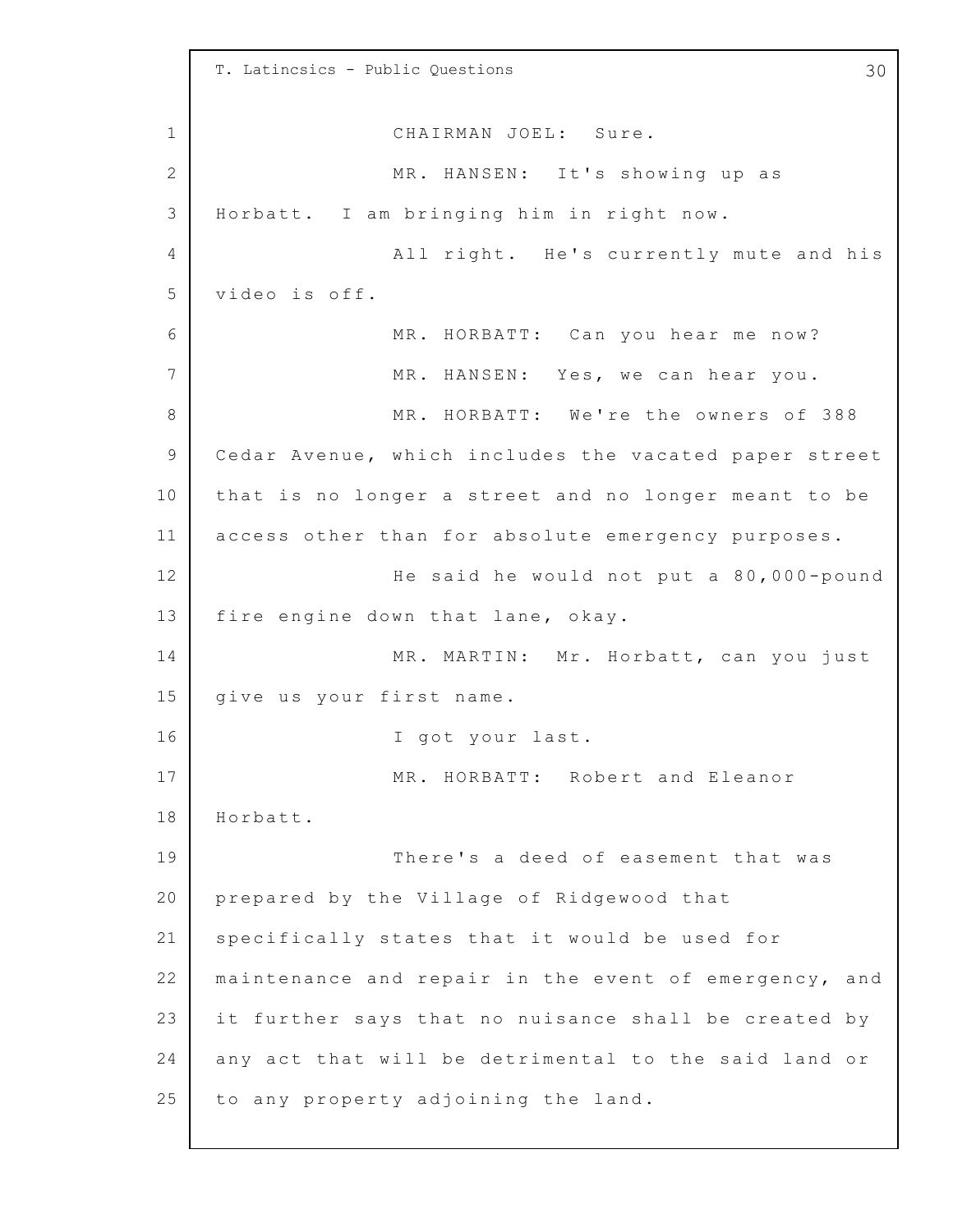CHAIRMAN JOEL: Sure.

MR. HANSEN: It's showing up as Horbatt. I am bringing him in right now.

All right. He's currently mute and his video is off.

MR. HORBATT: Can you hear me now?

MR. HANSEN: Yes, we can hear you.

MR. HORBATT: We're the owners of 388 Cedar Avenue, which includes the vacated paper street that is no longer a street and no longer meant to be access other than for absolute emergency purposes.

He said he would not put a 80,000-pound fire engine down that lane, okay.

MR. MARTIN: Mr. Horbatt, can you just give us your first name.

I got your last.

MR. HORBATT: Robert and Eleanor Horbatt.

There's a deed of easement that was prepared by the Village of Ridgewood that specifically states that it would be used for maintenance and repair in the event of emergency, and it further says that no nuisance shall be created by any act that will be detrimental to the said land or to any property adjoining the land.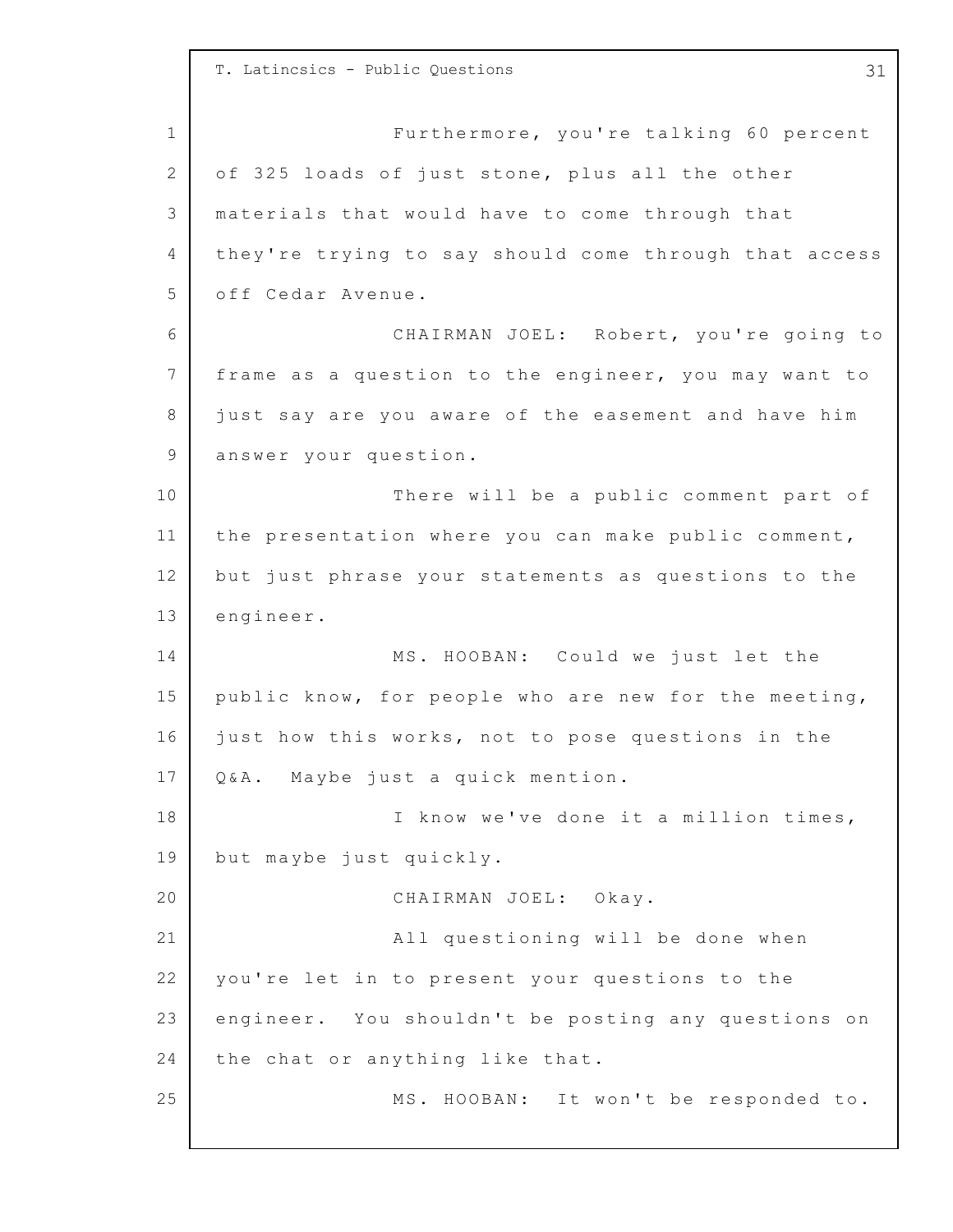Furthermore, you're talking 60 percent of 325 loads of just stone, plus all the other materials that would have to come through that they're trying to say should come through that access off Cedar Avenue.

CHAIRMAN JOEL: Robert, you're going to frame as a question to the engineer, you may want to just say are you aware of the easement and have him answer your question.

There will be a public comment part of the presentation where you can make public comment, but just phrase your statements as questions to the engineer.

MS. HOOBAN: Could we just let the public know, for people who are new for the meeting, just how this works, not to pose questions in the Q&A. Maybe just a quick mention.

I know we've done it a million times, but maybe just quickly.

CHAIRMAN JOEL: Okay.

All questioning will be done when you're let in to present your questions to the engineer. You shouldn't be posting any questions on the chat or anything like that.

MS. HOOBAN: It won't be responded to.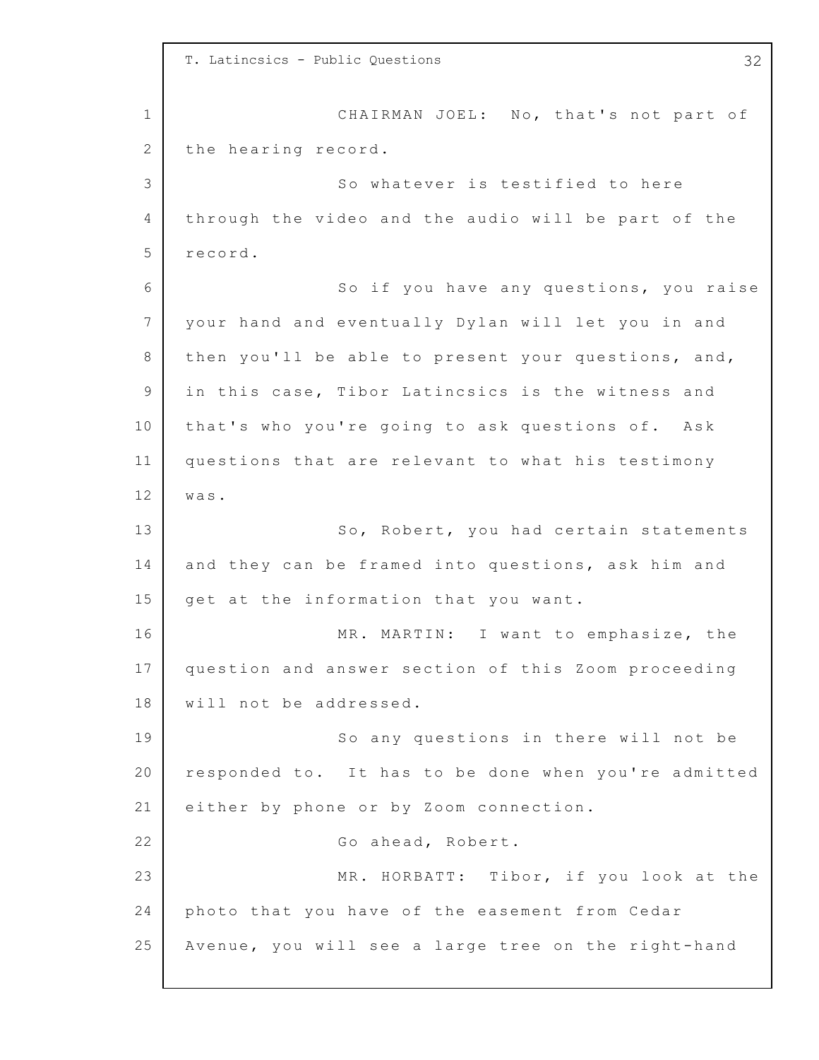CHAIRMAN JOEL: No, that's not part of the hearing record.

So whatever is testified to here through the video and the audio will be part of the record.

So if you have any questions, you raise your hand and eventually Dylan will let you in and then you'll be able to present your questions, and, in this case, Tibor Latincsics is the witness and that's who you're going to ask questions of. Ask questions that are relevant to what his testimony was.

So, Robert, you had certain statements and they can be framed into questions, ask him and get at the information that you want.

MR. MARTIN: I want to emphasize, the question and answer section of this Zoom proceeding will not be addressed.

So any questions in there will not be responded to. It has to be done when you're admitted either by phone or by Zoom connection.

Go ahead, Robert.

MR. HORBATT: Tibor, if you look at the photo that you have of the easement from Cedar Avenue, you will see a large tree on the right-hand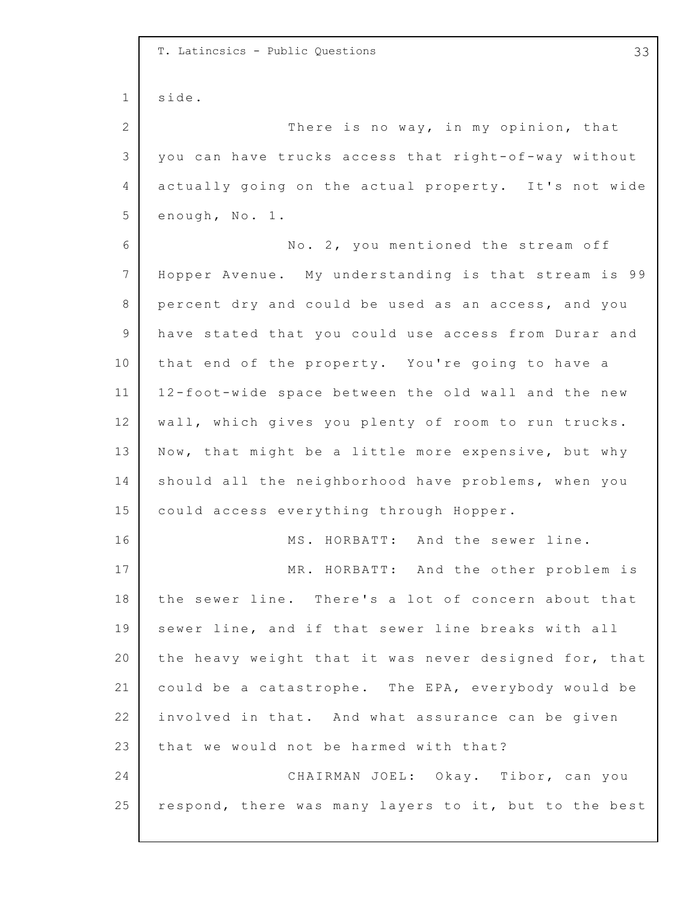side.

There is no way, in my opinion, that you can have trucks access that right-of-way without actually going on the actual property. It's not wide enough, No. 1.

No. 2, you mentioned the stream off Hopper Avenue. My understanding is that stream is 99 percent dry and could be used as an access, and you have stated that you could use access from Durar and that end of the property. You're going to have a 12-foot-wide space between the old wall and the new wall, which gives you plenty of room to run trucks. Now, that might be a little more expensive, but why should all the neighborhood have problems, when you could access everything through Hopper.

MS. HORBATT: And the sewer line.

MR. HORBATT: And the other problem is the sewer line. There's a lot of concern about that sewer line, and if that sewer line breaks with all the heavy weight that it was never designed for, that could be a catastrophe. The EPA, everybody would be involved in that. And what assurance can be given that we would not be harmed with that?

CHAIRMAN JOEL: Okay. Tibor, can you respond, there was many layers to it, but to the best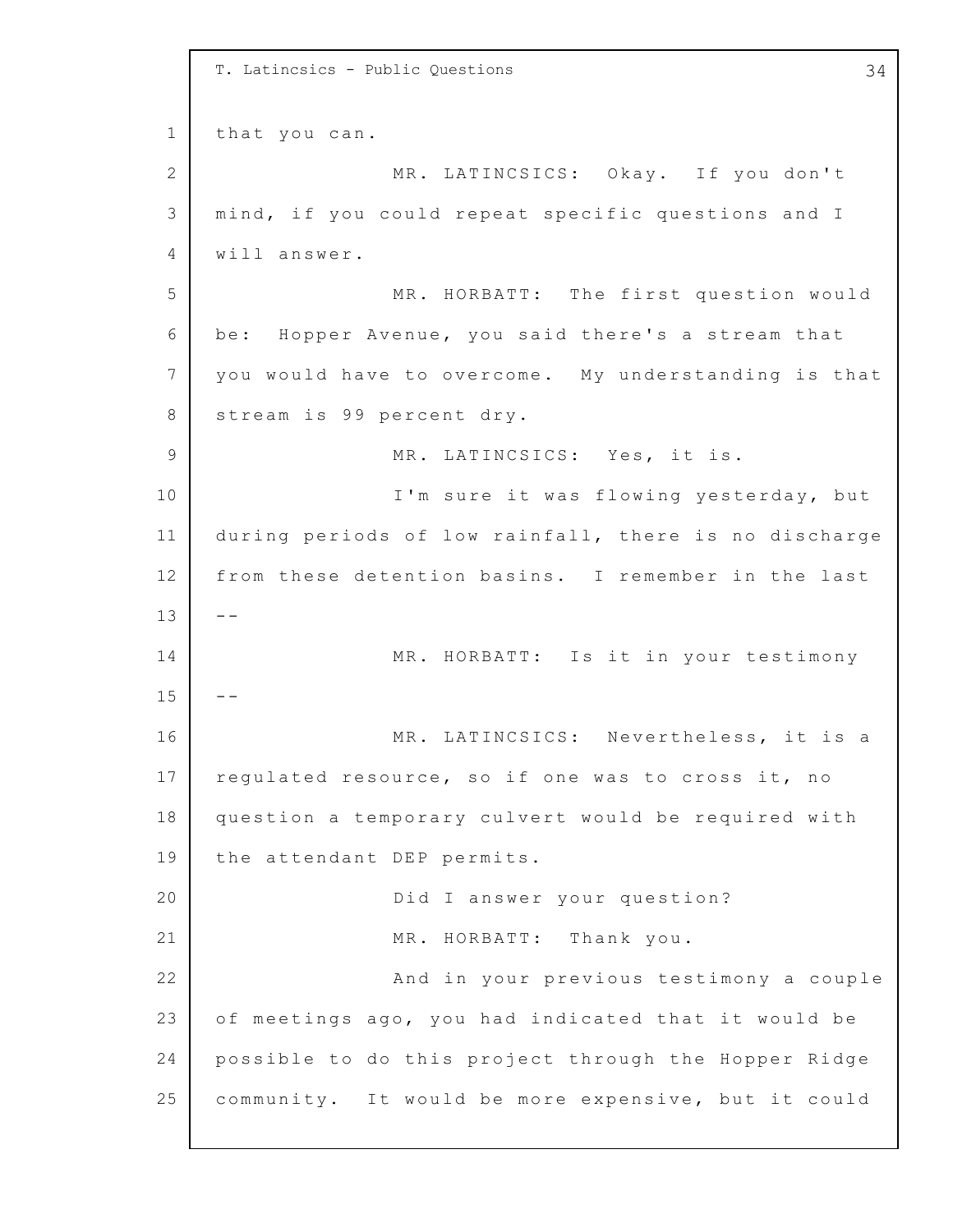that you can.

MR. LATINCSICS: Okay. If you don't mind, if you could repeat specific questions and I will answer.

MR. HORBATT: The first question would be: Hopper Avenue, you said there's a stream that you would have to overcome. My understanding is that stream is 99 percent dry.

MR. LATINCSICS: Yes, it is.

I'm sure it was flowing yesterday, but during periods of low rainfall, there is no discharge from these detention basins. I remember in the last --

MR. HORBATT: Is it in your testimony --

MR. LATINCSICS: Nevertheless, it is a regulated resource, so if one was to cross it, no question a temporary culvert would be required with the attendant DEP permits.

Did I answer your question?

MR. HORBATT: Thank you.

And in your previous testimony a couple of meetings ago, you had indicated that it would be possible to do this project through the Hopper Ridge community. It would be more expensive, but it could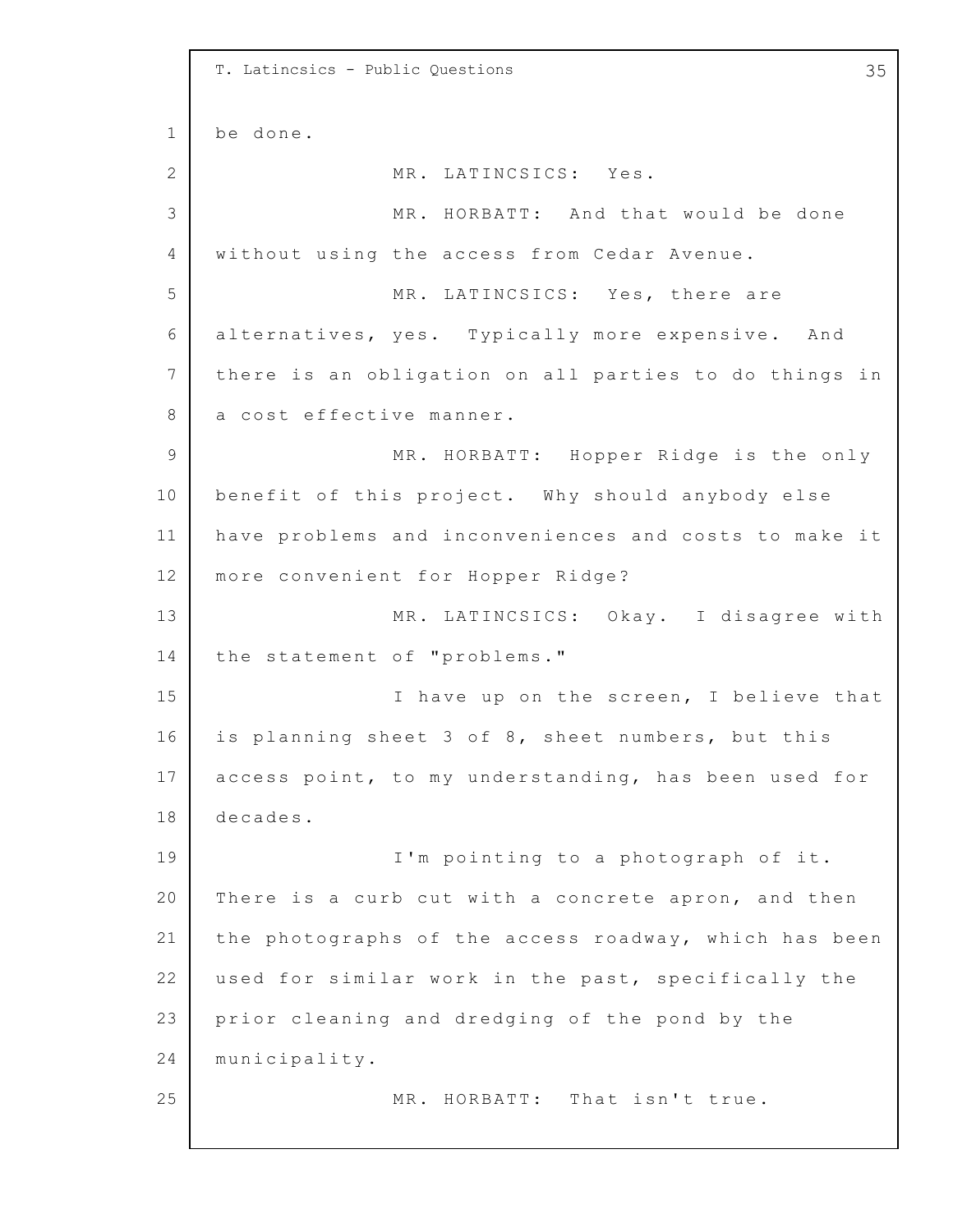be done.

MR. LATINCSICS: Yes.

MR. HORBATT: And that would be done without using the access from Cedar Avenue.

MR. LATINCSICS: Yes, there are alternatives, yes. Typically more expensive. And there is an obligation on all parties to do things in a cost effective manner.

MR. HORBATT: Hopper Ridge is the only benefit of this project. Why should anybody else have problems and inconveniences and costs to make it more convenient for Hopper Ridge?

MR. LATINCSICS: Okay. I disagree with the statement of "problems."

I have up on the screen, I believe that is planning sheet 3 of 8, sheet numbers, but this access point, to my understanding, has been used for decades.

I'm pointing to a photograph of it. There is a curb cut with a concrete apron, and then the photographs of the access roadway, which has been used for similar work in the past, specifically the prior cleaning and dredging of the pond by the municipality.

MR. HORBATT: That isn't true.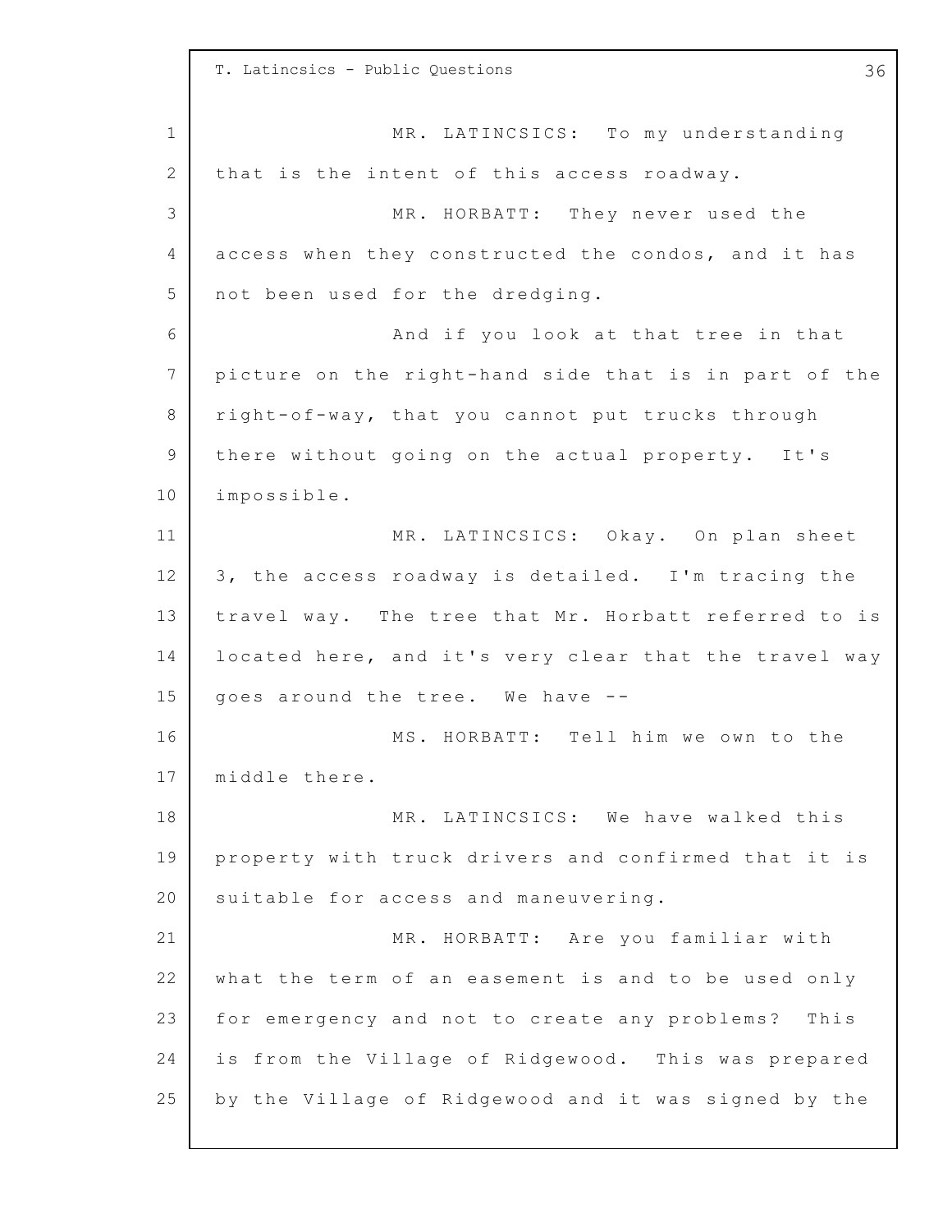MR. LATINCSICS: To my understanding that is the intent of this access roadway.

MR. HORBATT: They never used the access when they constructed the condos, and it has not been used for the dredging.

And if you look at that tree in that picture on the right-hand side that is in part of the right-of-way, that you cannot put trucks through there without going on the actual property. It's impossible.

MR. LATINCSICS: Okay. On plan sheet 3, the access roadway is detailed. I'm tracing the travel way. The tree that Mr. Horbatt referred to is located here, and it's very clear that the travel way goes around the tree. We have --

MS. HORBATT: Tell him we own to the middle there.

MR. LATINCSICS: We have walked this property with truck drivers and confirmed that it is suitable for access and maneuvering.

MR. HORBATT: Are you familiar with what the term of an easement is and to be used only for emergency and not to create any problems? This is from the Village of Ridgewood. This was prepared by the Village of Ridgewood and it was signed by the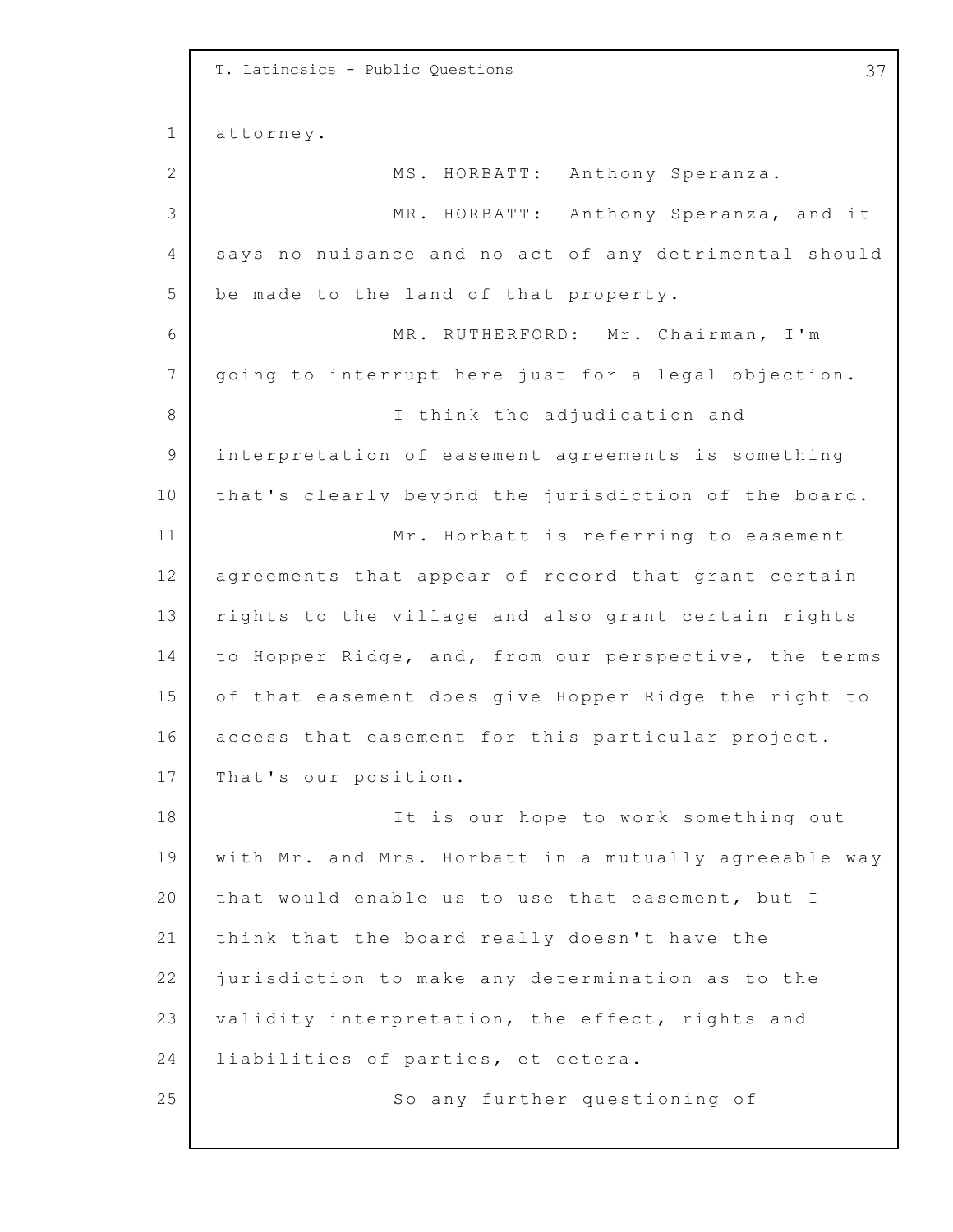attorney.

MS. HORBATT: Anthony Speranza.

MR. HORBATT: Anthony Speranza, and it says no nuisance and no act of any detrimental should be made to the land of that property.

MR. RUTHERFORD: Mr. Chairman, I'm going to interrupt here just for a legal objection.

I think the adjudication and interpretation of easement agreements is something that's clearly beyond the jurisdiction of the board.

Mr. Horbatt is referring to easement agreements that appear of record that grant certain rights to the village and also grant certain rights to Hopper Ridge, and, from our perspective, the terms of that easement does give Hopper Ridge the right to access that easement for this particular project. That's our position.

It is our hope to work something out with Mr. and Mrs. Horbatt in a mutually agreeable way that would enable us to use that easement, but I think that the board really doesn't have the jurisdiction to make any determination as to the validity interpretation, the effect, rights and liabilities of parties, et cetera.

So any further questioning of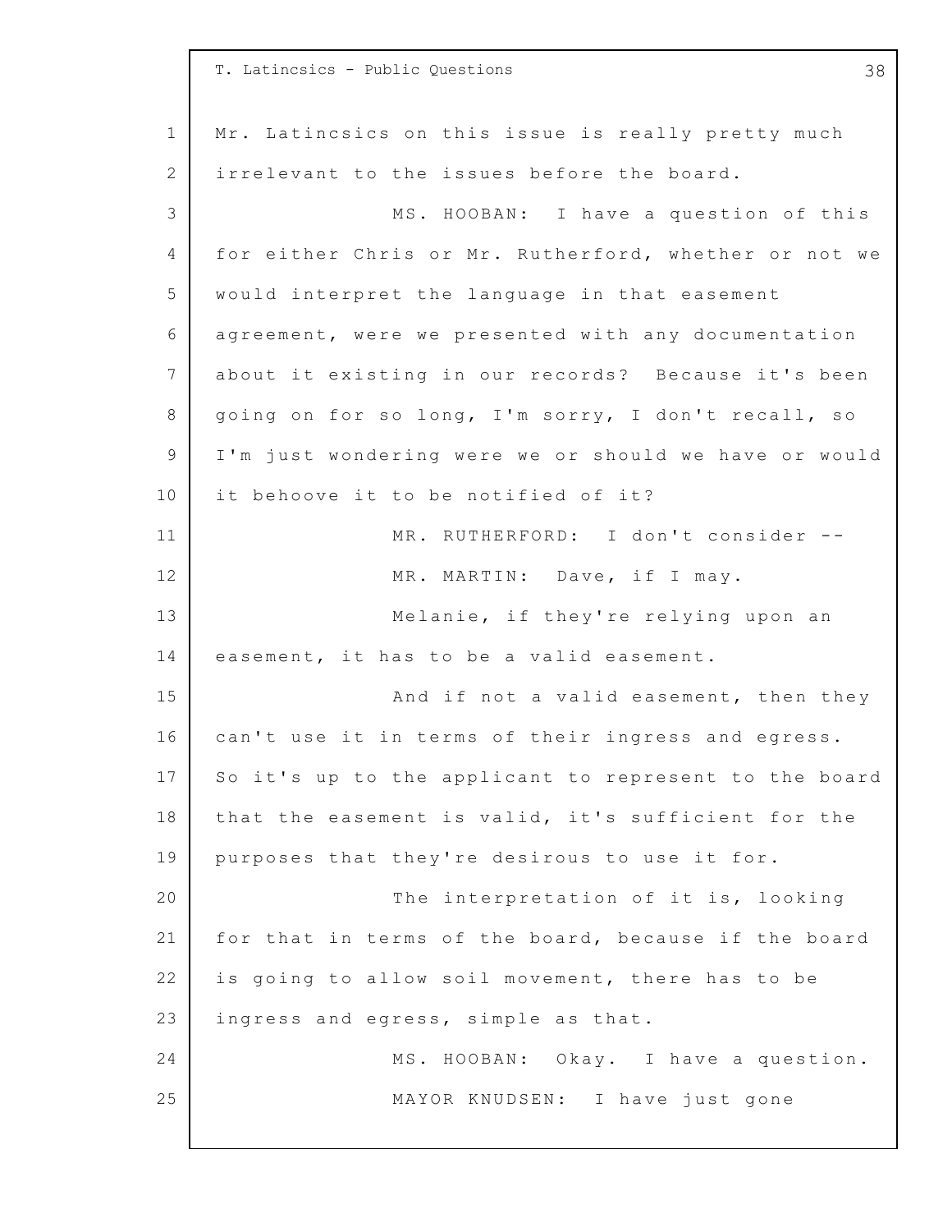Mr. Latincsics on this issue is really pretty much irrelevant to the issues before the board.

MS. HOOBAN: I have a question of this for either Chris or Mr. Rutherford, whether or not we would interpret the language in that easement agreement, were we presented with any documentation about it existing in our records? Because it's been going on for so long, I'm sorry, I don't recall, so I'm just wondering were we or should we have or would it behoove it to be notified of it?

MR. RUTHERFORD: I don't consider --

MR. MARTIN: Dave, if I may.

Melanie, if they're relying upon an easement, it has to be a valid easement.

And if not a valid easement, then they can't use it in terms of their ingress and egress. So it's up to the applicant to represent to the board that the easement is valid, it's sufficient for the purposes that they're desirous to use it for.

The interpretation of it is, looking for that in terms of the board, because if the board is going to allow soil movement, there has to be ingress and egress, simple as that.

MS. HOOBAN: Okay. I have a question.

MAYOR KNUDSEN: I have just gone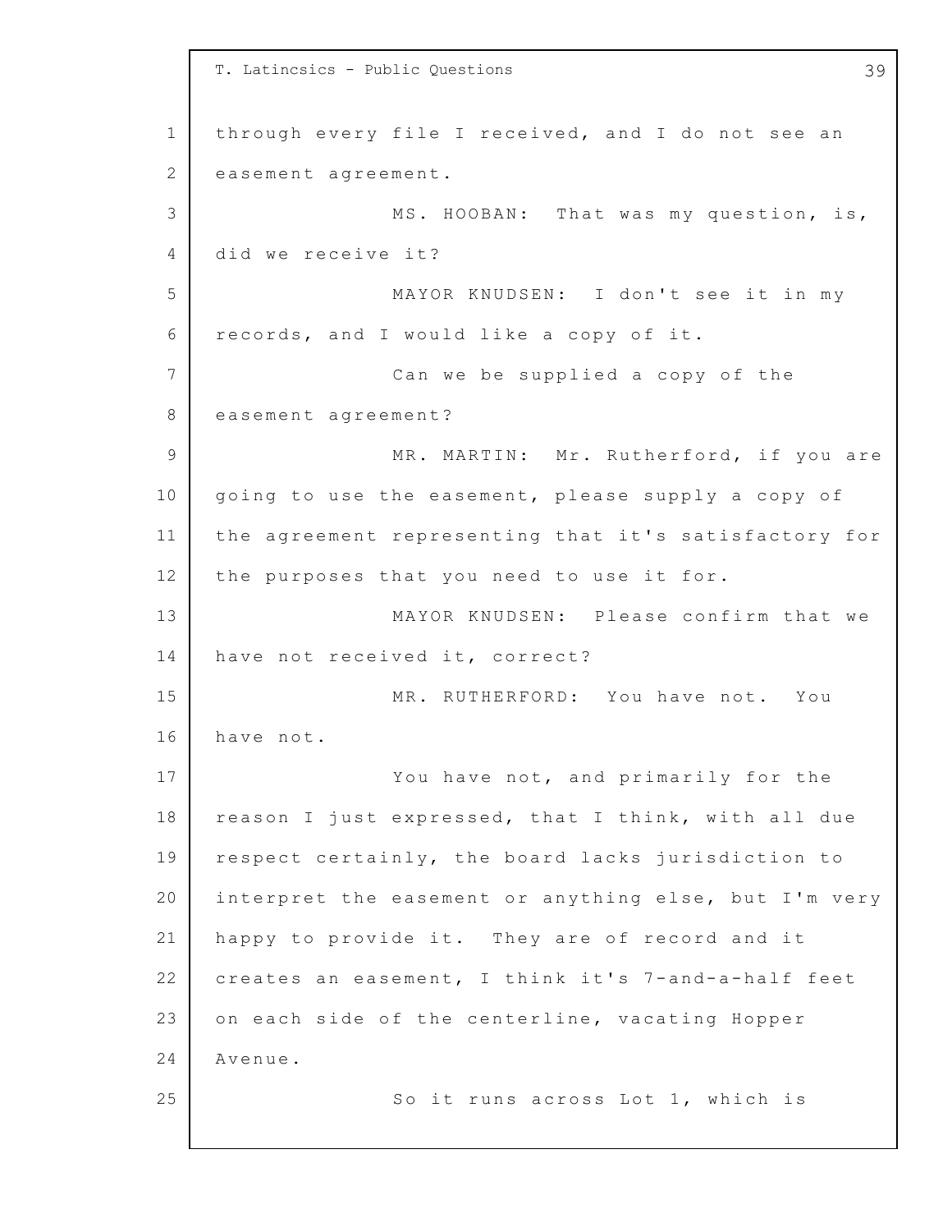through every file I received, and I do not see an easement agreement.

MS. HOOBAN: That was my question, is, did we receive it?

MAYOR KNUDSEN: I don't see it in my records, and I would like a copy of it.

Can we be supplied a copy of the easement agreement?

MR. MARTIN: Mr. Rutherford, if you are going to use the easement, please supply a copy of the agreement representing that it's satisfactory for the purposes that you need to use it for.

MAYOR KNUDSEN: Please confirm that we have not received it, correct?

MR. RUTHERFORD: You have not. You have not.

You have not, and primarily for the reason I just expressed, that I think, with all due respect certainly, the board lacks jurisdiction to interpret the easement or anything else, but I'm very happy to provide it. They are of record and it creates an easement, I think it's 7-and-a-half feet on each side of the centerline, vacating Hopper Avenue.

So it runs across Lot 1, which is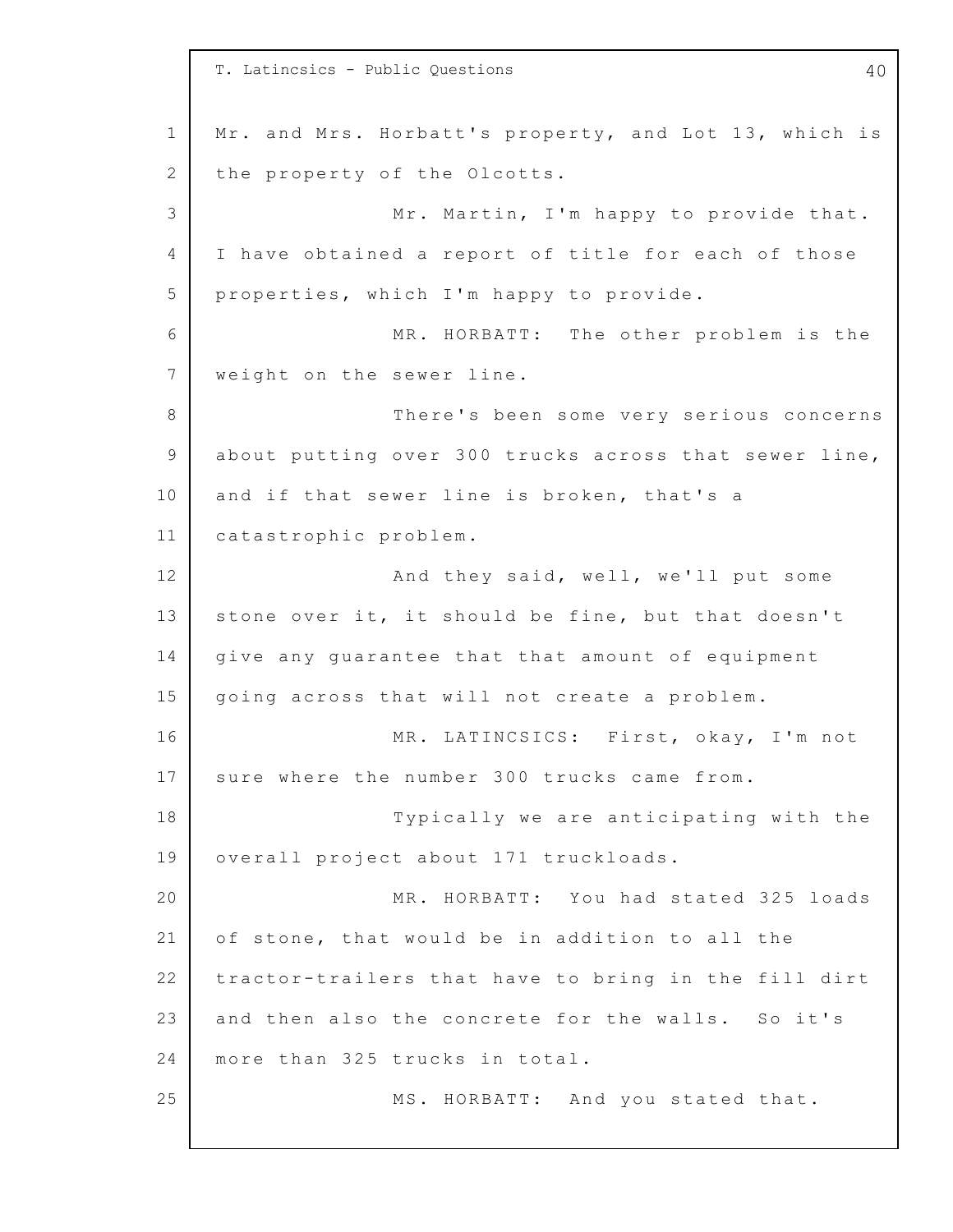Mr. and Mrs. Horbatt's property, and Lot 13, which is the property of the Olcotts.

Mr. Martin, I'm happy to provide that. I have obtained a report of title for each of those properties, which I'm happy to provide.

MR. HORBATT: The other problem is the weight on the sewer line.

There's been some very serious concerns about putting over 300 trucks across that sewer line, and if that sewer line is broken, that's a catastrophic problem.

And they said, well, we'll put some stone over it, it should be fine, but that doesn't give any guarantee that that amount of equipment going across that will not create a problem.

MR. LATINCSICS: First, okay, I'm not sure where the number 300 trucks came from.

Typically we are anticipating with the overall project about 171 truckloads.

MR. HORBATT: You had stated 325 loads of stone, that would be in addition to all the tractor-trailers that have to bring in the fill dirt and then also the concrete for the walls. So it's more than 325 trucks in total.

MS. HORBATT: And you stated that.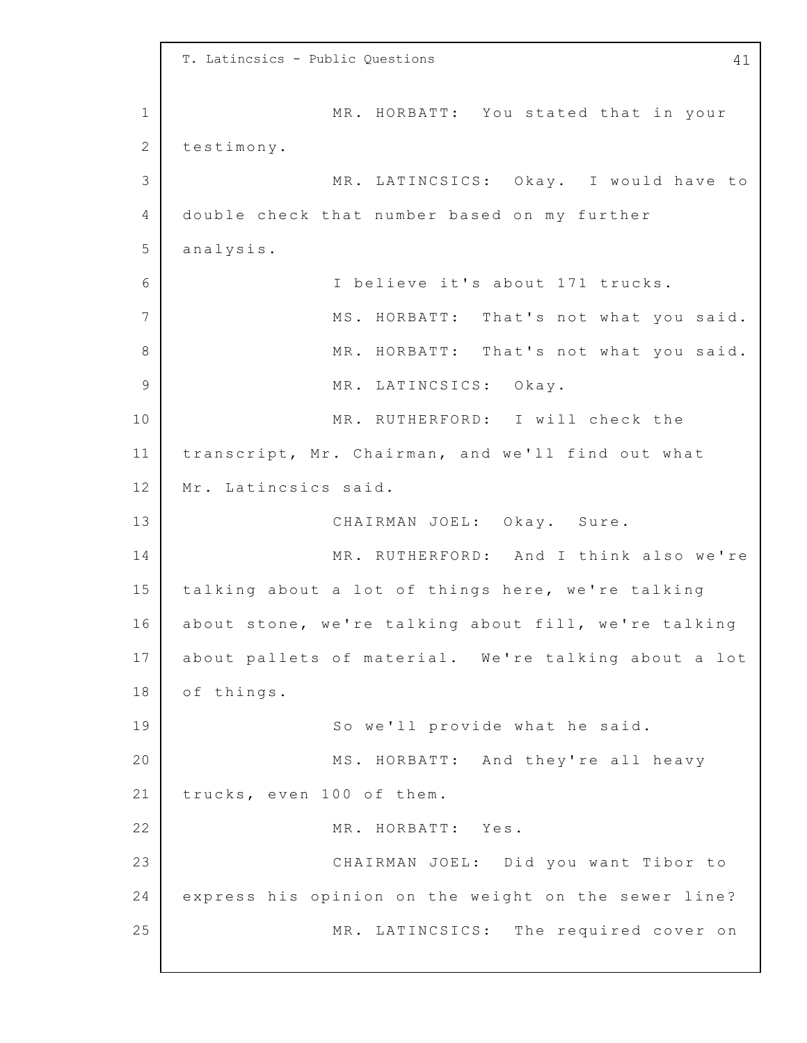MR. HORBATT: You stated that in your testimony.

MR. LATINCSICS: Okay. I would have to double check that number based on my further analysis.

I believe it's about 171 trucks.

MS. HORBATT: That's not what you said.

MR. HORBATT: That's not what you said.

MR. LATINCSICS: Okay.

MR. RUTHERFORD: I will check the transcript, Mr. Chairman, and we'll find out what Mr. Latincsics said.

CHAIRMAN JOEL: Okay. Sure.

MR. RUTHERFORD: And I think also we're talking about a lot of things here, we're talking about stone, we're talking about fill, we're talking about pallets of material. We're talking about a lot of things.

So we'll provide what he said.

MS. HORBATT: And they're all heavy trucks, even 100 of them.

MR. HORBATT: Yes.

CHAIRMAN JOEL: Did you want Tibor to express his opinion on the weight on the sewer line?

MR. LATINCSICS: The required cover on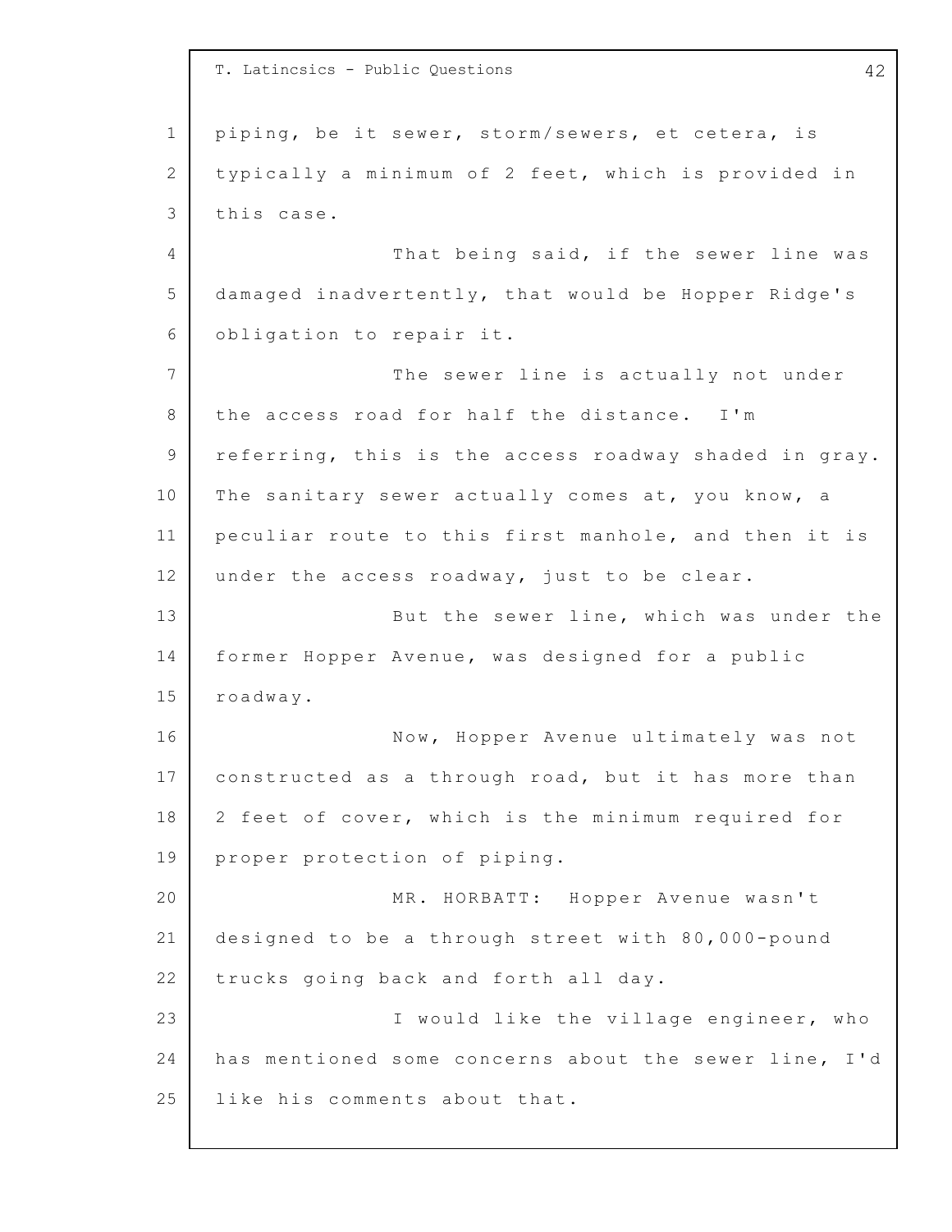piping, be it sewer, storm/sewers, et cetera, is typically a minimum of 2 feet, which is provided in this case.

That being said, if the sewer line was damaged inadvertently, that would be Hopper Ridge's obligation to repair it.

The sewer line is actually not under the access road for half the distance. I'm referring, this is the access roadway shaded in gray. The sanitary sewer actually comes at, you know, a peculiar route to this first manhole, and then it is under the access roadway, just to be clear.

But the sewer line, which was under the former Hopper Avenue, was designed for a public roadway.

Now, Hopper Avenue ultimately was not constructed as a through road, but it has more than 2 feet of cover, which is the minimum required for proper protection of piping.

MR. HORBATT: Hopper Avenue wasn't designed to be a through street with 80,000-pound trucks going back and forth all day.

I would like the village engineer, who has mentioned some concerns about the sewer line, I'd like his comments about that.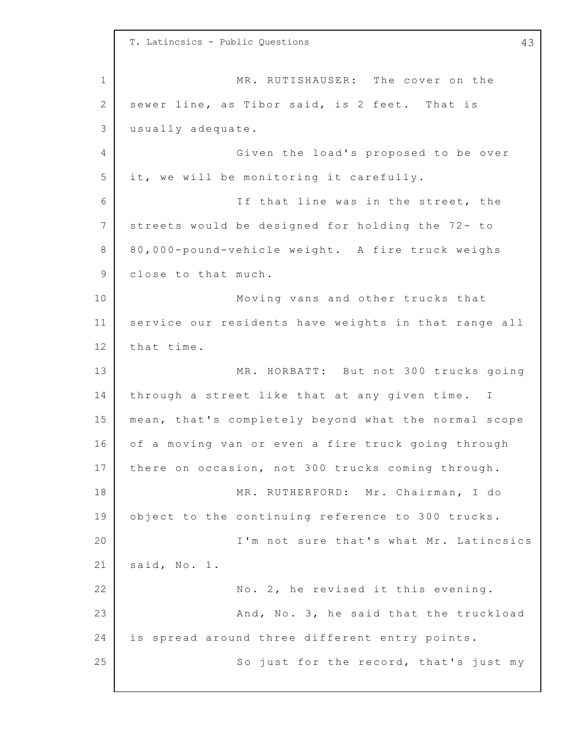MR. RUTISHAUSER: The cover on the sewer line, as Tibor said, is 2 feet. That is usually adequate.

Given the load's proposed to be over it, we will be monitoring it carefully.

If that line was in the street, the streets would be designed for holding the 72- to 80,000-pound-vehicle weight. A fire truck weighs close to that much.

Moving vans and other trucks that service our residents have weights in that range all that time.

MR. HORBATT: But not 300 trucks going through a street like that at any given time. I mean, that's completely beyond what the normal scope of a moving van or even a fire truck going through there on occasion, not 300 trucks coming through.

MR. RUTHERFORD: Mr. Chairman, I do object to the continuing reference to 300 trucks.

I'm not sure that's what Mr. Latincsics said, No. 1.

No. 2, he revised it this evening.

And, No. 3, he said that the truckload is spread around three different entry points.

So just for the record, that's just my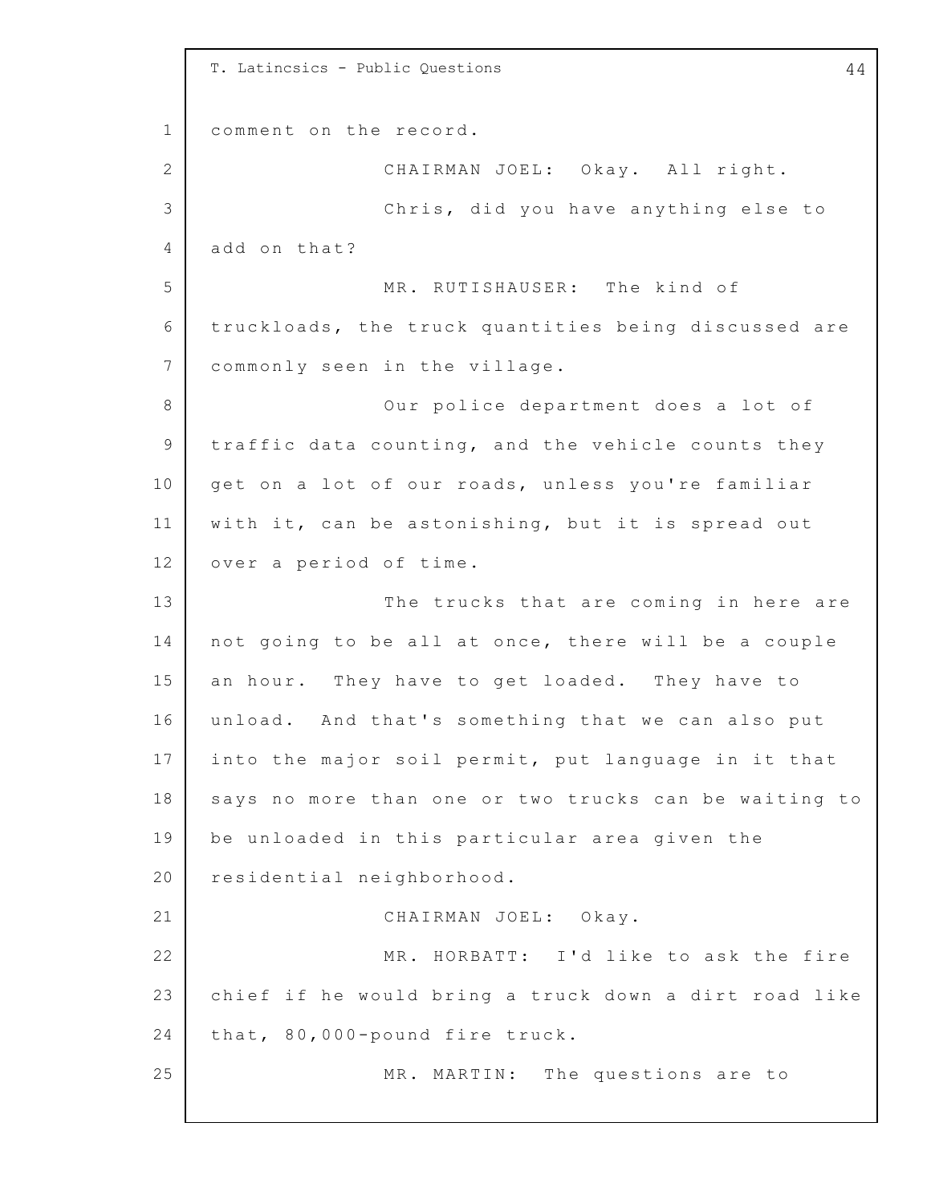comment on the record.

CHAIRMAN JOEL: Okay. All right.

Chris, did you have anything else to add on that?

MR. RUTISHAUSER: The kind of truckloads, the truck quantities being discussed are commonly seen in the village.

Our police department does a lot of traffic data counting, and the vehicle counts they get on a lot of our roads, unless you're familiar with it, can be astonishing, but it is spread out over a period of time.

The trucks that are coming in here are not going to be all at once, there will be a couple an hour. They have to get loaded. They have to unload. And that's something that we can also put into the major soil permit, put language in it that says no more than one or two trucks can be waiting to be unloaded in this particular area given the residential neighborhood.

CHAIRMAN JOEL: Okay.

MR. HORBATT: I'd like to ask the fire chief if he would bring a truck down a dirt road like that, 80,000-pound fire truck.

MR. MARTIN: The questions are to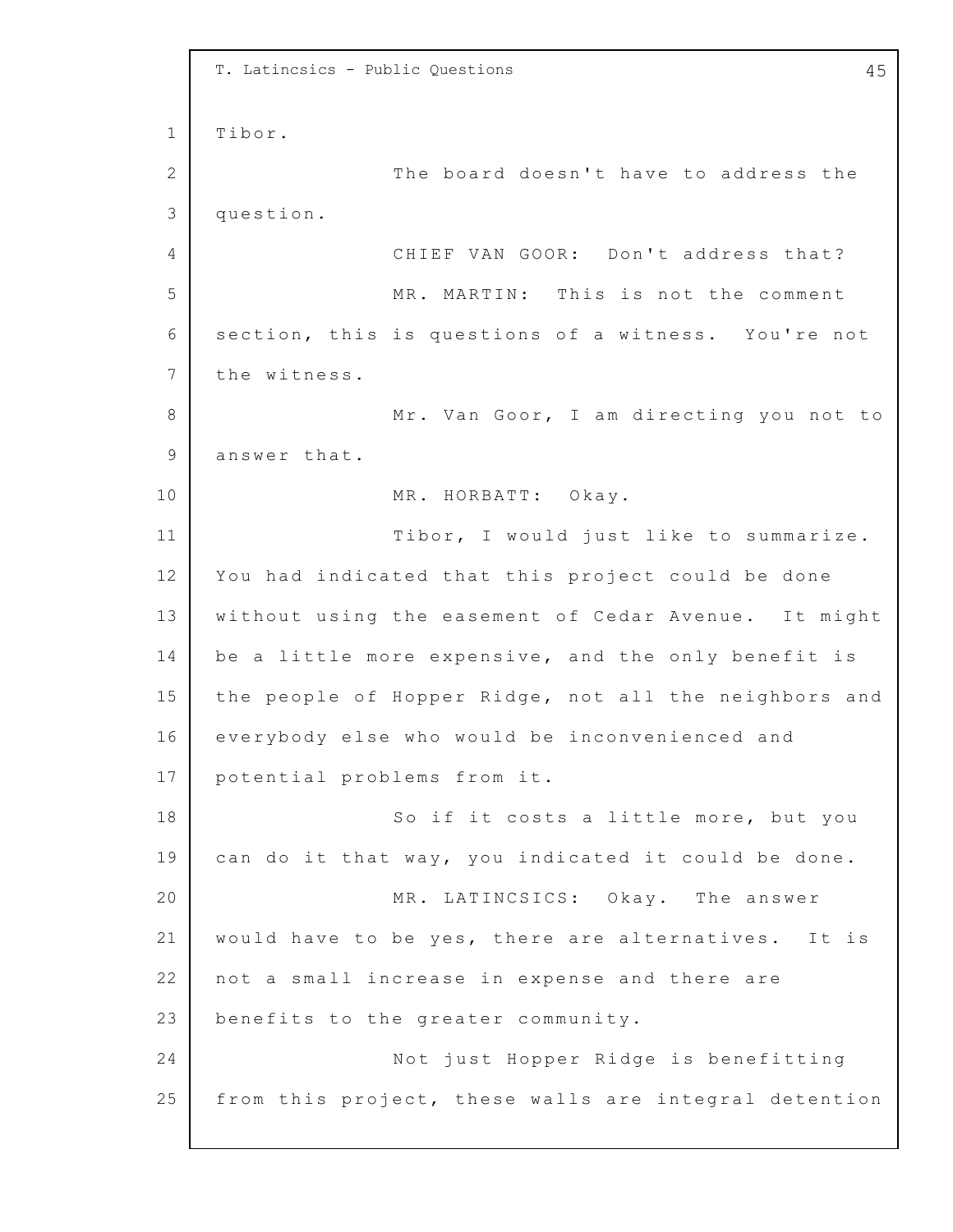Tibor.

The board doesn't have to address the question.

CHIEF VAN GOOR: Don't address that?

MR. MARTIN: This is not the comment section, this is questions of a witness. You're not the witness.

Mr. Van Goor, I am directing you not to answer that.

MR. HORBATT: Okay.

Tibor, I would just like to summarize. You had indicated that this project could be done without using the easement of Cedar Avenue. It might be a little more expensive, and the only benefit is the people of Hopper Ridge, not all the neighbors and everybody else who would be inconvenienced and potential problems from it.

So if it costs a little more, but you can do it that way, you indicated it could be done.

MR. LATINCSICS: Okay. The answer would have to be yes, there are alternatives. It is not a small increase in expense and there are benefits to the greater community.

Not just Hopper Ridge is benefitting from this project, these walls are integral detention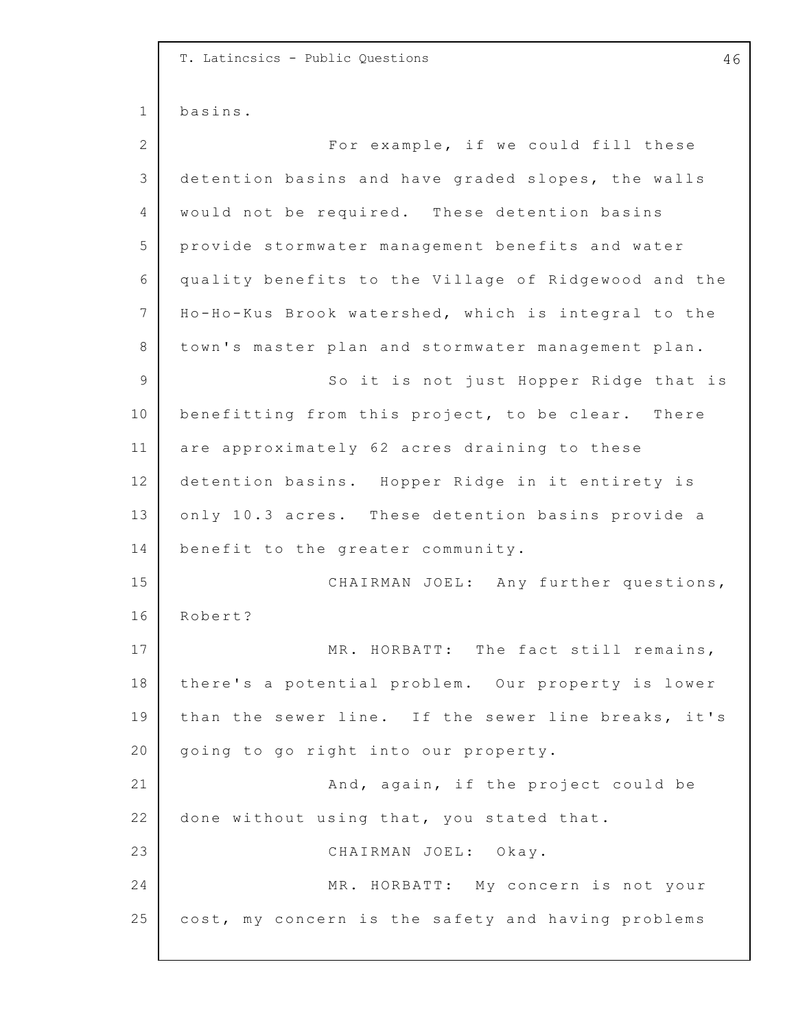basins.

For example, if we could fill these detention basins and have graded slopes, the walls would not be required. These detention basins provide stormwater management benefits and water quality benefits to the Village of Ridgewood and the Ho-Ho-Kus Brook watershed, which is integral to the town's master plan and stormwater management plan.

So it is not just Hopper Ridge that is benefitting from this project, to be clear. There are approximately 62 acres draining to these detention basins. Hopper Ridge in it entirety is only 10.3 acres. These detention basins provide a benefit to the greater community.

CHAIRMAN JOEL: Any further questions, Robert?

MR. HORBATT: The fact still remains, there's a potential problem. Our property is lower than the sewer line. If the sewer line breaks, it's going to go right into our property.

And, again, if the project could be done without using that, you stated that.

CHAIRMAN JOEL: Okay.

MR. HORBATT: My concern is not your cost, my concern is the safety and having problems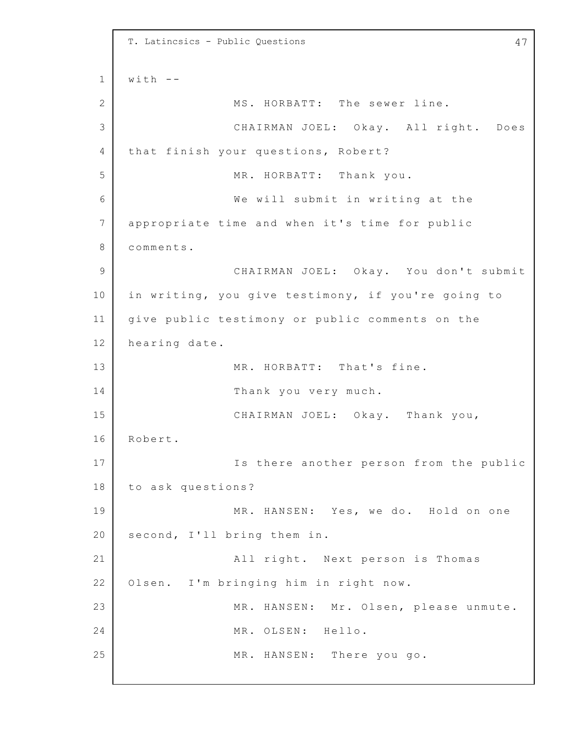with --

MS. HORBATT: The sewer line.

CHAIRMAN JOEL: Okay. All right. Does that finish your questions, Robert?

MR. HORBATT: Thank you.

We will submit in writing at the appropriate time and when it's time for public comments.

CHAIRMAN JOEL: Okay. You don't submit in writing, you give testimony, if you're going to give public testimony or public comments on the hearing date.

MR. HORBATT: That's fine.

Thank you very much.

CHAIRMAN JOEL: Okay. Thank you, Robert.

Is there another person from the public to ask questions?

MR. HANSEN: Yes, we do. Hold on one second, I'll bring them in.

All right. Next person is Thomas Olsen. I'm bringing him in right now.

MR. HANSEN: Mr. Olsen, please unmute.

MR. OLSEN: Hello.

MR. HANSEN: There you go.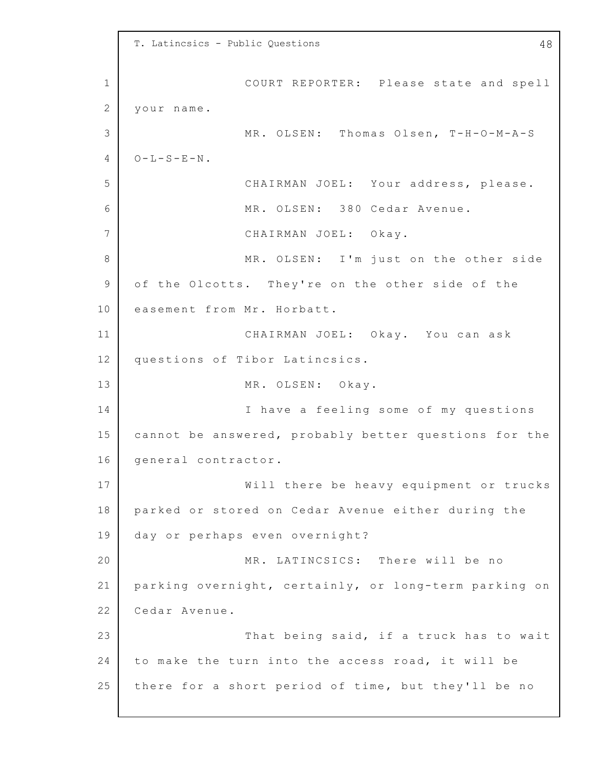COURT REPORTER: Please state and spell your name.

MR. OLSEN: Thomas Olsen, T-H-O-M-A-S O-L-S-E-N.

CHAIRMAN JOEL: Your address, please.

MR. OLSEN: 380 Cedar Avenue.

CHAIRMAN JOEL: Okay.

MR. OLSEN: I'm just on the other side of the Olcotts. They're on the other side of the easement from Mr. Horbatt.

CHAIRMAN JOEL: Okay. You can ask questions of Tibor Latincsics.

MR. OLSEN: Okay.

I have a feeling some of my questions cannot be answered, probably better questions for the general contractor.

Will there be heavy equipment or trucks parked or stored on Cedar Avenue either during the day or perhaps even overnight?

MR. LATINCSICS: There will be no parking overnight, certainly, or long-term parking on Cedar Avenue.

That being said, if a truck has to wait to make the turn into the access road, it will be there for a short period of time, but they'll be no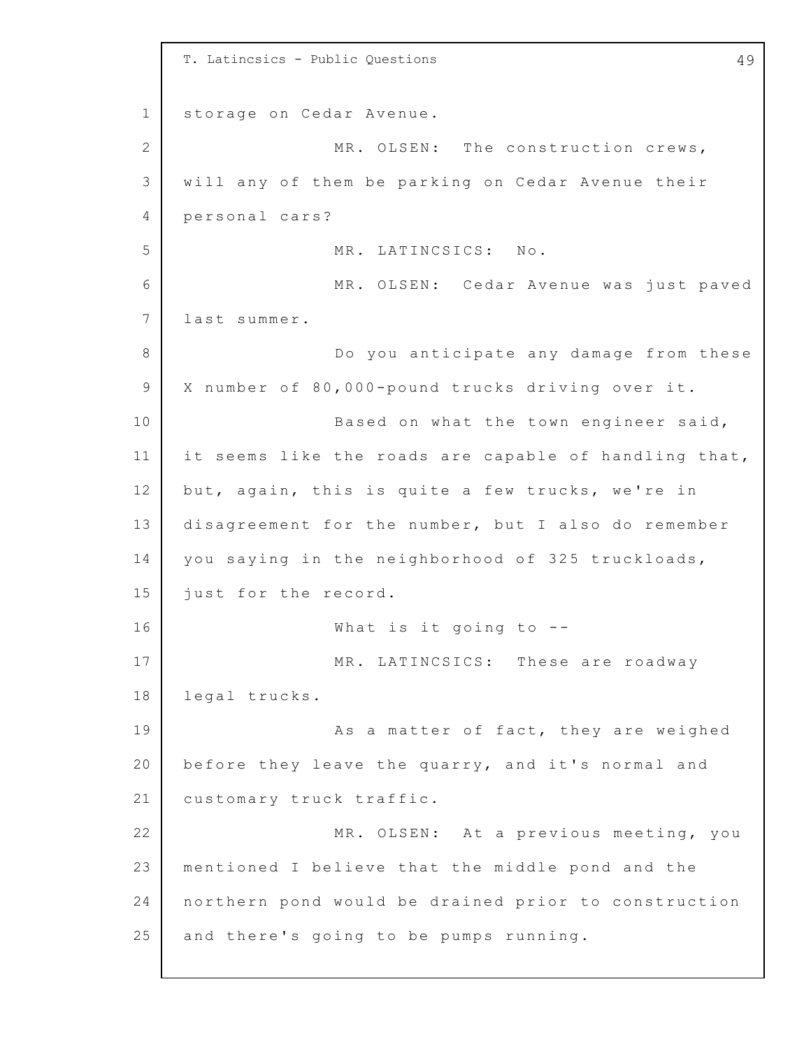storage on Cedar Avenue.

MR. OLSEN: The construction crews, will any of them be parking on Cedar Avenue their personal cars?

MR. LATINCSICS: No.

MR. OLSEN: Cedar Avenue was just paved last summer.

Do you anticipate any damage from these X number of 80,000-pound trucks driving over it.

Based on what the town engineer said, it seems like the roads are capable of handling that, but, again, this is quite a few trucks, we're in disagreement for the number, but I also do remember you saying in the neighborhood of 325 truckloads, just for the record.

What is it going to --

MR. LATINCSICS: These are roadway legal trucks.

As a matter of fact, they are weighed before they leave the quarry, and it's normal and customary truck traffic.

MR. OLSEN: At a previous meeting, you mentioned I believe that the middle pond and the northern pond would be drained prior to construction and there's going to be pumps running.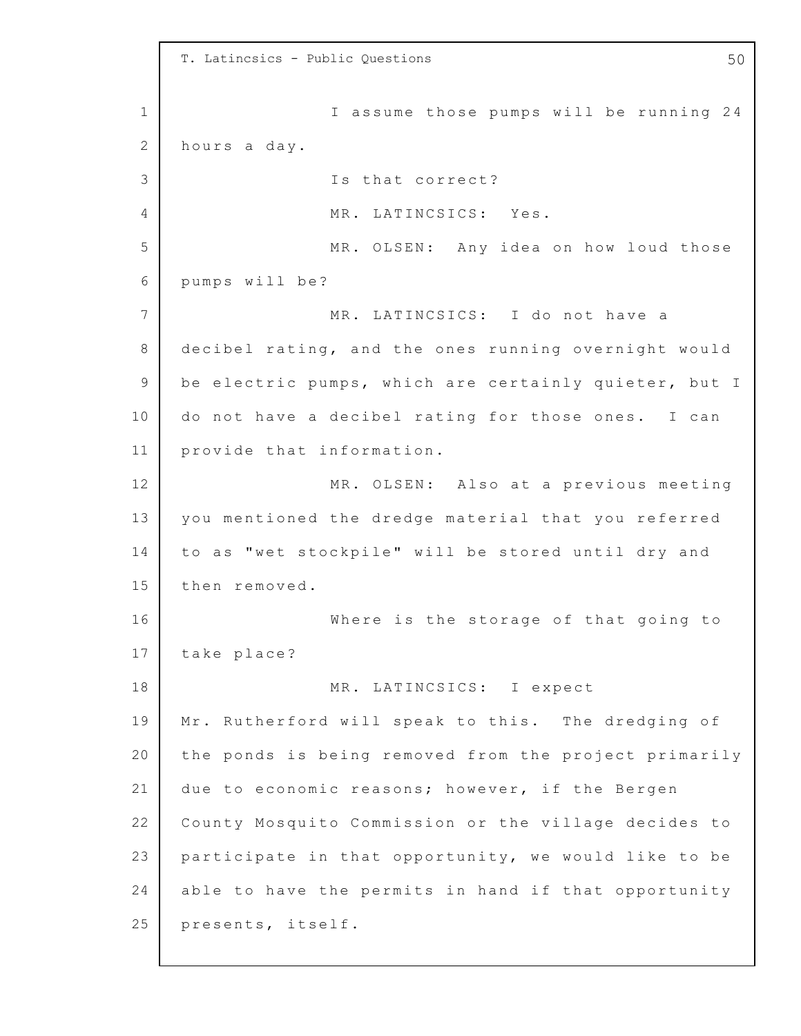I assume those pumps will be running 24 hours a day.

Is that correct?

MR. LATINCSICS: Yes.

MR. OLSEN: Any idea on how loud those pumps will be?

MR. LATINCSICS: I do not have a decibel rating, and the ones running overnight would be electric pumps, which are certainly quieter, but I do not have a decibel rating for those ones. I can provide that information.

MR. OLSEN: Also at a previous meeting you mentioned the dredge material that you referred to as "wet stockpile" will be stored until dry and then removed.

Where is the storage of that going to take place?

MR. LATINCSICS: I expect Mr. Rutherford will speak to this. The dredging of the ponds is being removed from the project primarily due to economic reasons; however, if the Bergen County Mosquito Commission or the village decides to participate in that opportunity, we would like to be able to have the permits in hand if that opportunity presents, itself.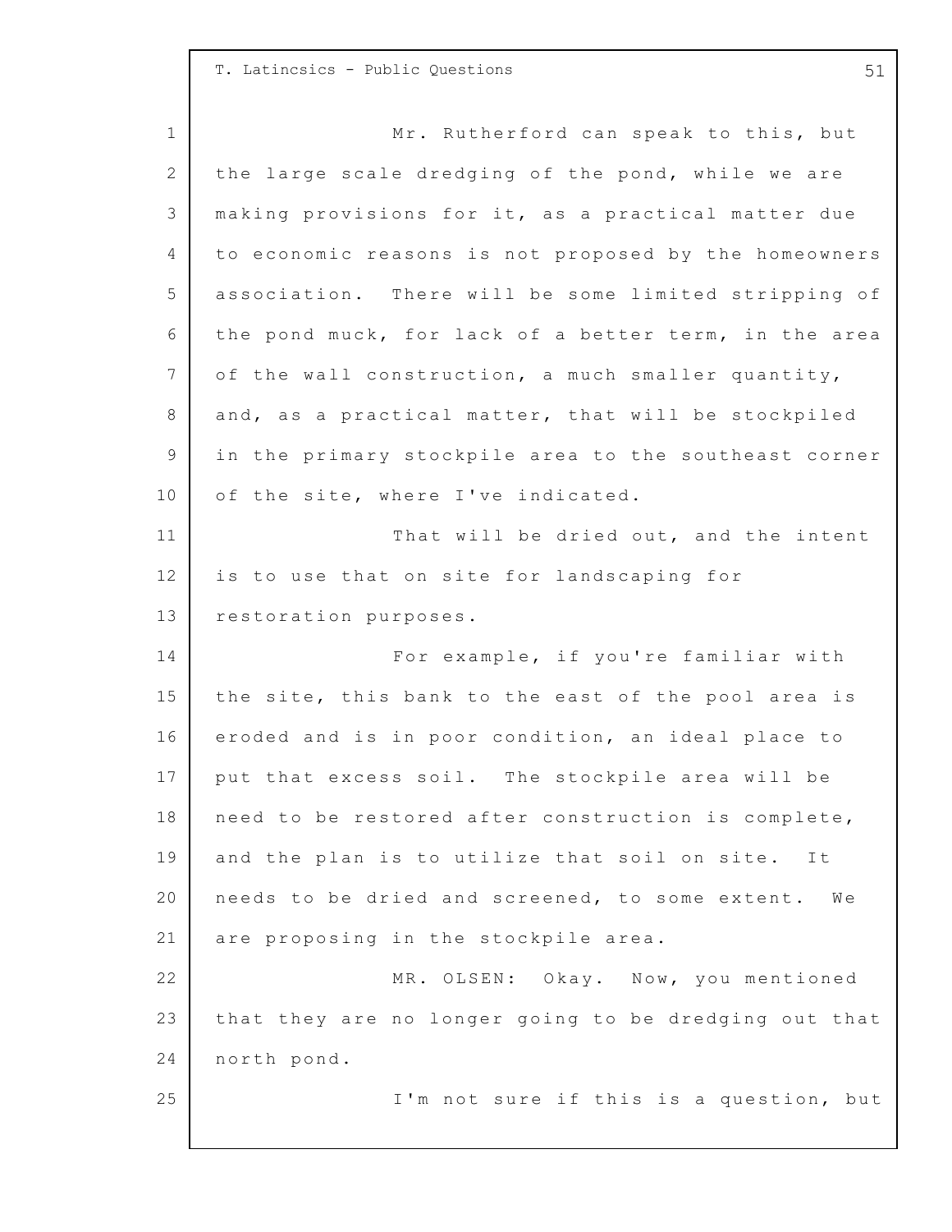Mr. Rutherford can speak to this, but the large scale dredging of the pond, while we are making provisions for it, as a practical matter due to economic reasons is not proposed by the homeowners association. There will be some limited stripping of the pond muck, for lack of a better term, in the area of the wall construction, a much smaller quantity, and, as a practical matter, that will be stockpiled in the primary stockpile area to the southeast corner of the site, where I've indicated.

That will be dried out, and the intent is to use that on site for landscaping for restoration purposes.

For example, if you're familiar with the site, this bank to the east of the pool area is eroded and is in poor condition, an ideal place to put that excess soil. The stockpile area will be need to be restored after construction is complete, and the plan is to utilize that soil on site. It needs to be dried and screened, to some extent. We are proposing in the stockpile area.

MR. OLSEN: Okay. Now, you mentioned that they are no longer going to be dredging out that north pond.

I'm not sure if this is a question, but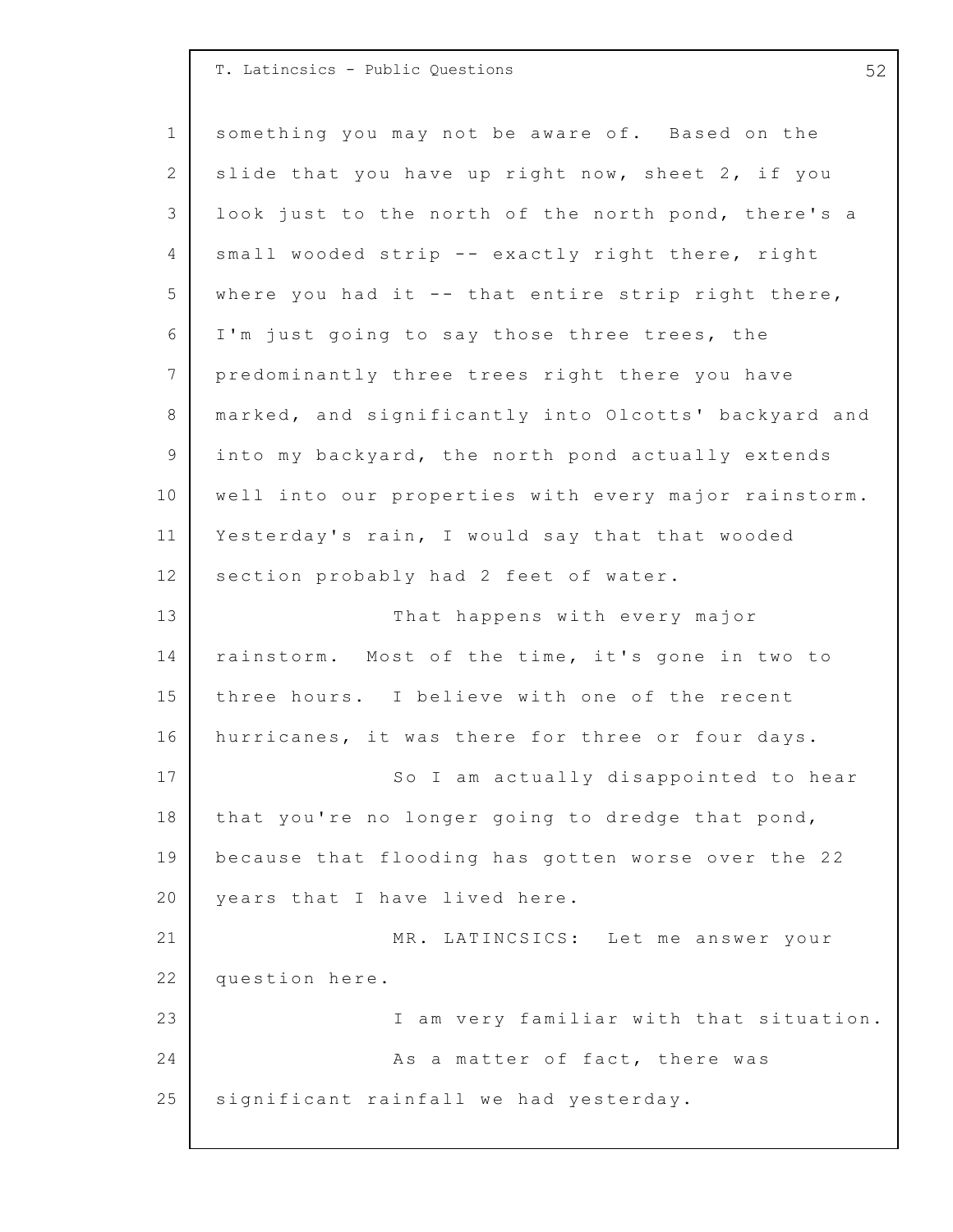something you may not be aware of. Based on the slide that you have up right now, sheet 2, if you look just to the north of the north pond, there's a small wooded strip -- exactly right there, right where you had it -- that entire strip right there, I'm just going to say those three trees, the predominantly three trees right there you have marked, and significantly into Olcotts' backyard and into my backyard, the north pond actually extends well into our properties with every major rainstorm. Yesterday's rain, I would say that that wooded section probably had 2 feet of water.

That happens with every major rainstorm. Most of the time, it's gone in two to three hours. I believe with one of the recent hurricanes, it was there for three or four days.

So I am actually disappointed to hear that you're no longer going to dredge that pond, because that flooding has gotten worse over the 22 years that I have lived here.

MR. LATINCSICS: Let me answer your question here.

I am very familiar with that situation.

As a matter of fact, there was significant rainfall we had yesterday.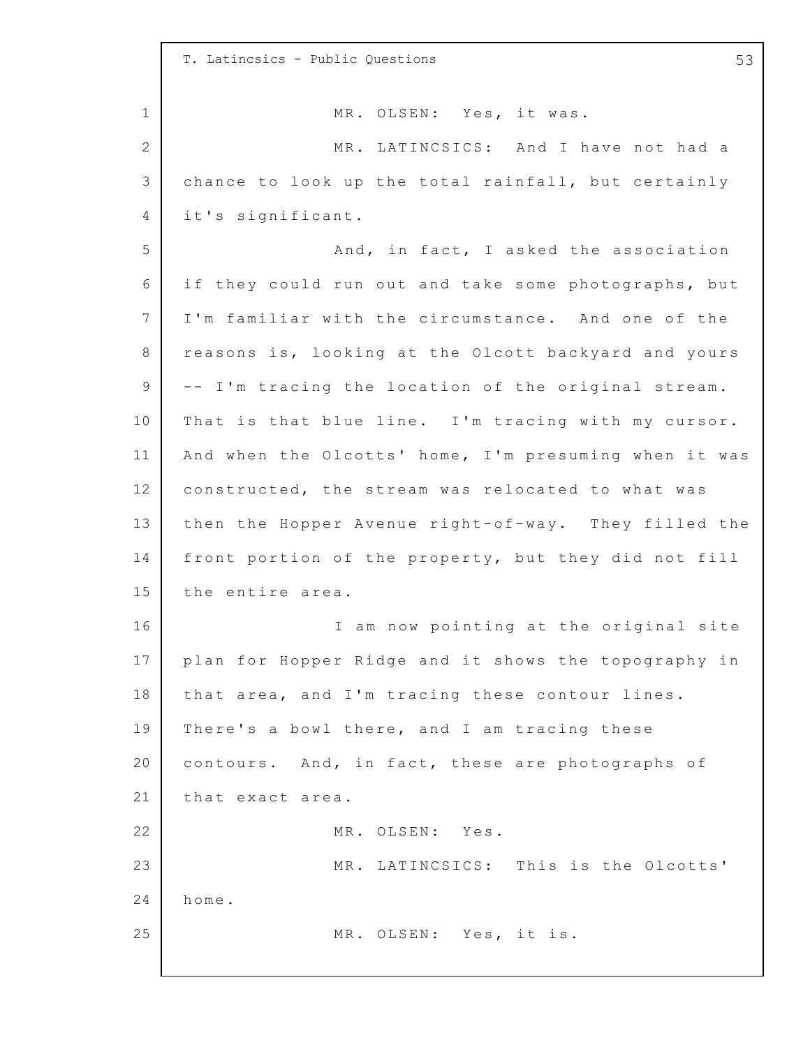MR. OLSEN: Yes, it was.

MR. LATINCSICS: And I have not had a chance to look up the total rainfall, but certainly it's significant.

And, in fact, I asked the association if they could run out and take some photographs, but I'm familiar with the circumstance. And one of the reasons is, looking at the Olcott backyard and yours -- I'm tracing the location of the original stream. That is that blue line. I'm tracing with my cursor. And when the Olcotts' home, I'm presuming when it was constructed, the stream was relocated to what was then the Hopper Avenue right-of-way. They filled the front portion of the property, but they did not fill the entire area.

I am now pointing at the original site plan for Hopper Ridge and it shows the topography in that area, and I'm tracing these contour lines. There's a bowl there, and I am tracing these contours. And, in fact, these are photographs of that exact area.

MR. OLSEN: Yes.

MR. LATINCSICS: This is the Olcotts' home.

MR. OLSEN: Yes, it is.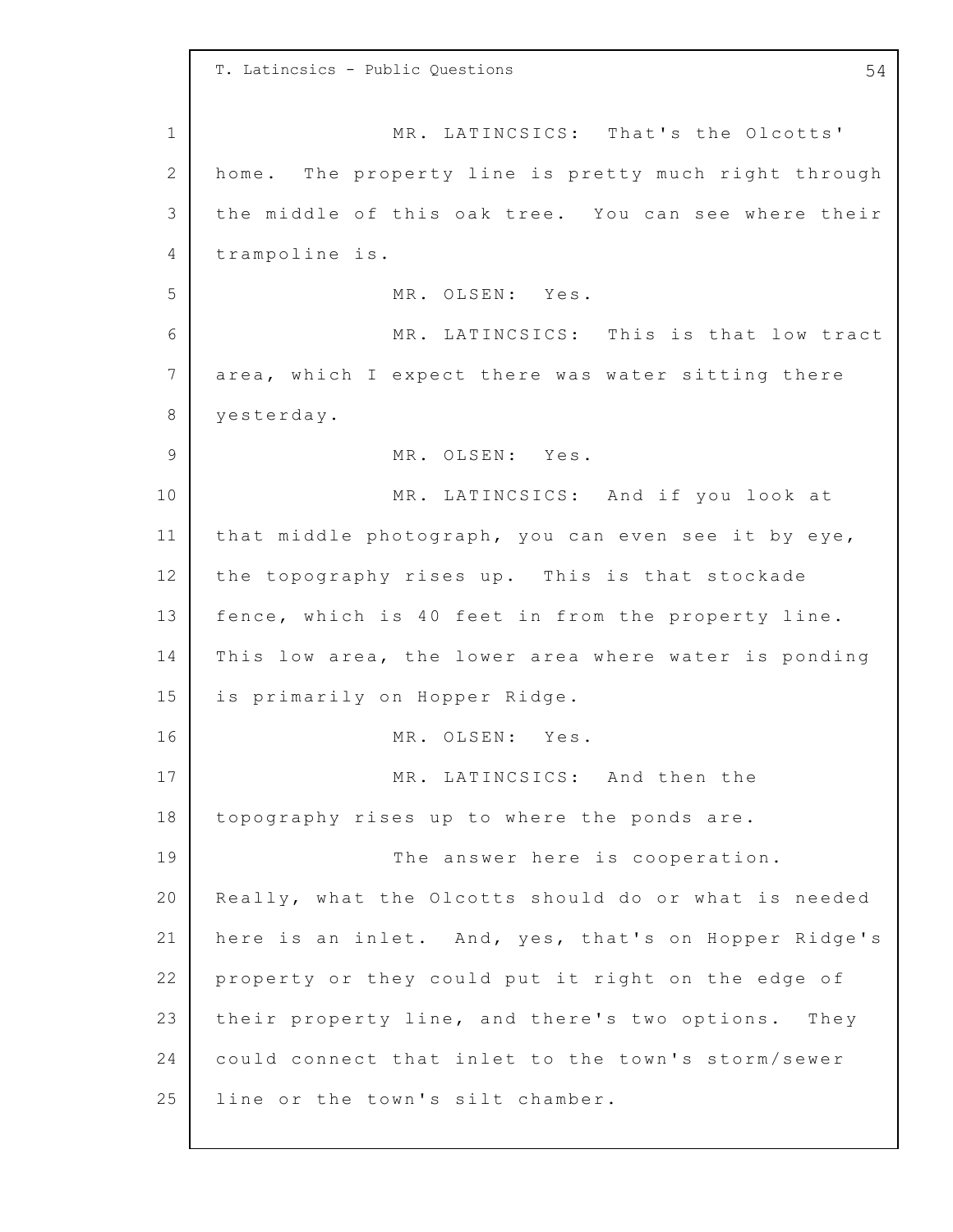MR. LATINCSICS: That's the Olcotts' home. The property line is pretty much right through the middle of this oak tree. You can see where their trampoline is.

MR. OLSEN: Yes.

MR. LATINCSICS: This is that low tract area, which I expect there was water sitting there yesterday.

MR. OLSEN: Yes.

MR. LATINCSICS: And if you look at that middle photograph, you can even see it by eye, the topography rises up. This is that stockade fence, which is 40 feet in from the property line. This low area, the lower area where water is ponding is primarily on Hopper Ridge.

MR. OLSEN: Yes.

MR. LATINCSICS: And then the topography rises up to where the ponds are.

The answer here is cooperation. Really, what the Olcotts should do or what is needed here is an inlet. And, yes, that's on Hopper Ridge's property or they could put it right on the edge of their property line, and there's two options. They could connect that inlet to the town's storm/sewer line or the town's silt chamber.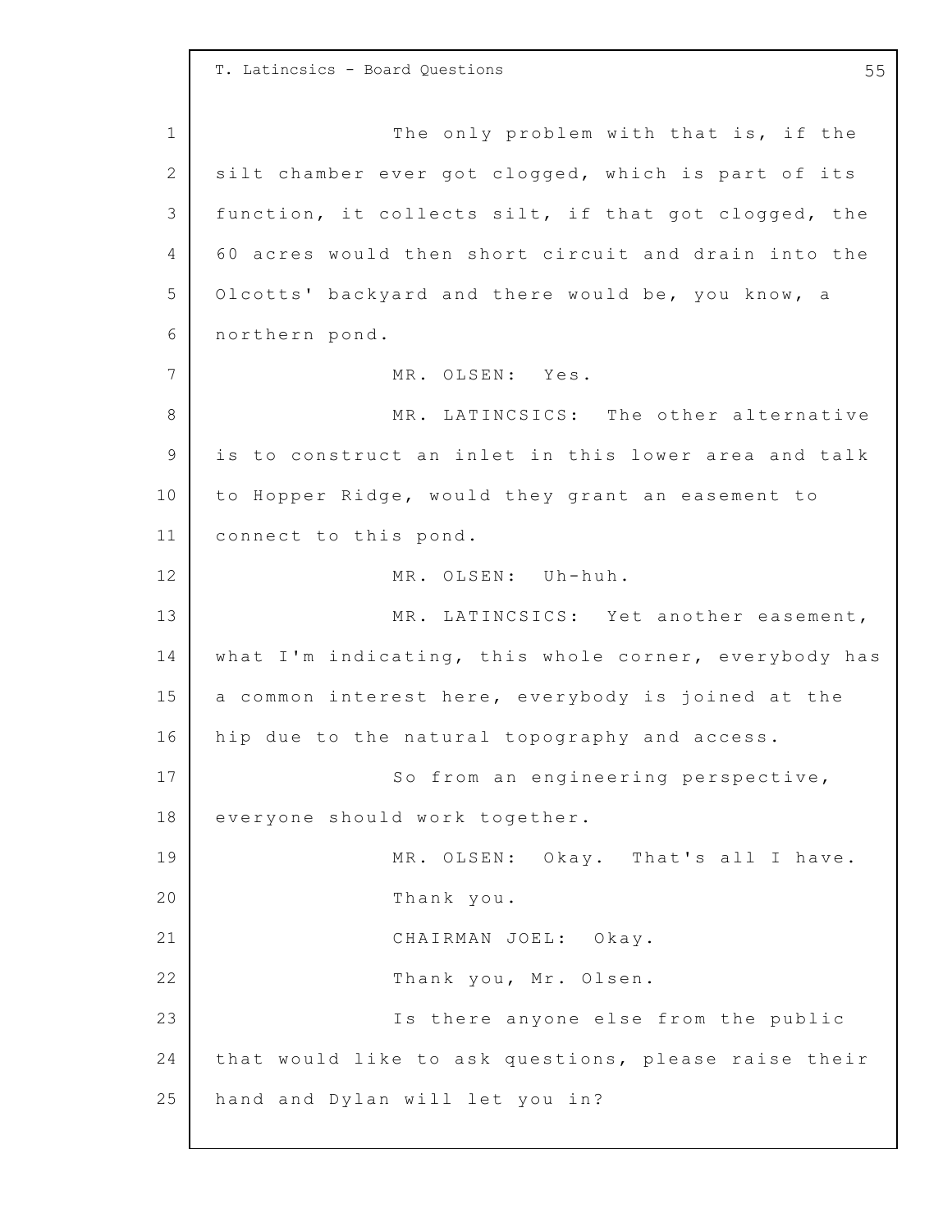The only problem with that is, if the silt chamber ever got clogged, which is part of its function, it collects silt, if that got clogged, the 60 acres would then short circuit and drain into the Olcotts' backyard and there would be, you know, a northern pond.

MR. OLSEN: Yes.

MR. LATINCSICS: The other alternative is to construct an inlet in this lower area and talk to Hopper Ridge, would they grant an easement to connect to this pond.

MR. OLSEN: Uh-huh.

MR. LATINCSICS: Yet another easement, what I'm indicating, this whole corner, everybody has a common interest here, everybody is joined at the hip due to the natural topography and access.

So from an engineering perspective, everyone should work together.

MR. OLSEN: Okay. That's all I have.

Thank you.

CHAIRMAN JOEL: Okay.

Thank you, Mr. Olsen.

Is there anyone else from the public that would like to ask questions, please raise their hand and Dylan will let you in?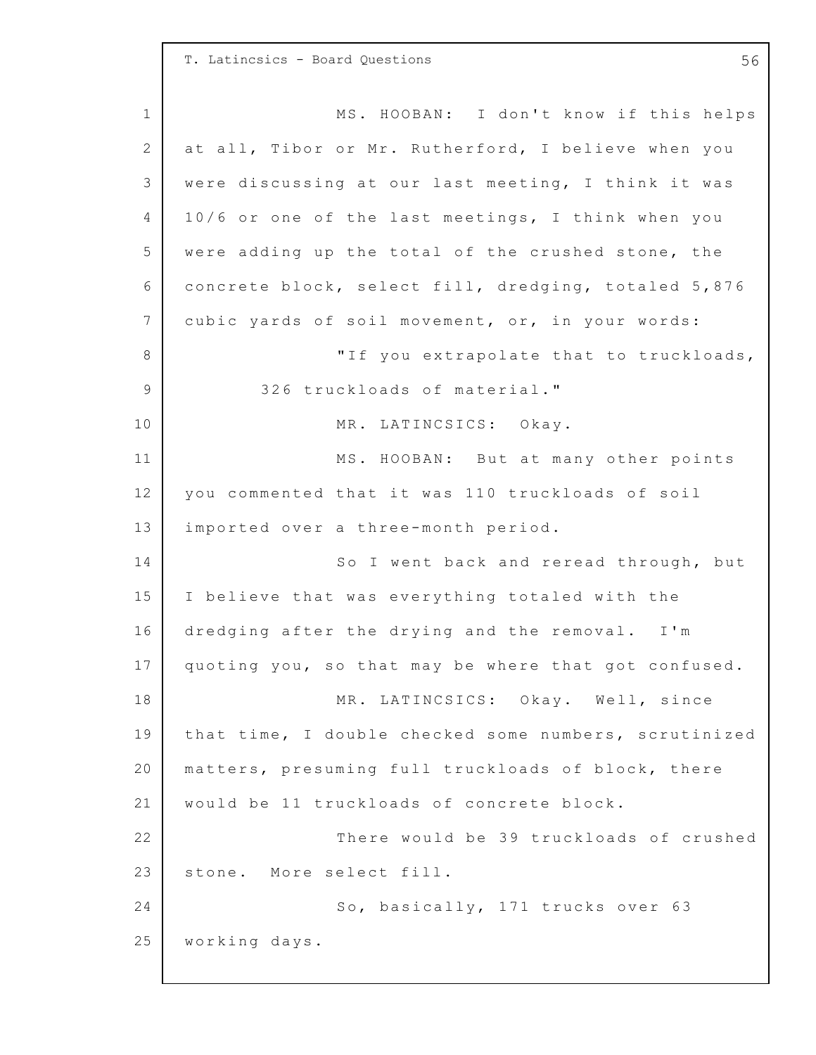MS. HOOBAN: I don't know if this helps at all, Tibor or Mr. Rutherford, I believe when you were discussing at our last meeting, I think it was 10/6 or one of the last meetings, I think when you were adding up the total of the crushed stone, the concrete block, select fill, dredging, totaled 5,876 cubic yards of soil movement, or, in your words:

"If you extrapolate that to truckloads, 326 truckloads of material."

MR. LATINCSICS: Okay.

MS. HOOBAN: But at many other points you commented that it was 110 truckloads of soil imported over a three-month period.

So I went back and reread through, but I believe that was everything totaled with the dredging after the drying and the removal. I'm quoting you, so that may be where that got confused.

MR. LATINCSICS: Okay. Well, since that time, I double checked some numbers, scrutinized matters, presuming full truckloads of block, there would be 11 truckloads of concrete block.

There would be 39 truckloads of crushed stone. More select fill.

So, basically, 171 trucks over 63 working days.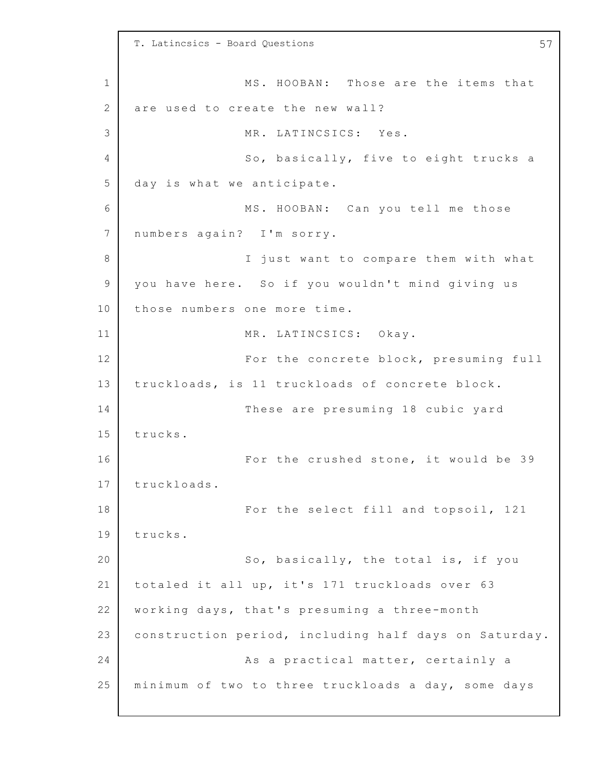MS. HOOBAN: Those are the items that are used to create the new wall?

MR. LATINCSICS: Yes.

So, basically, five to eight trucks a day is what we anticipate.

MS. HOOBAN: Can you tell me those numbers again? I'm sorry.

I just want to compare them with what you have here. So if you wouldn't mind giving us those numbers one more time.

MR. LATINCSICS: Okay.

For the concrete block, presuming full truckloads, is 11 truckloads of concrete block.

These are presuming 18 cubic yard trucks.

For the crushed stone, it would be 39 truckloads.

For the select fill and topsoil, 121 trucks.

So, basically, the total is, if you totaled it all up, it's 171 truckloads over 63 working days, that's presuming a three-month construction period, including half days on Saturday.

As a practical matter, certainly a minimum of two to three truckloads a day, some days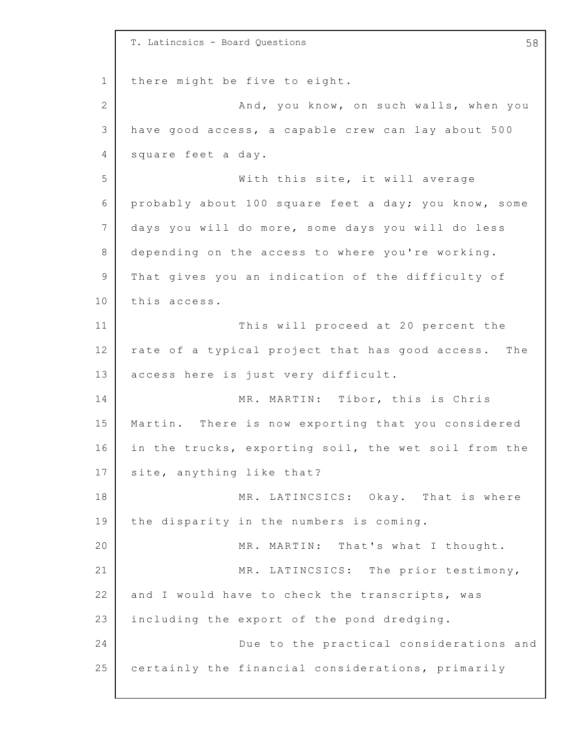there might be five to eight.

And, you know, on such walls, when you have good access, a capable crew can lay about 500 square feet a day.

With this site, it will average probably about 100 square feet a day; you know, some days you will do more, some days you will do less depending on the access to where you're working. That gives you an indication of the difficulty of this access.

This will proceed at 20 percent the rate of a typical project that has good access. The access here is just very difficult.

MR. MARTIN: Tibor, this is Chris Martin. There is now exporting that you considered in the trucks, exporting soil, the wet soil from the site, anything like that?

MR. LATINCSICS: Okay. That is where the disparity in the numbers is coming.

MR. MARTIN: That's what I thought.

MR. LATINCSICS: The prior testimony, and I would have to check the transcripts, was including the export of the pond dredging.

Due to the practical considerations and certainly the financial considerations, primarily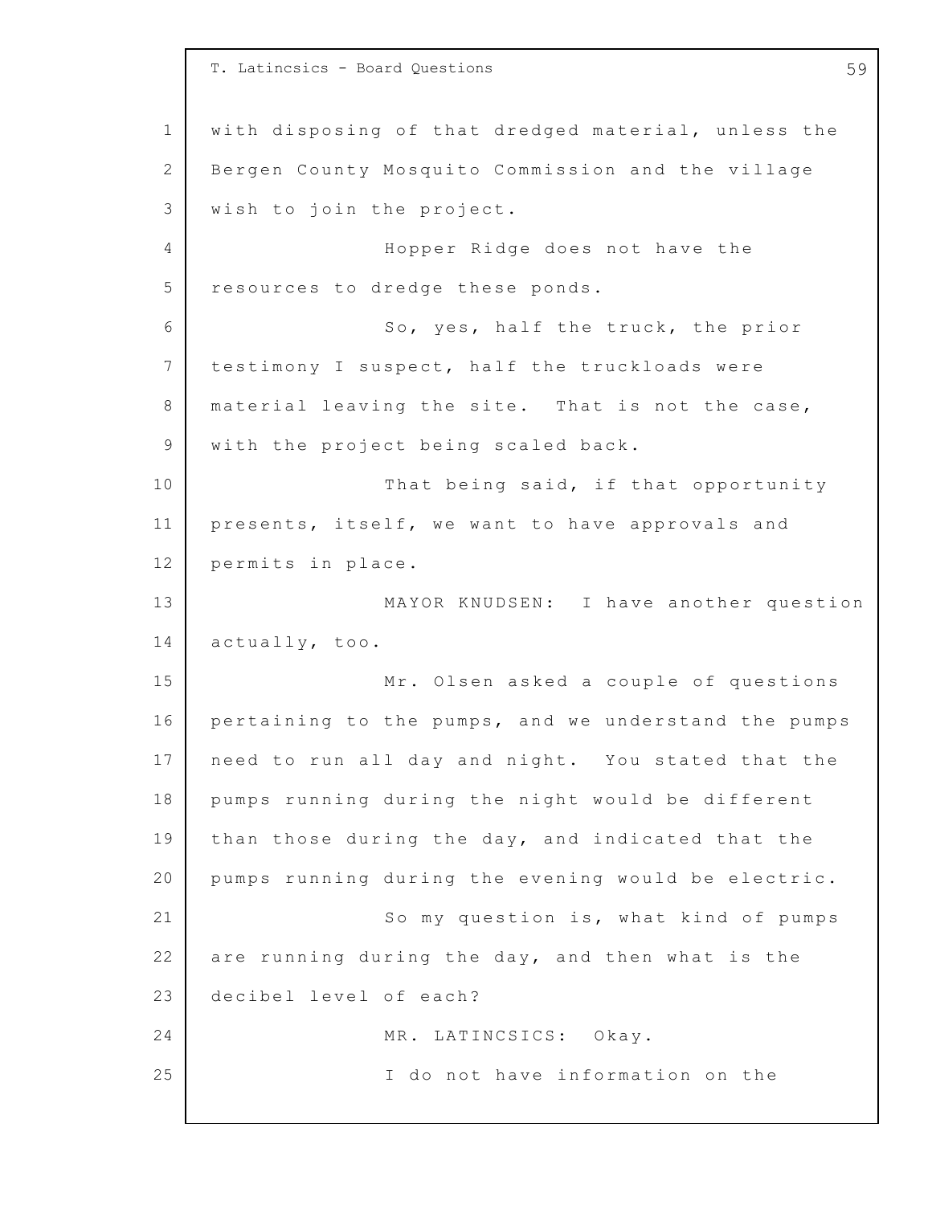with disposing of that dredged material, unless the Bergen County Mosquito Commission and the village wish to join the project.

Hopper Ridge does not have the resources to dredge these ponds.

So, yes, half the truck, the prior testimony I suspect, half the truckloads were material leaving the site. That is not the case, with the project being scaled back.

That being said, if that opportunity presents, itself, we want to have approvals and permits in place.

MAYOR KNUDSEN: I have another question actually, too.

Mr. Olsen asked a couple of questions pertaining to the pumps, and we understand the pumps need to run all day and night. You stated that the pumps running during the night would be different than those during the day, and indicated that the pumps running during the evening would be electric.

So my question is, what kind of pumps are running during the day, and then what is the decibel level of each?

MR. LATINCSICS: Okay.

I do not have information on the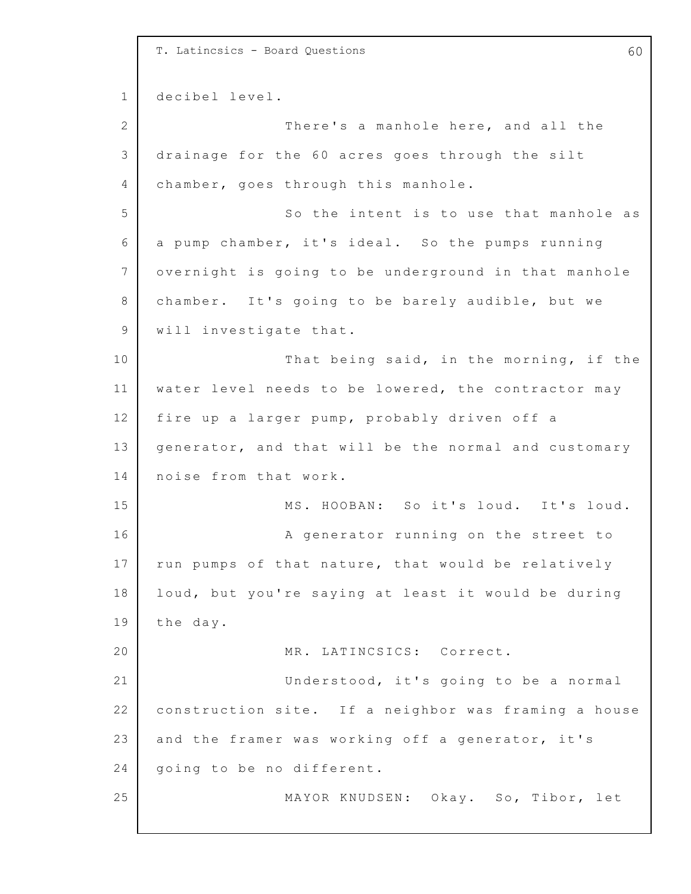decibel level.

There's a manhole here, and all the drainage for the 60 acres goes through the silt chamber, goes through this manhole.

So the intent is to use that manhole as a pump chamber, it's ideal. So the pumps running overnight is going to be underground in that manhole chamber. It's going to be barely audible, but we will investigate that.

That being said, in the morning, if the water level needs to be lowered, the contractor may fire up a larger pump, probably driven off a generator, and that will be the normal and customary noise from that work.

MS. HOOBAN: So it's loud. It's loud.

A generator running on the street to run pumps of that nature, that would be relatively loud, but you're saying at least it would be during the day.

MR. LATINCSICS: Correct.

Understood, it's going to be a normal construction site. If a neighbor was framing a house and the framer was working off a generator, it's going to be no different.

MAYOR KNUDSEN: Okay. So, Tibor, let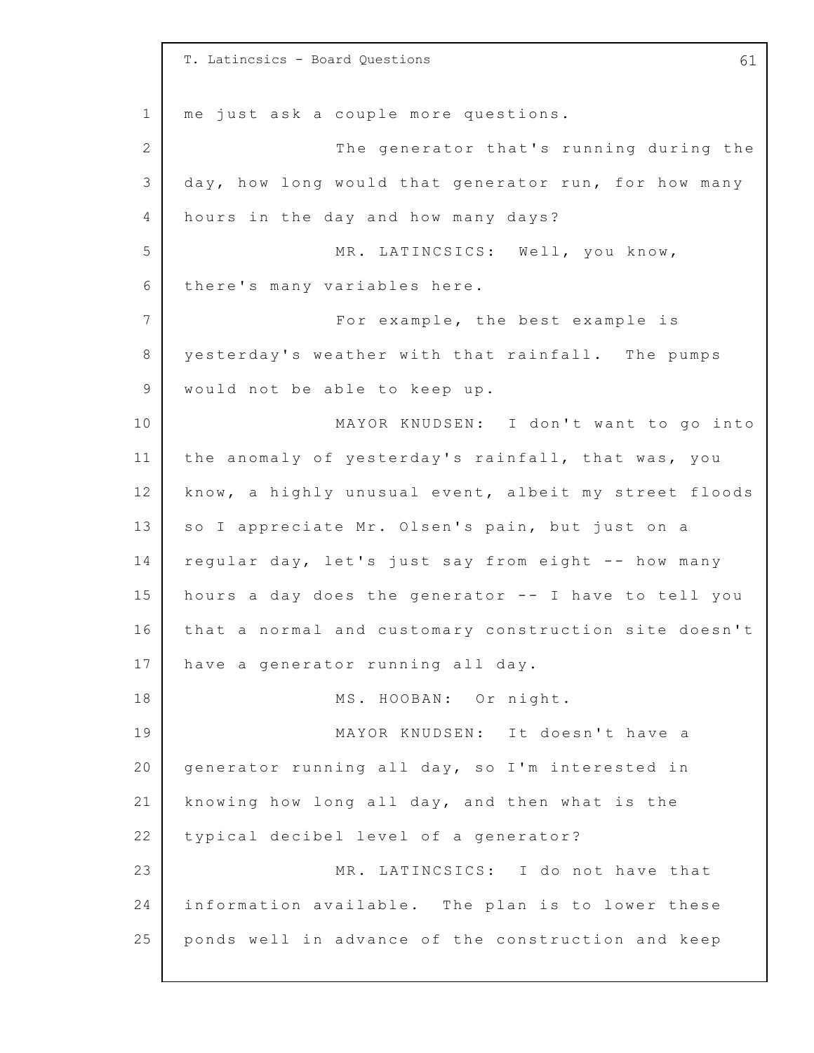me just ask a couple more questions.

The generator that's running during the day, how long would that generator run, for how many hours in the day and how many days?

MR. LATINCSICS: Well, you know, there's many variables here.

For example, the best example is yesterday's weather with that rainfall. The pumps would not be able to keep up.

MAYOR KNUDSEN: I don't want to go into the anomaly of yesterday's rainfall, that was, you know, a highly unusual event, albeit my street floods so I appreciate Mr. Olsen's pain, but just on a regular day, let's just say from eight -- how many hours a day does the generator -- I have to tell you that a normal and customary construction site doesn't have a generator running all day.

MS. HOOBAN: Or night.

MAYOR KNUDSEN: It doesn't have a generator running all day, so I'm interested in knowing how long all day, and then what is the typical decibel level of a generator?

MR. LATINCSICS: I do not have that information available. The plan is to lower these ponds well in advance of the construction and keep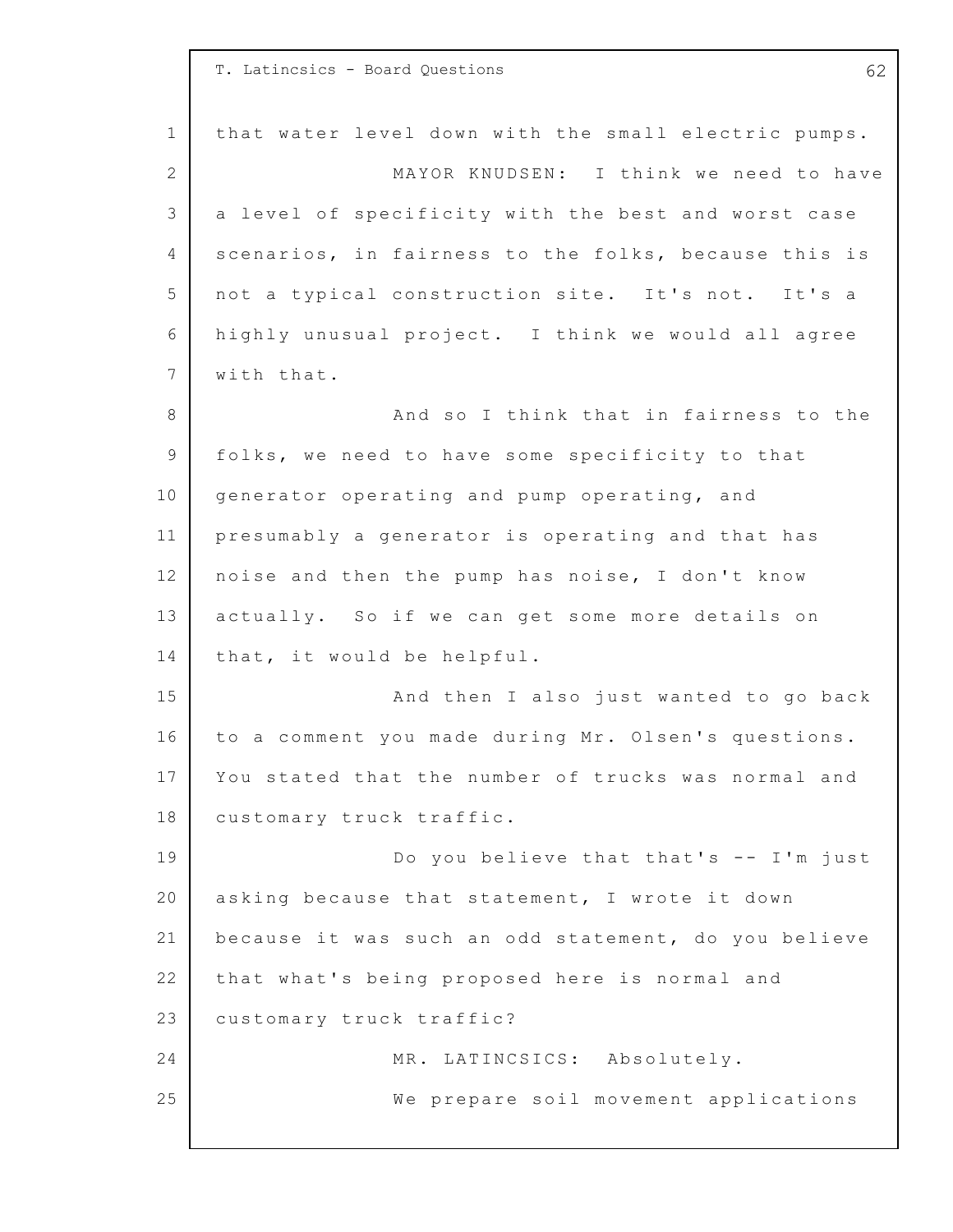that water level down with the small electric pumps.

MAYOR KNUDSEN: I think we need to have a level of specificity with the best and worst case scenarios, in fairness to the folks, because this is not a typical construction site. It's not. It's a highly unusual project. I think we would all agree with that.

And so I think that in fairness to the folks, we need to have some specificity to that generator operating and pump operating, and presumably a generator is operating and that has noise and then the pump has noise, I don't know actually. So if we can get some more details on that, it would be helpful.

And then I also just wanted to go back to a comment you made during Mr. Olsen's questions. You stated that the number of trucks was normal and customary truck traffic.

Do you believe that that's -- I'm just asking because that statement, I wrote it down because it was such an odd statement, do you believe that what's being proposed here is normal and customary truck traffic?

MR. LATINCSICS: Absolutely.

We prepare soil movement applications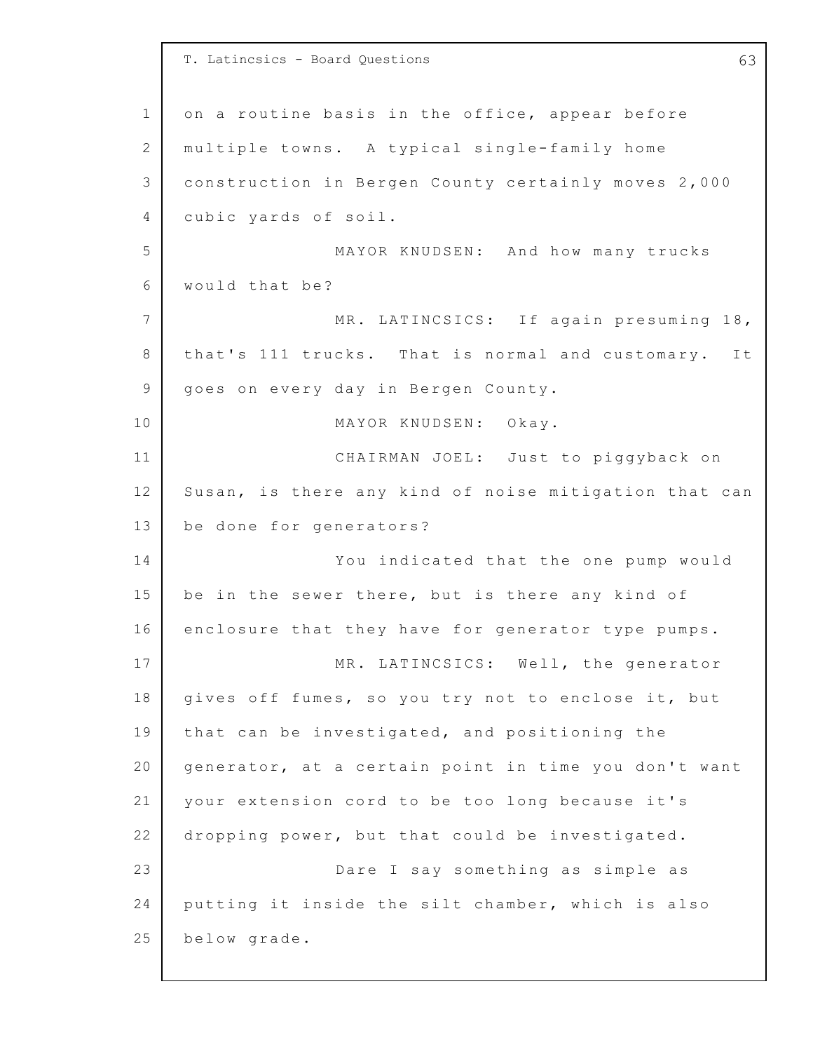on a routine basis in the office, appear before multiple towns. A typical single-family home construction in Bergen County certainly moves 2,000 cubic yards of soil.

MAYOR KNUDSEN: And how many trucks would that be?

MR. LATINCSICS: If again presuming 18, that's 111 trucks. That is normal and customary. It goes on every day in Bergen County.

MAYOR KNUDSEN: Okay.

CHAIRMAN JOEL: Just to piggyback on Susan, is there any kind of noise mitigation that can be done for generators?

You indicated that the one pump would be in the sewer there, but is there any kind of enclosure that they have for generator type pumps.

MR. LATINCSICS: Well, the generator gives off fumes, so you try not to enclose it, but that can be investigated, and positioning the generator, at a certain point in time you don't want your extension cord to be too long because it's dropping power, but that could be investigated.

Dare I say something as simple as putting it inside the silt chamber, which is also below grade.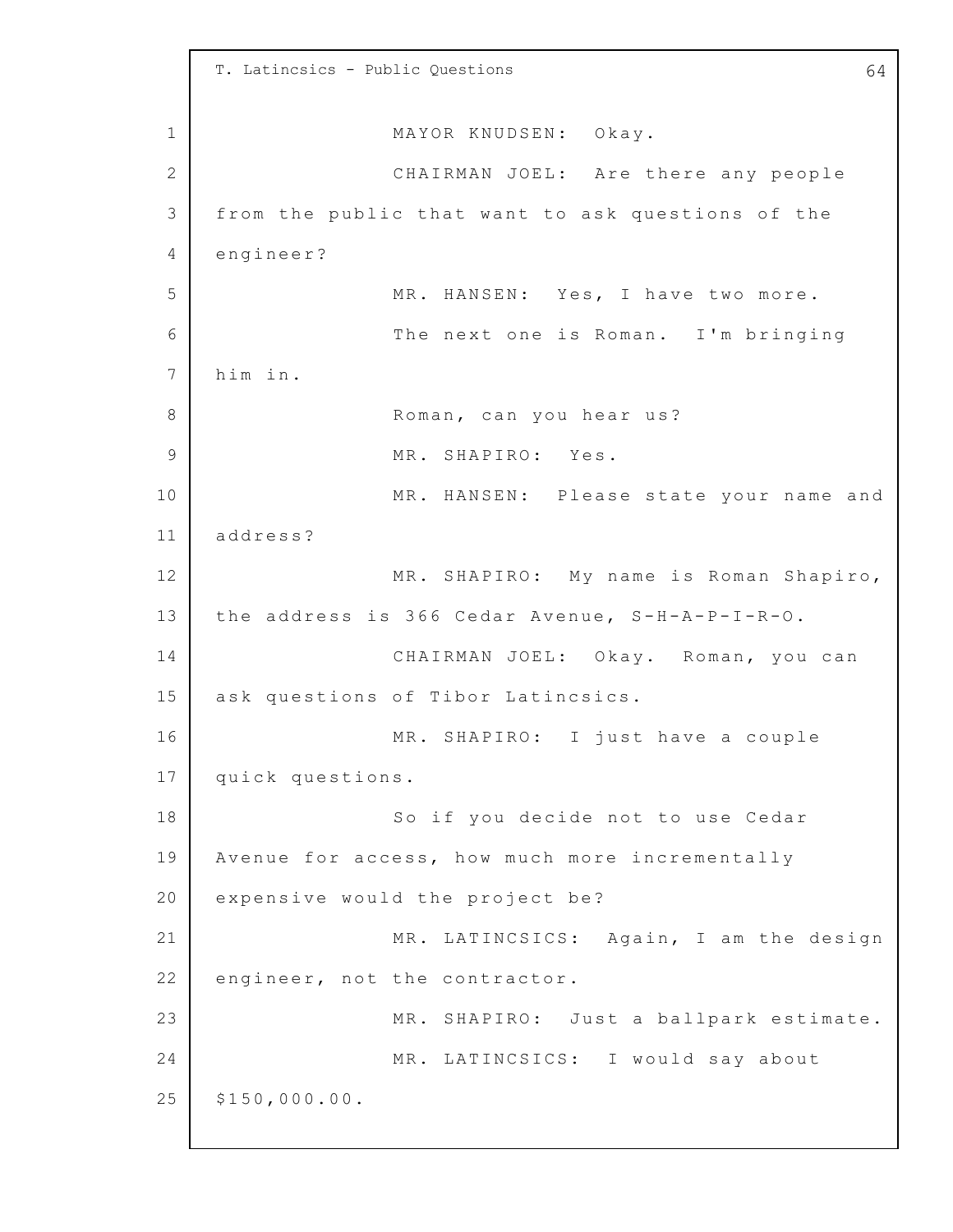MAYOR KNUDSEN: Okay.

CHAIRMAN JOEL: Are there any people from the public that want to ask questions of the engineer?

MR. HANSEN: Yes, I have two more.

The next one is Roman. I'm bringing him in.

Roman, can you hear us?

MR. SHAPIRO: Yes.

MR. HANSEN: Please state your name and address?

MR. SHAPIRO: My name is Roman Shapiro, the address is 366 Cedar Avenue, S-H-A-P-I-R-O.

CHAIRMAN JOEL: Okay. Roman, you can ask questions of Tibor Latincsics.

MR. SHAPIRO: I just have a couple quick questions.

So if you decide not to use Cedar Avenue for access, how much more incrementally expensive would the project be?

MR. LATINCSICS: Again, I am the design engineer, not the contractor.

MR. SHAPIRO: Just a ballpark estimate.

MR. LATINCSICS: I would say about $150,000.00.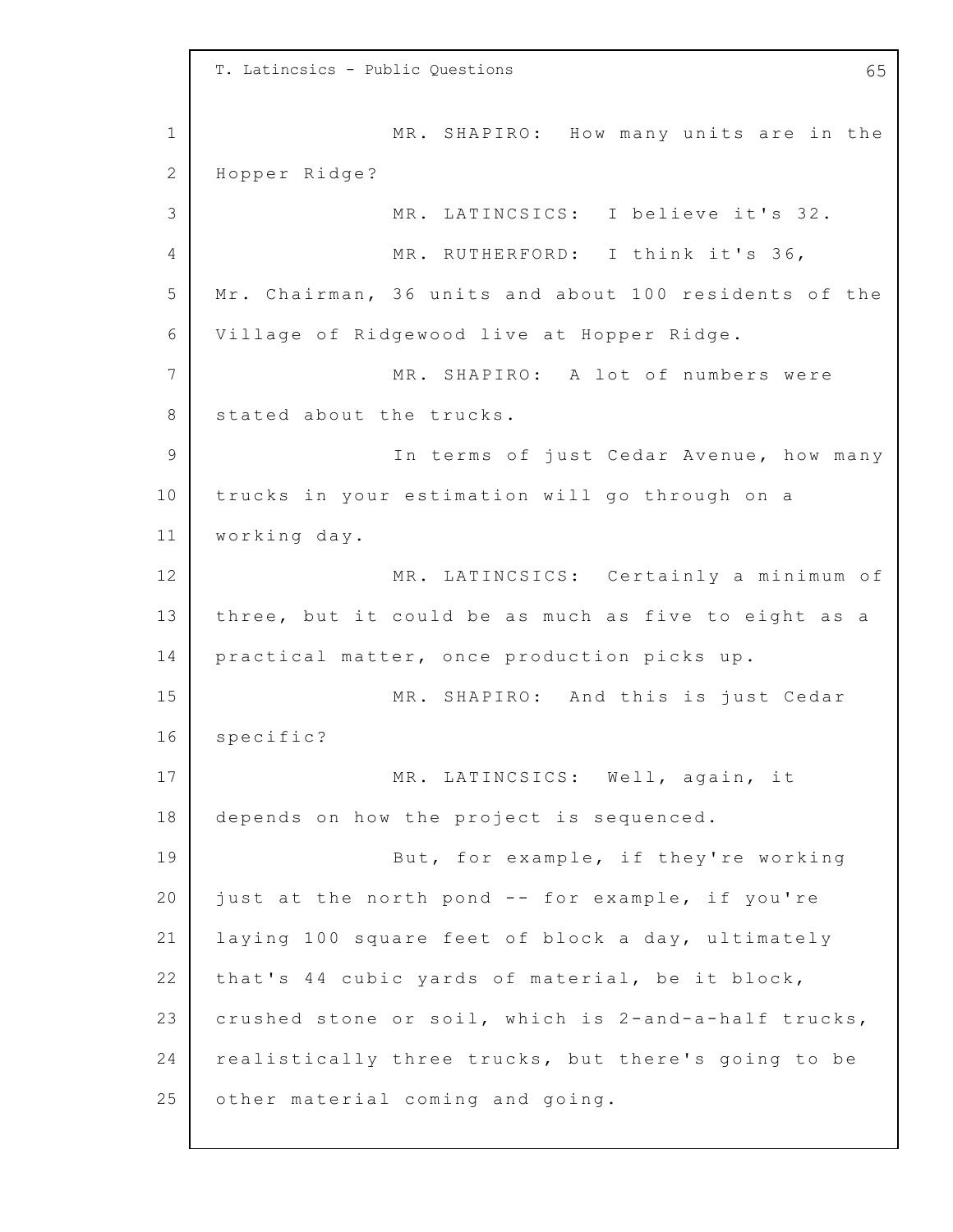MR. SHAPIRO: How many units are in the Hopper Ridge?

MR. LATINCSICS: I believe it's 32.

MR. RUTHERFORD: I think it's 36, Mr. Chairman, 36 units and about 100 residents of the Village of Ridgewood live at Hopper Ridge.

MR. SHAPIRO: A lot of numbers were stated about the trucks.

In terms of just Cedar Avenue, how many trucks in your estimation will go through on a working day.

MR. LATINCSICS: Certainly a minimum of three, but it could be as much as five to eight as a practical matter, once production picks up.

MR. SHAPIRO: And this is just Cedar specific?

MR. LATINCSICS: Well, again, it depends on how the project is sequenced.

But, for example, if they're working just at the north pond -- for example, if you're laying 100 square feet of block a day, ultimately that's 44 cubic yards of material, be it block, crushed stone or soil, which is 2-and-a-half trucks, realistically three trucks, but there's going to be other material coming and going.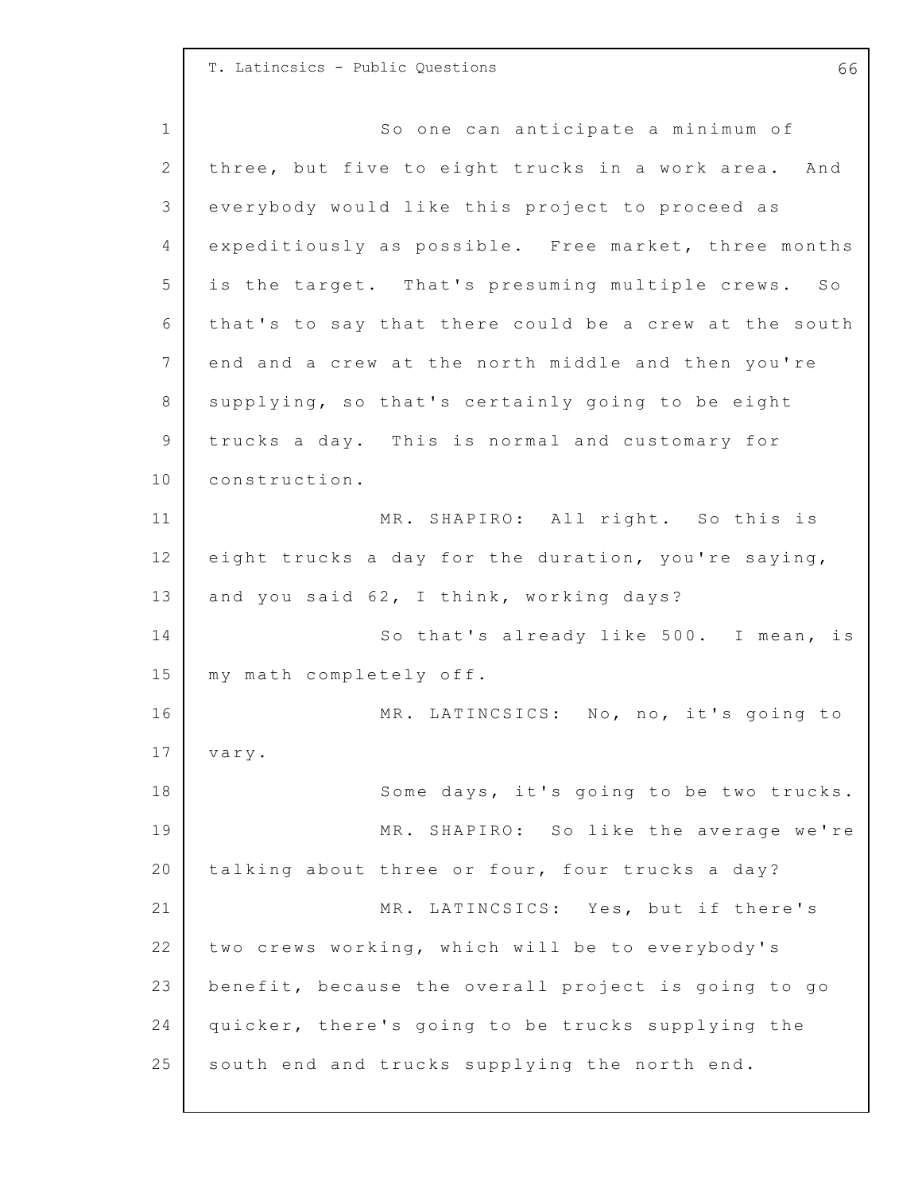So one can anticipate a minimum of three, but five to eight trucks in a work area. And everybody would like this project to proceed as expeditiously as possible. Free market, three months is the target. That's presuming multiple crews. So that's to say that there could be a crew at the south end and a crew at the north middle and then you're supplying, so that's certainly going to be eight trucks a day. This is normal and customary for construction.

MR. SHAPIRO: All right. So this is eight trucks a day for the duration, you're saying, and you said 62, I think, working days?

So that's already like 500. I mean, is my math completely off.

MR. LATINCSICS: No, no, it's going to vary.

Some days, it's going to be two trucks.

MR. SHAPIRO: So like the average we're talking about three or four, four trucks a day?

MR. LATINCSICS: Yes, but if there's two crews working, which will be to everybody's benefit, because the overall project is going to go quicker, there's going to be trucks supplying the south end and trucks supplying the north end.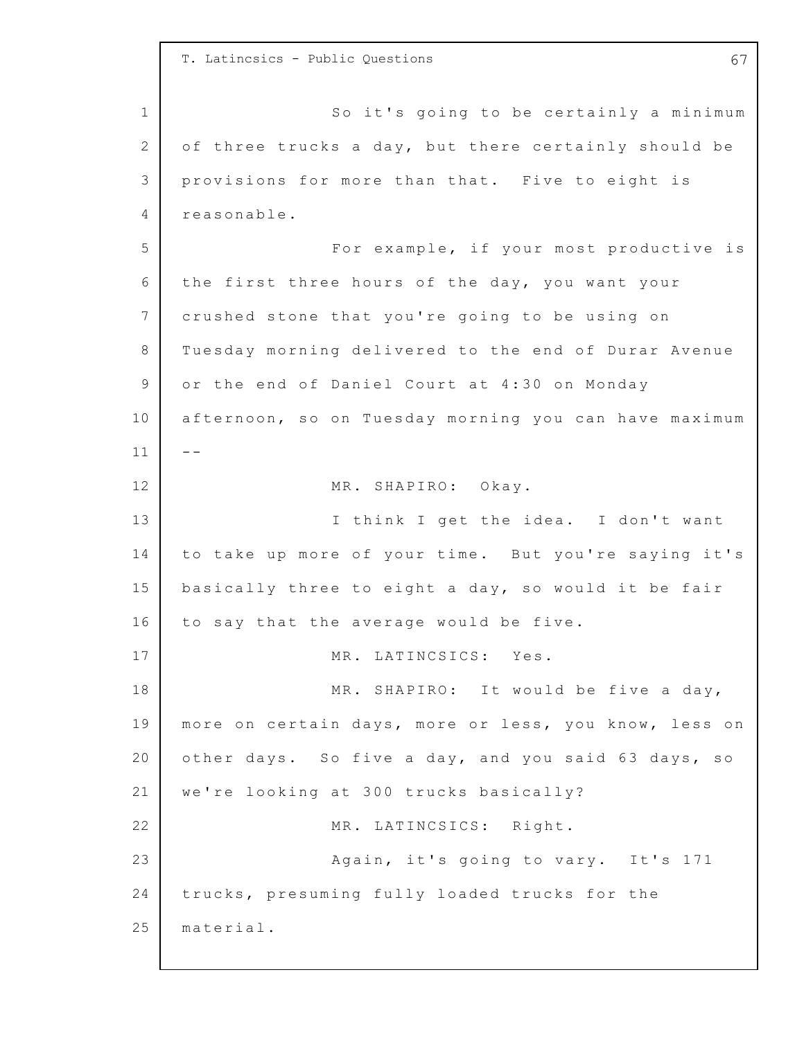So it's going to be certainly a minimum of three trucks a day, but there certainly should be provisions for more than that. Five to eight is reasonable.

For example, if your most productive is the first three hours of the day, you want your crushed stone that you're going to be using on Tuesday morning delivered to the end of Durar Avenue or the end of Daniel Court at 4:30 on Monday afternoon, so on Tuesday morning you can have maximum --

MR. SHAPIRO: Okay.

I think I get the idea. I don't want to take up more of your time. But you're saying it's basically three to eight a day, so would it be fair to say that the average would be five.

MR. LATINCSICS: Yes.

MR. SHAPIRO: It would be five a day, more on certain days, more or less, you know, less on other days. So five a day, and you said 63 days, so we're looking at 300 trucks basically?

MR. LATINCSICS: Right.

Again, it's going to vary. It's 171 trucks, presuming fully loaded trucks for the material.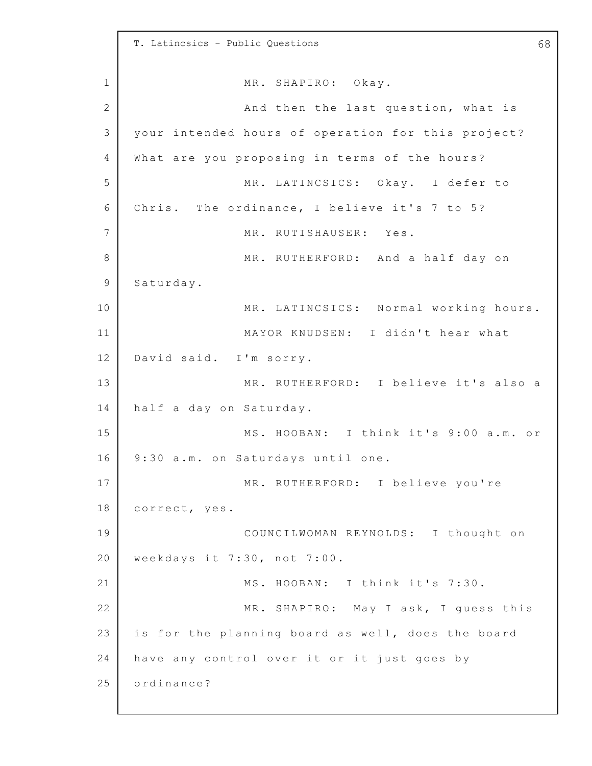MR. SHAPIRO: Okay.

And then the last question, what is your intended hours of operation for this project? What are you proposing in terms of the hours?

MR. LATINCSICS: Okay. I defer to Chris. The ordinance, I believe it's 7 to 5?

MR. RUTISHAUSER: Yes.

MR. RUTHERFORD: And a half day on Saturday.

MR. LATINCSICS: Normal working hours.

MAYOR KNUDSEN: I didn't hear what David said. I'm sorry.

MR. RUTHERFORD: I believe it's also a half a day on Saturday.

MS. HOOBAN: I think it's 9:00 a.m. or 9:30 a.m. on Saturdays until one.

MR. RUTHERFORD: I believe you're correct, yes.

COUNCILWOMAN REYNOLDS: I thought on weekdays it 7:30, not 7:00.

MS. HOOBAN: I think it's 7:30.

MR. SHAPIRO: May I ask, I guess this is for the planning board as well, does the board have any control over it or it just goes by ordinance?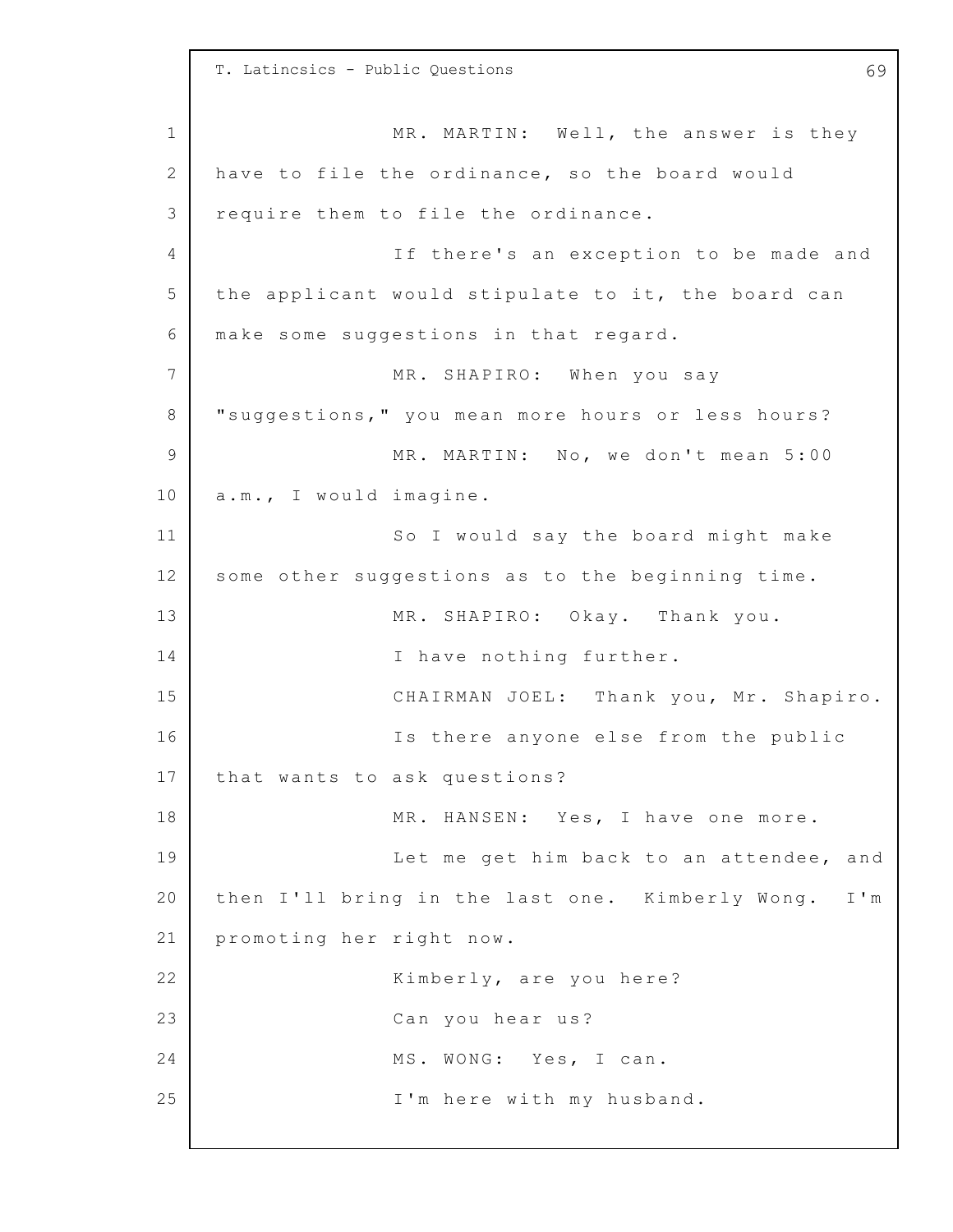MR. MARTIN: Well, the answer is they have to file the ordinance, so the board would require them to file the ordinance.

If there's an exception to be made and the applicant would stipulate to it, the board can make some suggestions in that regard.

MR. SHAPIRO: When you say "suggestions," you mean more hours or less hours?

MR. MARTIN: No, we don't mean 5:00 a.m., I would imagine.

So I would say the board might make some other suggestions as to the beginning time.

MR. SHAPIRO: Okay. Thank you.

I have nothing further.

CHAIRMAN JOEL: Thank you, Mr. Shapiro.

Is there anyone else from the public that wants to ask questions?

MR. HANSEN: Yes, I have one more.

Let me get him back to an attendee, and then I'll bring in the last one. Kimberly Wong. I'm promoting her right now.

Kimberly, are you here?

Can you hear us?

MS. WONG: Yes, I can.

I'm here with my husband.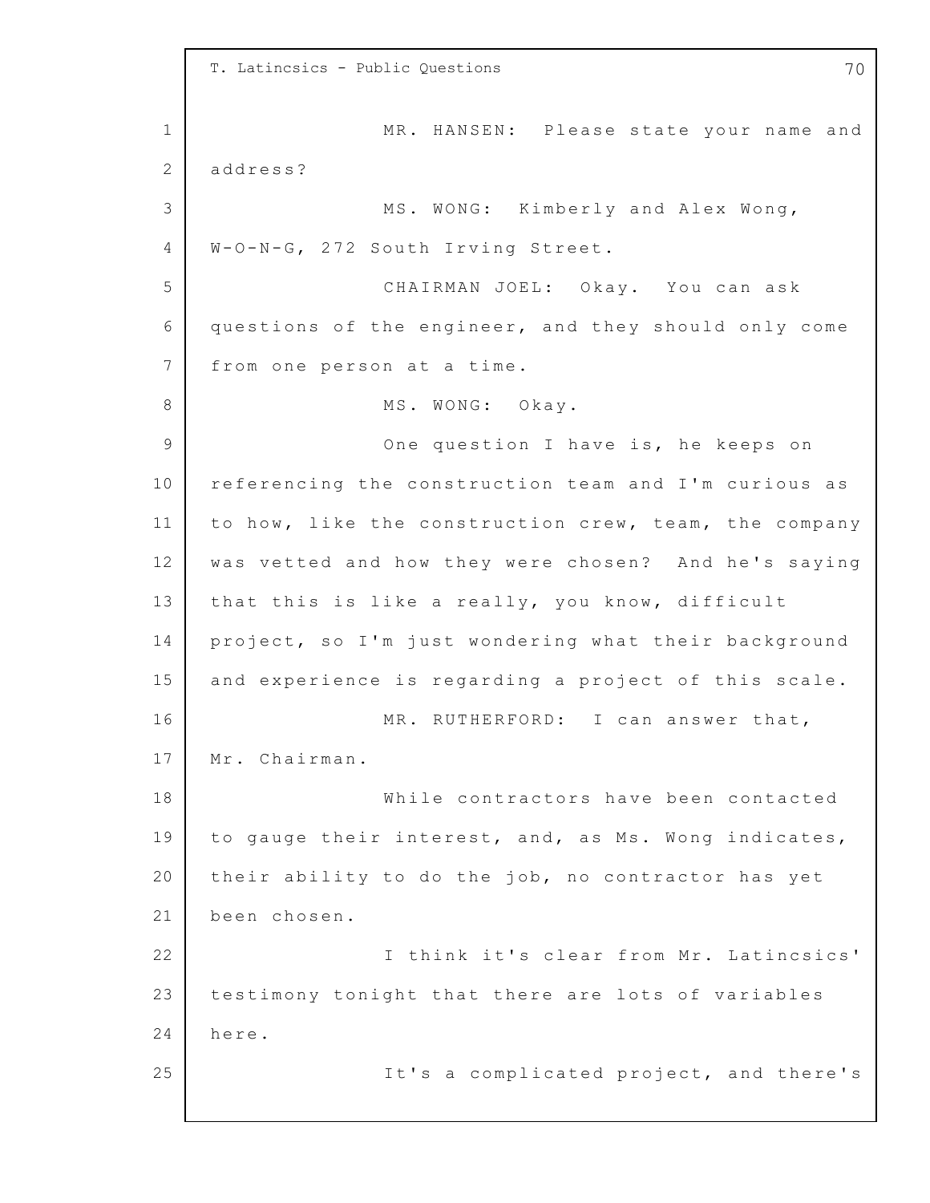MR. HANSEN: Please state your name and address?

MS. WONG: Kimberly and Alex Wong, W-O-N-G, 272 South Irving Street.

CHAIRMAN JOEL: Okay. You can ask questions of the engineer, and they should only come from one person at a time.

MS. WONG: Okay.

One question I have is, he keeps on referencing the construction team and I'm curious as to how, like the construction crew, team, the company was vetted and how they were chosen? And he's saying that this is like a really, you know, difficult project, so I'm just wondering what their background and experience is regarding a project of this scale.

MR. RUTHERFORD: I can answer that, Mr. Chairman.

While contractors have been contacted to gauge their interest, and, as Ms. Wong indicates, their ability to do the job, no contractor has yet been chosen.

I think it's clear from Mr. Latincsics' testimony tonight that there are lots of variables here.

It's a complicated project, and there's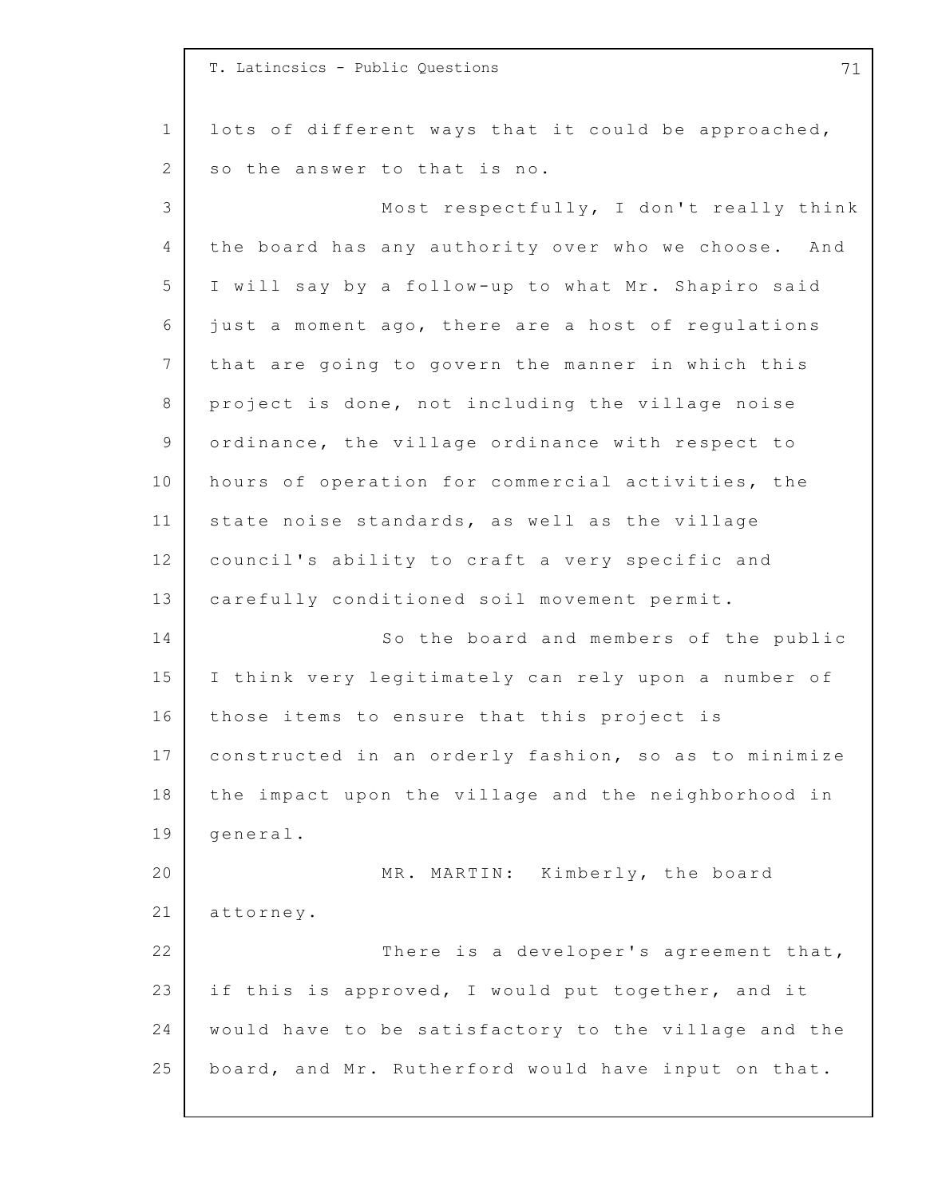lots of different ways that it could be approached, so the answer to that is no.

Most respectfully, I don't really think the board has any authority over who we choose. And I will say by a follow-up to what Mr. Shapiro said just a moment ago, there are a host of regulations that are going to govern the manner in which this project is done, not including the village noise ordinance, the village ordinance with respect to hours of operation for commercial activities, the state noise standards, as well as the village council's ability to craft a very specific and carefully conditioned soil movement permit.

So the board and members of the public I think very legitimately can rely upon a number of those items to ensure that this project is constructed in an orderly fashion, so as to minimize the impact upon the village and the neighborhood in general.

MR. MARTIN: Kimberly, the board attorney.

There is a developer's agreement that, if this is approved, I would put together, and it would have to be satisfactory to the village and the board, and Mr. Rutherford would have input on that.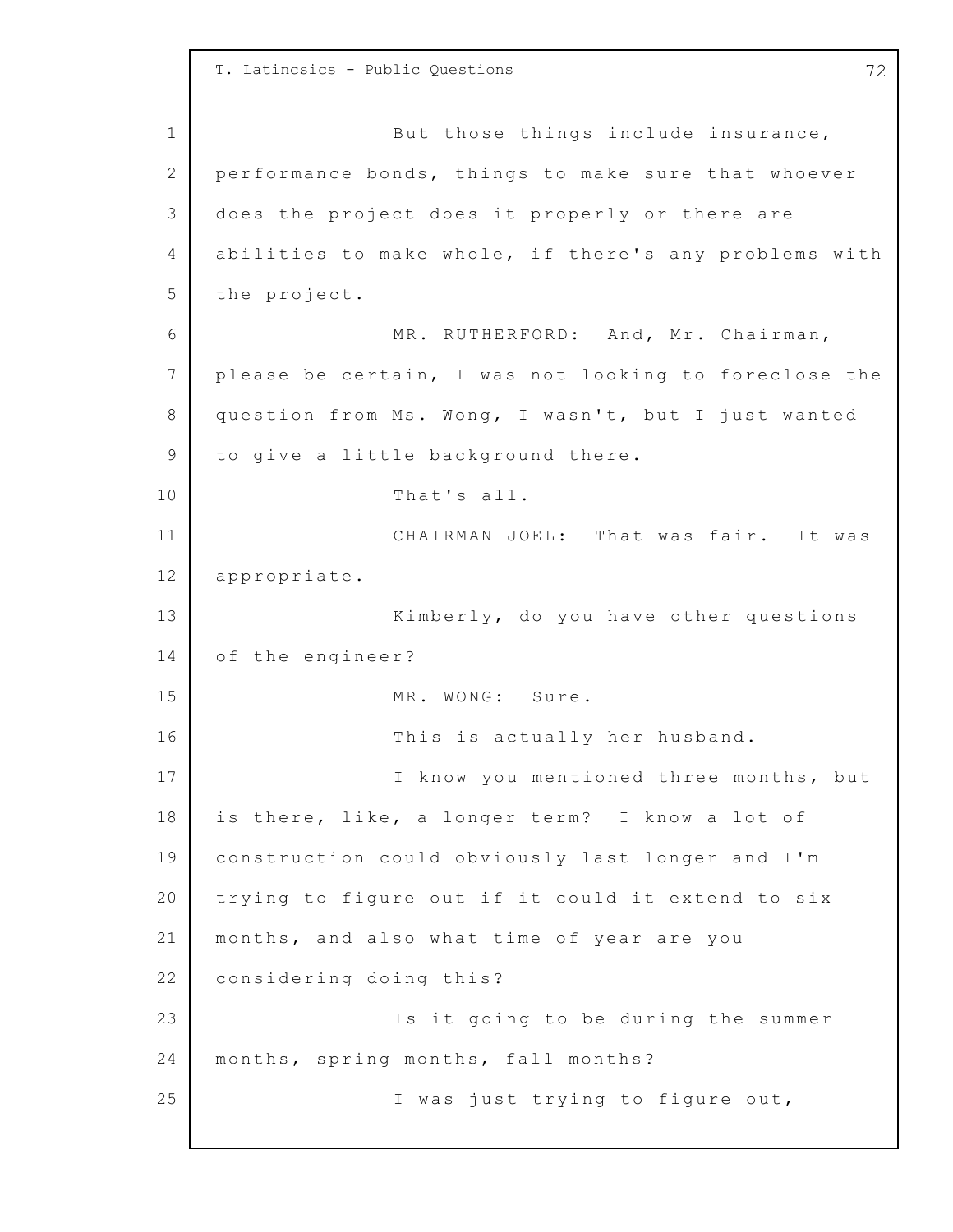But those things include insurance, performance bonds, things to make sure that whoever does the project does it properly or there are abilities to make whole, if there's any problems with the project.

MR. RUTHERFORD: And, Mr. Chairman, please be certain, I was not looking to foreclose the question from Ms. Wong, I wasn't, but I just wanted to give a little background there.

That's all.

CHAIRMAN JOEL: That was fair. It was appropriate.

Kimberly, do you have other questions of the engineer?

MR. WONG: Sure.

This is actually her husband.

I know you mentioned three months, but is there, like, a longer term? I know a lot of construction could obviously last longer and I'm trying to figure out if it could it extend to six months, and also what time of year are you considering doing this?

Is it going to be during the summer months, spring months, fall months?

I was just trying to figure out,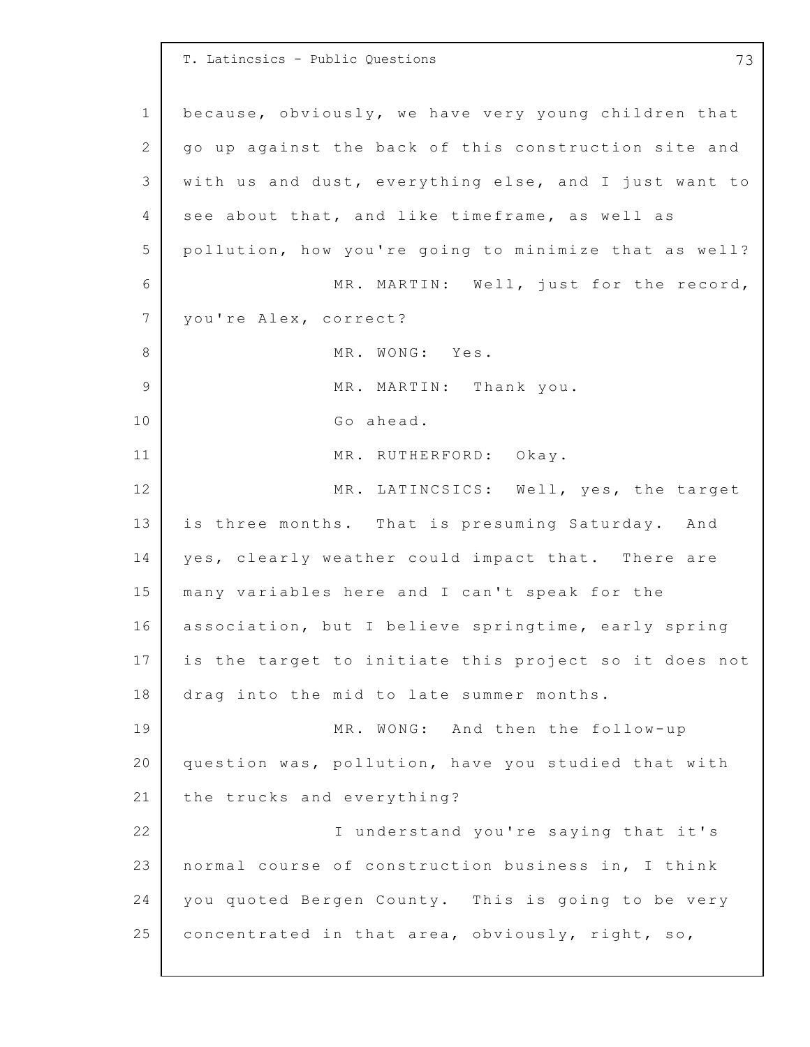because, obviously, we have very young children that go up against the back of this construction site and with us and dust, everything else, and I just want to see about that, and like timeframe, as well as pollution, how you're going to minimize that as well?

MR. MARTIN: Well, just for the record, you're Alex, correct?

MR. WONG: Yes.

MR. MARTIN: Thank you.

Go ahead.

MR. RUTHERFORD: Okay.

MR. LATINCSICS: Well, yes, the target is three months. That is presuming Saturday. And yes, clearly weather could impact that. There are many variables here and I can't speak for the association, but I believe springtime, early spring is the target to initiate this project so it does not drag into the mid to late summer months.

MR. WONG: And then the follow-up question was, pollution, have you studied that with the trucks and everything?

I understand you're saying that it's normal course of construction business in, I think you quoted Bergen County. This is going to be very concentrated in that area, obviously, right, so,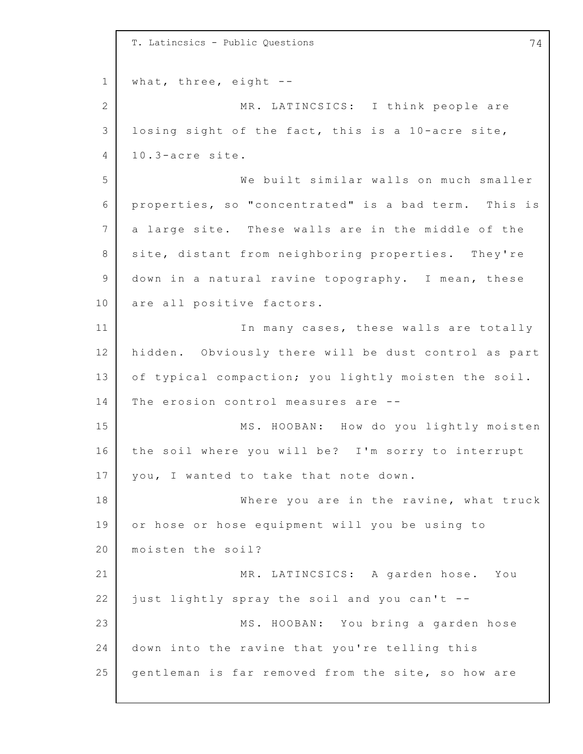what, three, eight --

MR. LATINCSICS: I think people are losing sight of the fact, this is a 10-acre site, 10.3-acre site.

We built similar walls on much smaller properties, so "concentrated" is a bad term. This is a large site. These walls are in the middle of the site, distant from neighboring properties. They're down in a natural ravine topography. I mean, these are all positive factors.

In many cases, these walls are totally hidden. Obviously there will be dust control as part of typical compaction; you lightly moisten the soil. The erosion control measures are --

MS. HOOBAN: How do you lightly moisten the soil where you will be? I'm sorry to interrupt you, I wanted to take that note down.

Where you are in the ravine, what truck or hose or hose equipment will you be using to moisten the soil?

MR. LATINCSICS: A garden hose. You just lightly spray the soil and you can't --

MS. HOOBAN: You bring a garden hose down into the ravine that you're telling this gentleman is far removed from the site, so how are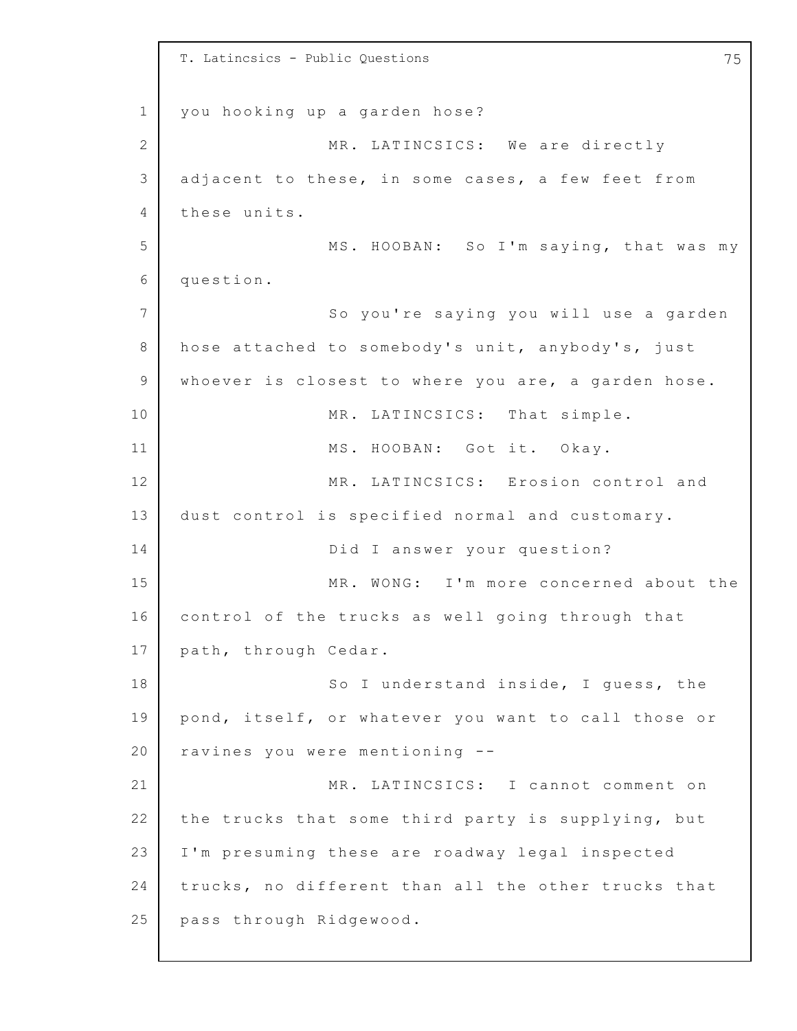you hooking up a garden hose?

MR. LATINCSICS: We are directly adjacent to these, in some cases, a few feet from these units.

MS. HOOBAN: So I'm saying, that was my question.

So you're saying you will use a garden hose attached to somebody's unit, anybody's, just whoever is closest to where you are, a garden hose.

MR. LATINCSICS: That simple.

MS. HOOBAN: Got it. Okay.

MR. LATINCSICS: Erosion control and dust control is specified normal and customary.

Did I answer your question?

MR. WONG: I'm more concerned about the control of the trucks as well going through that path, through Cedar.

So I understand inside, I guess, the pond, itself, or whatever you want to call those or ravines you were mentioning --

MR. LATINCSICS: I cannot comment on the trucks that some third party is supplying, but I'm presuming these are roadway legal inspected trucks, no different than all the other trucks that pass through Ridgewood.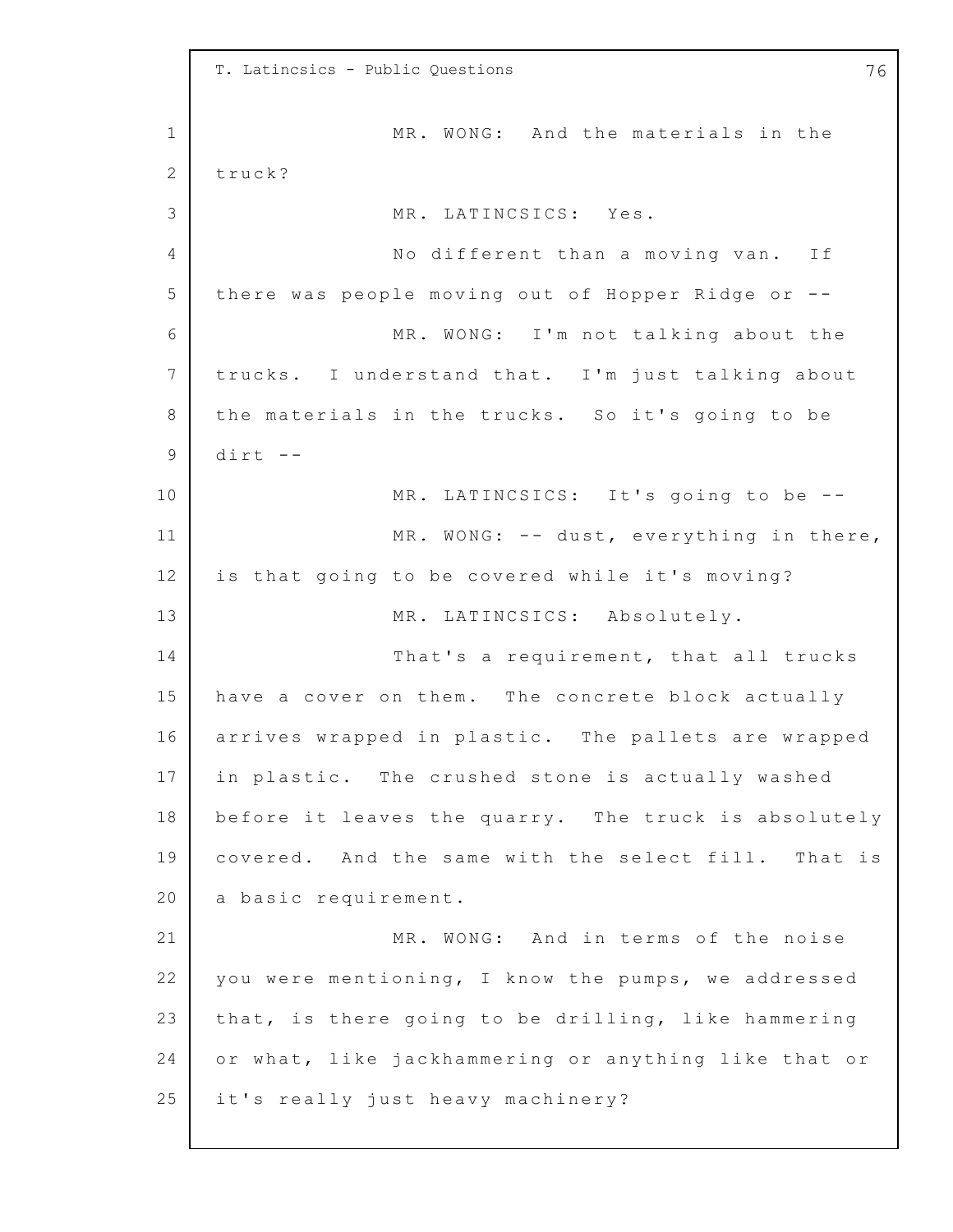MR. WONG: And the materials in the truck?

MR. LATINCSICS: Yes.

No different than a moving van. If there was people moving out of Hopper Ridge or --

MR. WONG: I'm not talking about the trucks. I understand that. I'm just talking about the materials in the trucks. So it's going to be dirt --

MR. LATINCSICS: It's going to be --

MR. WONG: -- dust, everything in there, is that going to be covered while it's moving?

MR. LATINCSICS: Absolutely.

That's a requirement, that all trucks have a cover on them. The concrete block actually arrives wrapped in plastic. The pallets are wrapped in plastic. The crushed stone is actually washed before it leaves the quarry. The truck is absolutely covered. And the same with the select fill. That is a basic requirement.

MR. WONG: And in terms of the noise you were mentioning, I know the pumps, we addressed that, is there going to be drilling, like hammering or what, like jackhammering or anything like that or it's really just heavy machinery?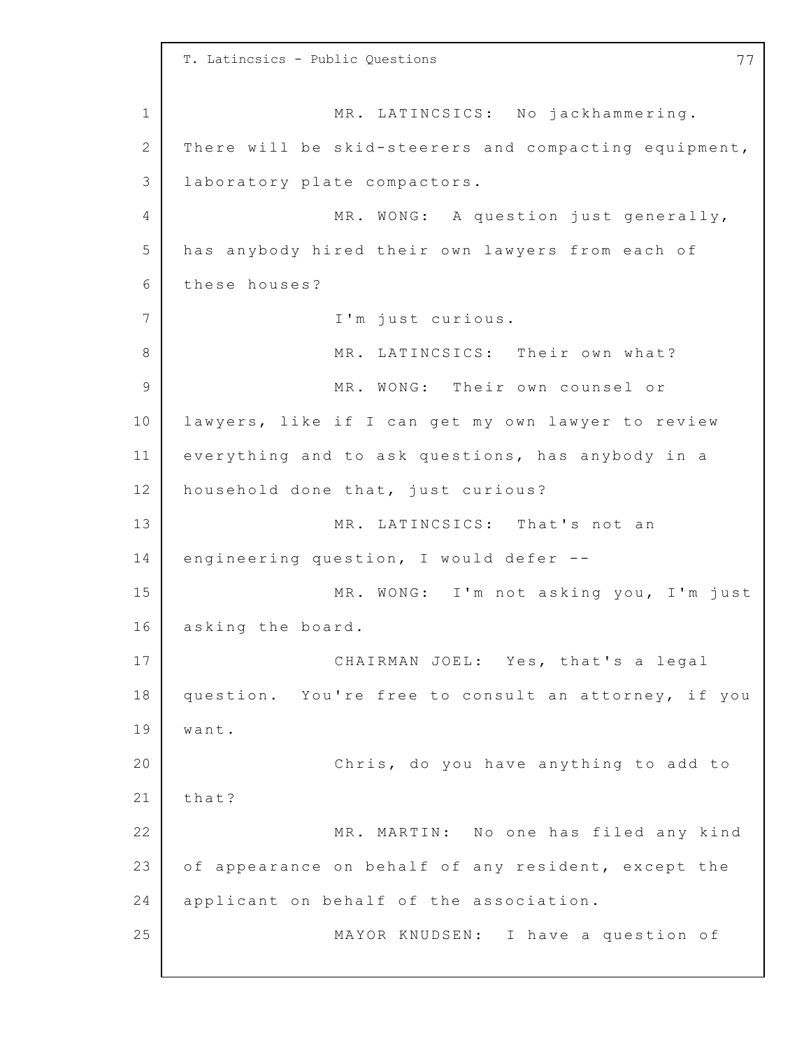MR. LATINCSICS: No jackhammering. There will be skid-steerers and compacting equipment, laboratory plate compactors.

MR. WONG: A question just generally, has anybody hired their own lawyers from each of these houses?

I'm just curious.

MR. LATINCSICS: Their own what?

MR. WONG: Their own counsel or lawyers, like if I can get my own lawyer to review everything and to ask questions, has anybody in a household done that, just curious?

MR. LATINCSICS: That's not an engineering question, I would defer --

MR. WONG: I'm not asking you, I'm just asking the board.

CHAIRMAN JOEL: Yes, that's a legal question. You're free to consult an attorney, if you want.

Chris, do you have anything to add to that?

MR. MARTIN: No one has filed any kind of appearance on behalf of any resident, except the applicant on behalf of the association.

MAYOR KNUDSEN: I have a question of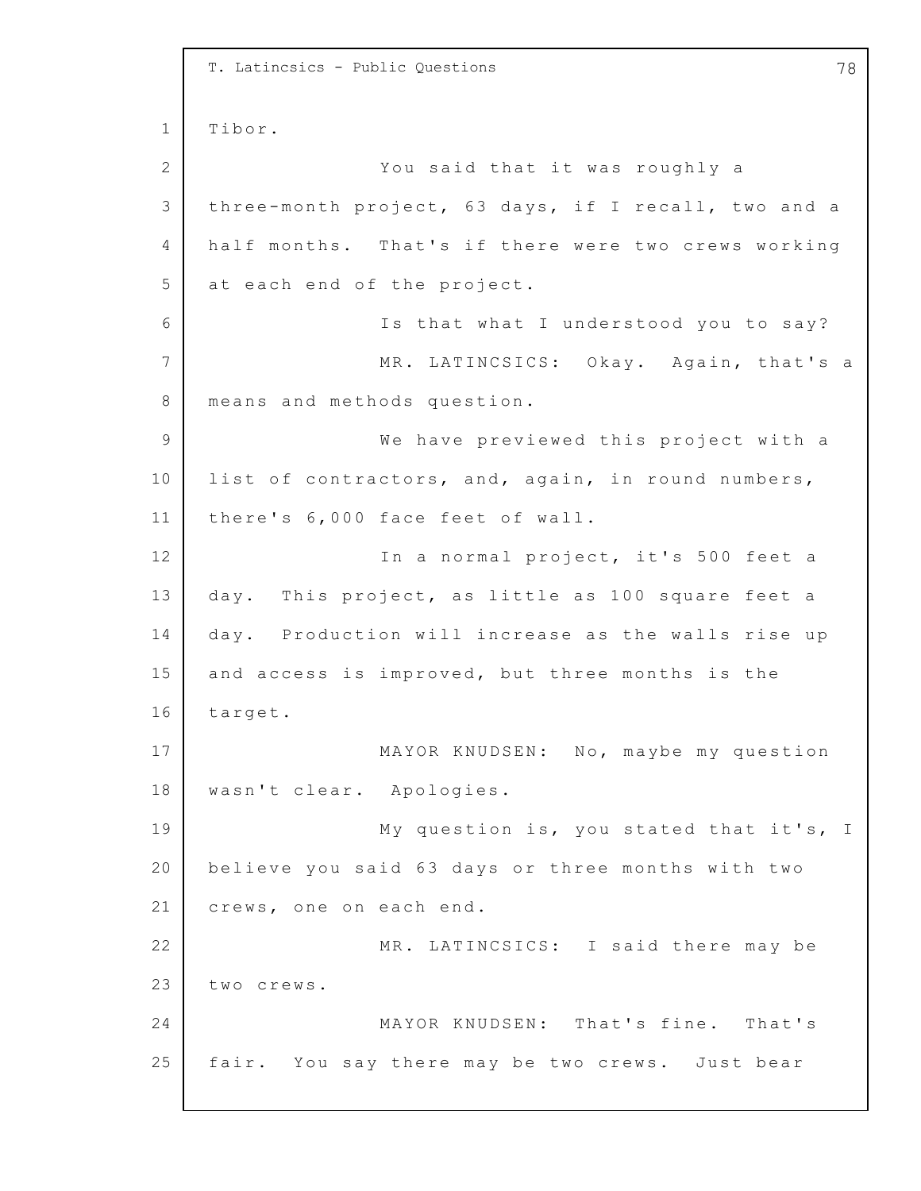Tibor.

You said that it was roughly a three-month project, 63 days, if I recall, two and a half months. That's if there were two crews working at each end of the project.

Is that what I understood you to say?

MR. LATINCSICS: Okay. Again, that's a means and methods question.

We have previewed this project with a list of contractors, and, again, in round numbers, there's 6,000 face feet of wall.

In a normal project, it's 500 feet a day. This project, as little as 100 square feet a day. Production will increase as the walls rise up and access is improved, but three months is the target.

MAYOR KNUDSEN: No, maybe my question wasn't clear. Apologies.

My question is, you stated that it's, I believe you said 63 days or three months with two crews, one on each end.

MR. LATINCSICS: I said there may be two crews.

MAYOR KNUDSEN: That's fine. That's fair. You say there may be two crews. Just bear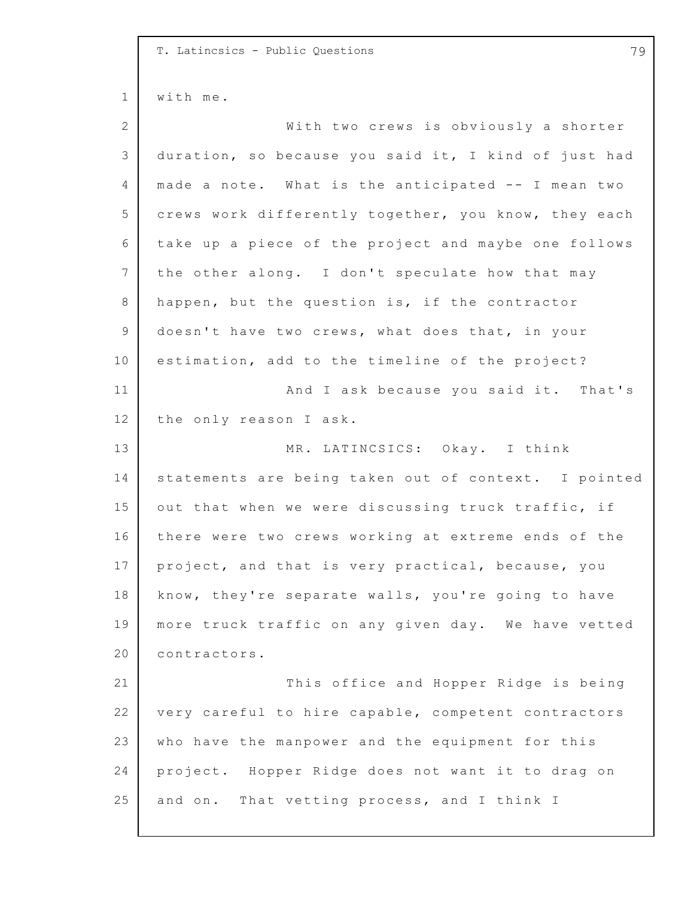with me.

With two crews is obviously a shorter duration, so because you said it, I kind of just had made a note. What is the anticipated -- I mean two crews work differently together, you know, they each take up a piece of the project and maybe one follows the other along. I don't speculate how that may happen, but the question is, if the contractor doesn't have two crews, what does that, in your estimation, add to the timeline of the project?

And I ask because you said it. That's the only reason I ask.

MR. LATINCSICS: Okay. I think statements are being taken out of context. I pointed out that when we were discussing truck traffic, if there were two crews working at extreme ends of the project, and that is very practical, because, you know, they're separate walls, you're going to have more truck traffic on any given day. We have vetted contractors.

This office and Hopper Ridge is being very careful to hire capable, competent contractors who have the manpower and the equipment for this project. Hopper Ridge does not want it to drag on and on. That vetting process, and I think I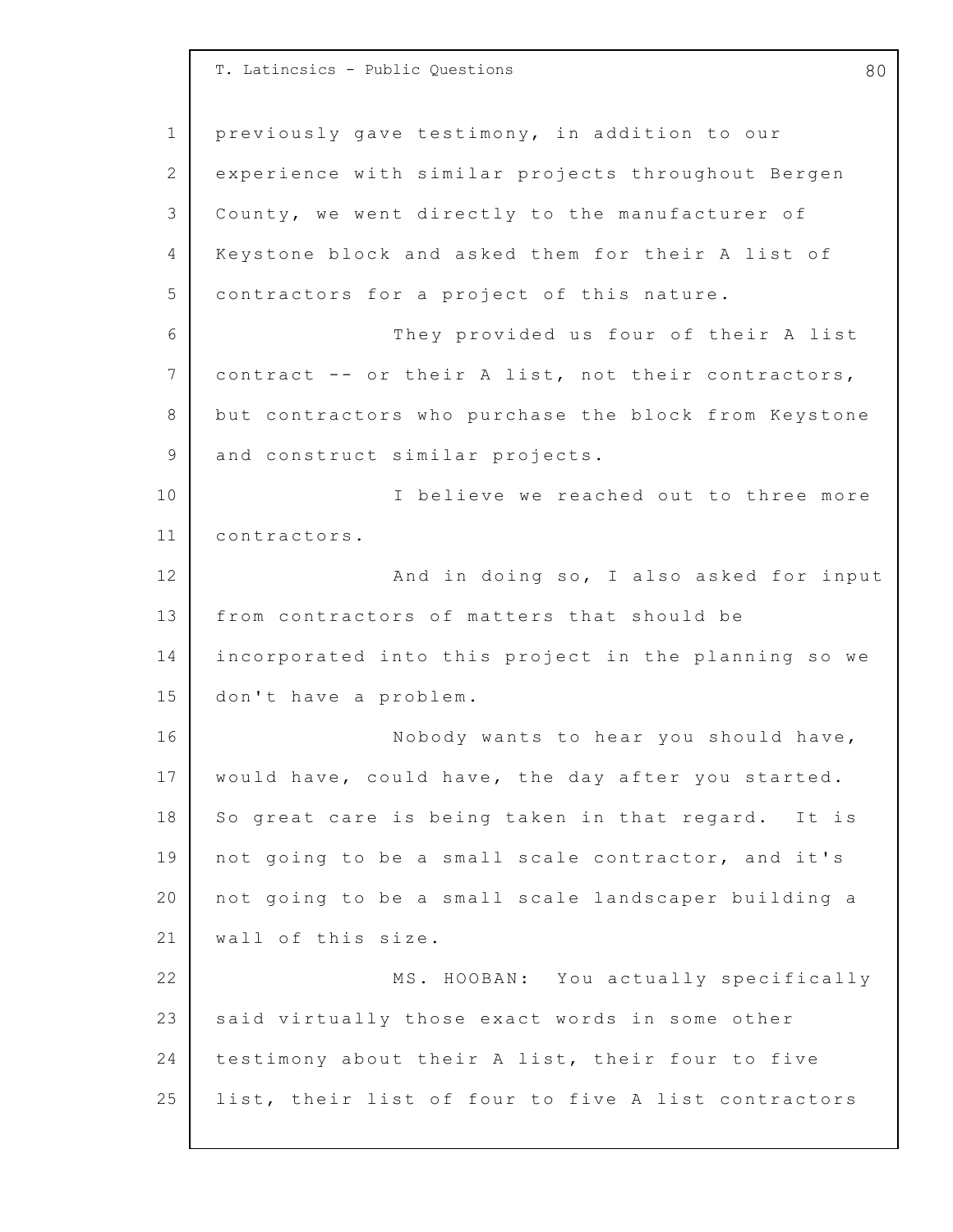previously gave testimony, in addition to our experience with similar projects throughout Bergen County, we went directly to the manufacturer of Keystone block and asked them for their A list of contractors for a project of this nature.

They provided us four of their A list contract -- or their A list, not their contractors, but contractors who purchase the block from Keystone and construct similar projects.

I believe we reached out to three more contractors.

And in doing so, I also asked for input from contractors of matters that should be incorporated into this project in the planning so we don't have a problem.

Nobody wants to hear you should have, would have, could have, the day after you started. So great care is being taken in that regard. It is not going to be a small scale contractor, and it's not going to be a small scale landscaper building a wall of this size.

MS. HOOBAN: You actually specifically said virtually those exact words in some other testimony about their A list, their four to five list, their list of four to five A list contractors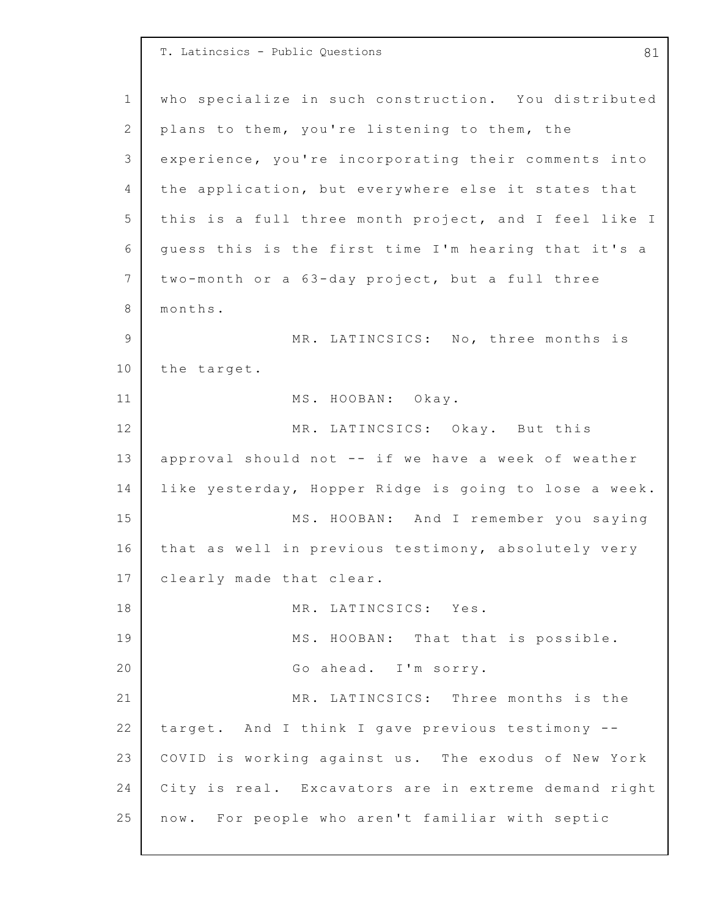who specialize in such construction. You distributed plans to them, you're listening to them, the experience, you're incorporating their comments into the application, but everywhere else it states that this is a full three month project, and I feel like I guess this is the first time I'm hearing that it's a two-month or a 63-day project, but a full three months.

MR. LATINCSICS: No, three months is the target.

MS. HOOBAN: Okay.

MR. LATINCSICS: Okay. But this approval should not -- if we have a week of weather like yesterday, Hopper Ridge is going to lose a week.

MS. HOOBAN: And I remember you saying that as well in previous testimony, absolutely very clearly made that clear.

MR. LATINCSICS: Yes.

MS. HOOBAN: That that is possible.

Go ahead. I'm sorry.

MR. LATINCSICS: Three months is the target. And I think I gave previous testimony -- COVID is working against us. The exodus of New York City is real. Excavators are in extreme demand right now. For people who aren't familiar with septic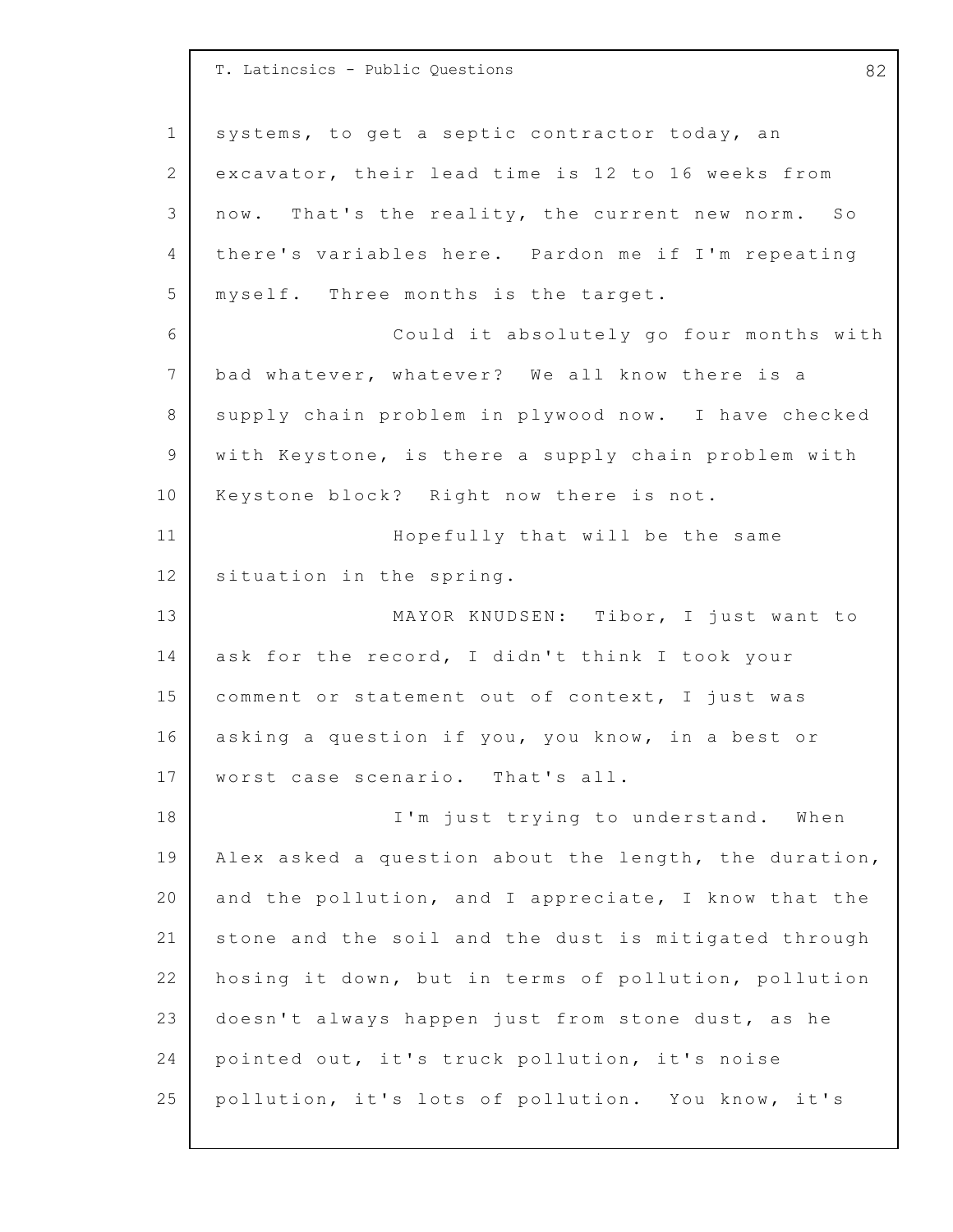systems, to get a septic contractor today, an excavator, their lead time is 12 to 16 weeks from now. That's the reality, the current new norm. So there's variables here. Pardon me if I'm repeating myself. Three months is the target.

Could it absolutely go four months with bad whatever, whatever? We all know there is a supply chain problem in plywood now. I have checked with Keystone, is there a supply chain problem with Keystone block? Right now there is not.

Hopefully that will be the same situation in the spring.

MAYOR KNUDSEN: Tibor, I just want to ask for the record, I didn't think I took your comment or statement out of context, I just was asking a question if you, you know, in a best or worst case scenario. That's all.

I'm just trying to understand. When Alex asked a question about the length, the duration, and the pollution, and I appreciate, I know that the stone and the soil and the dust is mitigated through hosing it down, but in terms of pollution, pollution doesn't always happen just from stone dust, as he pointed out, it's truck pollution, it's noise pollution, it's lots of pollution. You know, it's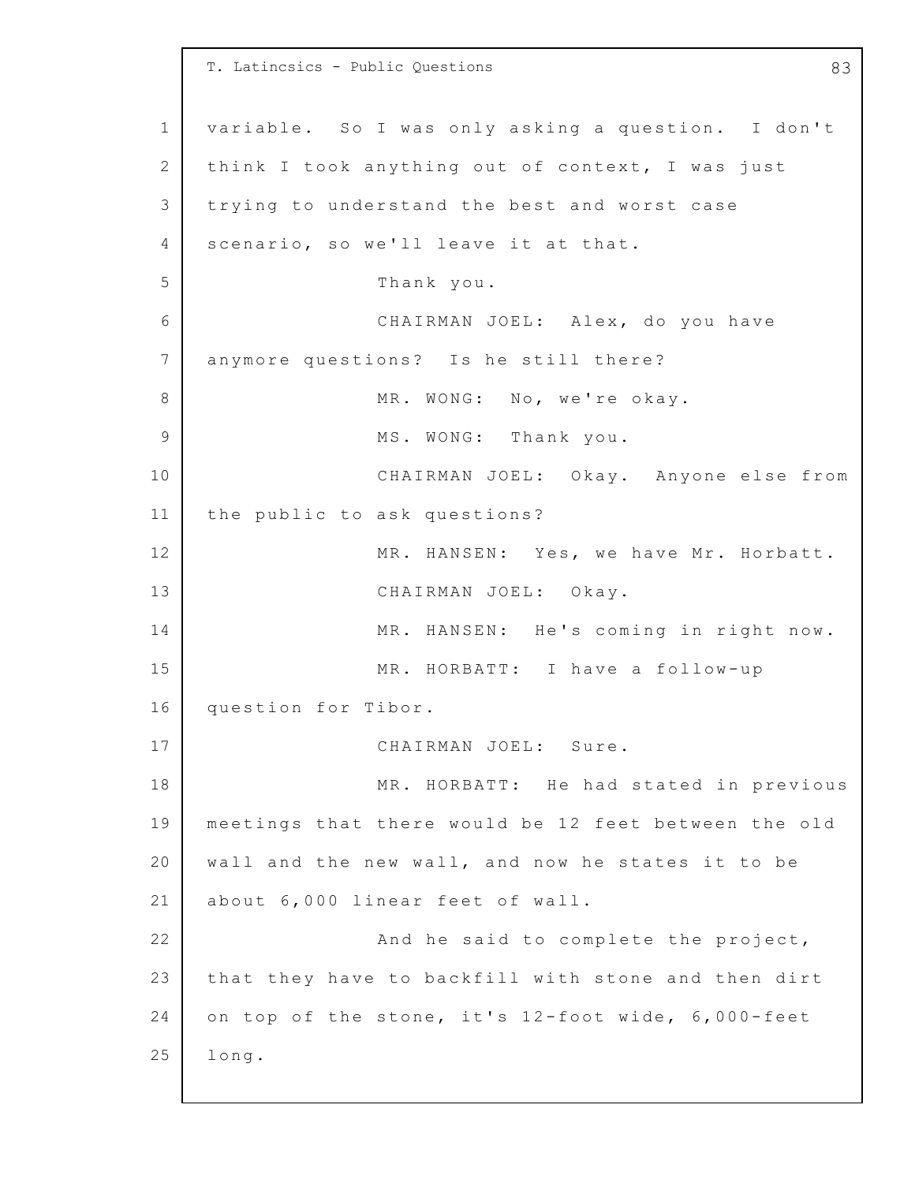variable. So I was only asking a question. I don't think I took anything out of context, I was just trying to understand the best and worst case scenario, so we'll leave it at that.

Thank you.

CHAIRMAN JOEL: Alex, do you have anymore questions? Is he still there?

MR. WONG: No, we're okay.

MS. WONG: Thank you.

CHAIRMAN JOEL: Okay. Anyone else from the public to ask questions?

MR. HANSEN: Yes, we have Mr. Horbatt.

CHAIRMAN JOEL: Okay.

MR. HANSEN: He's coming in right now.

MR. HORBATT: I have a follow-up question for Tibor.

CHAIRMAN JOEL: Sure.

MR. HORBATT: He had stated in previous meetings that there would be 12 feet between the old wall and the new wall, and now he states it to be about 6,000 linear feet of wall.

And he said to complete the project, that they have to backfill with stone and then dirt on top of the stone, it's 12-foot wide, 6,000-feet long.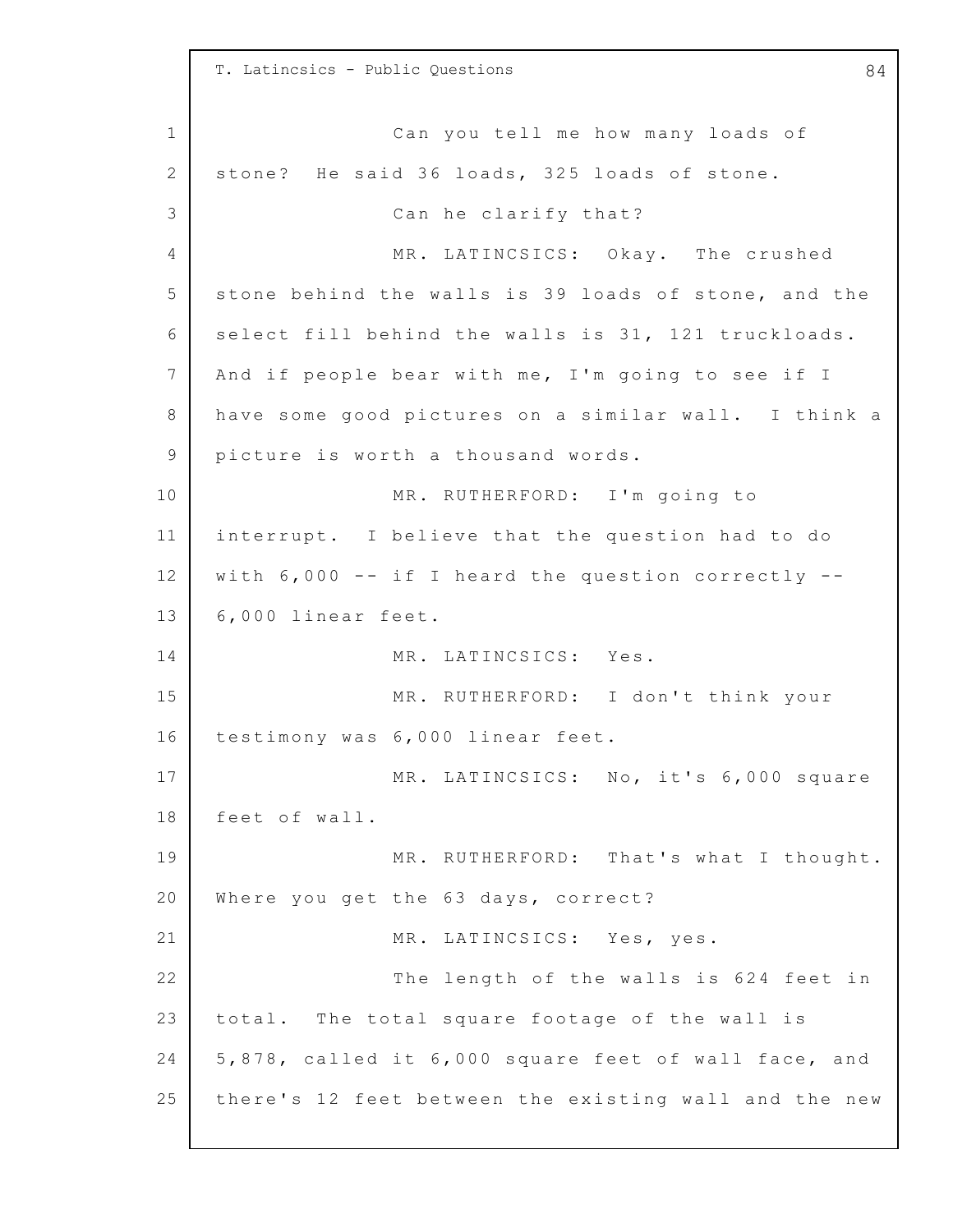Can you tell me how many loads of stone? He said 36 loads, 325 loads of stone.

Can he clarify that?

MR. LATINCSICS: Okay. The crushed stone behind the walls is 39 loads of stone, and the select fill behind the walls is 31, 121 truckloads. And if people bear with me, I'm going to see if I have some good pictures on a similar wall. I think a picture is worth a thousand words.

MR. RUTHERFORD: I'm going to interrupt. I believe that the question had to do with 6,000 -- if I heard the question correctly -- 6,000 linear feet.

MR. LATINCSICS: Yes.

MR. RUTHERFORD: I don't think your testimony was 6,000 linear feet.

MR. LATINCSICS: No, it's 6,000 square feet of wall.

MR. RUTHERFORD: That's what I thought. Where you get the 63 days, correct?

MR. LATINCSICS: Yes, yes.

The length of the walls is 624 feet in total. The total square footage of the wall is 5,878, called it 6,000 square feet of wall face, and there's 12 feet between the existing wall and the new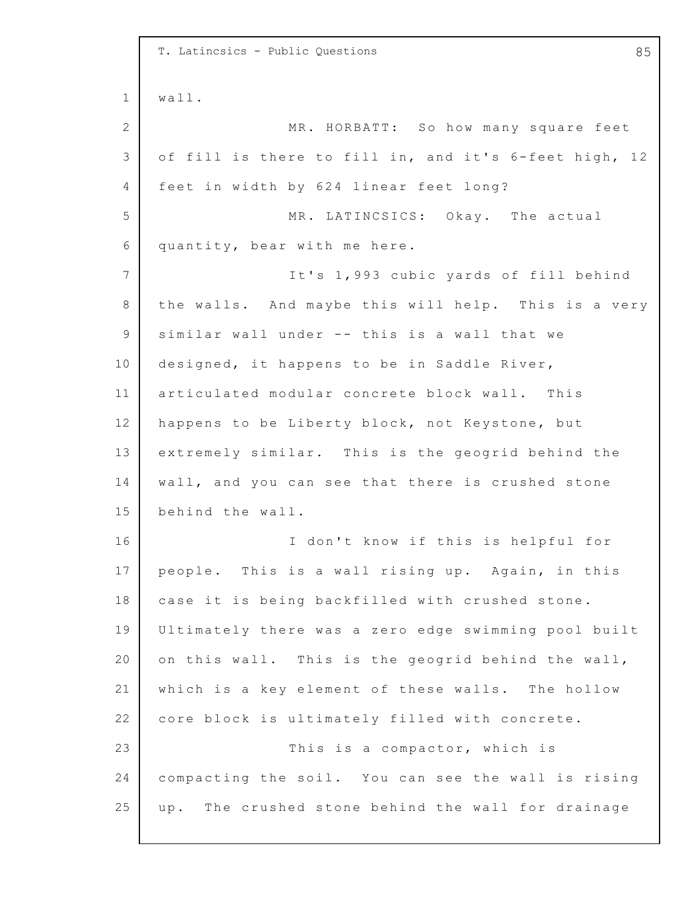wall.

MR. HORBATT: So how many square feet of fill is there to fill in, and it's 6-feet high, 12 feet in width by 624 linear feet long?

MR. LATINCSICS: Okay. The actual quantity, bear with me here.

It's 1,993 cubic yards of fill behind the walls. And maybe this will help. This is a very similar wall under -- this is a wall that we designed, it happens to be in Saddle River, articulated modular concrete block wall. This happens to be Liberty block, not Keystone, but extremely similar. This is the geogrid behind the wall, and you can see that there is crushed stone behind the wall.

I don't know if this is helpful for people. This is a wall rising up. Again, in this case it is being backfilled with crushed stone. Ultimately there was a zero edge swimming pool built on this wall. This is the geogrid behind the wall, which is a key element of these walls. The hollow core block is ultimately filled with concrete.

This is a compactor, which is compacting the soil. You can see the wall is rising up. The crushed stone behind the wall for drainage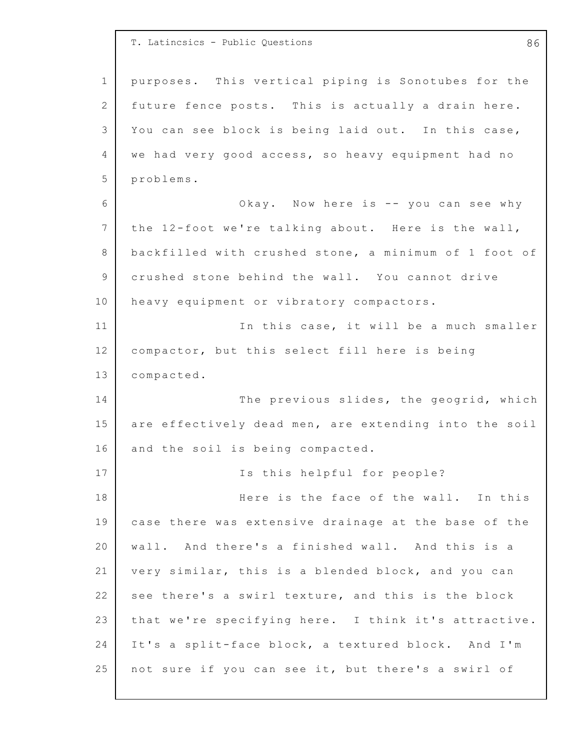purposes. This vertical piping is Sonotubes for the future fence posts. This is actually a drain here. You can see block is being laid out. In this case, we had very good access, so heavy equipment had no problems.

Okay. Now here is -- you can see why the 12-foot we're talking about. Here is the wall, backfilled with crushed stone, a minimum of 1 foot of crushed stone behind the wall. You cannot drive heavy equipment or vibratory compactors.

In this case, it will be a much smaller compactor, but this select fill here is being compacted.

The previous slides, the geogrid, which are effectively dead men, are extending into the soil and the soil is being compacted.

Is this helpful for people?

Here is the face of the wall. In this case there was extensive drainage at the base of the wall. And there's a finished wall. And this is a very similar, this is a blended block, and you can see there's a swirl texture, and this is the block that we're specifying here. I think it's attractive. It's a split-face block, a textured block. And I'm not sure if you can see it, but there's a swirl of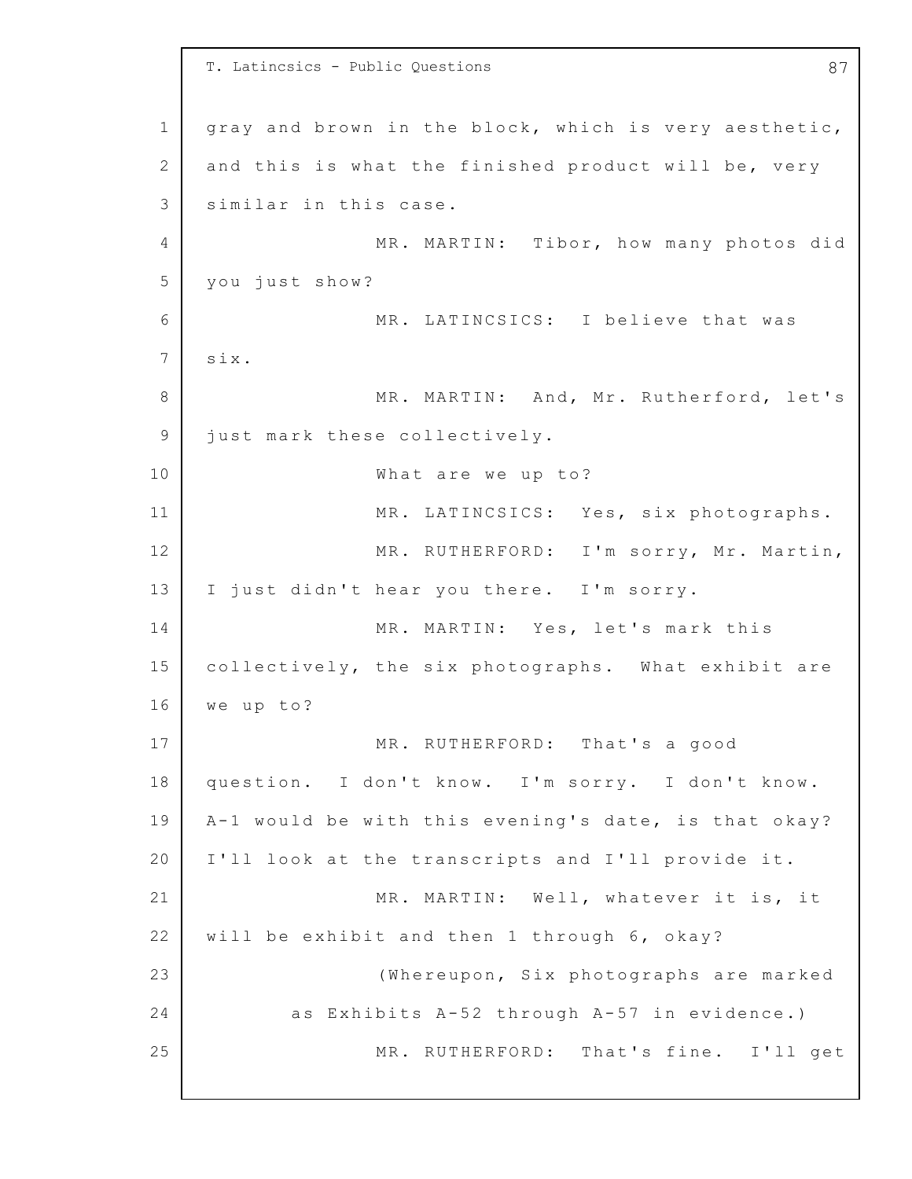gray and brown in the block, which is very aesthetic, and this is what the finished product will be, very similar in this case.

MR. MARTIN: Tibor, how many photos did you just show?

MR. LATINCSICS: I believe that was six.

MR. MARTIN: And, Mr. Rutherford, let's just mark these collectively.

What are we up to?

MR. LATINCSICS: Yes, six photographs.

MR. RUTHERFORD: I'm sorry, Mr. Martin, I just didn't hear you there. I'm sorry.

MR. MARTIN: Yes, let's mark this collectively, the six photographs. What exhibit are we up to?

MR. RUTHERFORD: That's a good question. I don't know. I'm sorry. I don't know. A-1 would be with this evening's date, is that okay? I'll look at the transcripts and I'll provide it.

MR. MARTIN: Well, whatever it is, it will be exhibit and then 1 through 6, okay?

(Whereupon, Six photographs are marked as Exhibits A-52 through A-57 in evidence.)

MR. RUTHERFORD: That's fine. I'll get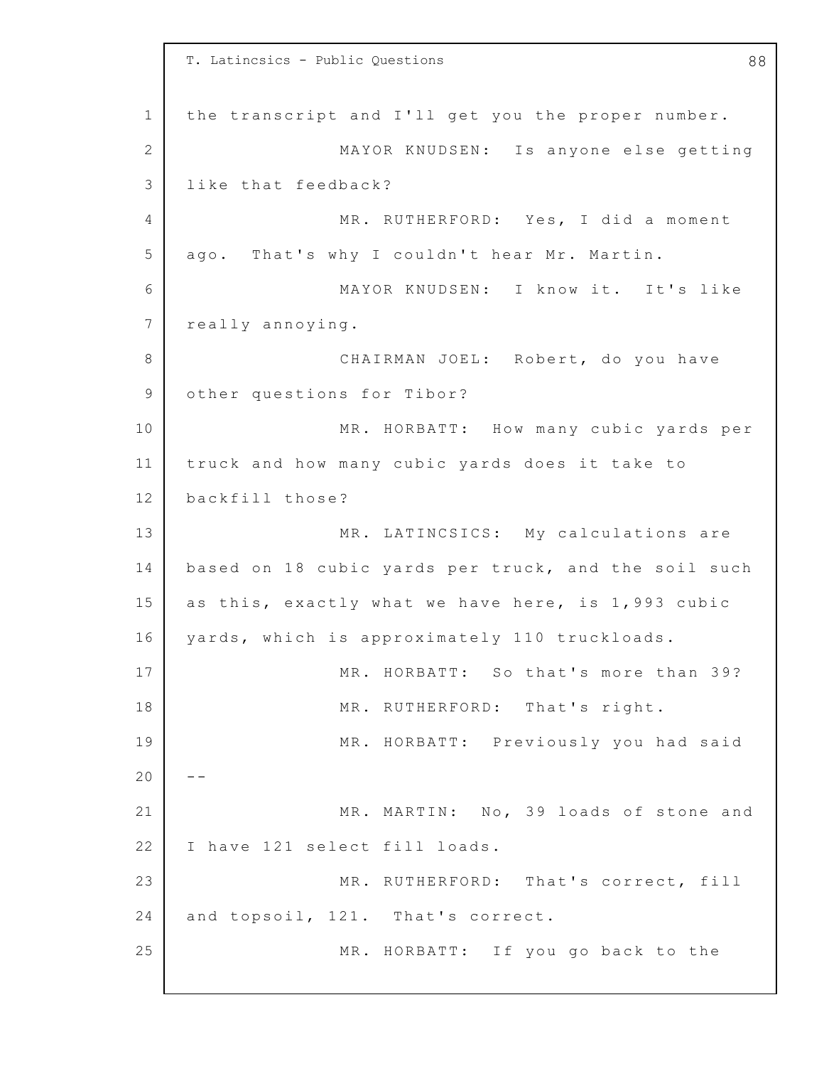the transcript and I'll get you the proper number.

MAYOR KNUDSEN: Is anyone else getting like that feedback?

MR. RUTHERFORD: Yes, I did a moment ago. That's why I couldn't hear Mr. Martin.

MAYOR KNUDSEN: I know it. It's like really annoying.

CHAIRMAN JOEL: Robert, do you have other questions for Tibor?

MR. HORBATT: How many cubic yards per truck and how many cubic yards does it take to backfill those?

MR. LATINCSICS: My calculations are based on 18 cubic yards per truck, and the soil such as this, exactly what we have here, is 1,993 cubic yards, which is approximately 110 truckloads.

MR. HORBATT: So that's more than 39?

MR. RUTHERFORD: That's right.

MR. HORBATT: Previously you had said --

MR. MARTIN: No, 39 loads of stone and I have 121 select fill loads.

MR. RUTHERFORD: That's correct, fill and topsoil, 121. That's correct.

MR. HORBATT: If you go back to the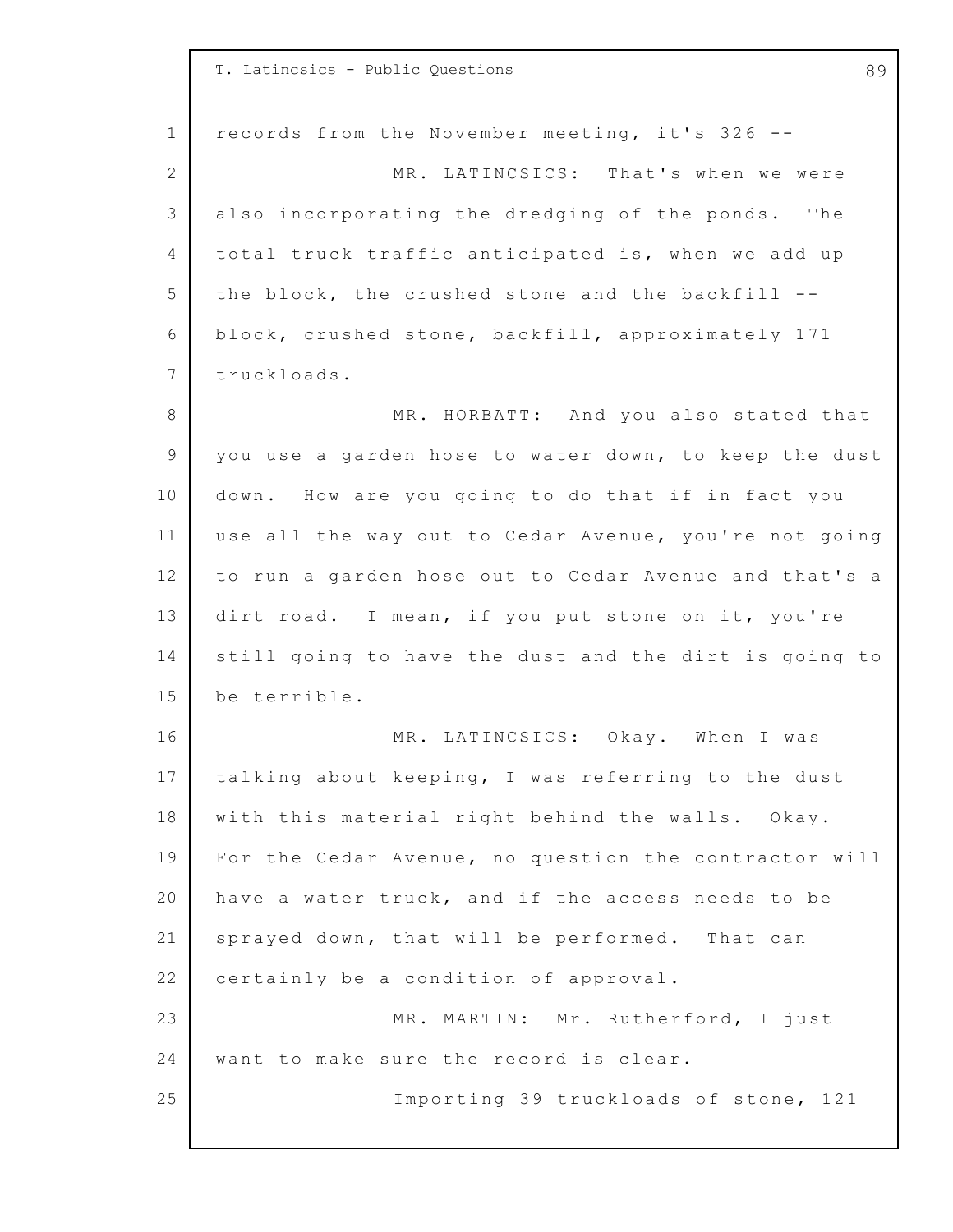records from the November meeting, it's 326 --

MR. LATINCSICS: That's when we were also incorporating the dredging of the ponds. The total truck traffic anticipated is, when we add up the block, the crushed stone and the backfill -- block, crushed stone, backfill, approximately 171 truckloads.

MR. HORBATT: And you also stated that you use a garden hose to water down, to keep the dust down. How are you going to do that if in fact you use all the way out to Cedar Avenue, you're not going to run a garden hose out to Cedar Avenue and that's a dirt road. I mean, if you put stone on it, you're still going to have the dust and the dirt is going to be terrible.

MR. LATINCSICS: Okay. When I was talking about keeping, I was referring to the dust with this material right behind the walls. Okay. For the Cedar Avenue, no question the contractor will have a water truck, and if the access needs to be sprayed down, that will be performed. That can certainly be a condition of approval.

MR. MARTIN: Mr. Rutherford, I just want to make sure the record is clear.

Importing 39 truckloads of stone, 121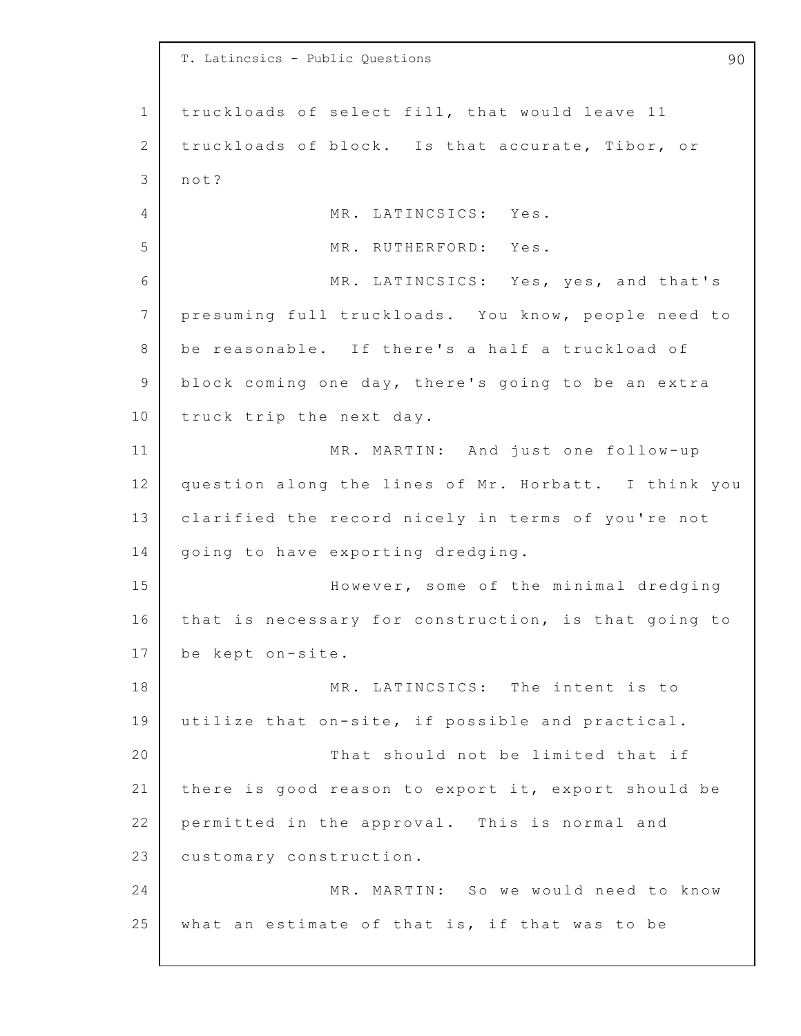truckloads of select fill, that would leave 11 truckloads of block. Is that accurate, Tibor, or not?

MR. LATINCSICS: Yes.

MR. RUTHERFORD: Yes.

MR. LATINCSICS: Yes, yes, and that's presuming full truckloads. You know, people need to be reasonable. If there's a half a truckload of block coming one day, there's going to be an extra truck trip the next day.

MR. MARTIN: And just one follow-up question along the lines of Mr. Horbatt. I think you clarified the record nicely in terms of you're not going to have exporting dredging.

However, some of the minimal dredging that is necessary for construction, is that going to be kept on-site.

MR. LATINCSICS: The intent is to utilize that on-site, if possible and practical.

That should not be limited that if there is good reason to export it, export should be permitted in the approval. This is normal and customary construction.

MR. MARTIN: So we would need to know what an estimate of that is, if that was to be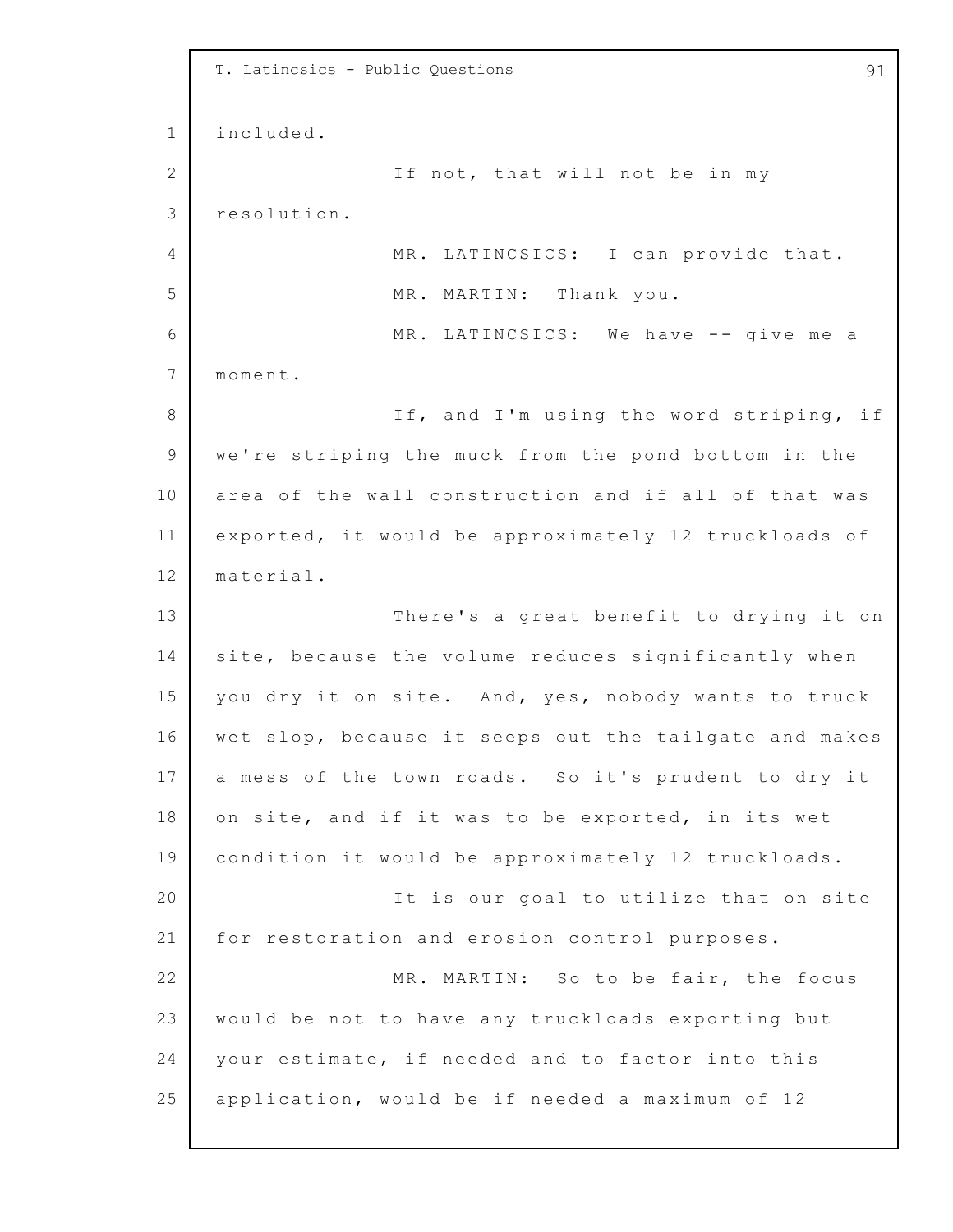included.

If not, that will not be in my resolution.

MR. LATINCSICS: I can provide that.

MR. MARTIN: Thank you.

MR. LATINCSICS: We have -- give me a moment.

If, and I'm using the word striping, if we're striping the muck from the pond bottom in the area of the wall construction and if all of that was exported, it would be approximately 12 truckloads of material.

There's a great benefit to drying it on site, because the volume reduces significantly when you dry it on site. And, yes, nobody wants to truck wet slop, because it seeps out the tailgate and makes a mess of the town roads. So it's prudent to dry it on site, and if it was to be exported, in its wet condition it would be approximately 12 truckloads.

It is our goal to utilize that on site for restoration and erosion control purposes.

MR. MARTIN: So to be fair, the focus would be not to have any truckloads exporting but your estimate, if needed and to factor into this application, would be if needed a maximum of 12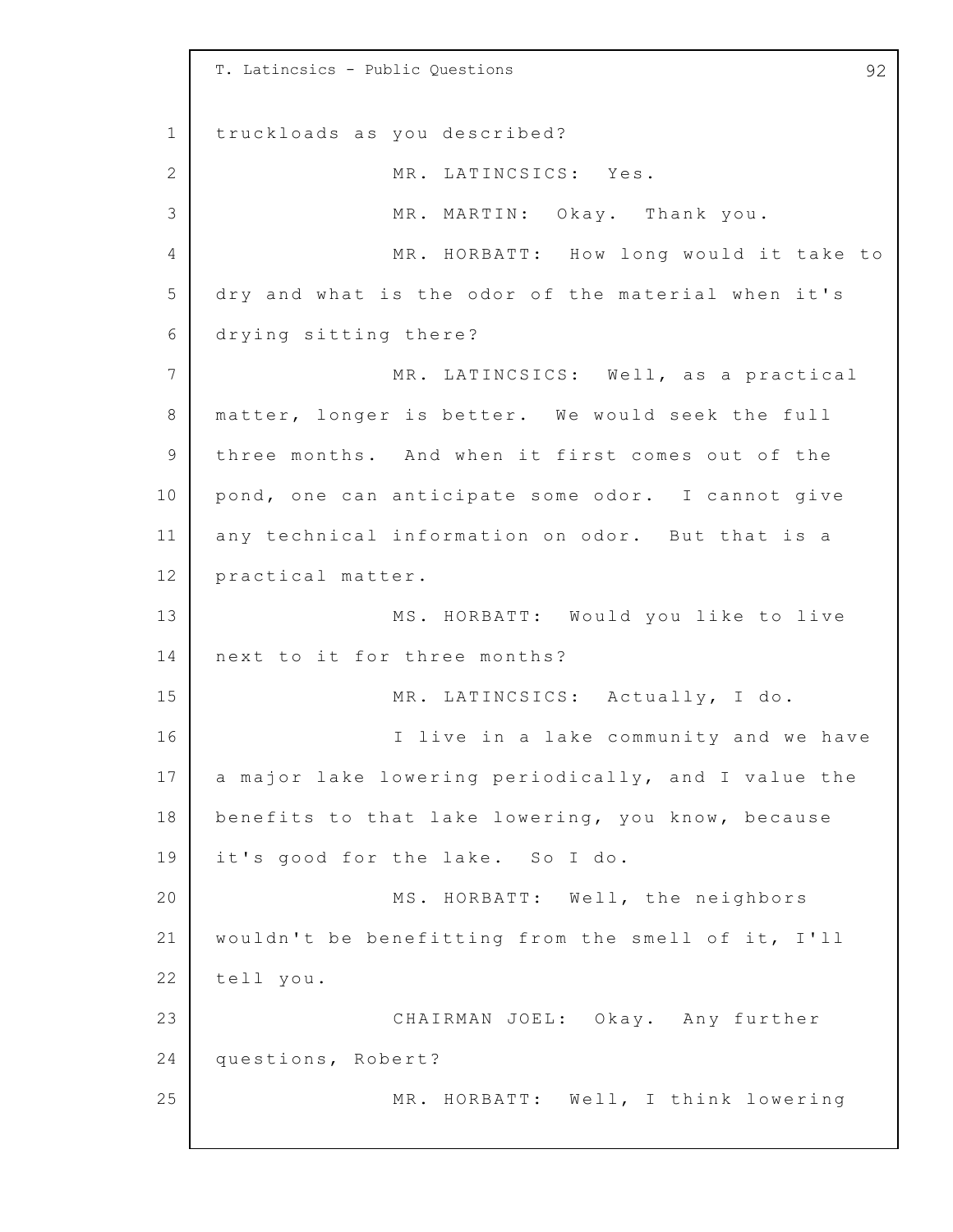truckloads as you described?

MR. LATINCSICS: Yes.

MR. MARTIN: Okay. Thank you.

MR. HORBATT: How long would it take to dry and what is the odor of the material when it's drying sitting there?

MR. LATINCSICS: Well, as a practical matter, longer is better. We would seek the full three months. And when it first comes out of the pond, one can anticipate some odor. I cannot give any technical information on odor. But that is a practical matter.

MS. HORBATT: Would you like to live next to it for three months?

MR. LATINCSICS: Actually, I do.

I live in a lake community and we have a major lake lowering periodically, and I value the benefits to that lake lowering, you know, because it's good for the lake. So I do.

MS. HORBATT: Well, the neighbors wouldn't be benefitting from the smell of it, I'll tell you.

CHAIRMAN JOEL: Okay. Any further questions, Robert?

MR. HORBATT: Well, I think lowering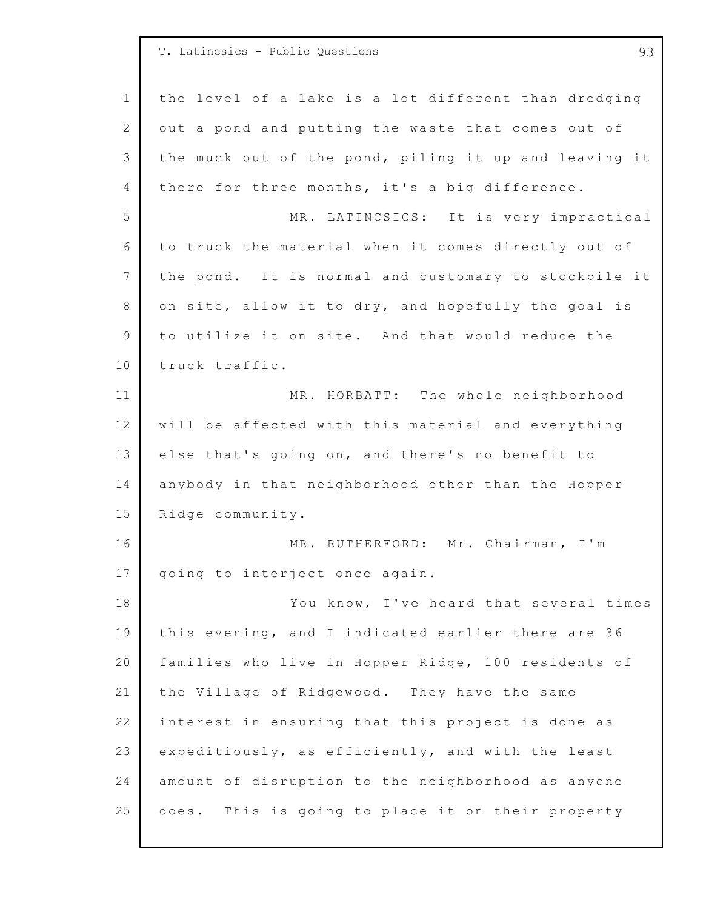the level of a lake is a lot different than dredging out a pond and putting the waste that comes out of the muck out of the pond, piling it up and leaving it there for three months, it's a big difference.

MR. LATINCSICS: It is very impractical to truck the material when it comes directly out of the pond. It is normal and customary to stockpile it on site, allow it to dry, and hopefully the goal is to utilize it on site. And that would reduce the truck traffic.

MR. HORBATT: The whole neighborhood will be affected with this material and everything else that's going on, and there's no benefit to anybody in that neighborhood other than the Hopper Ridge community.

MR. RUTHERFORD: Mr. Chairman, I'm going to interject once again.

You know, I've heard that several times this evening, and I indicated earlier there are 36 families who live in Hopper Ridge, 100 residents of the Village of Ridgewood. They have the same interest in ensuring that this project is done as expeditiously, as efficiently, and with the least amount of disruption to the neighborhood as anyone does. This is going to place it on their property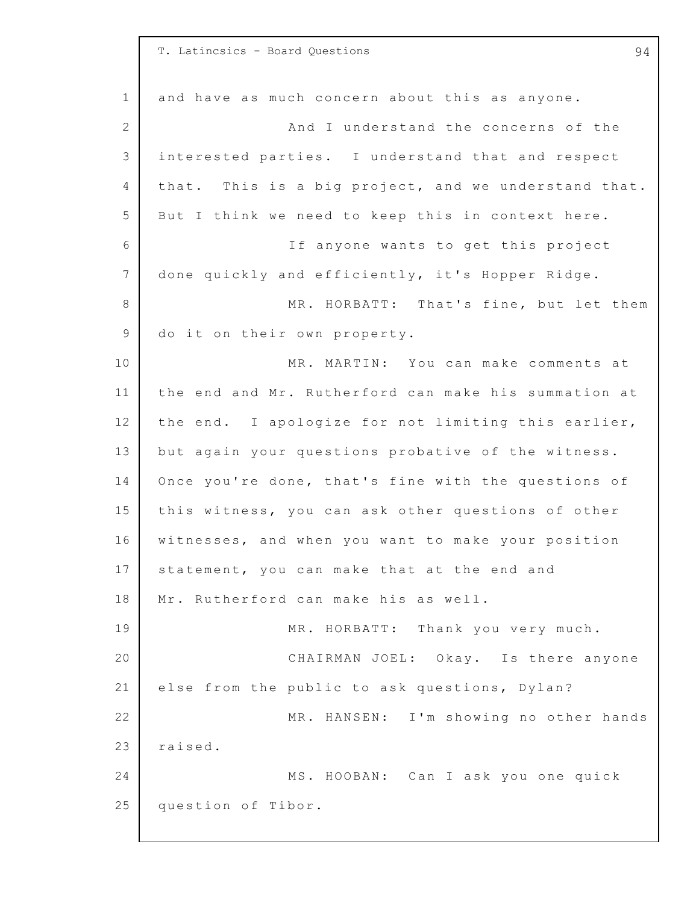and have as much concern about this as anyone.

And I understand the concerns of the interested parties. I understand that and respect that. This is a big project, and we understand that. But I think we need to keep this in context here.

If anyone wants to get this project done quickly and efficiently, it's Hopper Ridge.

MR. HORBATT: That's fine, but let them do it on their own property.

MR. MARTIN: You can make comments at the end and Mr. Rutherford can make his summation at the end. I apologize for not limiting this earlier, but again your questions probative of the witness. Once you're done, that's fine with the questions of this witness, you can ask other questions of other witnesses, and when you want to make your position statement, you can make that at the end and Mr. Rutherford can make his as well.

MR. HORBATT: Thank you very much.

CHAIRMAN JOEL: Okay. Is there anyone else from the public to ask questions, Dylan?

MR. HANSEN: I'm showing no other hands raised.

MS. HOOBAN: Can I ask you one quick question of Tibor.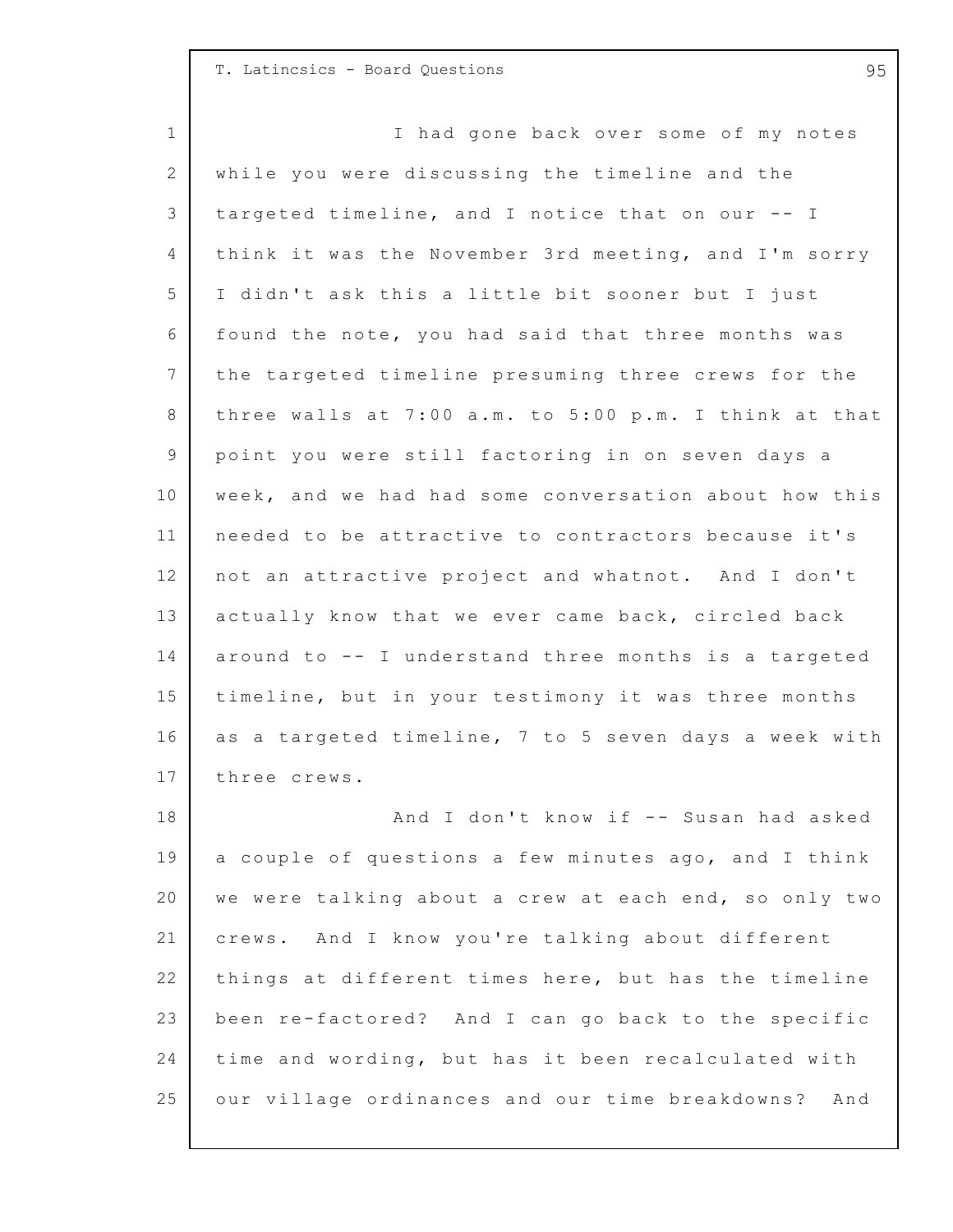I had gone back over some of my notes while you were discussing the timeline and the targeted timeline, and I notice that on our -- I think it was the November 3rd meeting, and I'm sorry I didn't ask this a little bit sooner but I just found the note, you had said that three months was the targeted timeline presuming three crews for the three walls at 7:00 a.m. to 5:00 p.m. I think at that point you were still factoring in on seven days a week, and we had had some conversation about how this needed to be attractive to contractors because it's not an attractive project and whatnot. And I don't actually know that we ever came back, circled back around to -- I understand three months is a targeted timeline, but in your testimony it was three months as a targeted timeline, 7 to 5 seven days a week with three crews.

And I don't know if -- Susan had asked a couple of questions a few minutes ago, and I think we were talking about a crew at each end, so only two crews. And I know you're talking about different things at different times here, but has the timeline been re-factored? And I can go back to the specific time and wording, but has it been recalculated with our village ordinances and our time breakdowns? And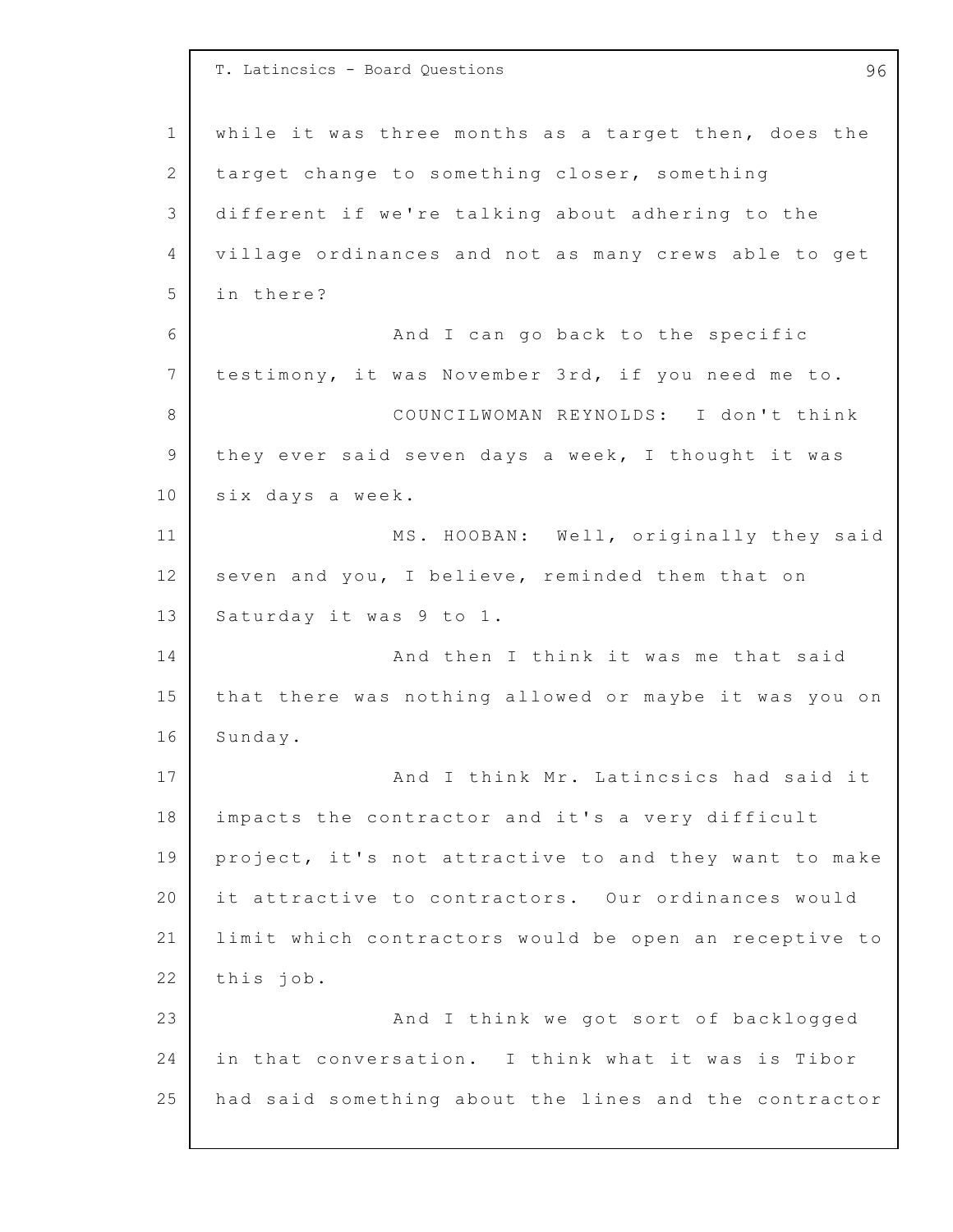while it was three months as a target then, does the target change to something closer, something different if we're talking about adhering to the village ordinances and not as many crews able to get in there?

And I can go back to the specific testimony, it was November 3rd, if you need me to.

COUNCILWOMAN REYNOLDS: I don't think they ever said seven days a week, I thought it was six days a week.

MS. HOOBAN: Well, originally they said seven and you, I believe, reminded them that on Saturday it was 9 to 1.

And then I think it was me that said that there was nothing allowed or maybe it was you on Sunday.

And I think Mr. Latincsics had said it impacts the contractor and it's a very difficult project, it's not attractive to and they want to make it attractive to contractors. Our ordinances would limit which contractors would be open an receptive to this job.

And I think we got sort of backlogged in that conversation. I think what it was is Tibor had said something about the lines and the contractor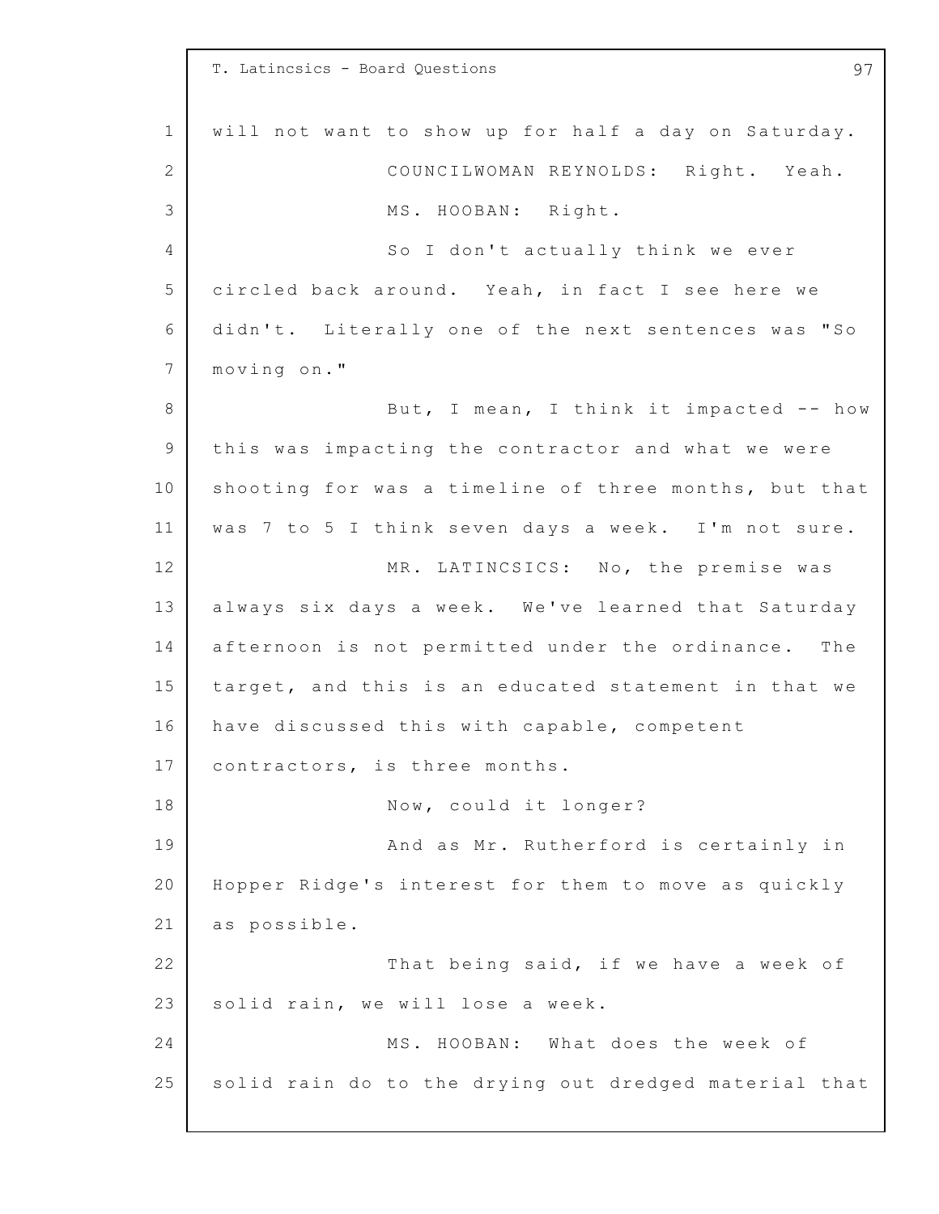will not want to show up for half a day on Saturday.

COUNCILWOMAN REYNOLDS: Right. Yeah.

MS. HOOBAN: Right.

So I don't actually think we ever circled back around. Yeah, in fact I see here we didn't. Literally one of the next sentences was "So moving on."

But, I mean, I think it impacted -- how this was impacting the contractor and what we were shooting for was a timeline of three months, but that was 7 to 5 I think seven days a week. I'm not sure.

MR. LATINCSICS: No, the premise was always six days a week. We've learned that Saturday afternoon is not permitted under the ordinance. The target, and this is an educated statement in that we have discussed this with capable, competent contractors, is three months.

Now, could it longer?

And as Mr. Rutherford is certainly in Hopper Ridge's interest for them to move as quickly as possible.

That being said, if we have a week of solid rain, we will lose a week.

MS. HOOBAN: What does the week of solid rain do to the drying out dredged material that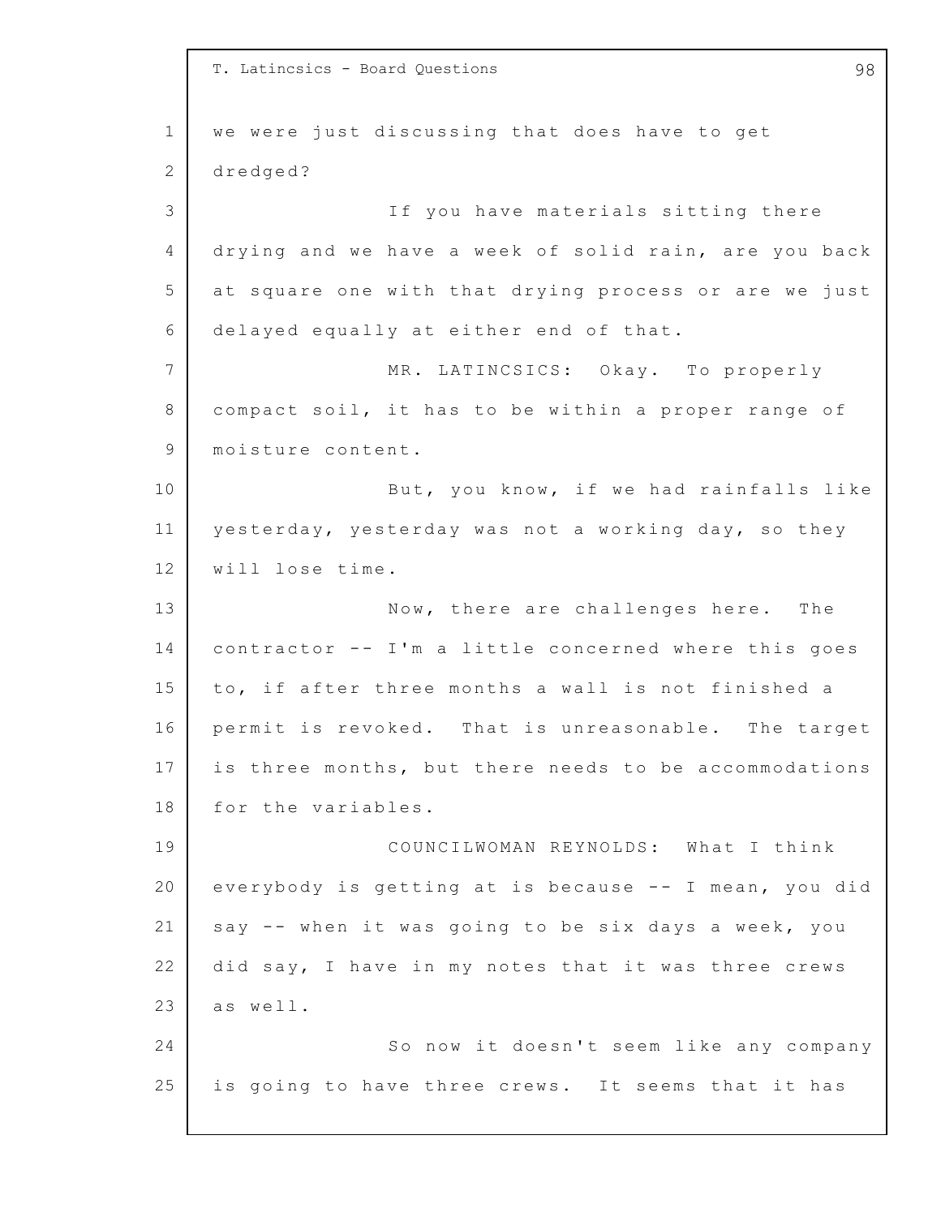we were just discussing that does have to get dredged?

If you have materials sitting there drying and we have a week of solid rain, are you back at square one with that drying process or are we just delayed equally at either end of that.

MR. LATINCSICS: Okay. To properly compact soil, it has to be within a proper range of moisture content.

But, you know, if we had rainfalls like yesterday, yesterday was not a working day, so they will lose time.

Now, there are challenges here. The contractor -- I'm a little concerned where this goes to, if after three months a wall is not finished a permit is revoked. That is unreasonable. The target is three months, but there needs to be accommodations for the variables.

COUNCILWOMAN REYNOLDS: What I think everybody is getting at is because -- I mean, you did say -- when it was going to be six days a week, you did say, I have in my notes that it was three crews as well.

So now it doesn't seem like any company is going to have three crews. It seems that it has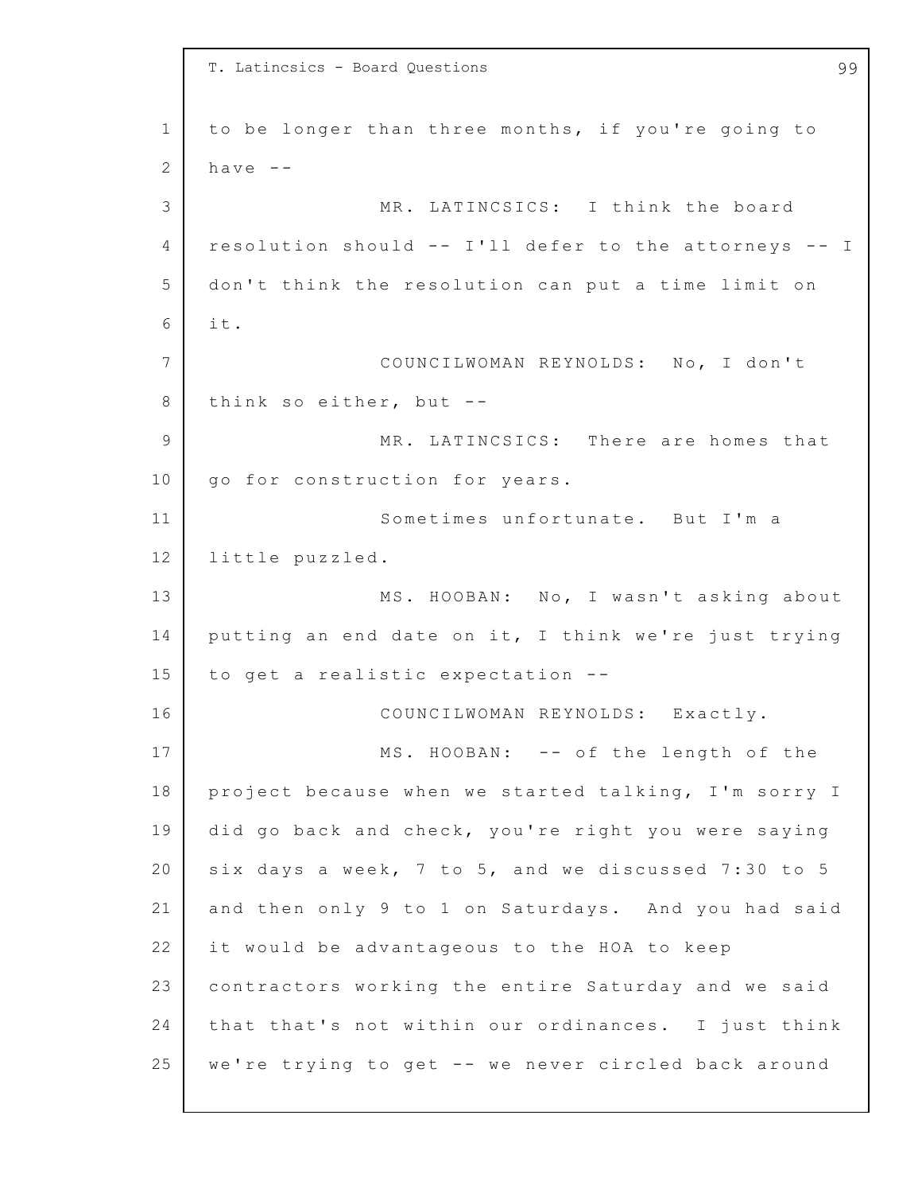to be longer than three months, if you're going to have --

MR. LATINCSICS: I think the board resolution should -- I'll defer to the attorneys -- I don't think the resolution can put a time limit on it.

COUNCILWOMAN REYNOLDS: No, I don't think so either, but --

MR. LATINCSICS: There are homes that go for construction for years.

Sometimes unfortunate. But I'm a little puzzled.

MS. HOOBAN: No, I wasn't asking about putting an end date on it, I think we're just trying to get a realistic expectation --

COUNCILWOMAN REYNOLDS: Exactly.

MS. HOOBAN: -- of the length of the project because when we started talking, I'm sorry I did go back and check, you're right you were saying six days a week, 7 to 5, and we discussed 7:30 to 5 and then only 9 to 1 on Saturdays. And you had said it would be advantageous to the HOA to keep contractors working the entire Saturday and we said that that's not within our ordinances. I just think we're trying to get -- we never circled back around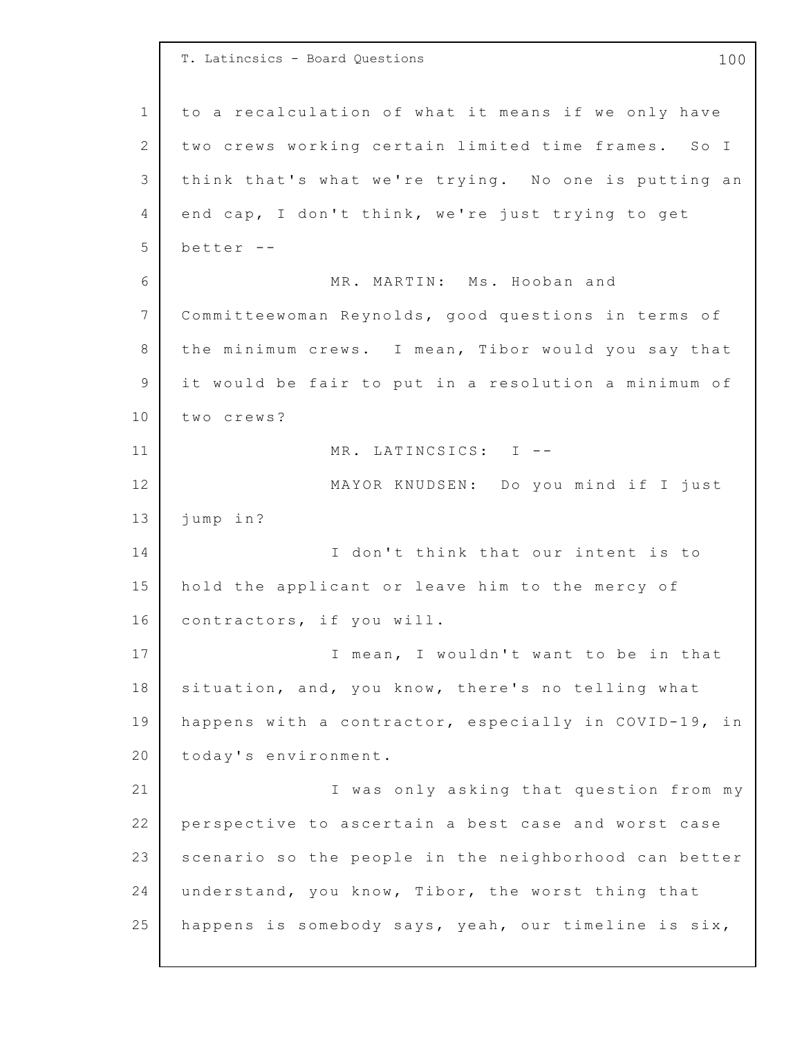to a recalculation of what it means if we only have two crews working certain limited time frames. So I think that's what we're trying. No one is putting an end cap, I don't think, we're just trying to get better --

MR. MARTIN: Ms. Hooban and Committeewoman Reynolds, good questions in terms of the minimum crews. I mean, Tibor would you say that it would be fair to put in a resolution a minimum of two crews?

MR. LATINCSICS: I --

MAYOR KNUDSEN: Do you mind if I just jump in?

I don't think that our intent is to hold the applicant or leave him to the mercy of contractors, if you will.

I mean, I wouldn't want to be in that situation, and, you know, there's no telling what happens with a contractor, especially in COVID-19, in today's environment.

I was only asking that question from my perspective to ascertain a best case and worst case scenario so the people in the neighborhood can better understand, you know, Tibor, the worst thing that happens is somebody says, yeah, our timeline is six,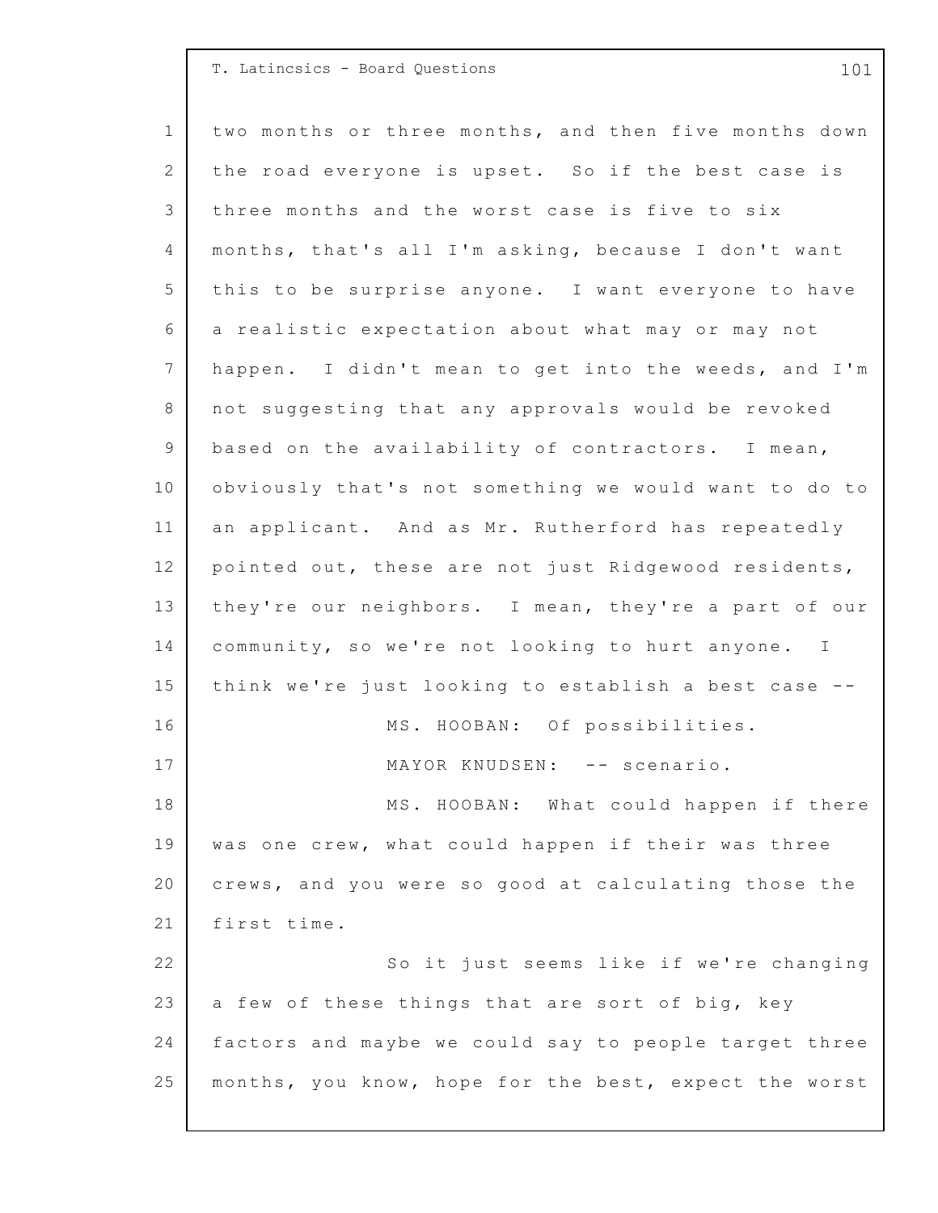two months or three months, and then five months down the road everyone is upset. So if the best case is three months and the worst case is five to six months, that's all I'm asking, because I don't want this to be surprise anyone. I want everyone to have a realistic expectation about what may or may not happen. I didn't mean to get into the weeds, and I'm not suggesting that any approvals would be revoked based on the availability of contractors. I mean, obviously that's not something we would want to do to an applicant. And as Mr. Rutherford has repeatedly pointed out, these are not just Ridgewood residents, they're our neighbors. I mean, they're a part of our community, so we're not looking to hurt anyone. I think we're just looking to establish a best case --

MS. HOOBAN: Of possibilities.

MAYOR KNUDSEN: -- scenario.

MS. HOOBAN: What could happen if there was one crew, what could happen if their was three crews, and you were so good at calculating those the first time.

So it just seems like if we're changing a few of these things that are sort of big, key factors and maybe we could say to people target three months, you know, hope for the best, expect the worst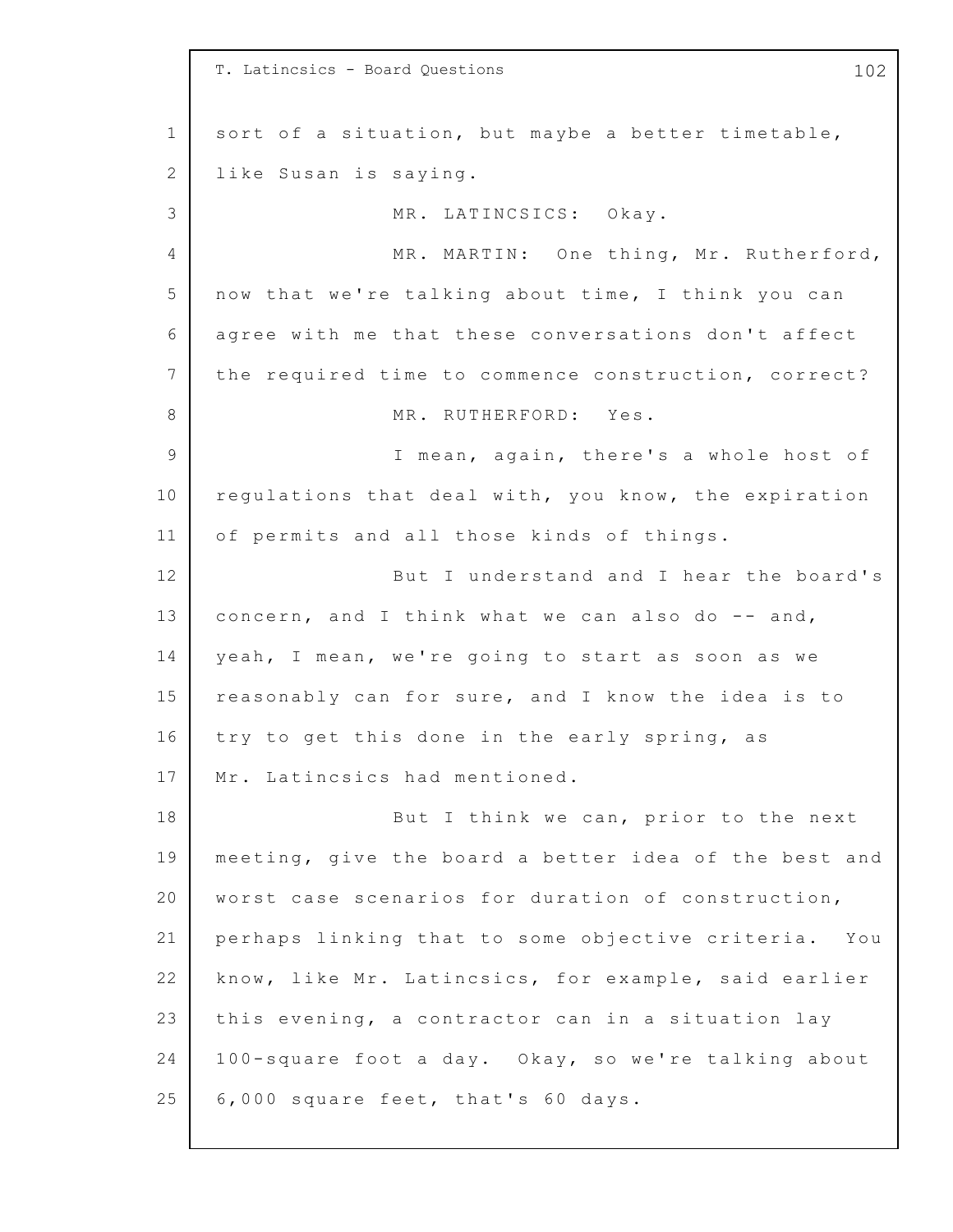sort of a situation, but maybe a better timetable, like Susan is saying.

MR. LATINCSICS: Okay.

MR. MARTIN: One thing, Mr. Rutherford, now that we're talking about time, I think you can agree with me that these conversations don't affect the required time to commence construction, correct?

MR. RUTHERFORD: Yes.

I mean, again, there's a whole host of regulations that deal with, you know, the expiration of permits and all those kinds of things.

But I understand and I hear the board's concern, and I think what we can also do -- and, yeah, I mean, we're going to start as soon as we reasonably can for sure, and I know the idea is to try to get this done in the early spring, as Mr. Latincsics had mentioned.

But I think we can, prior to the next meeting, give the board a better idea of the best and worst case scenarios for duration of construction, perhaps linking that to some objective criteria. You know, like Mr. Latincsics, for example, said earlier this evening, a contractor can in a situation lay 100-square foot a day. Okay, so we're talking about 6,000 square feet, that's 60 days.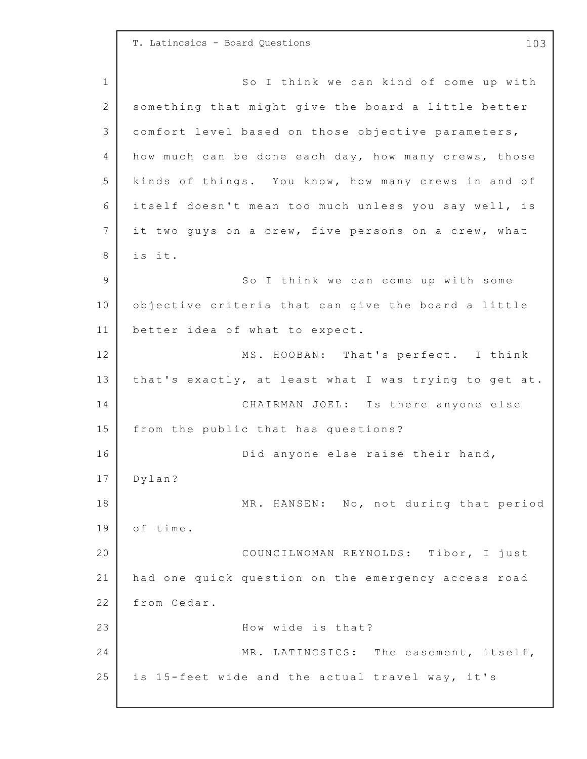So I think we can kind of come up with something that might give the board a little better comfort level based on those objective parameters, how much can be done each day, how many crews, those kinds of things. You know, how many crews in and of itself doesn't mean too much unless you say well, is it two guys on a crew, five persons on a crew, what is it.

So I think we can come up with some objective criteria that can give the board a little better idea of what to expect.

MS. HOOBAN: That's perfect. I think that's exactly, at least what I was trying to get at.

CHAIRMAN JOEL: Is there anyone else from the public that has questions?

Did anyone else raise their hand, Dylan?

MR. HANSEN: No, not during that period of time.

COUNCILWOMAN REYNOLDS: Tibor, I just had one quick question on the emergency access road from Cedar.

How wide is that?

MR. LATINCSICS: The easement, itself, is 15-feet wide and the actual travel way, it's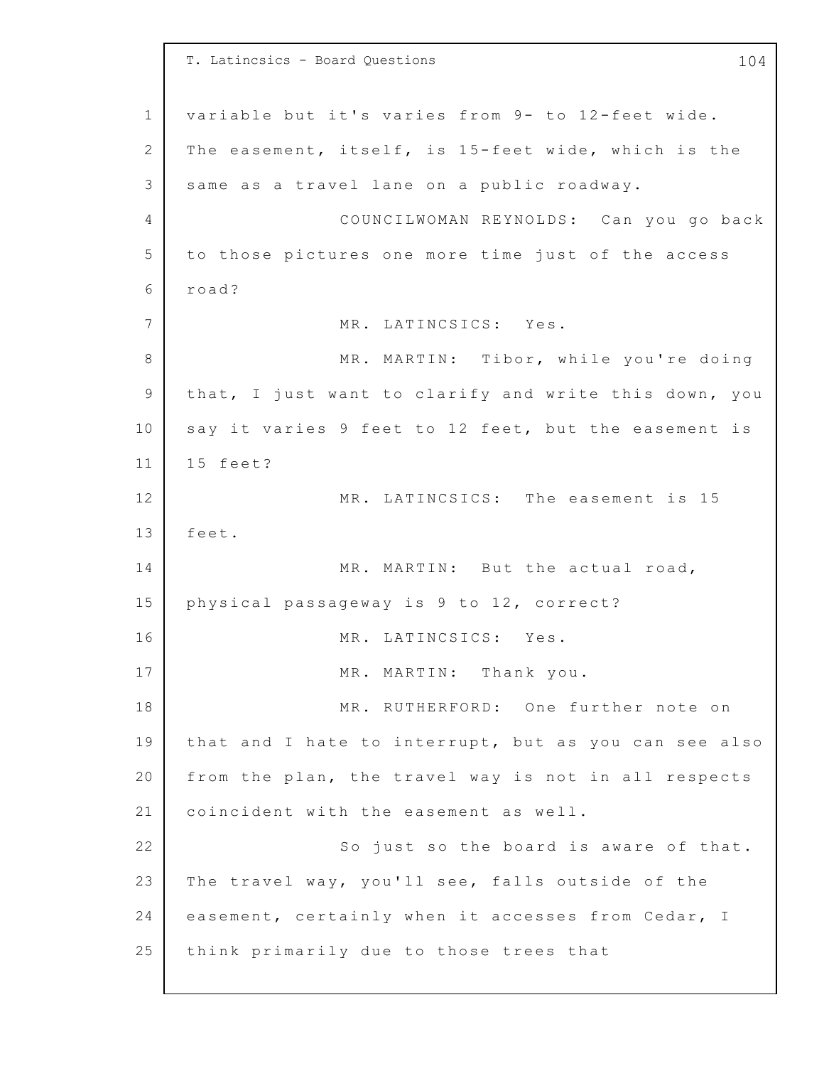variable but it's varies from 9- to 12-feet wide. The easement, itself, is 15-feet wide, which is the same as a travel lane on a public roadway.

COUNCILWOMAN REYNOLDS: Can you go back to those pictures one more time just of the access road?

MR. LATINCSICS: Yes.

MR. MARTIN: Tibor, while you're doing that, I just want to clarify and write this down, you say it varies 9 feet to 12 feet, but the easement is 15 feet?

MR. LATINCSICS: The easement is 15 feet.

MR. MARTIN: But the actual road, physical passageway is 9 to 12, correct?

MR. LATINCSICS: Yes.

MR. MARTIN: Thank you.

MR. RUTHERFORD: One further note on that and I hate to interrupt, but as you can see also from the plan, the travel way is not in all respects coincident with the easement as well.

So just so the board is aware of that. The travel way, you'll see, falls outside of the easement, certainly when it accesses from Cedar, I think primarily due to those trees that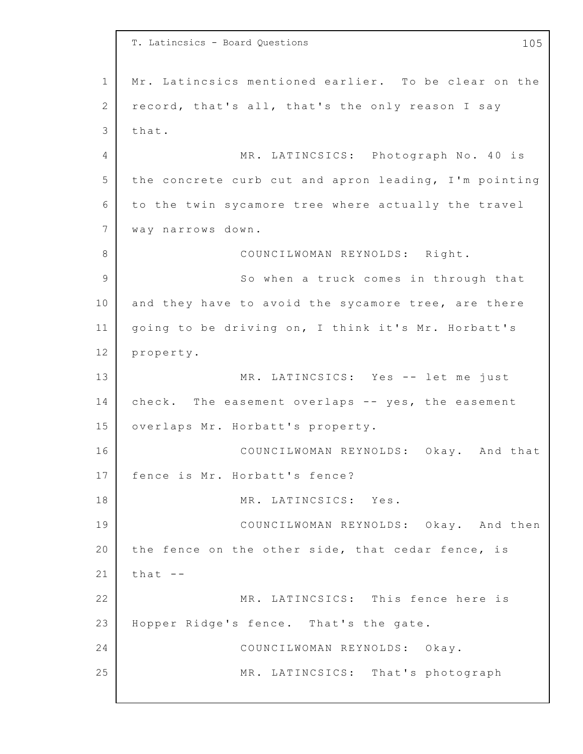Mr. Latincsics mentioned earlier. To be clear on the record, that's all, that's the only reason I say that.

MR. LATINCSICS: Photograph No. 40 is the concrete curb cut and apron leading, I'm pointing to the twin sycamore tree where actually the travel way narrows down.

COUNCILWOMAN REYNOLDS: Right.

So when a truck comes in through that and they have to avoid the sycamore tree, are there going to be driving on, I think it's Mr. Horbatt's property.

MR. LATINCSICS: Yes -- let me just check. The easement overlaps -- yes, the easement overlaps Mr. Horbatt's property.

COUNCILWOMAN REYNOLDS: Okay. And that fence is Mr. Horbatt's fence?

MR. LATINCSICS: Yes.

COUNCILWOMAN REYNOLDS: Okay. And then the fence on the other side, that cedar fence, is that --

MR. LATINCSICS: This fence here is Hopper Ridge's fence. That's the gate.

COUNCILWOMAN REYNOLDS: Okay.

MR. LATINCSICS: That's photograph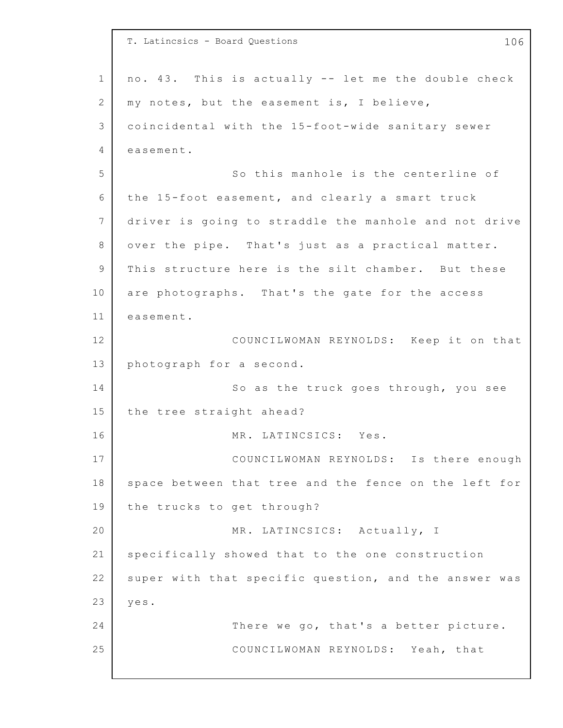no. 43. This is actually -- let me the double check my notes, but the easement is, I believe, coincidental with the 15-foot-wide sanitary sewer easement.

So this manhole is the centerline of the 15-foot easement, and clearly a smart truck driver is going to straddle the manhole and not drive over the pipe. That's just as a practical matter. This structure here is the silt chamber. But these are photographs. That's the gate for the access easement.

COUNCILWOMAN REYNOLDS: Keep it on that photograph for a second.

So as the truck goes through, you see the tree straight ahead?

MR. LATINCSICS: Yes.

COUNCILWOMAN REYNOLDS: Is there enough space between that tree and the fence on the left for the trucks to get through?

MR. LATINCSICS: Actually, I specifically showed that to the one construction super with that specific question, and the answer was yes.

There we go, that's a better picture.

COUNCILWOMAN REYNOLDS: Yeah, that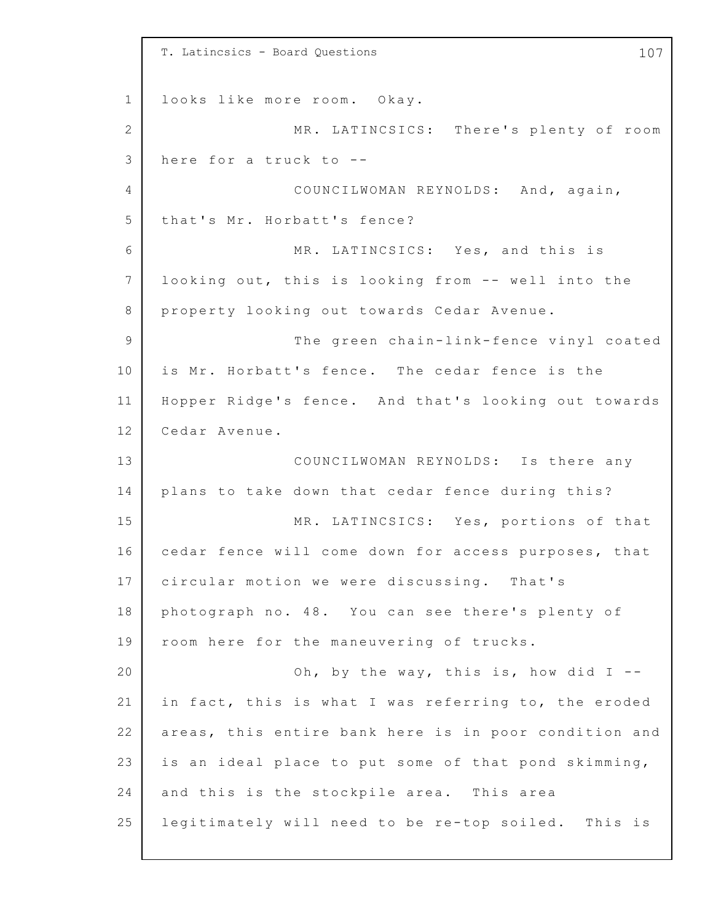looks like more room. Okay.

MR. LATINCSICS: There's plenty of room here for a truck to --

COUNCILWOMAN REYNOLDS: And, again, that's Mr. Horbatt's fence?

MR. LATINCSICS: Yes, and this is looking out, this is looking from -- well into the property looking out towards Cedar Avenue.

The green chain-link-fence vinyl coated is Mr. Horbatt's fence. The cedar fence is the Hopper Ridge's fence. And that's looking out towards Cedar Avenue.

COUNCILWOMAN REYNOLDS: Is there any plans to take down that cedar fence during this?

MR. LATINCSICS: Yes, portions of that cedar fence will come down for access purposes, that circular motion we were discussing. That's photograph no. 48. You can see there's plenty of room here for the maneuvering of trucks.

Oh, by the way, this is, how did I -- in fact, this is what I was referring to, the eroded areas, this entire bank here is in poor condition and is an ideal place to put some of that pond skimming, and this is the stockpile area. This area legitimately will need to be re-top soiled. This is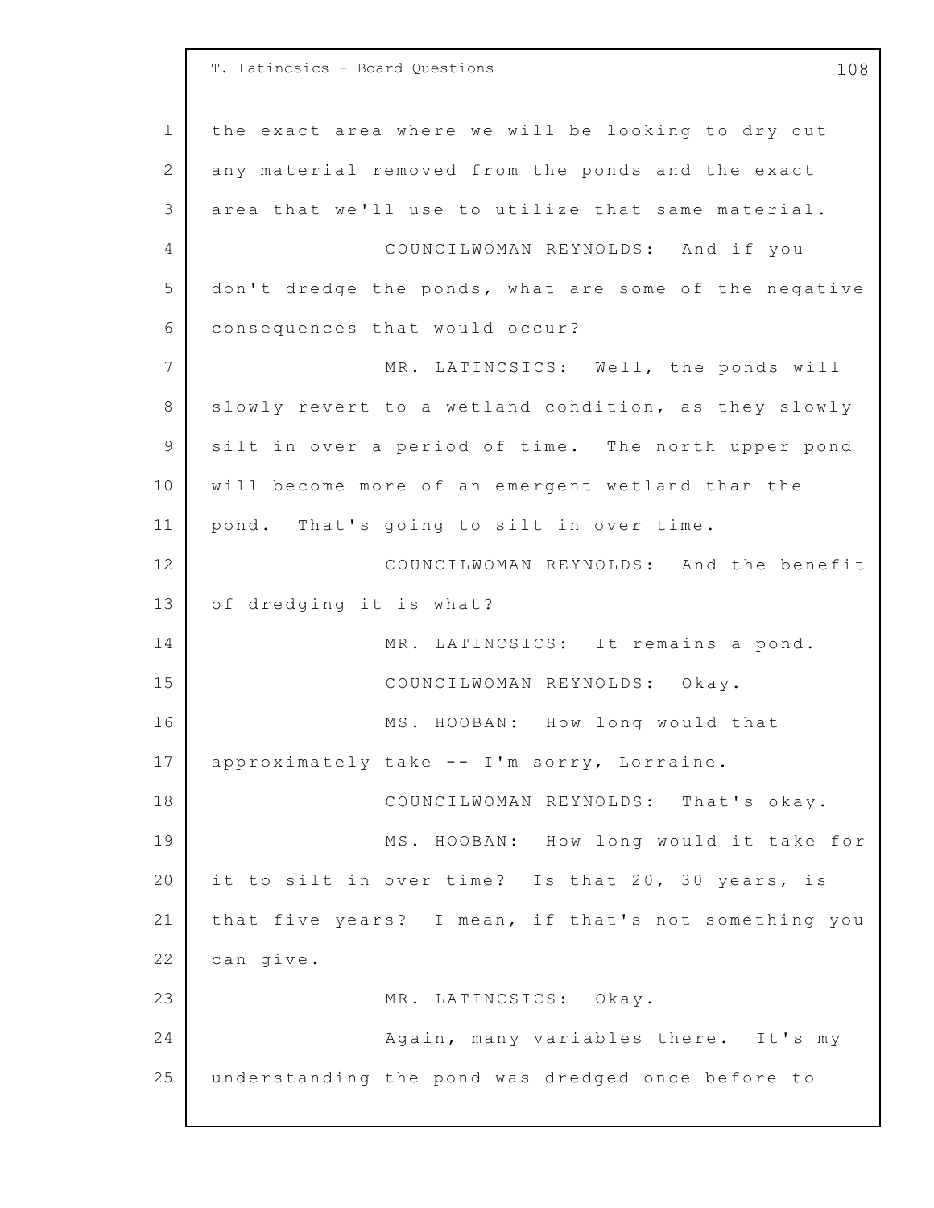the exact area where we will be looking to dry out any material removed from the ponds and the exact area that we'll use to utilize that same material.

COUNCILWOMAN REYNOLDS: And if you don't dredge the ponds, what are some of the negative consequences that would occur?

MR. LATINCSICS: Well, the ponds will slowly revert to a wetland condition, as they slowly silt in over a period of time. The north upper pond will become more of an emergent wetland than the pond. That's going to silt in over time.

COUNCILWOMAN REYNOLDS: And the benefit of dredging it is what?

MR. LATINCSICS: It remains a pond.

COUNCILWOMAN REYNOLDS: Okay.

MS. HOOBAN: How long would that approximately take -- I'm sorry, Lorraine.

COUNCILWOMAN REYNOLDS: That's okay.

MS. HOOBAN: How long would it take for it to silt in over time? Is that 20, 30 years, is that five years? I mean, if that's not something you can give.

MR. LATINCSICS: Okay.

Again, many variables there. It's my understanding the pond was dredged once before to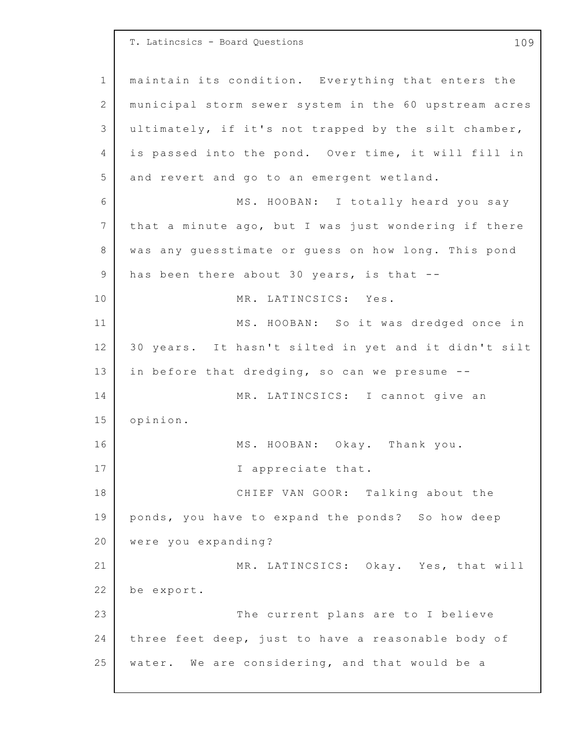maintain its condition. Everything that enters the municipal storm sewer system in the 60 upstream acres ultimately, if it's not trapped by the silt chamber, is passed into the pond. Over time, it will fill in and revert and go to an emergent wetland.

MS. HOOBAN: I totally heard you say that a minute ago, but I was just wondering if there was any guesstimate or guess on how long. This pond has been there about 30 years, is that --

MR. LATINCSICS: Yes.

MS. HOOBAN: So it was dredged once in 30 years. It hasn't silted in yet and it didn't silt in before that dredging, so can we presume --

MR. LATINCSICS: I cannot give an opinion.

MS. HOOBAN: Okay. Thank you.

I appreciate that.

CHIEF VAN GOOR: Talking about the ponds, you have to expand the ponds? So how deep were you expanding?

MR. LATINCSICS: Okay. Yes, that will be export.

The current plans are to I believe three feet deep, just to have a reasonable body of water. We are considering, and that would be a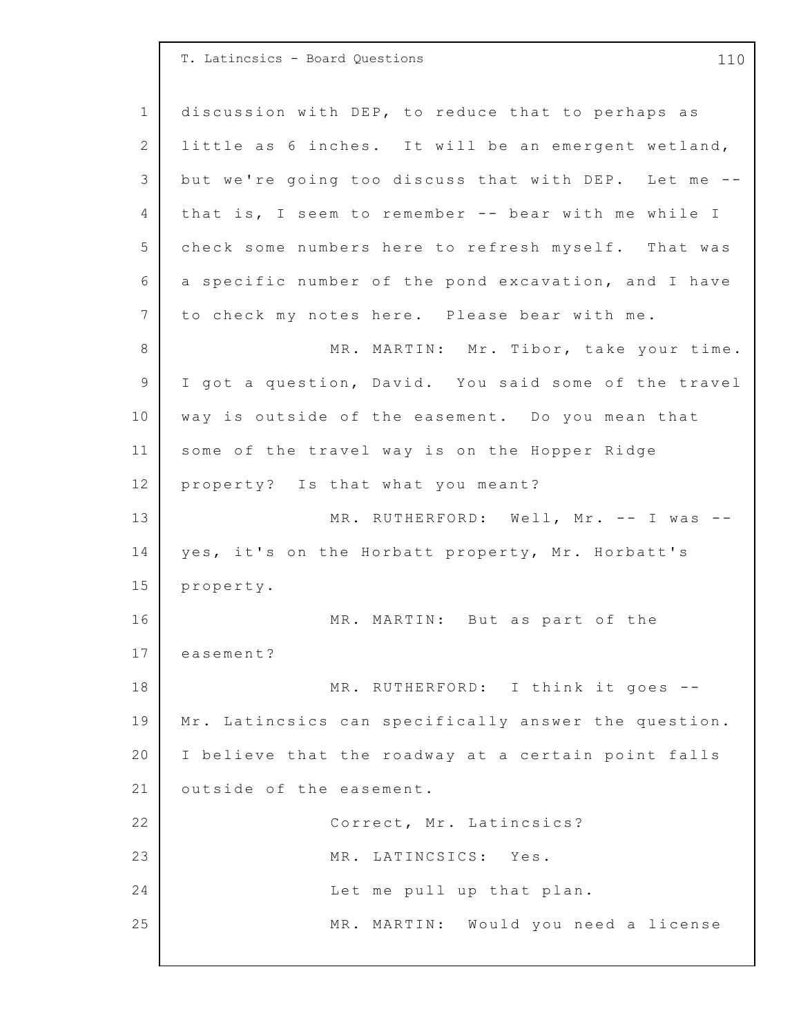discussion with DEP, to reduce that to perhaps as little as 6 inches. It will be an emergent wetland, but we're going too discuss that with DEP. Let me -- that is, I seem to remember -- bear with me while I check some numbers here to refresh myself. That was a specific number of the pond excavation, and I have to check my notes here. Please bear with me.

MR. MARTIN: Mr. Tibor, take your time. I got a question, David. You said some of the travel way is outside of the easement. Do you mean that some of the travel way is on the Hopper Ridge property? Is that what you meant?

MR. RUTHERFORD: Well, Mr. -- I was -- yes, it's on the Horbatt property, Mr. Horbatt's property.

MR. MARTIN: But as part of the easement?

MR. RUTHERFORD: I think it goes -- Mr. Latincsics can specifically answer the question. I believe that the roadway at a certain point falls outside of the easement.

Correct, Mr. Latincsics?

MR. LATINCSICS: Yes.

Let me pull up that plan.

MR. MARTIN: Would you need a license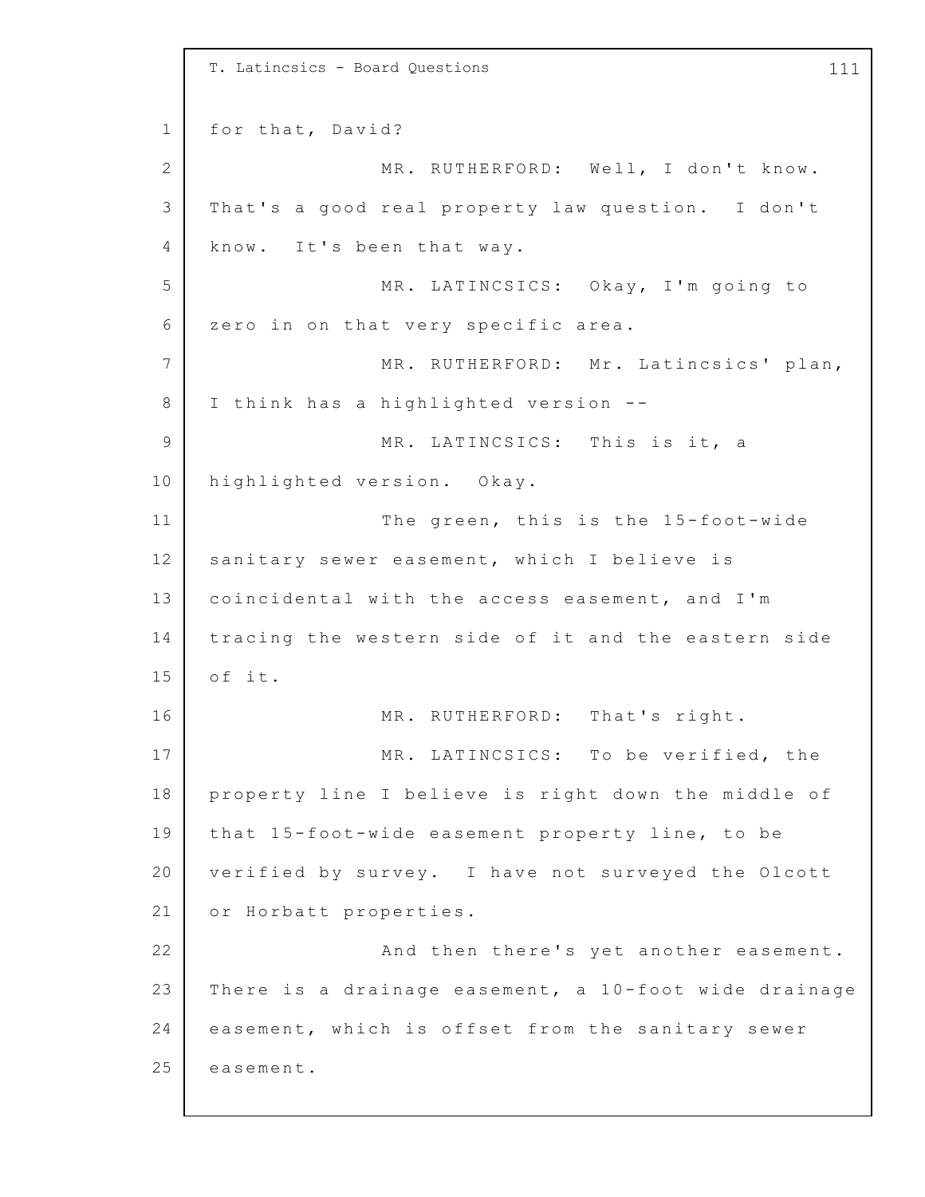for that, David?

MR. RUTHERFORD: Well, I don't know. That's a good real property law question. I don't know. It's been that way.

MR. LATINCSICS: Okay, I'm going to zero in on that very specific area.

MR. RUTHERFORD: Mr. Latincsics' plan, I think has a highlighted version --

MR. LATINCSICS: This is it, a highlighted version. Okay.

The green, this is the 15-foot-wide sanitary sewer easement, which I believe is coincidental with the access easement, and I'm tracing the western side of it and the eastern side of it.

MR. RUTHERFORD: That's right.

MR. LATINCSICS: To be verified, the property line I believe is right down the middle of that 15-foot-wide easement property line, to be verified by survey. I have not surveyed the Olcott or Horbatt properties.

And then there's yet another easement. There is a drainage easement, a 10-foot wide drainage easement, which is offset from the sanitary sewer easement.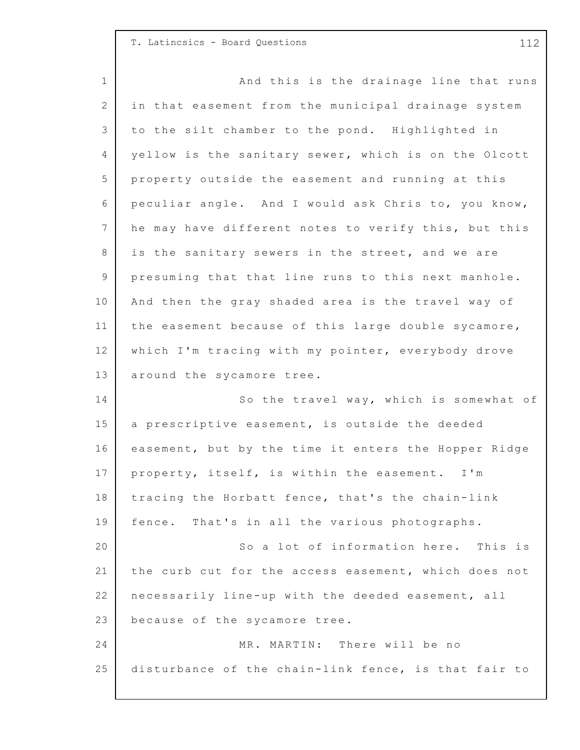And this is the drainage line that runs in that easement from the municipal drainage system to the silt chamber to the pond. Highlighted in yellow is the sanitary sewer, which is on the Olcott property outside the easement and running at this peculiar angle. And I would ask Chris to, you know, he may have different notes to verify this, but this is the sanitary sewers in the street, and we are presuming that that line runs to this next manhole. And then the gray shaded area is the travel way of the easement because of this large double sycamore, which I'm tracing with my pointer, everybody drove around the sycamore tree.

So the travel way, which is somewhat of a prescriptive easement, is outside the deeded easement, but by the time it enters the Hopper Ridge property, itself, is within the easement. I'm tracing the Horbatt fence, that's the chain-link fence. That's in all the various photographs.

So a lot of information here. This is the curb cut for the access easement, which does not necessarily line-up with the deeded easement, all because of the sycamore tree.

MR. MARTIN: There will be no disturbance of the chain-link fence, is that fair to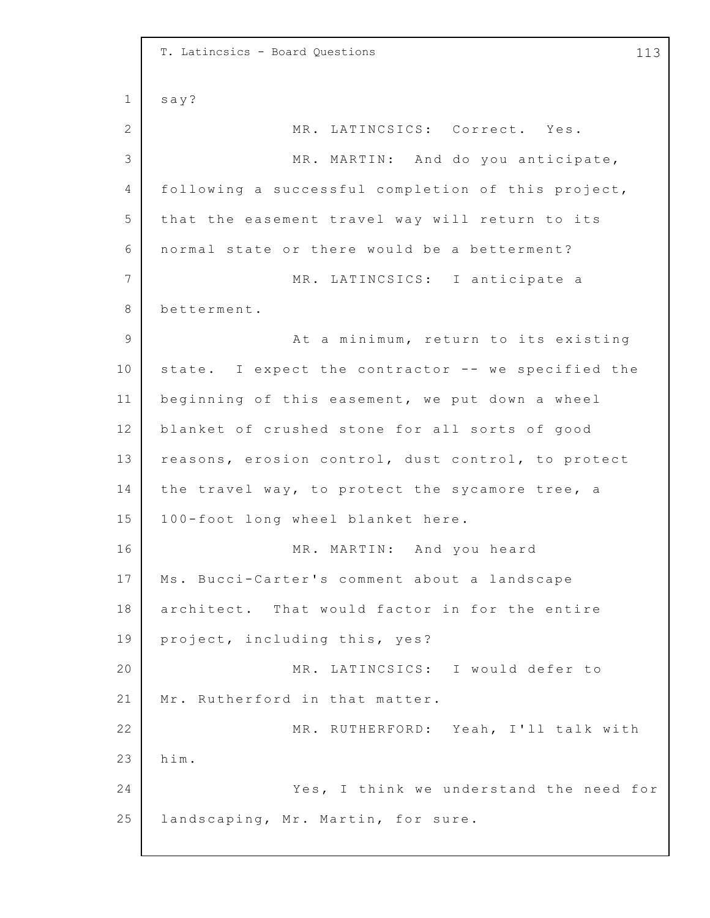say?

MR. LATINCSICS: Correct. Yes.

MR. MARTIN: And do you anticipate, following a successful completion of this project, that the easement travel way will return to its normal state or there would be a betterment?

MR. LATINCSICS: I anticipate a betterment.

At a minimum, return to its existing state. I expect the contractor -- we specified the beginning of this easement, we put down a wheel blanket of crushed stone for all sorts of good reasons, erosion control, dust control, to protect the travel way, to protect the sycamore tree, a 100-foot long wheel blanket here.

MR. MARTIN: And you heard Ms. Bucci-Carter's comment about a landscape architect. That would factor in for the entire project, including this, yes?

MR. LATINCSICS: I would defer to Mr. Rutherford in that matter.

MR. RUTHERFORD: Yeah, I'll talk with him.

Yes, I think we understand the need for landscaping, Mr. Martin, for sure.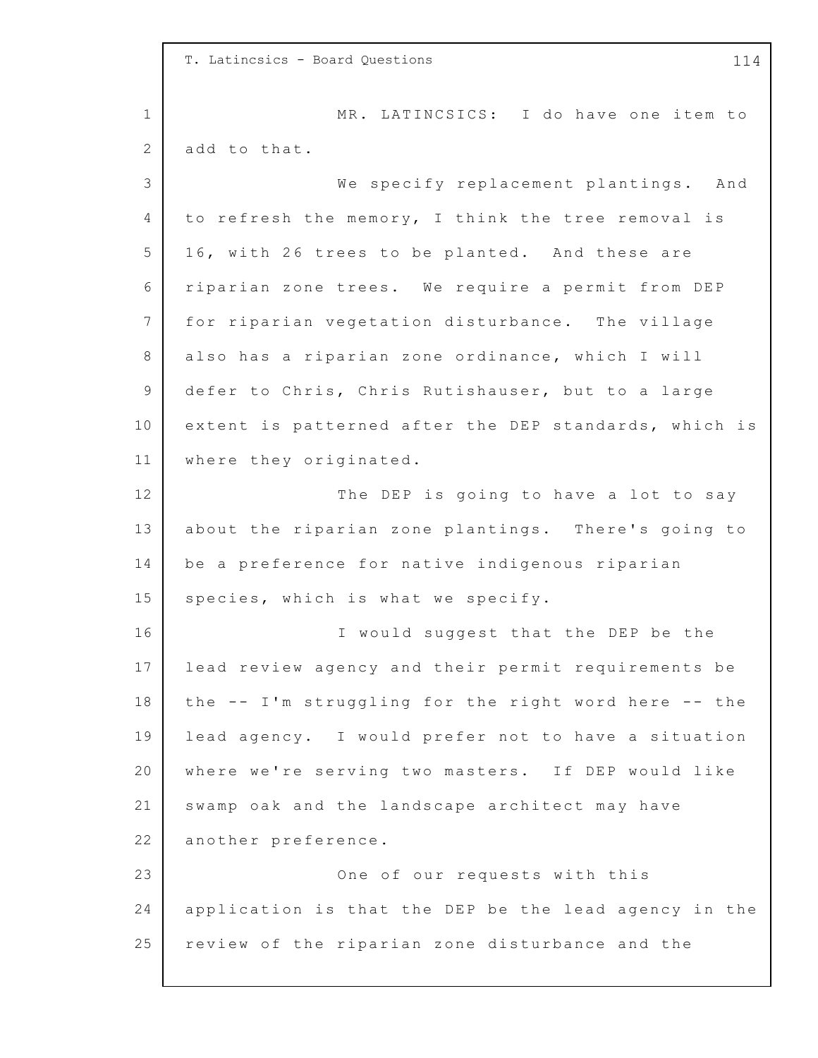MR. LATINCSICS: I do have one item to add to that.

We specify replacement plantings. And to refresh the memory, I think the tree removal is 16, with 26 trees to be planted. And these are riparian zone trees. We require a permit from DEP for riparian vegetation disturbance. The village also has a riparian zone ordinance, which I will defer to Chris, Chris Rutishauser, but to a large extent is patterned after the DEP standards, which is where they originated.

The DEP is going to have a lot to say about the riparian zone plantings. There's going to be a preference for native indigenous riparian species, which is what we specify.

I would suggest that the DEP be the lead review agency and their permit requirements be the -- I'm struggling for the right word here -- the lead agency. I would prefer not to have a situation where we're serving two masters. If DEP would like swamp oak and the landscape architect may have another preference.

One of our requests with this application is that the DEP be the lead agency in the review of the riparian zone disturbance and the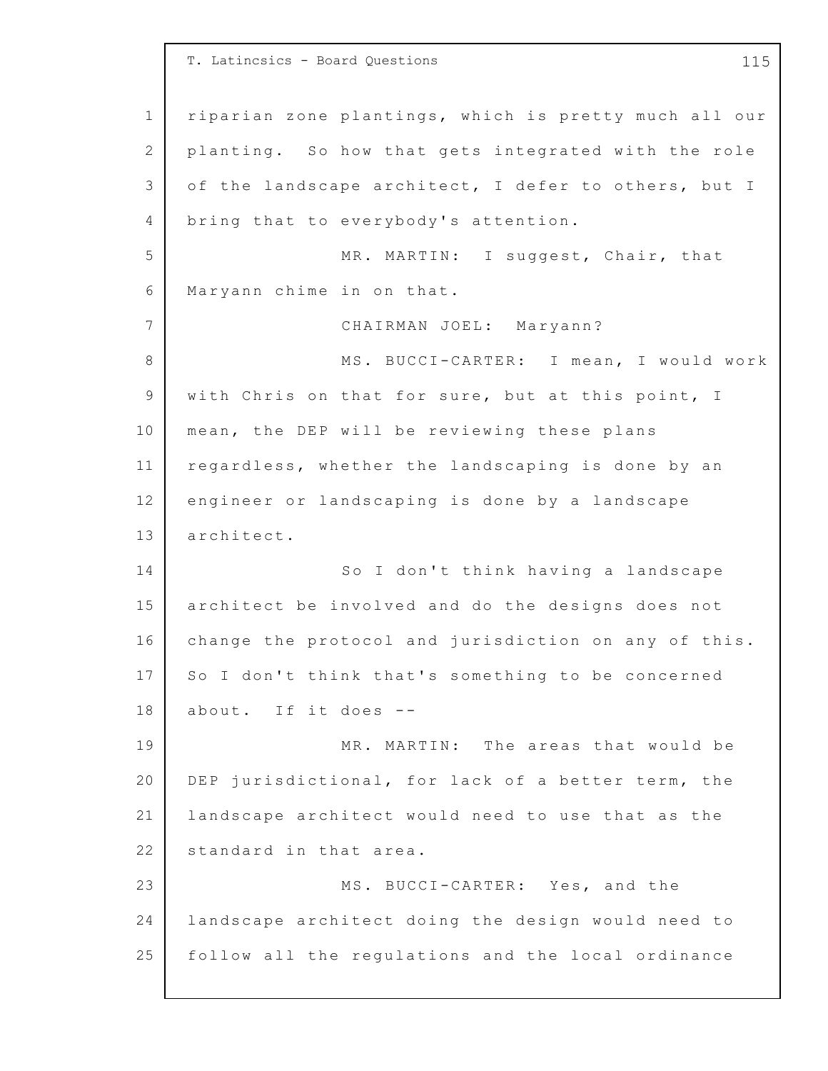riparian zone plantings, which is pretty much all our planting. So how that gets integrated with the role of the landscape architect, I defer to others, but I bring that to everybody's attention.

MR. MARTIN: I suggest, Chair, that Maryann chime in on that.

CHAIRMAN JOEL: Maryann?

MS. BUCCI-CARTER: I mean, I would work with Chris on that for sure, but at this point, I mean, the DEP will be reviewing these plans regardless, whether the landscaping is done by an engineer or landscaping is done by a landscape architect.

So I don't think having a landscape architect be involved and do the designs does not change the protocol and jurisdiction on any of this. So I don't think that's something to be concerned about. If it does --

MR. MARTIN: The areas that would be DEP jurisdictional, for lack of a better term, the landscape architect would need to use that as the standard in that area.

MS. BUCCI-CARTER: Yes, and the landscape architect doing the design would need to follow all the regulations and the local ordinance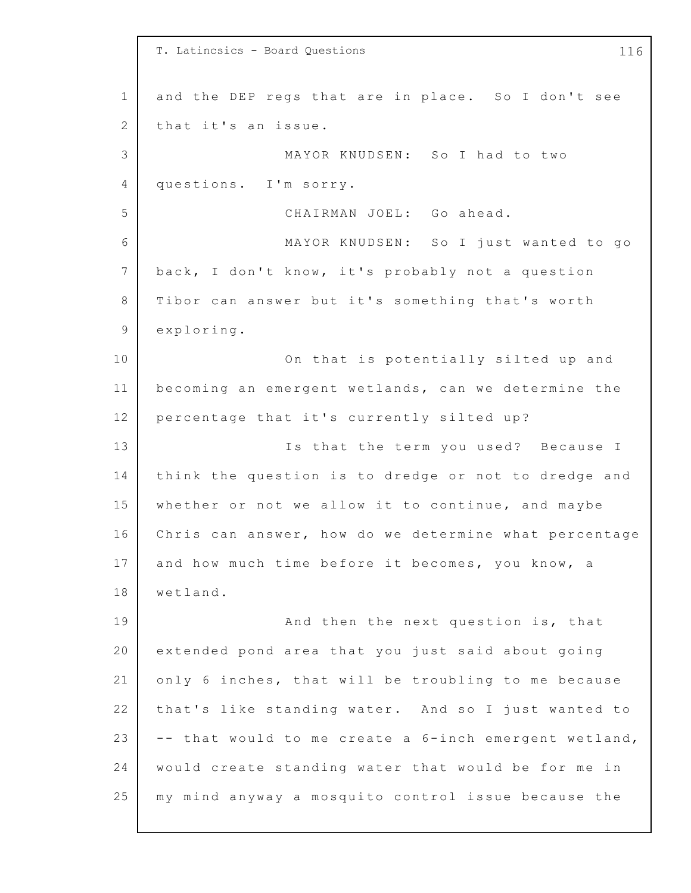and the DEP regs that are in place. So I don't see that it's an issue.

MAYOR KNUDSEN: So I had to two questions. I'm sorry.

CHAIRMAN JOEL: Go ahead.

MAYOR KNUDSEN: So I just wanted to go back, I don't know, it's probably not a question Tibor can answer but it's something that's worth exploring.

On that is potentially silted up and becoming an emergent wetlands, can we determine the percentage that it's currently silted up?

Is that the term you used? Because I think the question is to dredge or not to dredge and whether or not we allow it to continue, and maybe Chris can answer, how do we determine what percentage and how much time before it becomes, you know, a wetland.

And then the next question is, that extended pond area that you just said about going only 6 inches, that will be troubling to me because that's like standing water. And so I just wanted to -- that would to me create a 6-inch emergent wetland, would create standing water that would be for me in my mind anyway a mosquito control issue because the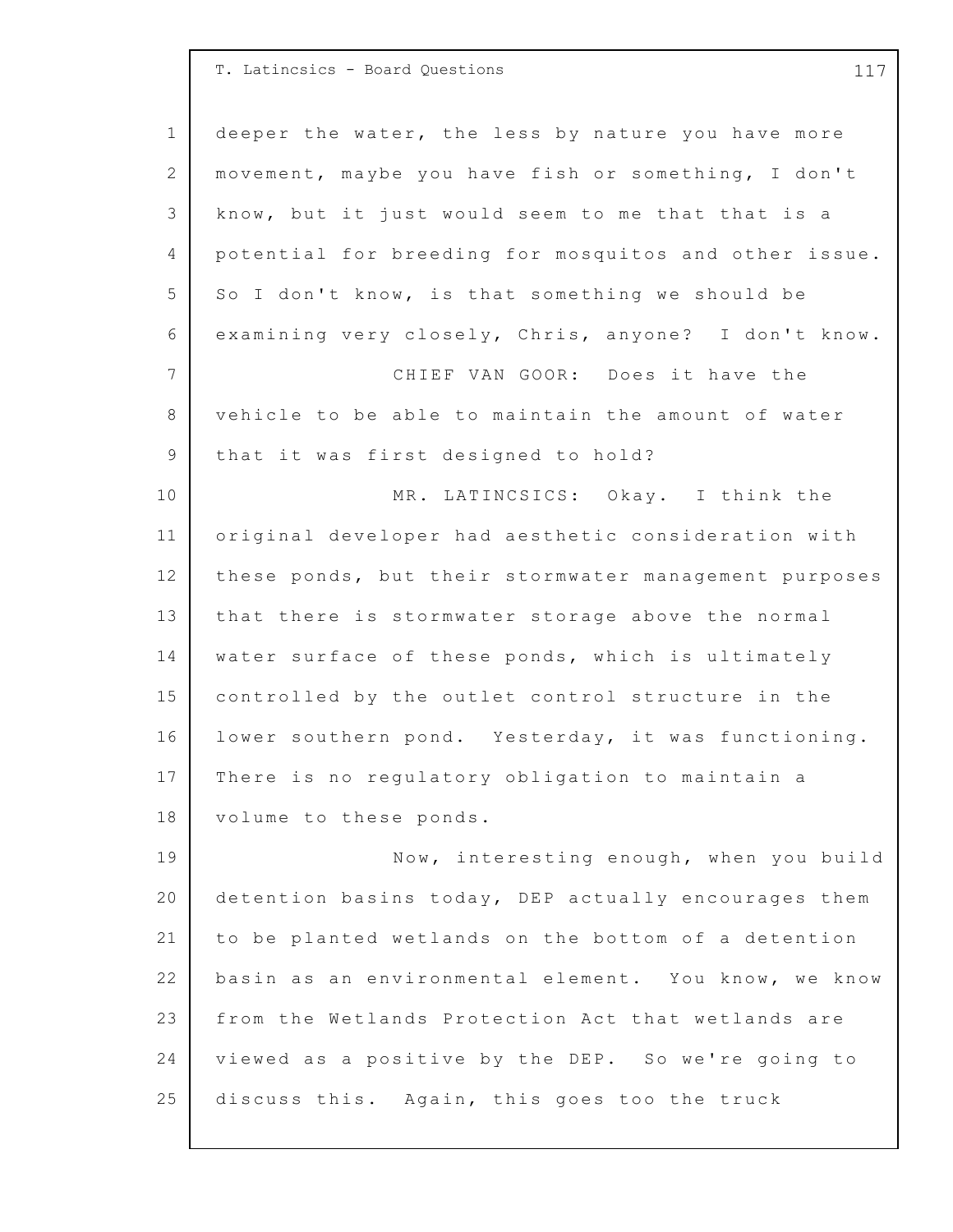deeper the water, the less by nature you have more movement, maybe you have fish or something, I don't know, but it just would seem to me that that is a potential for breeding for mosquitos and other issue. So I don't know, is that something we should be examining very closely, Chris, anyone? I don't know.

CHIEF VAN GOOR: Does it have the vehicle to be able to maintain the amount of water that it was first designed to hold?

MR. LATINCSICS: Okay. I think the original developer had aesthetic consideration with these ponds, but their stormwater management purposes that there is stormwater storage above the normal water surface of these ponds, which is ultimately controlled by the outlet control structure in the lower southern pond. Yesterday, it was functioning. There is no regulatory obligation to maintain a volume to these ponds.

Now, interesting enough, when you build detention basins today, DEP actually encourages them to be planted wetlands on the bottom of a detention basin as an environmental element. You know, we know from the Wetlands Protection Act that wetlands are viewed as a positive by the DEP. So we're going to discuss this. Again, this goes too the truck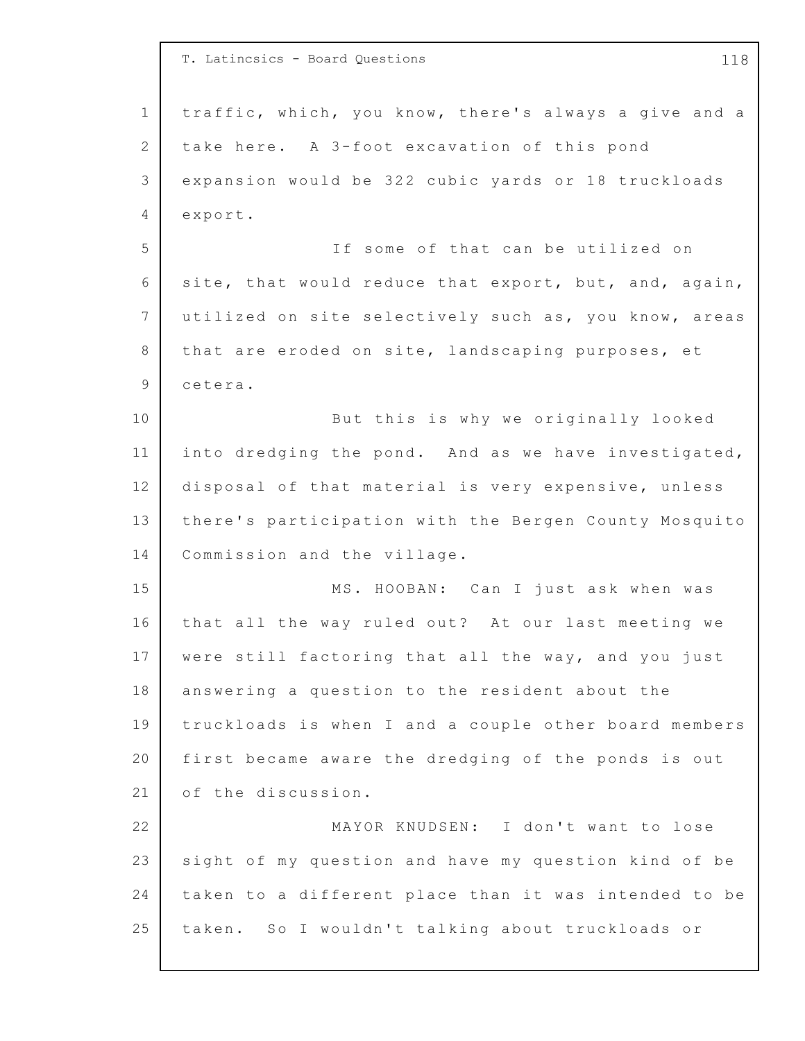traffic, which, you know, there's always a give and a take here. A 3-foot excavation of this pond expansion would be 322 cubic yards or 18 truckloads export.

If some of that can be utilized on site, that would reduce that export, but, and, again, utilized on site selectively such as, you know, areas that are eroded on site, landscaping purposes, et cetera.

But this is why we originally looked into dredging the pond. And as we have investigated, disposal of that material is very expensive, unless there's participation with the Bergen County Mosquito Commission and the village.

MS. HOOBAN: Can I just ask when was that all the way ruled out? At our last meeting we were still factoring that all the way, and you just answering a question to the resident about the truckloads is when I and a couple other board members first became aware the dredging of the ponds is out of the discussion.

MAYOR KNUDSEN: I don't want to lose sight of my question and have my question kind of be taken to a different place than it was intended to be taken. So I wouldn't talking about truckloads or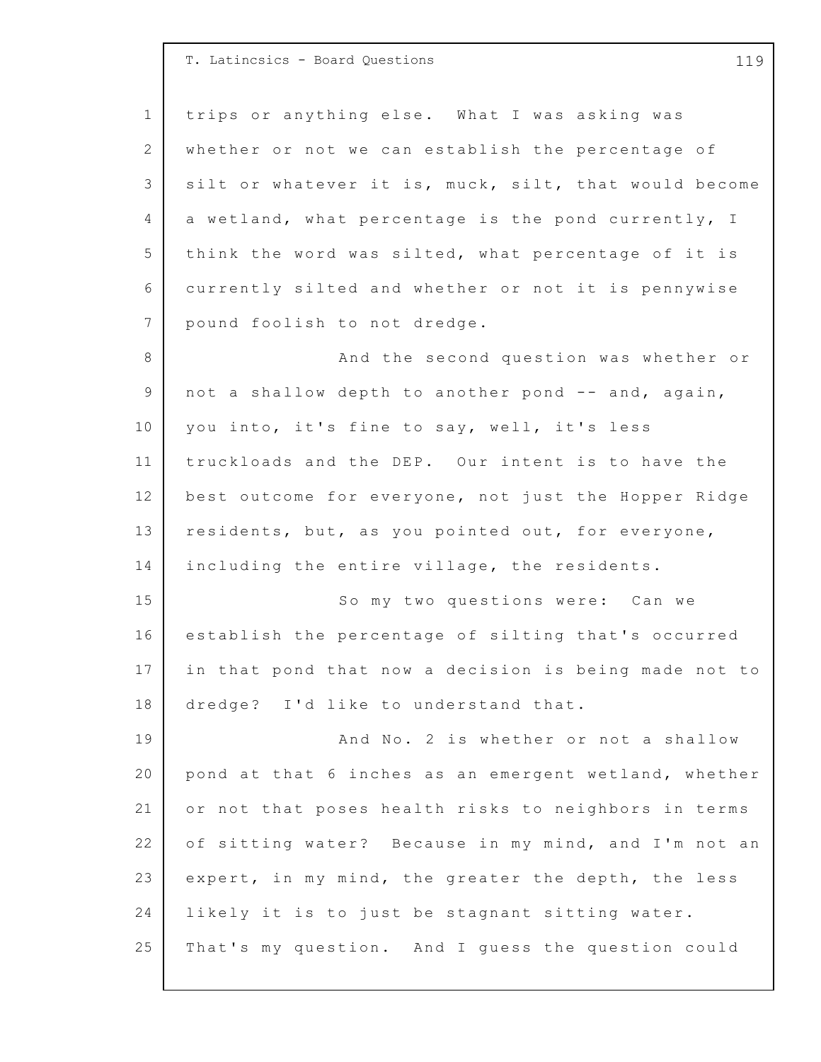trips or anything else. What I was asking was whether or not we can establish the percentage of silt or whatever it is, muck, silt, that would become a wetland, what percentage is the pond currently, I think the word was silted, what percentage of it is currently silted and whether or not it is pennywise pound foolish to not dredge.

And the second question was whether or not a shallow depth to another pond -- and, again, you into, it's fine to say, well, it's less truckloads and the DEP. Our intent is to have the best outcome for everyone, not just the Hopper Ridge residents, but, as you pointed out, for everyone, including the entire village, the residents.

So my two questions were: Can we establish the percentage of silting that's occurred in that pond that now a decision is being made not to dredge? I'd like to understand that.

And No. 2 is whether or not a shallow pond at that 6 inches as an emergent wetland, whether or not that poses health risks to neighbors in terms of sitting water? Because in my mind, and I'm not an expert, in my mind, the greater the depth, the less likely it is to just be stagnant sitting water. That's my question. And I guess the question could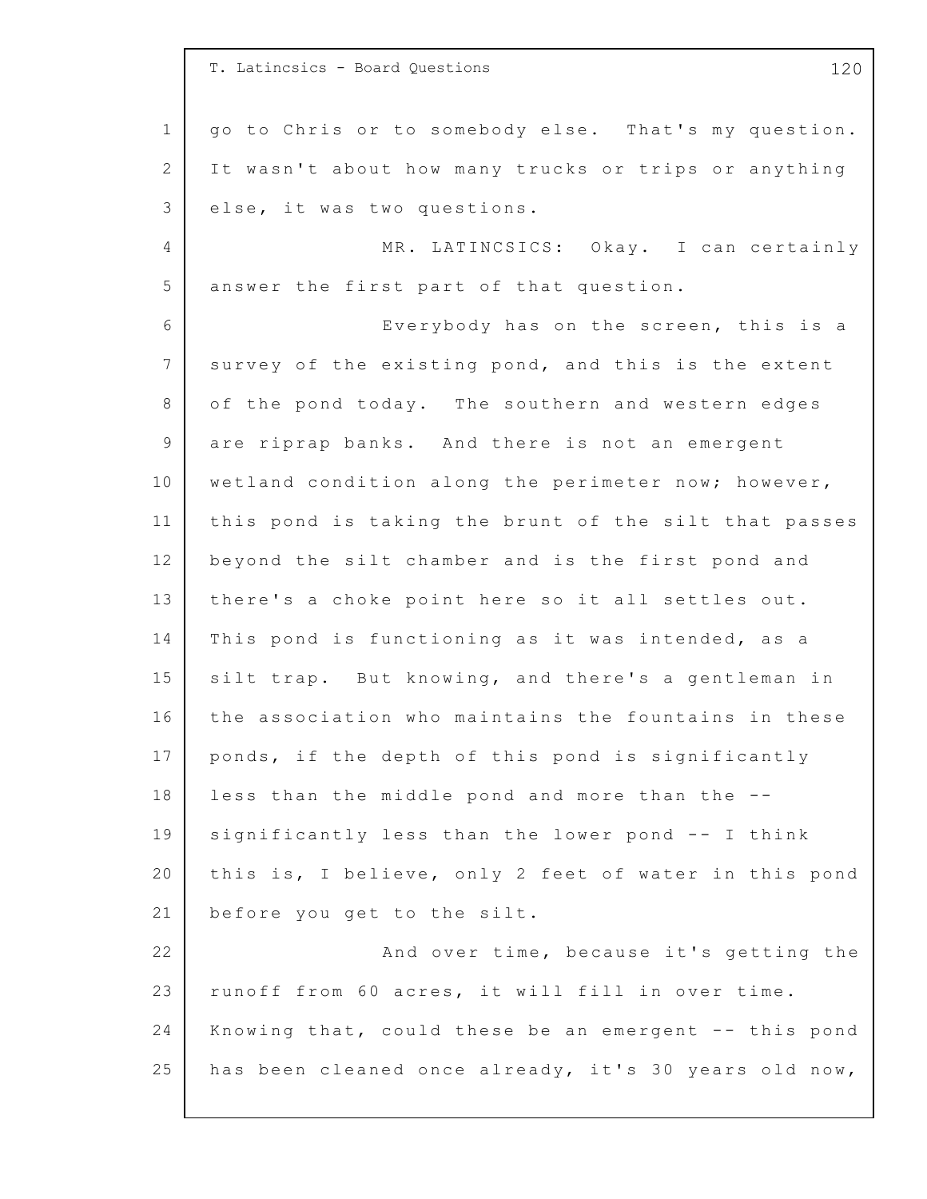go to Chris or to somebody else. That's my question. It wasn't about how many trucks or trips or anything else, it was two questions.

MR. LATINCSICS: Okay. I can certainly answer the first part of that question.

Everybody has on the screen, this is a survey of the existing pond, and this is the extent of the pond today. The southern and western edges are riprap banks. And there is not an emergent wetland condition along the perimeter now; however, this pond is taking the brunt of the silt that passes beyond the silt chamber and is the first pond and there's a choke point here so it all settles out. This pond is functioning as it was intended, as a silt trap. But knowing, and there's a gentleman in the association who maintains the fountains in these ponds, if the depth of this pond is significantly less than the middle pond and more than the -- significantly less than the lower pond -- I think this is, I believe, only 2 feet of water in this pond before you get to the silt.

And over time, because it's getting the runoff from 60 acres, it will fill in over time. Knowing that, could these be an emergent -- this pond has been cleaned once already, it's 30 years old now,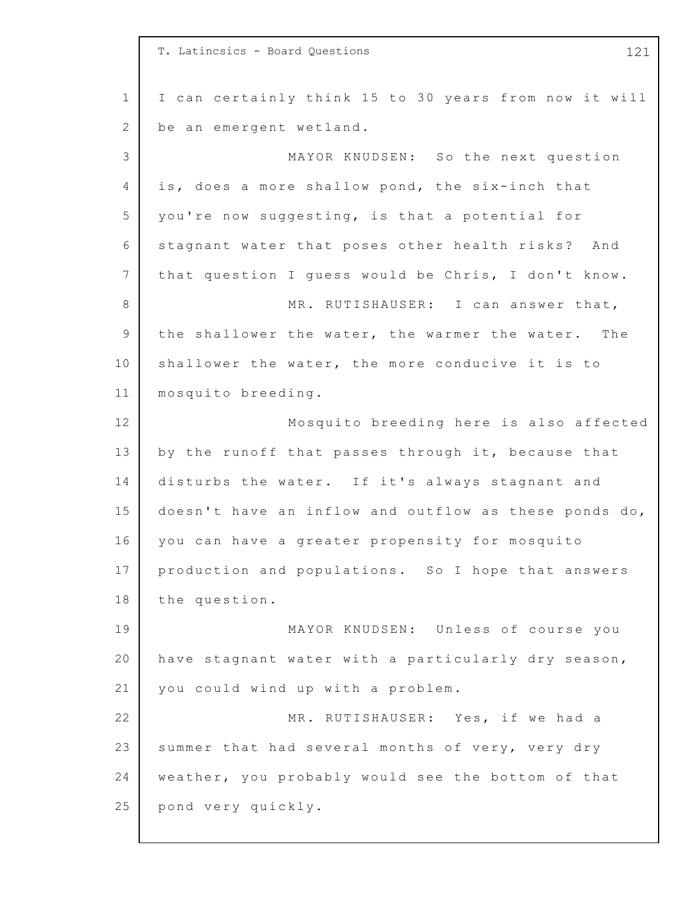I can certainly think 15 to 30 years from now it will be an emergent wetland.

MAYOR KNUDSEN: So the next question is, does a more shallow pond, the six-inch that you're now suggesting, is that a potential for stagnant water that poses other health risks? And that question I guess would be Chris, I don't know.

MR. RUTISHAUSER: I can answer that, the shallower the water, the warmer the water. The shallower the water, the more conducive it is to mosquito breeding.

Mosquito breeding here is also affected by the runoff that passes through it, because that disturbs the water. If it's always stagnant and doesn't have an inflow and outflow as these ponds do, you can have a greater propensity for mosquito production and populations. So I hope that answers the question.

MAYOR KNUDSEN: Unless of course you have stagnant water with a particularly dry season, you could wind up with a problem.

MR. RUTISHAUSER: Yes, if we had a summer that had several months of very, very dry weather, you probably would see the bottom of that pond very quickly.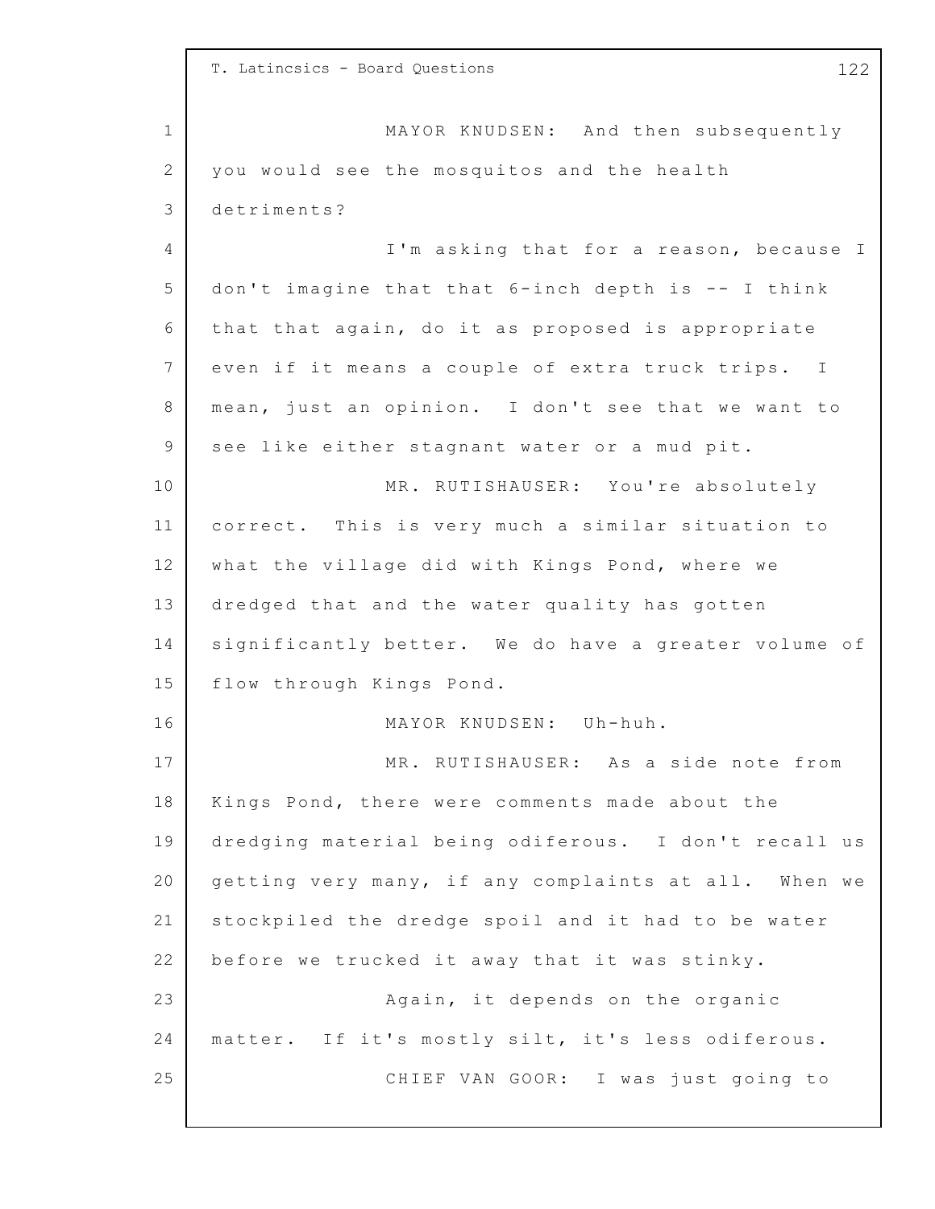MAYOR KNUDSEN: And then subsequently you would see the mosquitos and the health detriments?

I'm asking that for a reason, because I don't imagine that that 6-inch depth is -- I think that that again, do it as proposed is appropriate even if it means a couple of extra truck trips. I mean, just an opinion. I don't see that we want to see like either stagnant water or a mud pit.

MR. RUTISHAUSER: You're absolutely correct. This is very much a similar situation to what the village did with Kings Pond, where we dredged that and the water quality has gotten significantly better. We do have a greater volume of flow through Kings Pond.

MAYOR KNUDSEN: Uh-huh.

MR. RUTISHAUSER: As a side note from Kings Pond, there were comments made about the dredging material being odiferous. I don't recall us getting very many, if any complaints at all. When we stockpiled the dredge spoil and it had to be water before we trucked it away that it was stinky.

Again, it depends on the organic matter. If it's mostly silt, it's less odiferous.

CHIEF VAN GOOR: I was just going to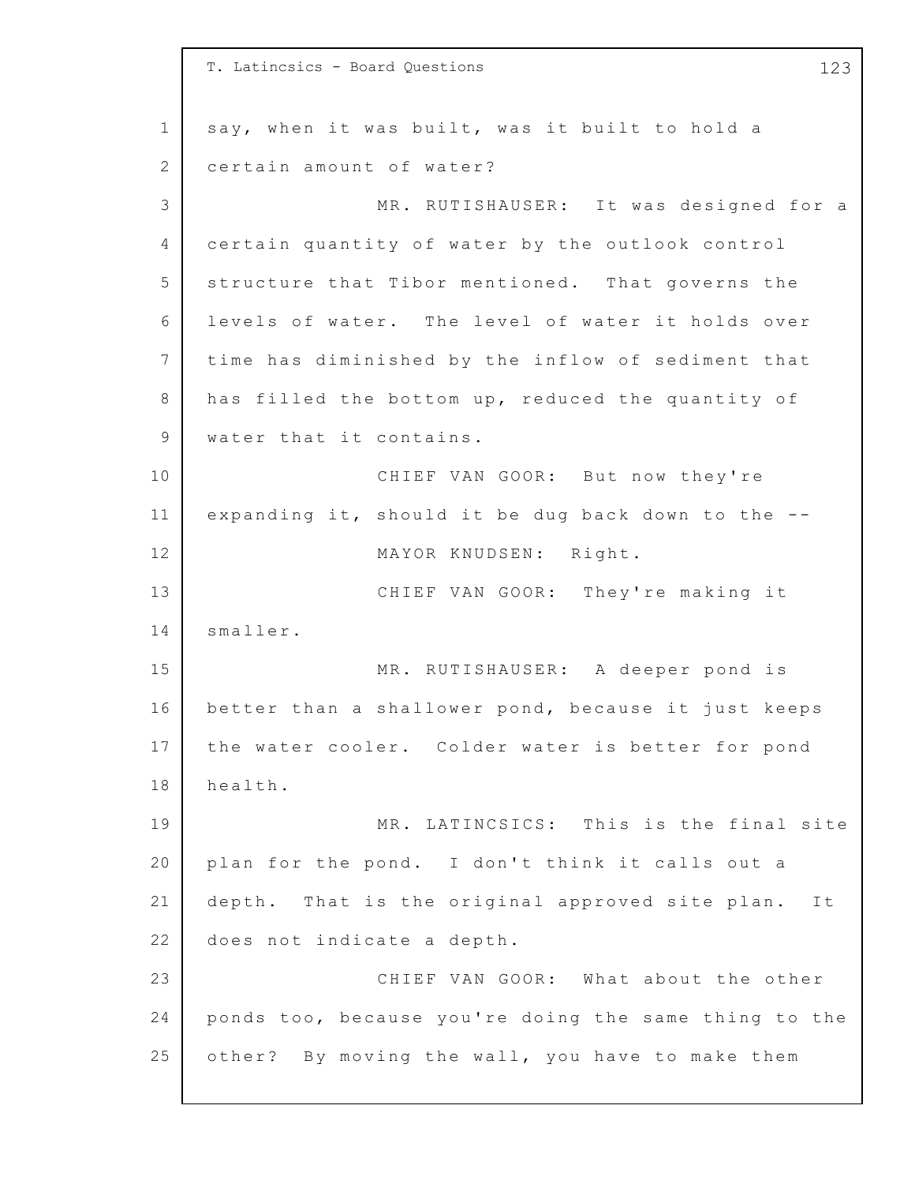say, when it was built, was it built to hold a certain amount of water?

MR. RUTISHAUSER: It was designed for a certain quantity of water by the outlook control structure that Tibor mentioned. That governs the levels of water. The level of water it holds over time has diminished by the inflow of sediment that has filled the bottom up, reduced the quantity of water that it contains.

CHIEF VAN GOOR: But now they're expanding it, should it be dug back down to the --

MAYOR KNUDSEN: Right.

CHIEF VAN GOOR: They're making it smaller.

MR. RUTISHAUSER: A deeper pond is better than a shallower pond, because it just keeps the water cooler. Colder water is better for pond health.

MR. LATINCSICS: This is the final site plan for the pond. I don't think it calls out a depth. That is the original approved site plan. It does not indicate a depth.

CHIEF VAN GOOR: What about the other ponds too, because you're doing the same thing to the other? By moving the wall, you have to make them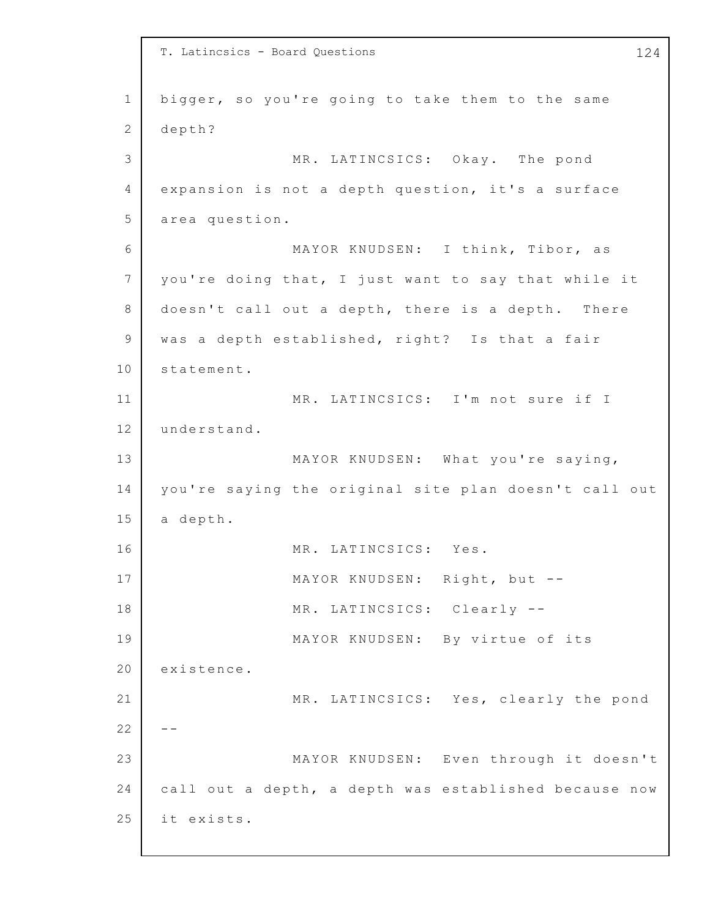bigger, so you're going to take them to the same depth?

MR. LATINCSICS: Okay. The pond expansion is not a depth question, it's a surface area question.

MAYOR KNUDSEN: I think, Tibor, as you're doing that, I just want to say that while it doesn't call out a depth, there is a depth. There was a depth established, right? Is that a fair statement.

MR. LATINCSICS: I'm not sure if I understand.

MAYOR KNUDSEN: What you're saying, you're saying the original site plan doesn't call out a depth.

MR. LATINCSICS: Yes.

MAYOR KNUDSEN: Right, but --

MR. LATINCSICS: Clearly --

MAYOR KNUDSEN: By virtue of its existence.

MR. LATINCSICS: Yes, clearly the pond --

MAYOR KNUDSEN: Even through it doesn't call out a depth, a depth was established because now it exists.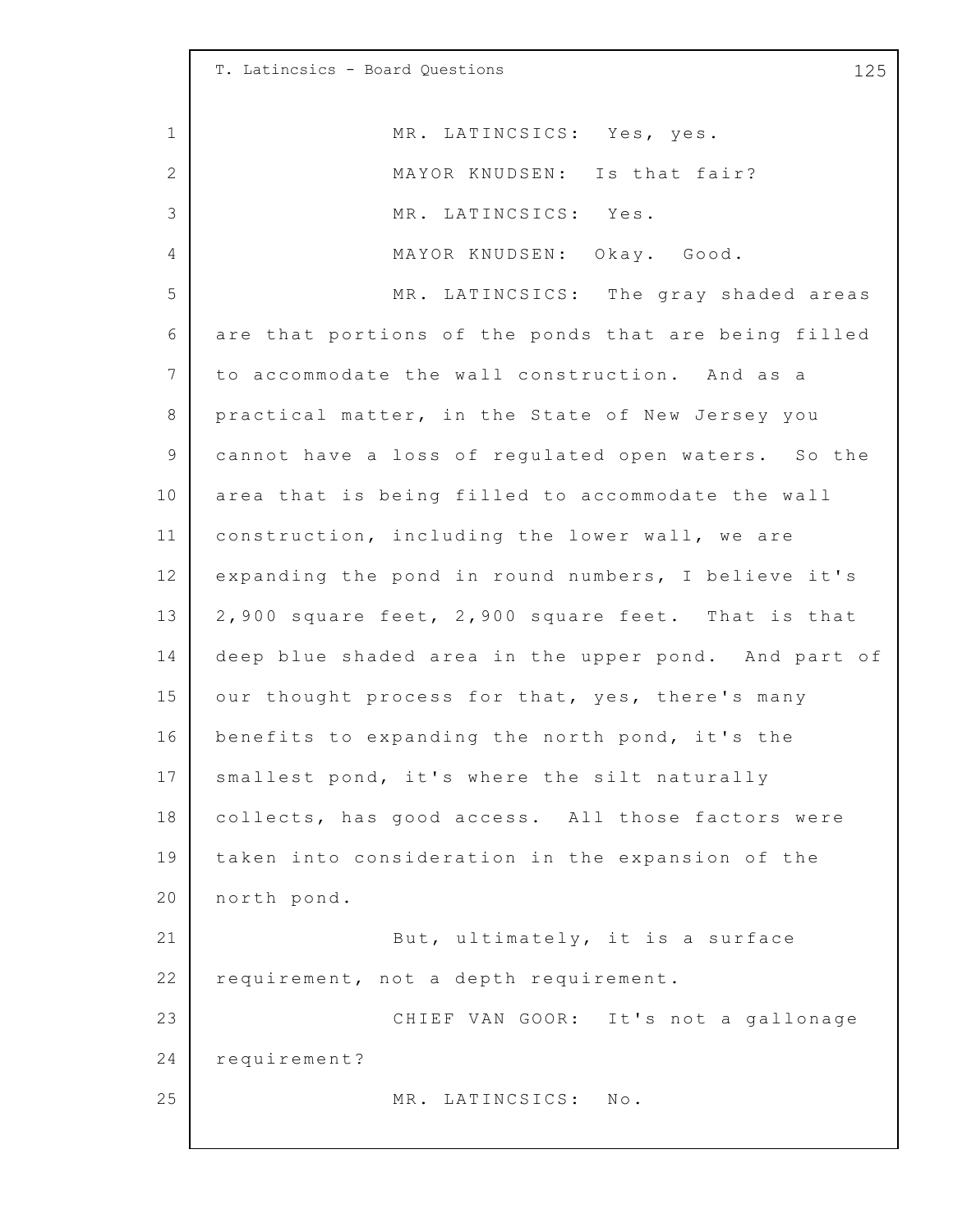MR. LATINCSICS: Yes, yes.

MAYOR KNUDSEN: Is that fair?

MR. LATINCSICS: Yes.

MAYOR KNUDSEN: Okay. Good.

MR. LATINCSICS: The gray shaded areas are that portions of the ponds that are being filled to accommodate the wall construction. And as a practical matter, in the State of New Jersey you cannot have a loss of regulated open waters. So the area that is being filled to accommodate the wall construction, including the lower wall, we are expanding the pond in round numbers, I believe it's 2,900 square feet, 2,900 square feet. That is that deep blue shaded area in the upper pond. And part of our thought process for that, yes, there's many benefits to expanding the north pond, it's the smallest pond, it's where the silt naturally collects, has good access. All those factors were taken into consideration in the expansion of the north pond.

But, ultimately, it is a surface requirement, not a depth requirement.

CHIEF VAN GOOR: It's not a gallonage requirement?

MR. LATINCSICS: No.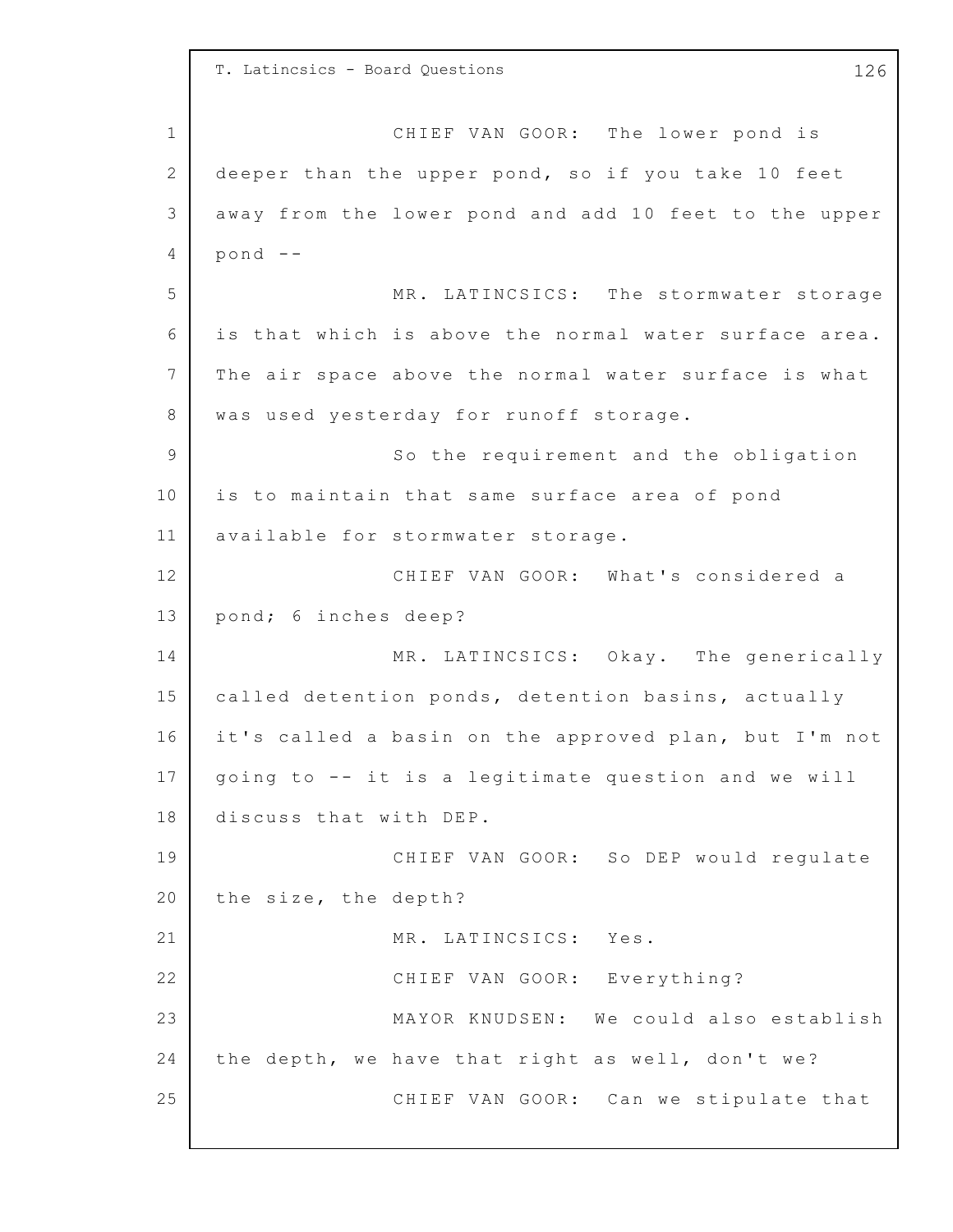CHIEF VAN GOOR: The lower pond is deeper than the upper pond, so if you take 10 feet away from the lower pond and add 10 feet to the upper pond --

MR. LATINCSICS: The stormwater storage is that which is above the normal water surface area. The air space above the normal water surface is what was used yesterday for runoff storage.

So the requirement and the obligation is to maintain that same surface area of pond available for stormwater storage.

CHIEF VAN GOOR: What's considered a pond; 6 inches deep?

MR. LATINCSICS: Okay. The generically called detention ponds, detention basins, actually it's called a basin on the approved plan, but I'm not going to -- it is a legitimate question and we will discuss that with DEP.

CHIEF VAN GOOR: So DEP would regulate the size, the depth?

MR. LATINCSICS: Yes.

CHIEF VAN GOOR: Everything?

MAYOR KNUDSEN: We could also establish the depth, we have that right as well, don't we?

CHIEF VAN GOOR: Can we stipulate that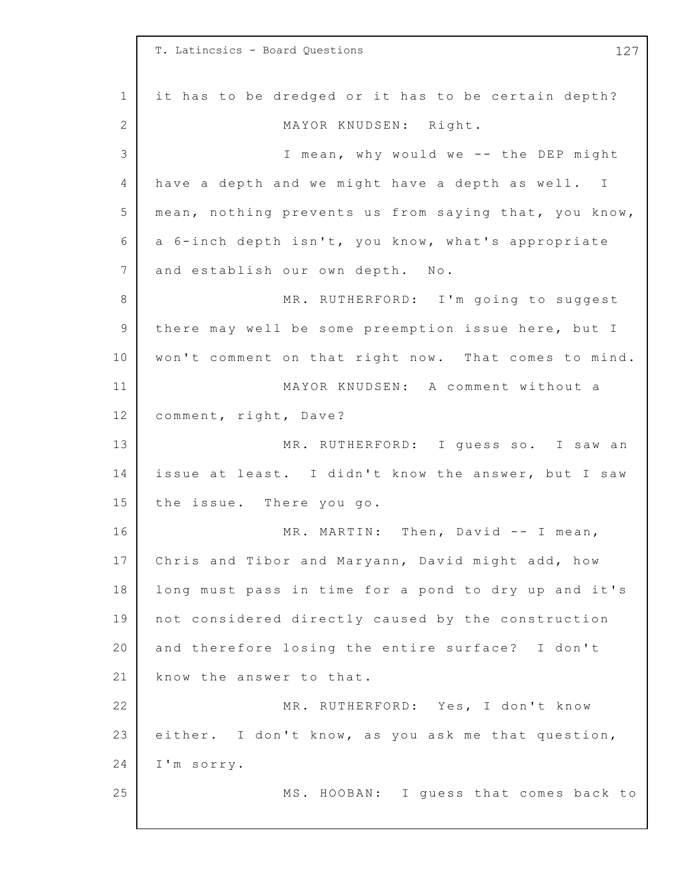it has to be dredged or it has to be certain depth?

MAYOR KNUDSEN: Right.

I mean, why would we -- the DEP might have a depth and we might have a depth as well. I mean, nothing prevents us from saying that, you know, a 6-inch depth isn't, you know, what's appropriate and establish our own depth. No.

MR. RUTHERFORD: I'm going to suggest there may well be some preemption issue here, but I won't comment on that right now. That comes to mind.

MAYOR KNUDSEN: A comment without a comment, right, Dave?

MR. RUTHERFORD: I guess so. I saw an issue at least. I didn't know the answer, but I saw the issue. There you go.

MR. MARTIN: Then, David -- I mean, Chris and Tibor and Maryann, David might add, how long must pass in time for a pond to dry up and it's not considered directly caused by the construction and therefore losing the entire surface? I don't know the answer to that.

MR. RUTHERFORD: Yes, I don't know either. I don't know, as you ask me that question, I'm sorry.

MS. HOOBAN: I guess that comes back to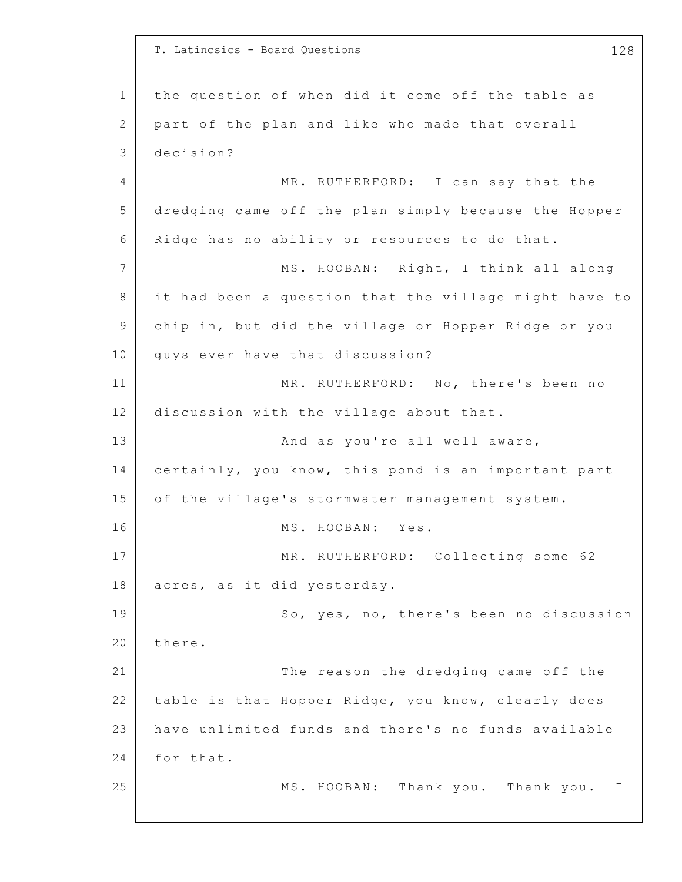the question of when did it come off the table as part of the plan and like who made that overall decision?

MR. RUTHERFORD: I can say that the dredging came off the plan simply because the Hopper Ridge has no ability or resources to do that.

MS. HOOBAN: Right, I think all along it had been a question that the village might have to chip in, but did the village or Hopper Ridge or you guys ever have that discussion?

MR. RUTHERFORD: No, there's been no discussion with the village about that.

And as you're all well aware, certainly, you know, this pond is an important part of the village's stormwater management system.

MS. HOOBAN: Yes.

MR. RUTHERFORD: Collecting some 62 acres, as it did yesterday.

So, yes, no, there's been no discussion there.

The reason the dredging came off the table is that Hopper Ridge, you know, clearly does have unlimited funds and there's no funds available for that.

MS. HOOBAN: Thank you. Thank you. I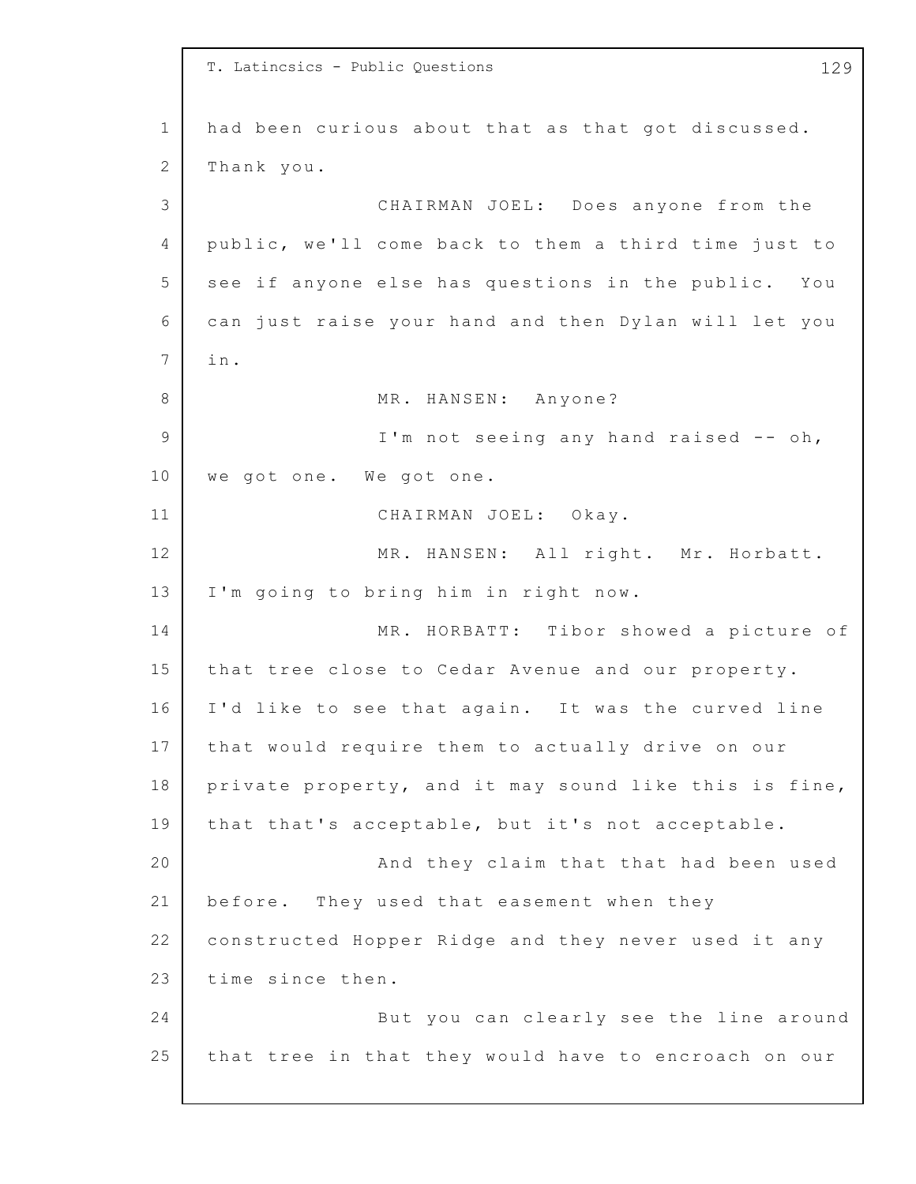had been curious about that as that got discussed. Thank you.

CHAIRMAN JOEL: Does anyone from the public, we'll come back to them a third time just to see if anyone else has questions in the public. You can just raise your hand and then Dylan will let you in.

MR. HANSEN: Anyone?

I'm not seeing any hand raised -- oh, we got one. We got one.

CHAIRMAN JOEL: Okay.

MR. HANSEN: All right. Mr. Horbatt. I'm going to bring him in right now.

MR. HORBATT: Tibor showed a picture of that tree close to Cedar Avenue and our property. I'd like to see that again. It was the curved line that would require them to actually drive on our private property, and it may sound like this is fine, that that's acceptable, but it's not acceptable.

And they claim that that had been used before. They used that easement when they constructed Hopper Ridge and they never used it any time since then.

But you can clearly see the line around that tree in that they would have to encroach on our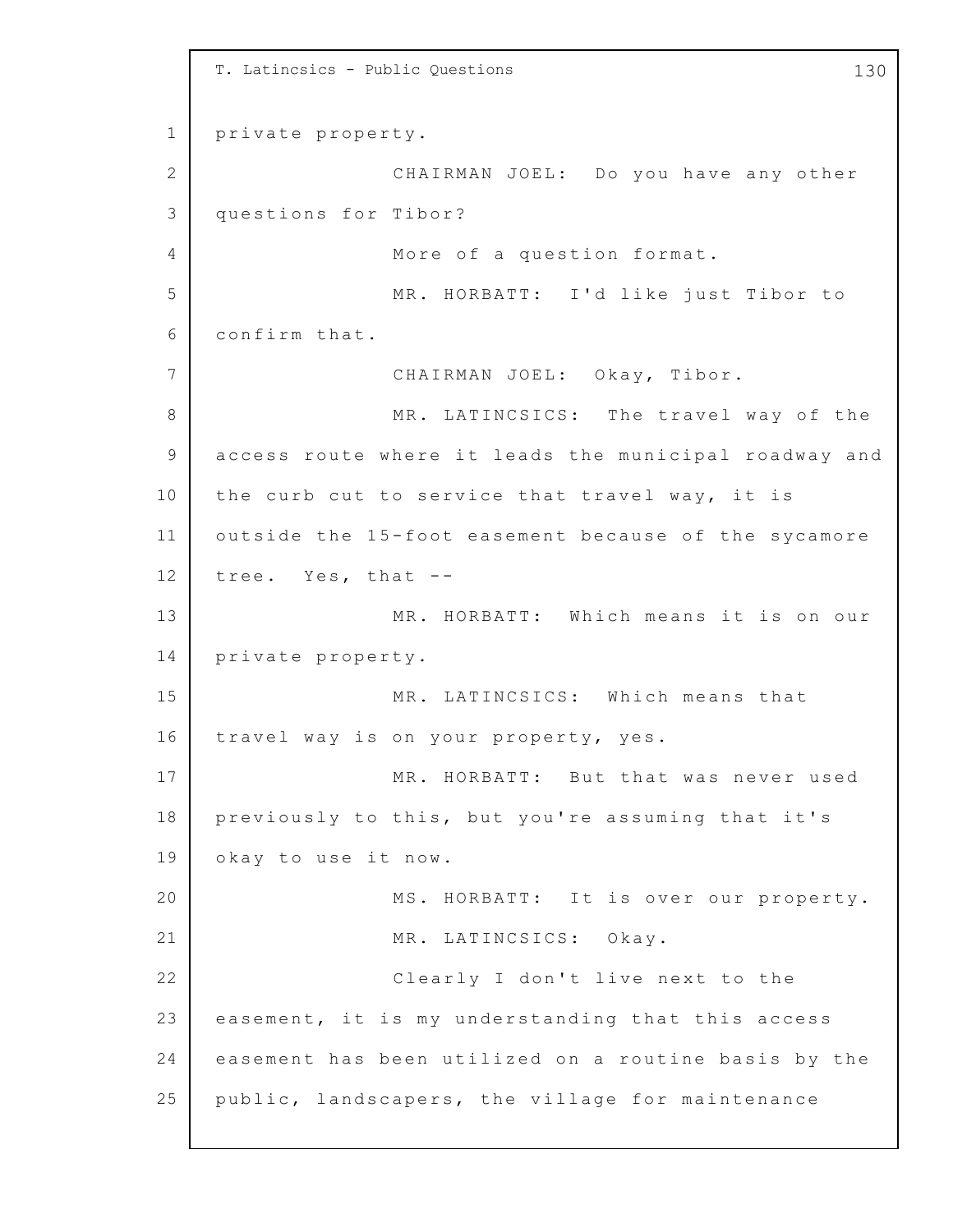private property.

CHAIRMAN JOEL: Do you have any other questions for Tibor?

More of a question format.

MR. HORBATT: I'd like just Tibor to confirm that.

CHAIRMAN JOEL: Okay, Tibor.

MR. LATINCSICS: The travel way of the access route where it leads the municipal roadway and the curb cut to service that travel way, it is outside the 15-foot easement because of the sycamore tree. Yes, that --

MR. HORBATT: Which means it is on our private property.

MR. LATINCSICS: Which means that travel way is on your property, yes.

MR. HORBATT: But that was never used previously to this, but you're assuming that it's okay to use it now.

MS. HORBATT: It is over our property.

MR. LATINCSICS: Okay.

Clearly I don't live next to the easement, it is my understanding that this access easement has been utilized on a routine basis by the public, landscapers, the village for maintenance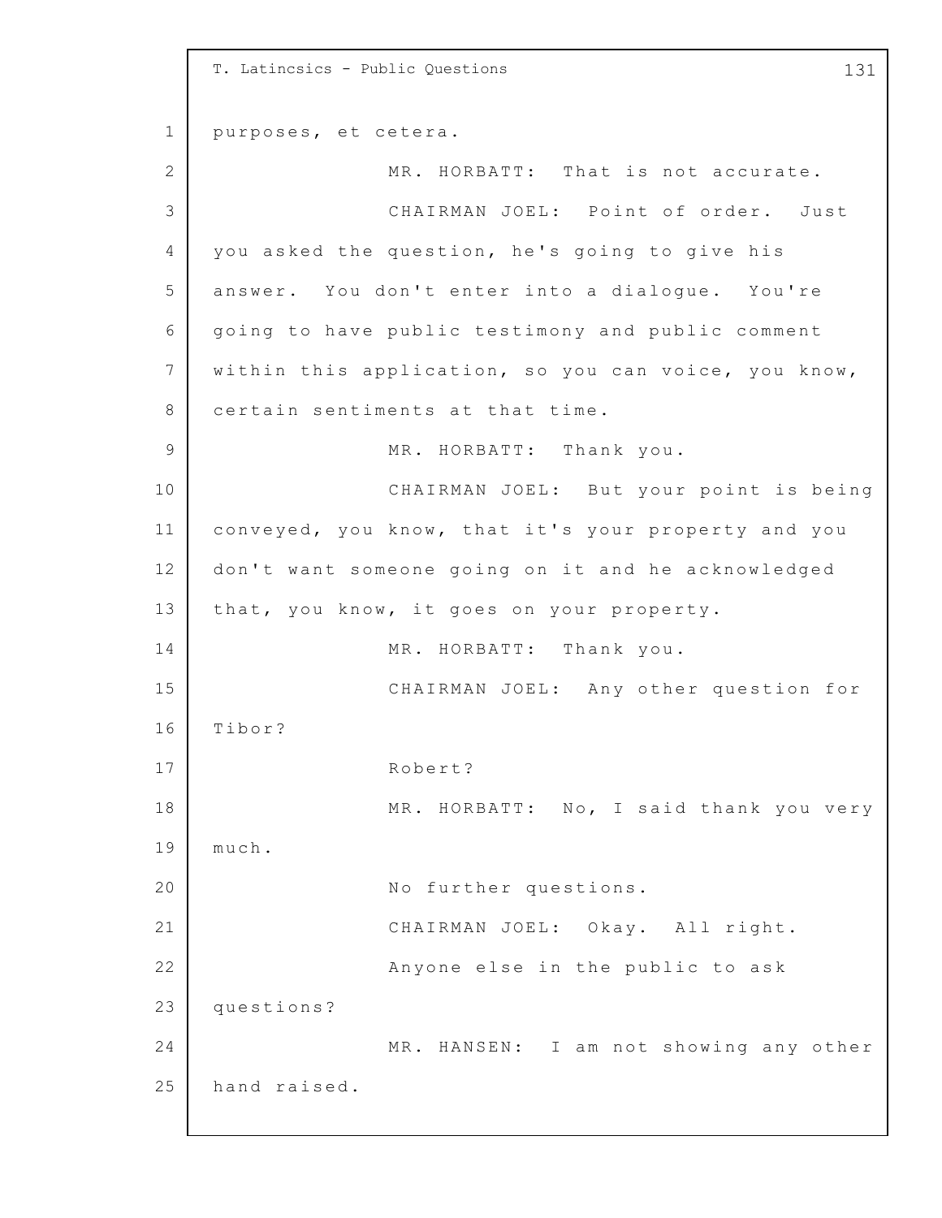purposes, et cetera.

MR. HORBATT: That is not accurate.

CHAIRMAN JOEL: Point of order. Just you asked the question, he's going to give his answer. You don't enter into a dialogue. You're going to have public testimony and public comment within this application, so you can voice, you know, certain sentiments at that time.

MR. HORBATT: Thank you.

CHAIRMAN JOEL: But your point is being conveyed, you know, that it's your property and you don't want someone going on it and he acknowledged that, you know, it goes on your property.

MR. HORBATT: Thank you.

CHAIRMAN JOEL: Any other question for Tibor?

Robert?

MR. HORBATT: No, I said thank you very much.

No further questions.

CHAIRMAN JOEL: Okay. All right.

Anyone else in the public to ask questions?

MR. HANSEN: I am not showing any other hand raised.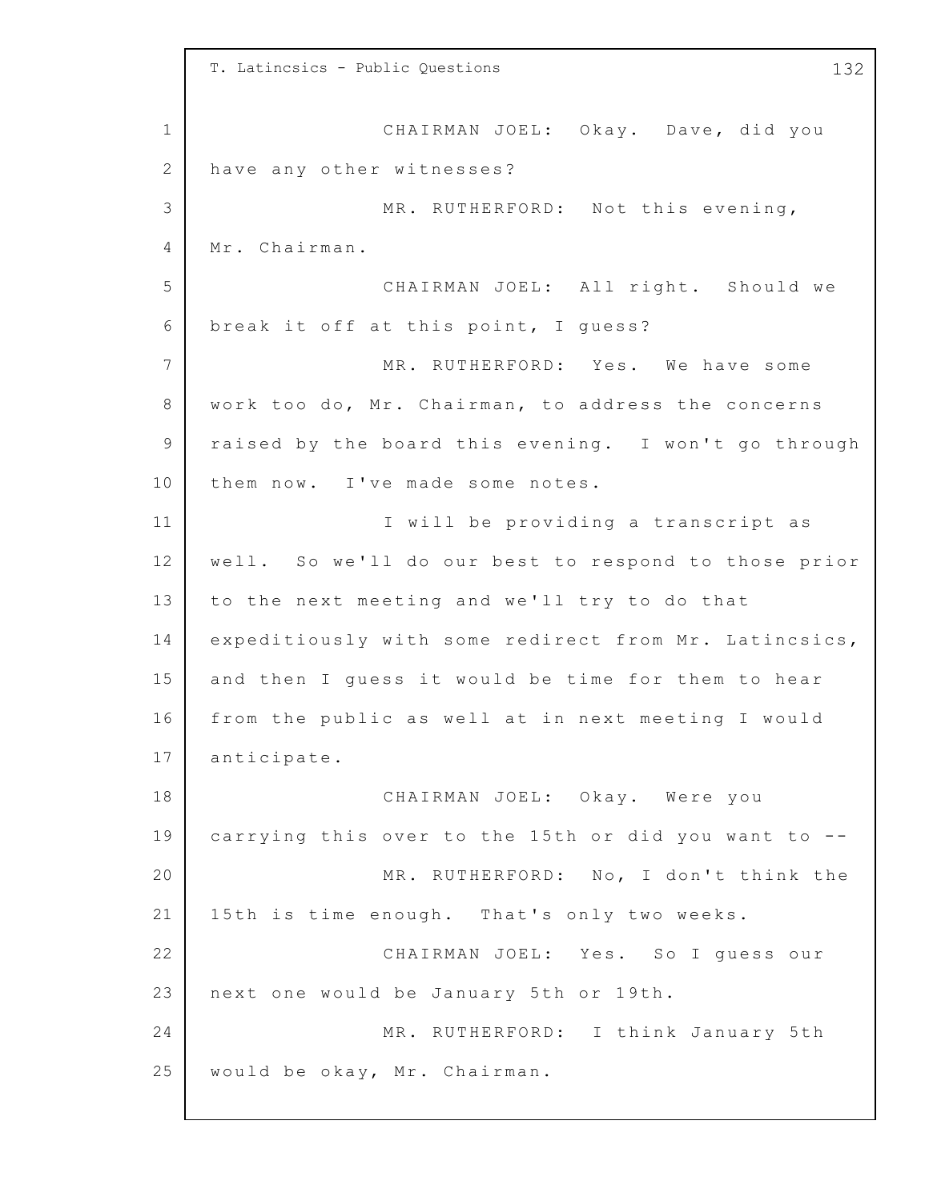CHAIRMAN JOEL: Okay. Dave, did you have any other witnesses?

MR. RUTHERFORD: Not this evening, Mr. Chairman.

CHAIRMAN JOEL: All right. Should we break it off at this point, I guess?

MR. RUTHERFORD: Yes. We have some work too do, Mr. Chairman, to address the concerns raised by the board this evening. I won't go through them now. I've made some notes.

I will be providing a transcript as well. So we'll do our best to respond to those prior to the next meeting and we'll try to do that expeditiously with some redirect from Mr. Latincsics, and then I guess it would be time for them to hear from the public as well at in next meeting I would anticipate.

CHAIRMAN JOEL: Okay. Were you carrying this over to the 15th or did you want to --

MR. RUTHERFORD: No, I don't think the 15th is time enough. That's only two weeks.

CHAIRMAN JOEL: Yes. So I guess our next one would be January 5th or 19th.

MR. RUTHERFORD: I think January 5th would be okay, Mr. Chairman.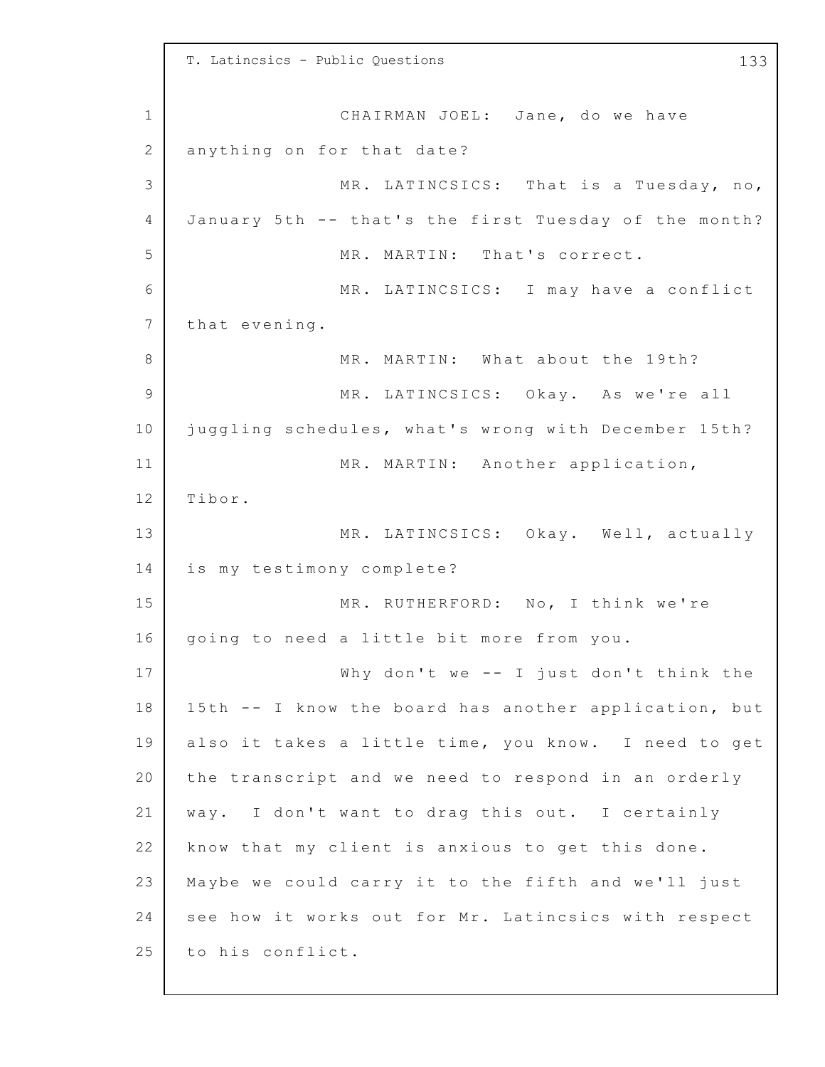CHAIRMAN JOEL: Jane, do we have anything on for that date?

MR. LATINCSICS: That is a Tuesday, no, January 5th -- that's the first Tuesday of the month?

MR. MARTIN: That's correct.

MR. LATINCSICS: I may have a conflict that evening.

MR. MARTIN: What about the 19th?

MR. LATINCSICS: Okay. As we're all juggling schedules, what's wrong with December 15th?

MR. MARTIN: Another application, Tibor.

MR. LATINCSICS: Okay. Well, actually is my testimony complete?

MR. RUTHERFORD: No, I think we're going to need a little bit more from you.

Why don't we -- I just don't think the 15th -- I know the board has another application, but also it takes a little time, you know. I need to get the transcript and we need to respond in an orderly way. I don't want to drag this out. I certainly know that my client is anxious to get this done. Maybe we could carry it to the fifth and we'll just see how it works out for Mr. Latincsics with respect to his conflict.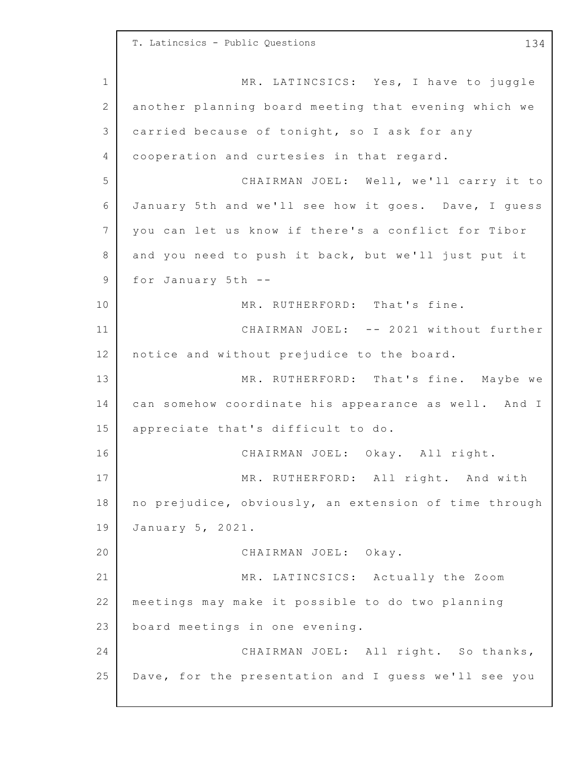MR. LATINCSICS: Yes, I have to juggle another planning board meeting that evening which we carried because of tonight, so I ask for any cooperation and curtesies in that regard.

CHAIRMAN JOEL: Well, we'll carry it to January 5th and we'll see how it goes. Dave, I guess you can let us know if there's a conflict for Tibor and you need to push it back, but we'll just put it for January 5th --

MR. RUTHERFORD: That's fine.

CHAIRMAN JOEL: -- 2021 without further notice and without prejudice to the board.

MR. RUTHERFORD: That's fine. Maybe we can somehow coordinate his appearance as well. And I appreciate that's difficult to do.

CHAIRMAN JOEL: Okay. All right.

MR. RUTHERFORD: All right. And with no prejudice, obviously, an extension of time through January 5, 2021.

CHAIRMAN JOEL: Okay.

MR. LATINCSICS: Actually the Zoom meetings may make it possible to do two planning board meetings in one evening.

CHAIRMAN JOEL: All right. So thanks, Dave, for the presentation and I guess we'll see you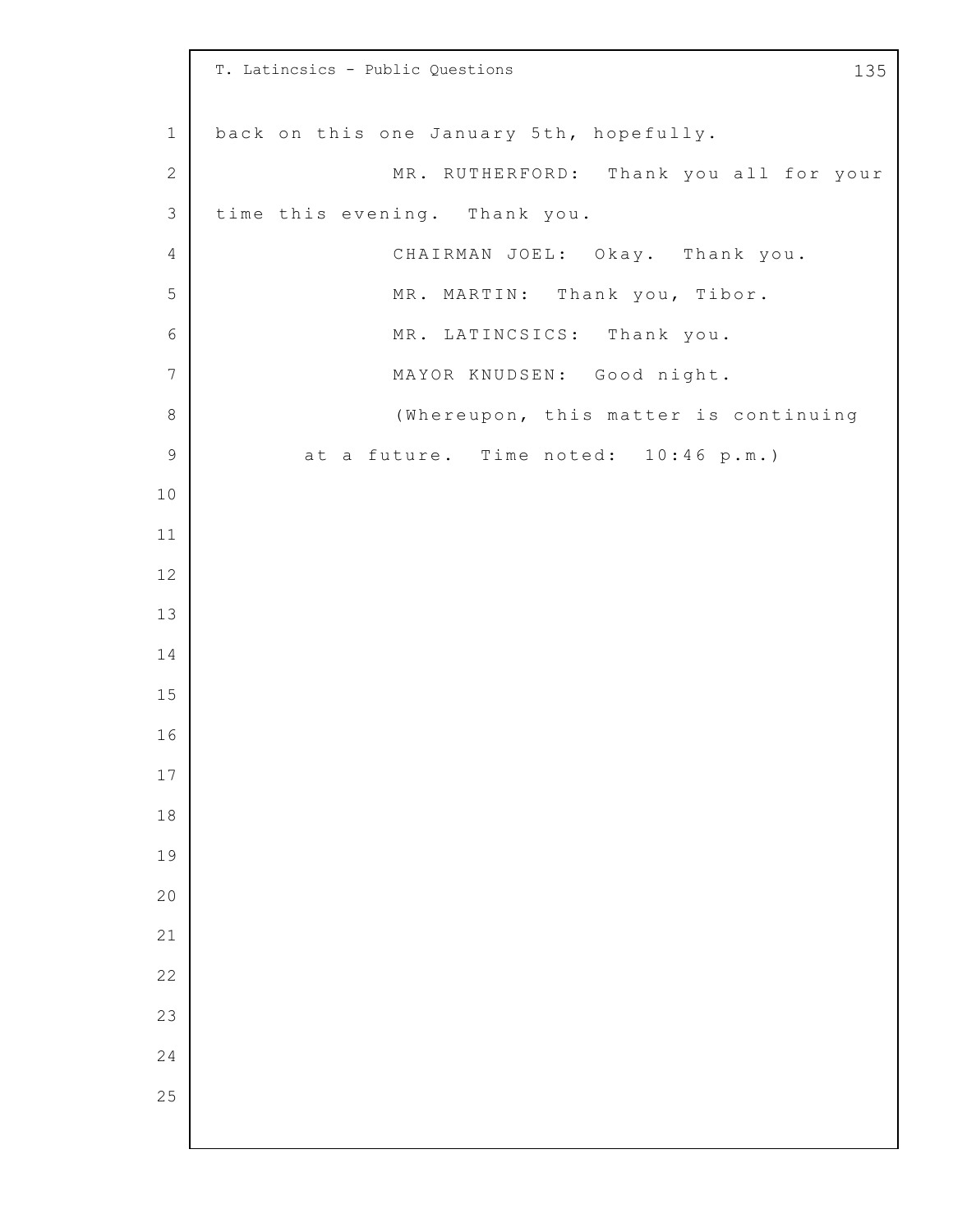back on this one January 5th, hopefully.

MR. RUTHERFORD: Thank you all for your time this evening. Thank you.

CHAIRMAN JOEL: Okay. Thank you.

MR. MARTIN: Thank you, Tibor.

MR. LATINCSICS: Thank you.

MAYOR KNUDSEN: Good night.

(Whereupon, this matter is continuing at a future. Time noted: 10:46 p.m.)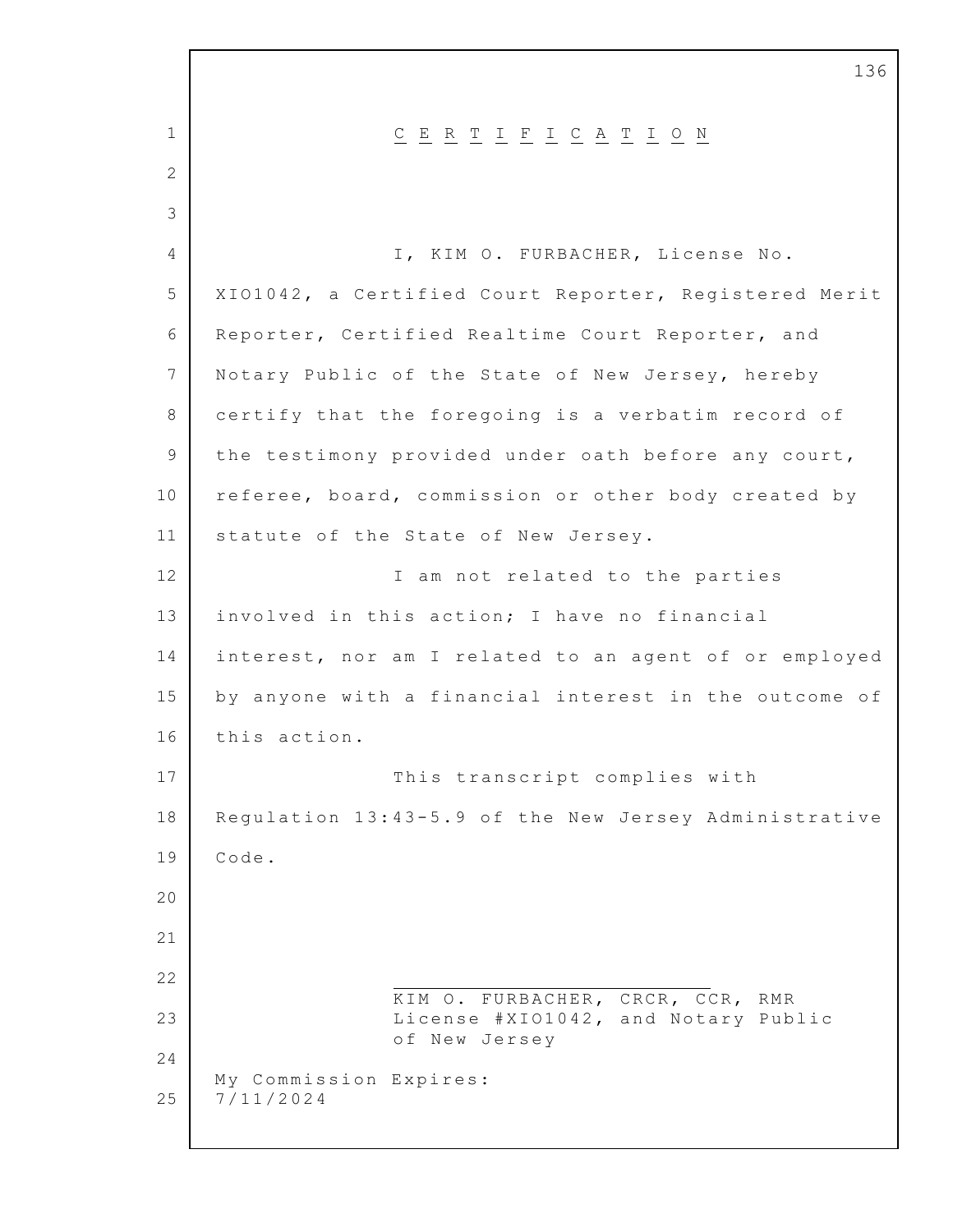# CERTIFICATION

I, KIM O. FURBACHER, License No. XIO1042, a Certified Court Reporter, Registered Merit Reporter, Certified Realtime Court Reporter, and Notary Public of the State of New Jersey, hereby certify that the foregoing is a verbatim record of the testimony provided under oath before any court, referee, board, commission or other body created by statute of the State of New Jersey.

I am not related to the parties involved in this action; I have no financial interest, nor am I related to an agent of or employed by anyone with a financial interest in the outcome of this action.

This transcript complies with Regulation 13:43-5.9 of the New Jersey Administrative Code.

\_\_\_\_\_\_\_\_\_\_\_\_\_\_\_\_\_\_\_\_\_\_\_\_\_\_\_\_\_\_

KIM O. FURBACHER, CRCR, CCR, RMR
License #XIO1042, and Notary Public of New Jersey

My Commission Expires:
7/11/2024